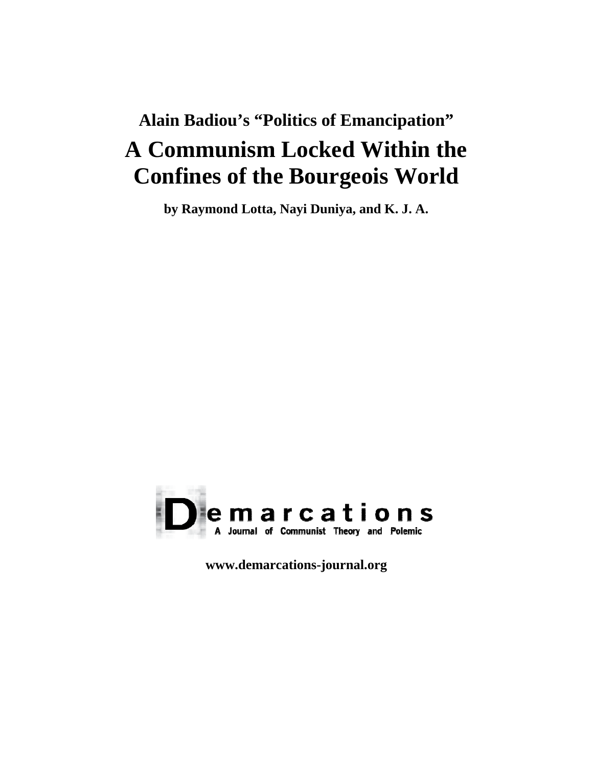## Alain Badiou's "Politics of Emancipation"

# A Communism Locked Within the Confines of the Bourgeois World

**by Raymond Lotta, Nayi Duniya, and K. J. A.**

Demarcations

A Journal of Communist Theory and Polemic

**www.demarcations-journal.org**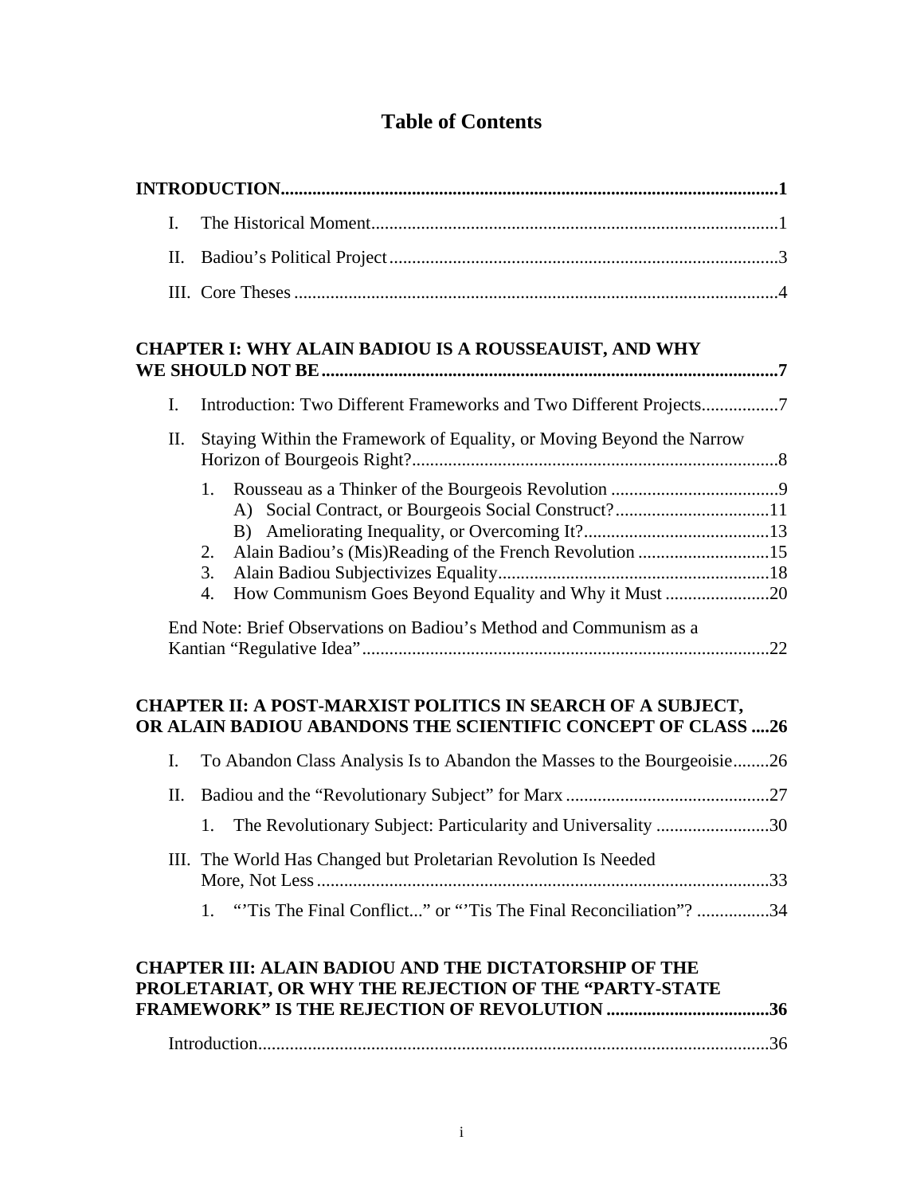# Table of Contents

**INTRODUCTION** ..... **1**

- I. The Historical Moment ..... 1
- II. Badiou's Political Project ..... 3
- III. Core Theses ..... 4

**CHAPTER I: WHY ALAIN BADIOU IS A ROUSSEAUIST, AND WHY WE SHOULD NOT BE** ..... **7**

- I. Introduction: Two Different Frameworks and Two Different Projects ..... 7
- II. Staying Within the Framework of Equality, or Moving Beyond the Narrow Horizon of Bourgeois Right? ..... 8
  1. Rousseau as a Thinker of the Bourgeois Revolution ..... 9
     - A) Social Contract, or Bourgeois Social Construct? ..... 11
     - B) Ameliorating Inequality, or Overcoming It? ..... 13
  2. Alain Badiou's (Mis)Reading of the French Revolution ..... 15
  3. Alain Badiou Subjectivizes Equality ..... 18
  4. How Communism Goes Beyond Equality and Why it Must ..... 20

  End Note: Brief Observations on Badiou's Method and Communism as a Kantian "Regulative Idea" ..... 22

**CHAPTER II: A POST-MARXIST POLITICS IN SEARCH OF A SUBJECT, OR ALAIN BADIOU ABANDONS THE SCIENTIFIC CONCEPT OF CLASS** ..... **26**

- I. To Abandon Class Analysis Is to Abandon the Masses to the Bourgeoisie ..... 26
- II. Badiou and the "Revolutionary Subject" for Marx ..... 27
  1. The Revolutionary Subject: Particularity and Universality ..... 30
- III. The World Has Changed but Proletarian Revolution Is Needed More, Not Less ..... 33
  1. "'Tis The Final Conflict..." or "'Tis The Final Reconciliation"? ..... 34

**CHAPTER III: ALAIN BADIOU AND THE DICTATORSHIP OF THE PROLETARIAT, OR WHY THE REJECTION OF THE "PARTY-STATE FRAMEWORK" IS THE REJECTION OF REVOLUTION** ..... **36**

Introduction ..... 36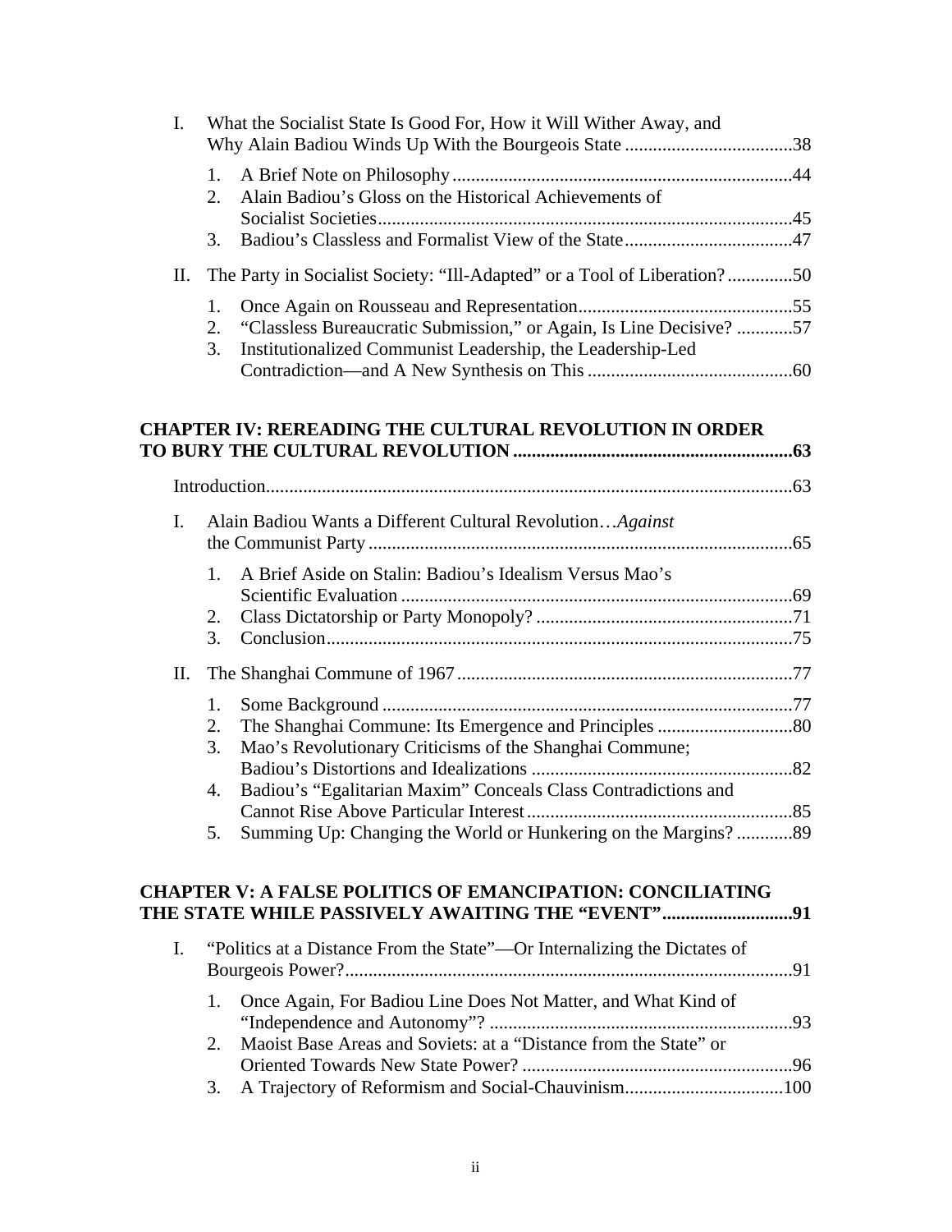I. What the Socialist State Is Good For, How it Will Wither Away, and Why Alain Badiou Winds Up With the Bourgeois State ....................................38

   1. A Brief Note on Philosophy........................................................................44
   2. Alain Badiou's Gloss on the Historical Achievements of Socialist Societies........................................................................................45
   3. Badiou's Classless and Formalist View of the State....................................47

II. The Party in Socialist Society: "Ill-Adapted" or a Tool of Liberation? ..............50

   1. Once Again on Rousseau and Representation..............................................55
   2. "Classless Bureaucratic Submission," or Again, Is Line Decisive? ............57
   3. Institutionalized Communist Leadership, the Leadership-Led Contradiction—and A New Synthesis on This ............................................60

**CHAPTER IV: REREADING THE CULTURAL REVOLUTION IN ORDER TO BURY THE CULTURAL REVOLUTION ...........................................................63**

Introduction.................................................................................................................63

I. Alain Badiou Wants a Different Cultural Revolution…*Against* the Communist Party ..........................................................................................65

   1. A Brief Aside on Stalin: Badiou's Idealism Versus Mao's Scientific Evaluation ....................................................................................69
   2. Class Dictatorship or Party Monopoly? .......................................................71
   3. Conclusion....................................................................................................75

II. The Shanghai Commune of 1967........................................................................77

   1. Some Background ........................................................................................77
   2. The Shanghai Commune: Its Emergence and Principles .............................80
   3. Mao's Revolutionary Criticisms of the Shanghai Commune; Badiou's Distortions and Idealizations ........................................................82
   4. Badiou's "Egalitarian Maxim" Conceals Class Contradictions and Cannot Rise Above Particular Interest.........................................................85
   5. Summing Up: Changing the World or Hunkering on the Margins? ............89

**CHAPTER V: A FALSE POLITICS OF EMANCIPATION: CONCILIATING THE STATE WHILE PASSIVELY AWAITING THE "EVENT"............................91**

I. "Politics at a Distance From the State"—Or Internalizing the Dictates of Bourgeois Power?................................................................................................91

   1. Once Again, For Badiou Line Does Not Matter, and What Kind of "Independence and Autonomy"? .................................................................93
   2. Maoist Base Areas and Soviets: at a "Distance from the State" or Oriented Towards New State Power? ..........................................................96
   3. A Trajectory of Reformism and Social-Chauvinism..................................100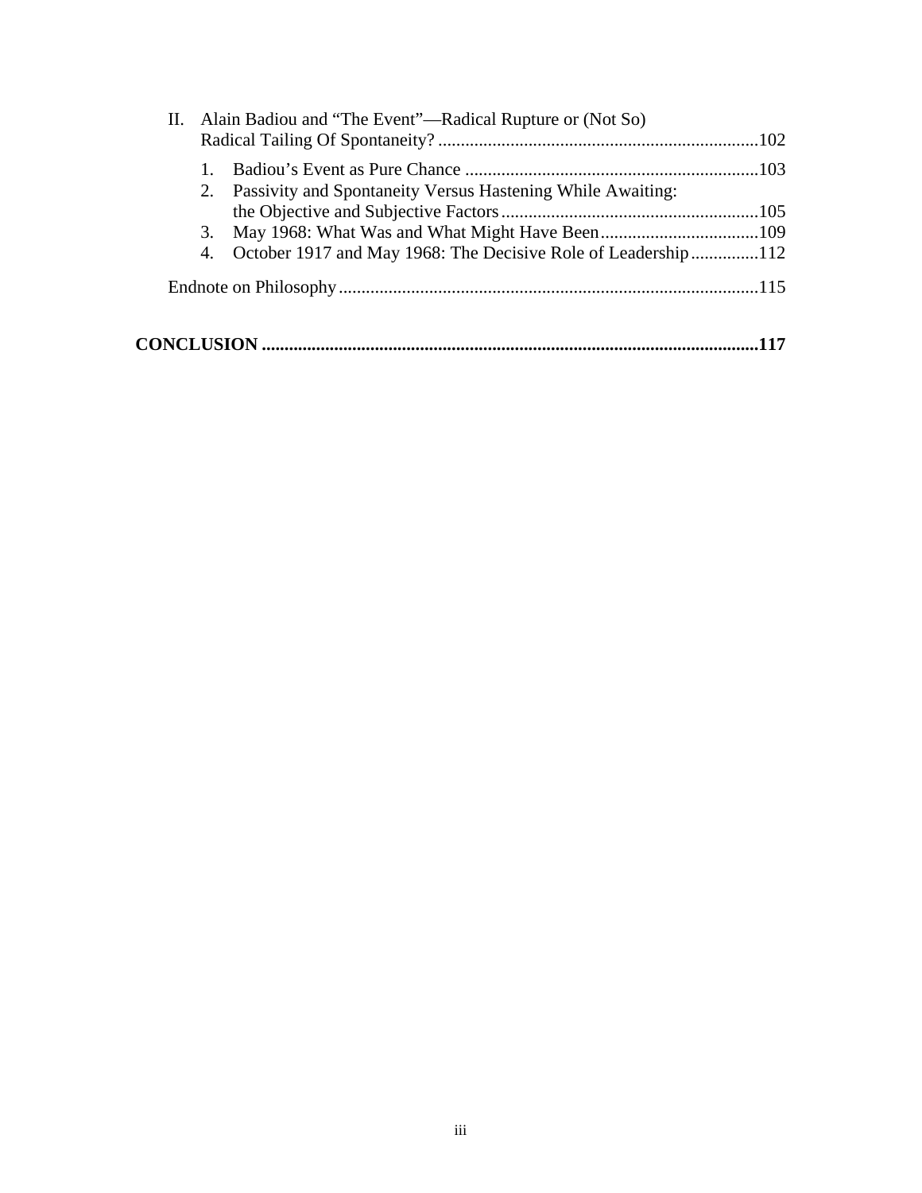II. Alain Badiou and "The Event"—Radical Rupture or (Not So) Radical Tailing Of Spontaneity? ....................102

1. Badiou's Event as Pure Chance ....................103
2. Passivity and Spontaneity Versus Hastening While Awaiting: the Objective and Subjective Factors ....................105
3. May 1968: What Was and What Might Have Been ....................109
4. October 1917 and May 1968: The Decisive Role of Leadership ....................112

Endnote on Philosophy ....................115

**CONCLUSION ....................117**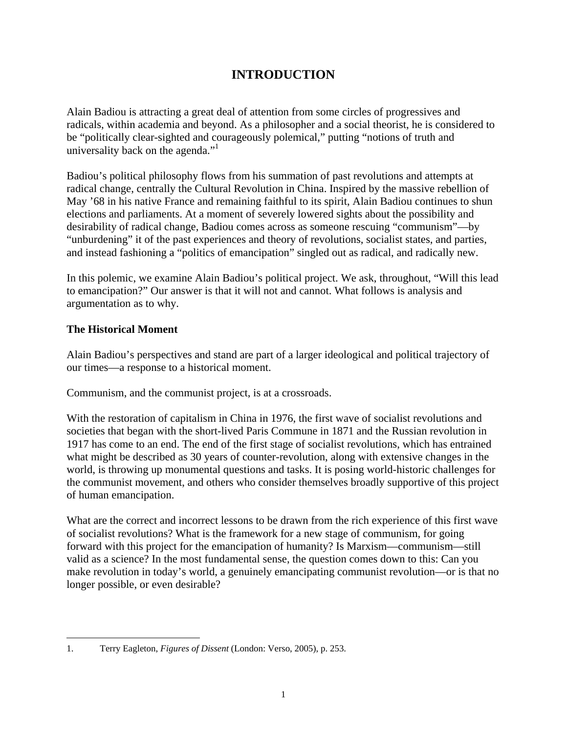# INTRODUCTION

Alain Badiou is attracting a great deal of attention from some circles of progressives and radicals, within academia and beyond. As a philosopher and a social theorist, he is considered to be "politically clear-sighted and courageously polemical," putting "notions of truth and universality back on the agenda."[1]

Badiou's political philosophy flows from his summation of past revolutions and attempts at radical change, centrally the Cultural Revolution in China. Inspired by the massive rebellion of May '68 in his native France and remaining faithful to its spirit, Alain Badiou continues to shun elections and parliaments. At a moment of severely lowered sights about the possibility and desirability of radical change, Badiou comes across as someone rescuing "communism"—by "unburdening" it of the past experiences and theory of revolutions, socialist states, and parties, and instead fashioning a "politics of emancipation" singled out as radical, and radically new.

In this polemic, we examine Alain Badiou's political project. We ask, throughout, "Will this lead to emancipation?" Our answer is that it will not and cannot. What follows is analysis and argumentation as to why.

### The Historical Moment

Alain Badiou's perspectives and stand are part of a larger ideological and political trajectory of our times—a response to a historical moment.

Communism, and the communist project, is at a crossroads.

With the restoration of capitalism in China in 1976, the first wave of socialist revolutions and societies that began with the short-lived Paris Commune in 1871 and the Russian revolution in 1917 has come to an end. The end of the first stage of socialist revolutions, which has entrained what might be described as 30 years of counter-revolution, along with extensive changes in the world, is throwing up monumental questions and tasks. It is posing world-historic challenges for the communist movement, and others who consider themselves broadly supportive of this project of human emancipation.

What are the correct and incorrect lessons to be drawn from the rich experience of this first wave of socialist revolutions? What is the framework for a new stage of communism, for going forward with this project for the emancipation of humanity? Is Marxism—communism—still valid as a science? In the most fundamental sense, the question comes down to this: Can you make revolution in today's world, a genuinely emancipating communist revolution—or is that no longer possible, or even desirable?

---

1. Terry Eagleton, *Figures of Dissent* (London: Verso, 2005), p. 253.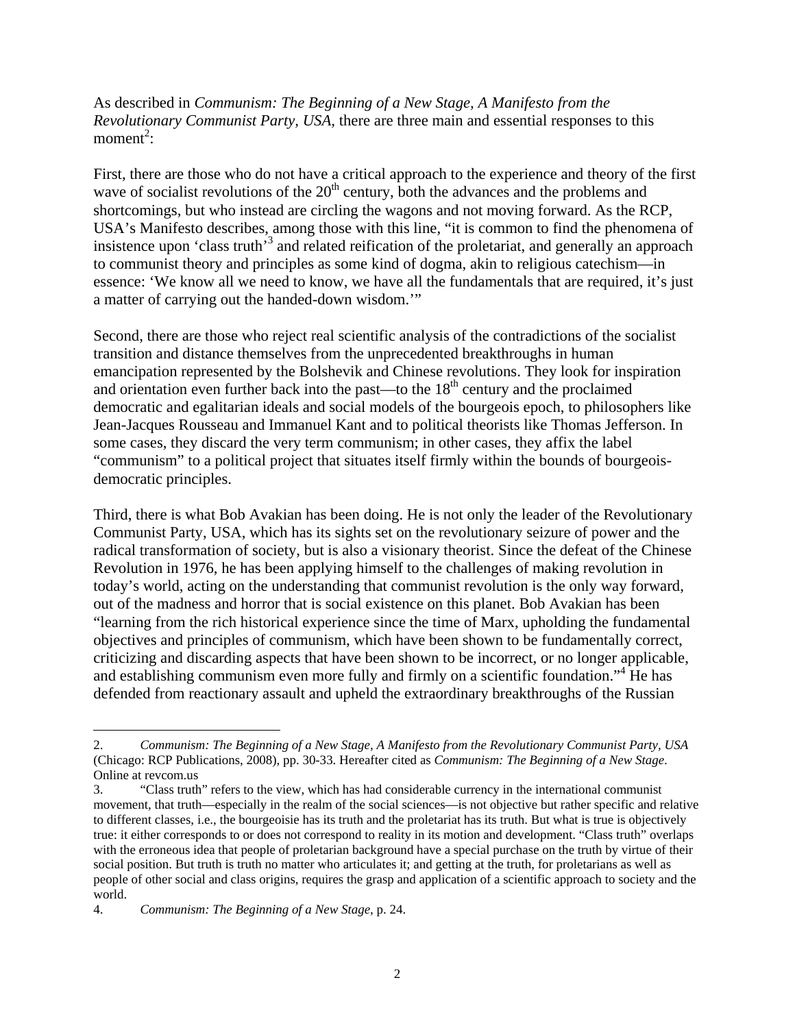As described in *Communism: The Beginning of a New Stage, A Manifesto from the Revolutionary Communist Party, USA*, there are three main and essential responses to this moment[2]:

First, there are those who do not have a critical approach to the experience and theory of the first wave of socialist revolutions of the 20th century, both the advances and the problems and shortcomings, but who instead are circling the wagons and not moving forward. As the RCP, USA's Manifesto describes, among those with this line, "it is common to find the phenomena of insistence upon 'class truth'[3] and related reification of the proletariat, and generally an approach to communist theory and principles as some kind of dogma, akin to religious catechism—in essence: 'We know all we need to know, we have all the fundamentals that are required, it's just a matter of carrying out the handed-down wisdom.'"

Second, there are those who reject real scientific analysis of the contradictions of the socialist transition and distance themselves from the unprecedented breakthroughs in human emancipation represented by the Bolshevik and Chinese revolutions. They look for inspiration and orientation even further back into the past—to the 18th century and the proclaimed democratic and egalitarian ideals and social models of the bourgeois epoch, to philosophers like Jean-Jacques Rousseau and Immanuel Kant and to political theorists like Thomas Jefferson. In some cases, they discard the very term communism; in other cases, they affix the label "communism" to a political project that situates itself firmly within the bounds of bourgeois-democratic principles.

Third, there is what Bob Avakian has been doing. He is not only the leader of the Revolutionary Communist Party, USA, which has its sights set on the revolutionary seizure of power and the radical transformation of society, but is also a visionary theorist. Since the defeat of the Chinese Revolution in 1976, he has been applying himself to the challenges of making revolution in today's world, acting on the understanding that communist revolution is the only way forward, out of the madness and horror that is social existence on this planet. Bob Avakian has been "learning from the rich historical experience since the time of Marx, upholding the fundamental objectives and principles of communism, which have been shown to be fundamentally correct, criticizing and discarding aspects that have been shown to be incorrect, or no longer applicable, and establishing communism even more fully and firmly on a scientific foundation."[4] He has defended from reactionary assault and upheld the extraordinary breakthroughs of the Russian

---

2. *Communism: The Beginning of a New Stage, A Manifesto from the Revolutionary Communist Party, USA* (Chicago: RCP Publications, 2008), pp. 30-33. Hereafter cited as *Communism: The Beginning of a New Stage*. Online at revcom.us

3. "Class truth" refers to the view, which has had considerable currency in the international communist movement, that truth—especially in the realm of the social sciences—is not objective but rather specific and relative to different classes, i.e., the bourgeoisie has its truth and the proletariat has its truth. But what is true is objectively true: it either corresponds to or does not correspond to reality in its motion and development. "Class truth" overlaps with the erroneous idea that people of proletarian background have a special purchase on the truth by virtue of their social position. But truth is truth no matter who articulates it; and getting at the truth, for proletarians as well as people of other social and class origins, requires the grasp and application of a scientific approach to society and the world.

4. *Communism: The Beginning of a New Stage*, p. 24.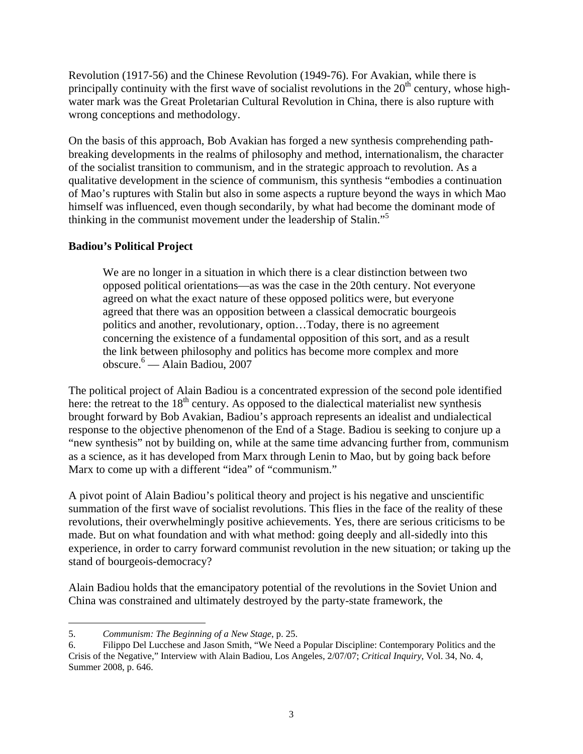Revolution (1917-56) and the Chinese Revolution (1949-76). For Avakian, while there is principally continuity with the first wave of socialist revolutions in the 20th century, whose high-water mark was the Great Proletarian Cultural Revolution in China, there is also rupture with wrong conceptions and methodology.

On the basis of this approach, Bob Avakian has forged a new synthesis comprehending path-breaking developments in the realms of philosophy and method, internationalism, the character of the socialist transition to communism, and in the strategic approach to revolution. As a qualitative development in the science of communism, this synthesis "embodies a continuation of Mao's ruptures with Stalin but also in some aspects a rupture beyond the ways in which Mao himself was influenced, even though secondarily, by what had become the dominant mode of thinking in the communist movement under the leadership of Stalin."[5]

**Badiou's Political Project**

> We are no longer in a situation in which there is a clear distinction between two opposed political orientations—as was the case in the 20th century. Not everyone agreed on what the exact nature of these opposed politics were, but everyone agreed that there was an opposition between a classical democratic bourgeois politics and another, revolutionary, option…Today, there is no agreement concerning the existence of a fundamental opposition of this sort, and as a result the link between philosophy and politics has become more complex and more obscure.[6] — Alain Badiou, 2007

The political project of Alain Badiou is a concentrated expression of the second pole identified here: the retreat to the 18th century. As opposed to the dialectical materialist new synthesis brought forward by Bob Avakian, Badiou's approach represents an idealist and undialectical response to the objective phenomenon of the End of a Stage. Badiou is seeking to conjure up a "new synthesis" not by building on, while at the same time advancing further from, communism as a science, as it has developed from Marx through Lenin to Mao, but by going back before Marx to come up with a different "idea" of "communism."

A pivot point of Alain Badiou's political theory and project is his negative and unscientific summation of the first wave of socialist revolutions. This flies in the face of the reality of these revolutions, their overwhelmingly positive achievements. Yes, there are serious criticisms to be made. But on what foundation and with what method: going deeply and all-sidedly into this experience, in order to carry forward communist revolution in the new situation; or taking up the stand of bourgeois-democracy?

Alain Badiou holds that the emancipatory potential of the revolutions in the Soviet Union and China was constrained and ultimately destroyed by the party-state framework, the

---

5. *Communism: The Beginning of a New Stage*, p. 25.

6. Filippo Del Lucchese and Jason Smith, "We Need a Popular Discipline: Contemporary Politics and the Crisis of the Negative," Interview with Alain Badiou, Los Angeles, 2/07/07; *Critical Inquiry*, Vol. 34, No. 4, Summer 2008, p. 646.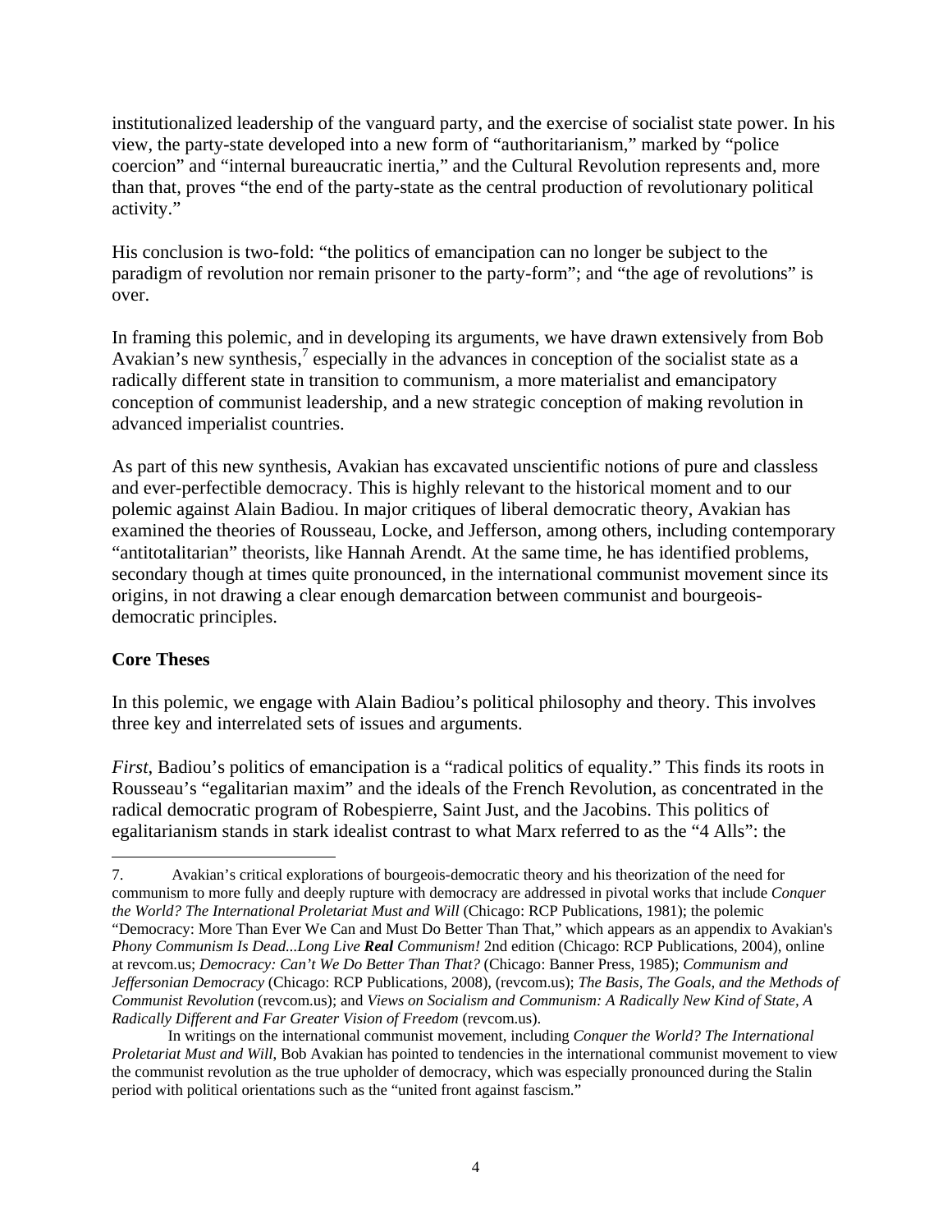institutionalized leadership of the vanguard party, and the exercise of socialist state power. In his view, the party-state developed into a new form of "authoritarianism," marked by "police coercion" and "internal bureaucratic inertia," and the Cultural Revolution represents and, more than that, proves "the end of the party-state as the central production of revolutionary political activity."

His conclusion is two-fold: "the politics of emancipation can no longer be subject to the paradigm of revolution nor remain prisoner to the party-form"; and "the age of revolutions" is over.

In framing this polemic, and in developing its arguments, we have drawn extensively from Bob Avakian's new synthesis,[7] especially in the advances in conception of the socialist state as a radically different state in transition to communism, a more materialist and emancipatory conception of communist leadership, and a new strategic conception of making revolution in advanced imperialist countries.

As part of this new synthesis, Avakian has excavated unscientific notions of pure and classless and ever-perfectible democracy. This is highly relevant to the historical moment and to our polemic against Alain Badiou. In major critiques of liberal democratic theory, Avakian has examined the theories of Rousseau, Locke, and Jefferson, among others, including contemporary "antitotalitarian" theorists, like Hannah Arendt. At the same time, he has identified problems, secondary though at times quite pronounced, in the international communist movement since its origins, in not drawing a clear enough demarcation between communist and bourgeois-democratic principles.

**Core Theses**

In this polemic, we engage with Alain Badiou's political philosophy and theory. This involves three key and interrelated sets of issues and arguments.

*First*, Badiou's politics of emancipation is a "radical politics of equality." This finds its roots in Rousseau's "egalitarian maxim" and the ideals of the French Revolution, as concentrated in the radical democratic program of Robespierre, Saint Just, and the Jacobins. This politics of egalitarianism stands in stark idealist contrast to what Marx referred to as the "4 Alls": the

---

7. Avakian's critical explorations of bourgeois-democratic theory and his theorization of the need for communism to more fully and deeply rupture with democracy are addressed in pivotal works that include *Conquer the World? The International Proletariat Must and Will* (Chicago: RCP Publications, 1981); the polemic "Democracy: More Than Ever We Can and Must Do Better Than That," which appears as an appendix to Avakian's *Phony Communism Is Dead...Long Live **Real** Communism!* 2nd edition (Chicago: RCP Publications, 2004), online at revcom.us; *Democracy: Can't We Do Better Than That?* (Chicago: Banner Press, 1985); *Communism and Jeffersonian Democracy* (Chicago: RCP Publications, 2008), (revcom.us); *The Basis, The Goals, and the Methods of Communist Revolution* (revcom.us); and *Views on Socialism and Communism: A Radically New Kind of State, A Radically Different and Far Greater Vision of Freedom* (revcom.us).

In writings on the international communist movement, including *Conquer the World? The International Proletariat Must and Will*, Bob Avakian has pointed to tendencies in the international communist movement to view the communist revolution as the true upholder of democracy, which was especially pronounced during the Stalin period with political orientations such as the "united front against fascism."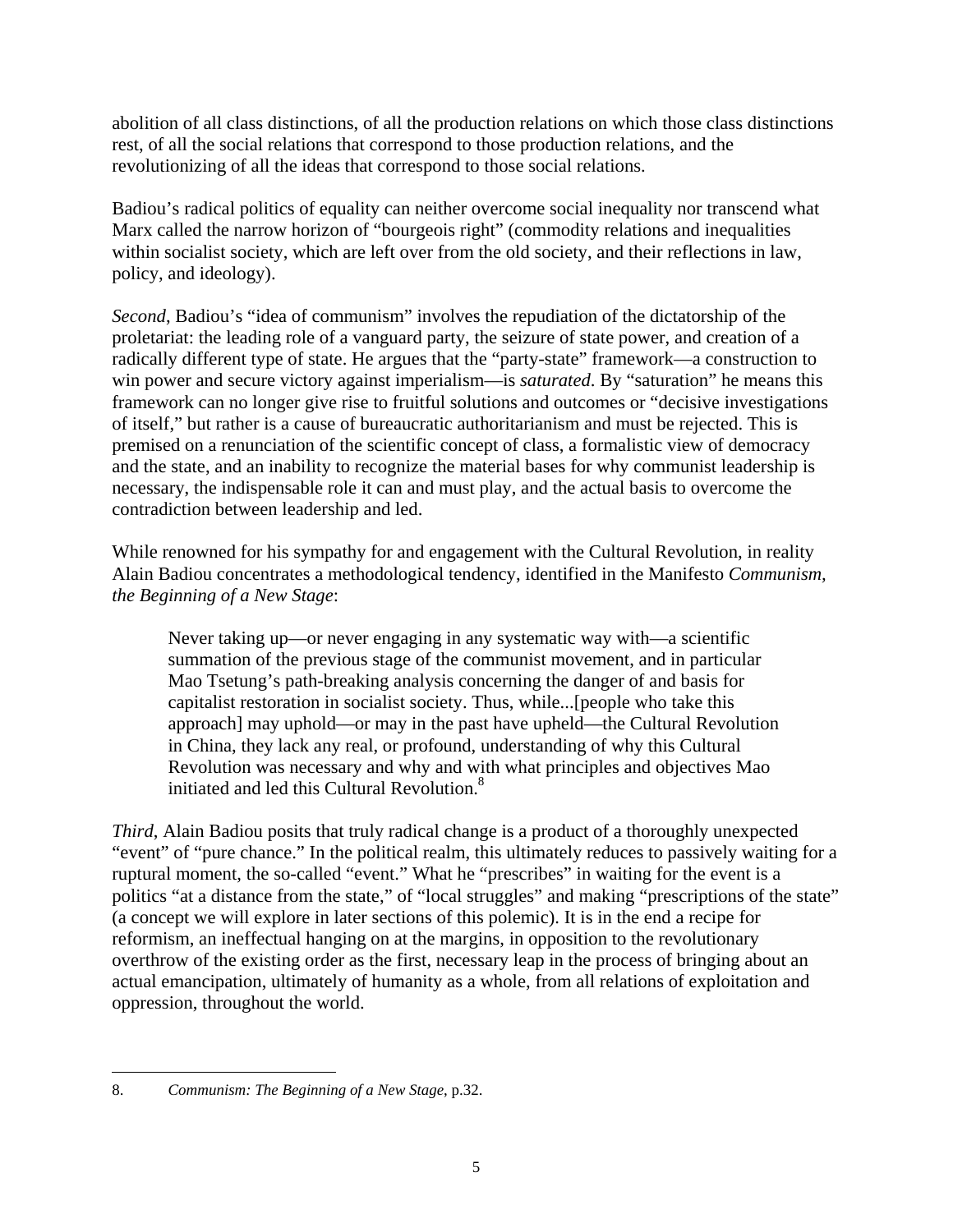abolition of all class distinctions, of all the production relations on which those class distinctions rest, of all the social relations that correspond to those production relations, and the revolutionizing of all the ideas that correspond to those social relations.

Badiou's radical politics of equality can neither overcome social inequality nor transcend what Marx called the narrow horizon of "bourgeois right" (commodity relations and inequalities within socialist society, which are left over from the old society, and their reflections in law, policy, and ideology).

*Second*, Badiou's "idea of communism" involves the repudiation of the dictatorship of the proletariat: the leading role of a vanguard party, the seizure of state power, and creation of a radically different type of state. He argues that the "party-state" framework—a construction to win power and secure victory against imperialism—is *saturated*. By "saturation" he means this framework can no longer give rise to fruitful solutions and outcomes or "decisive investigations of itself," but rather is a cause of bureaucratic authoritarianism and must be rejected. This is premised on a renunciation of the scientific concept of class, a formalistic view of democracy and the state, and an inability to recognize the material bases for why communist leadership is necessary, the indispensable role it can and must play, and the actual basis to overcome the contradiction between leadership and led.

While renowned for his sympathy for and engagement with the Cultural Revolution, in reality Alain Badiou concentrates a methodological tendency, identified in the Manifesto *Communism, the Beginning of a New Stage*:

> Never taking up—or never engaging in any systematic way with—a scientific summation of the previous stage of the communist movement, and in particular Mao Tsetung's path-breaking analysis concerning the danger of and basis for capitalist restoration in socialist society. Thus, while...[people who take this approach] may uphold—or may in the past have upheld—the Cultural Revolution in China, they lack any real, or profound, understanding of why this Cultural Revolution was necessary and why and with what principles and objectives Mao initiated and led this Cultural Revolution.[8]

*Third*, Alain Badiou posits that truly radical change is a product of a thoroughly unexpected "event" of "pure chance." In the political realm, this ultimately reduces to passively waiting for a ruptural moment, the so-called "event." What he "prescribes" in waiting for the event is a politics "at a distance from the state," of "local struggles" and making "prescriptions of the state" (a concept we will explore in later sections of this polemic). It is in the end a recipe for reformism, an ineffectual hanging on at the margins, in opposition to the revolutionary overthrow of the existing order as the first, necessary leap in the process of bringing about an actual emancipation, ultimately of humanity as a whole, from all relations of exploitation and oppression, throughout the world.

---

8. *Communism: The Beginning of a New Stage*, p.32.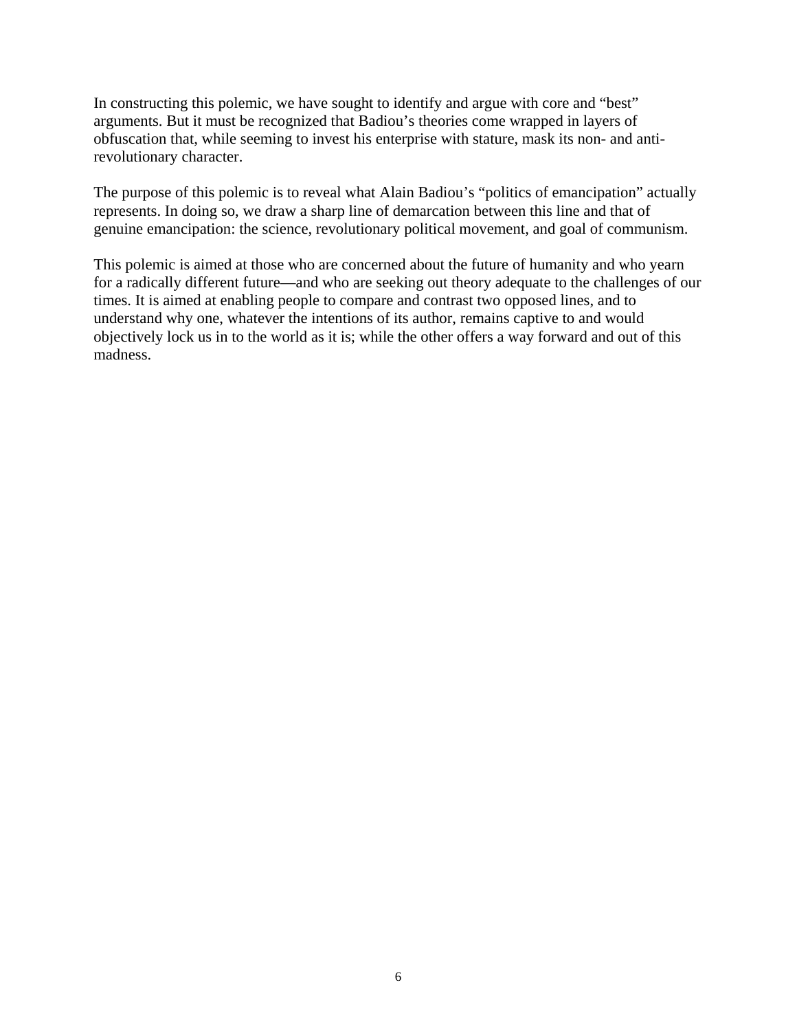In constructing this polemic, we have sought to identify and argue with core and "best" arguments. But it must be recognized that Badiou's theories come wrapped in layers of obfuscation that, while seeming to invest his enterprise with stature, mask its non- and anti-revolutionary character.

The purpose of this polemic is to reveal what Alain Badiou's "politics of emancipation" actually represents. In doing so, we draw a sharp line of demarcation between this line and that of genuine emancipation: the science, revolutionary political movement, and goal of communism.

This polemic is aimed at those who are concerned about the future of humanity and who yearn for a radically different future—and who are seeking out theory adequate to the challenges of our times. It is aimed at enabling people to compare and contrast two opposed lines, and to understand why one, whatever the intentions of its author, remains captive to and would objectively lock us in to the world as it is; while the other offers a way forward and out of this madness.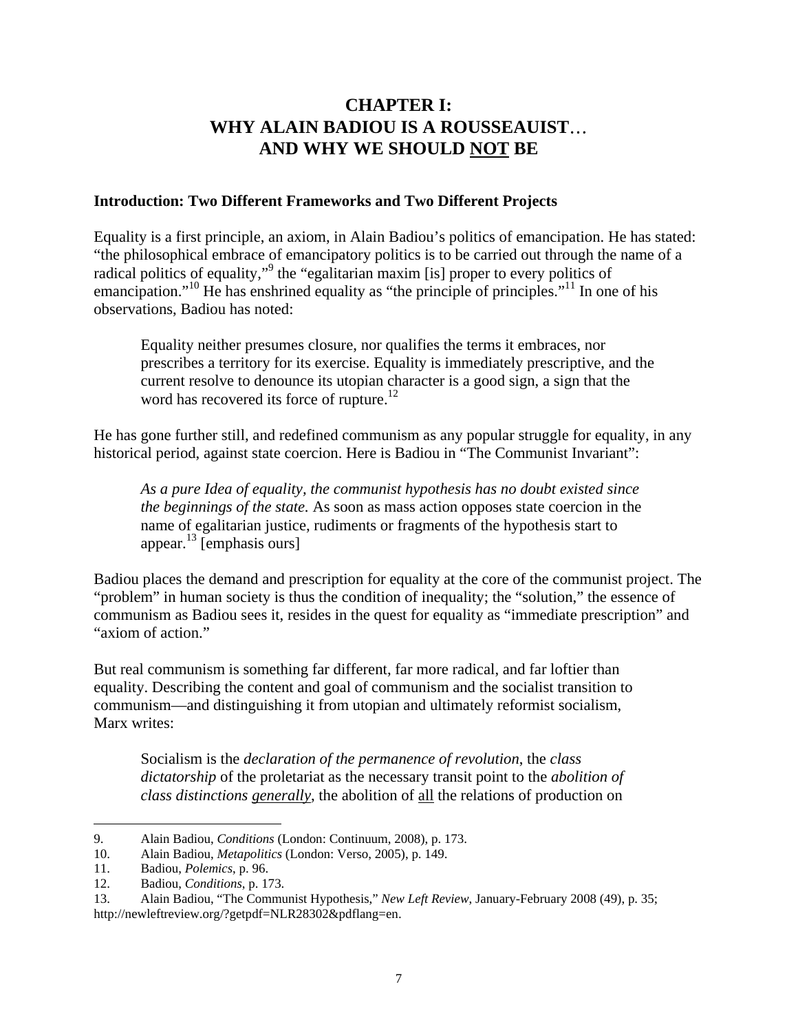# CHAPTER I: WHY ALAIN BADIOU IS A ROUSSEAUIST… AND WHY WE SHOULD NOT BE

## Introduction: Two Different Frameworks and Two Different Projects

Equality is a first principle, an axiom, in Alain Badiou's politics of emancipation. He has stated: "the philosophical embrace of emancipatory politics is to be carried out through the name of a radical politics of equality,"[9] the "egalitarian maxim [is] proper to every politics of emancipation."[10] He has enshrined equality as "the principle of principles."[11] In one of his observations, Badiou has noted:

> Equality neither presumes closure, nor qualifies the terms it embraces, nor prescribes a territory for its exercise. Equality is immediately prescriptive, and the current resolve to denounce its utopian character is a good sign, a sign that the word has recovered its force of rupture.[12]

He has gone further still, and redefined communism as any popular struggle for equality, in any historical period, against state coercion. Here is Badiou in "The Communist Invariant":

> *As a pure Idea of equality, the communist hypothesis has no doubt existed since the beginnings of the state.* As soon as mass action opposes state coercion in the name of egalitarian justice, rudiments or fragments of the hypothesis start to appear.[13] [emphasis ours]

Badiou places the demand and prescription for equality at the core of the communist project. The "problem" in human society is thus the condition of inequality; the "solution," the essence of communism as Badiou sees it, resides in the quest for equality as "immediate prescription" and "axiom of action."

But real communism is something far different, far more radical, and far loftier than equality. Describing the content and goal of communism and the socialist transition to communism—and distinguishing it from utopian and ultimately reformist socialism, Marx writes:

> Socialism is the *declaration of the permanence of revolution*, the *class dictatorship* of the proletariat as the necessary transit point to the *abolition of class distinctions generally*, the abolition of all the relations of production on

---

9. Alain Badiou, *Conditions* (London: Continuum, 2008), p. 173.
10. Alain Badiou, *Metapolitics* (London: Verso, 2005), p. 149.
11. Badiou, *Polemics*, p. 96.
12. Badiou, *Conditions*, p. 173.
13. Alain Badiou, "The Communist Hypothesis," *New Left Review*, January-February 2008 (49), p. 35; http://newleftreview.org/?getpdf=NLR28302&pdflang=en.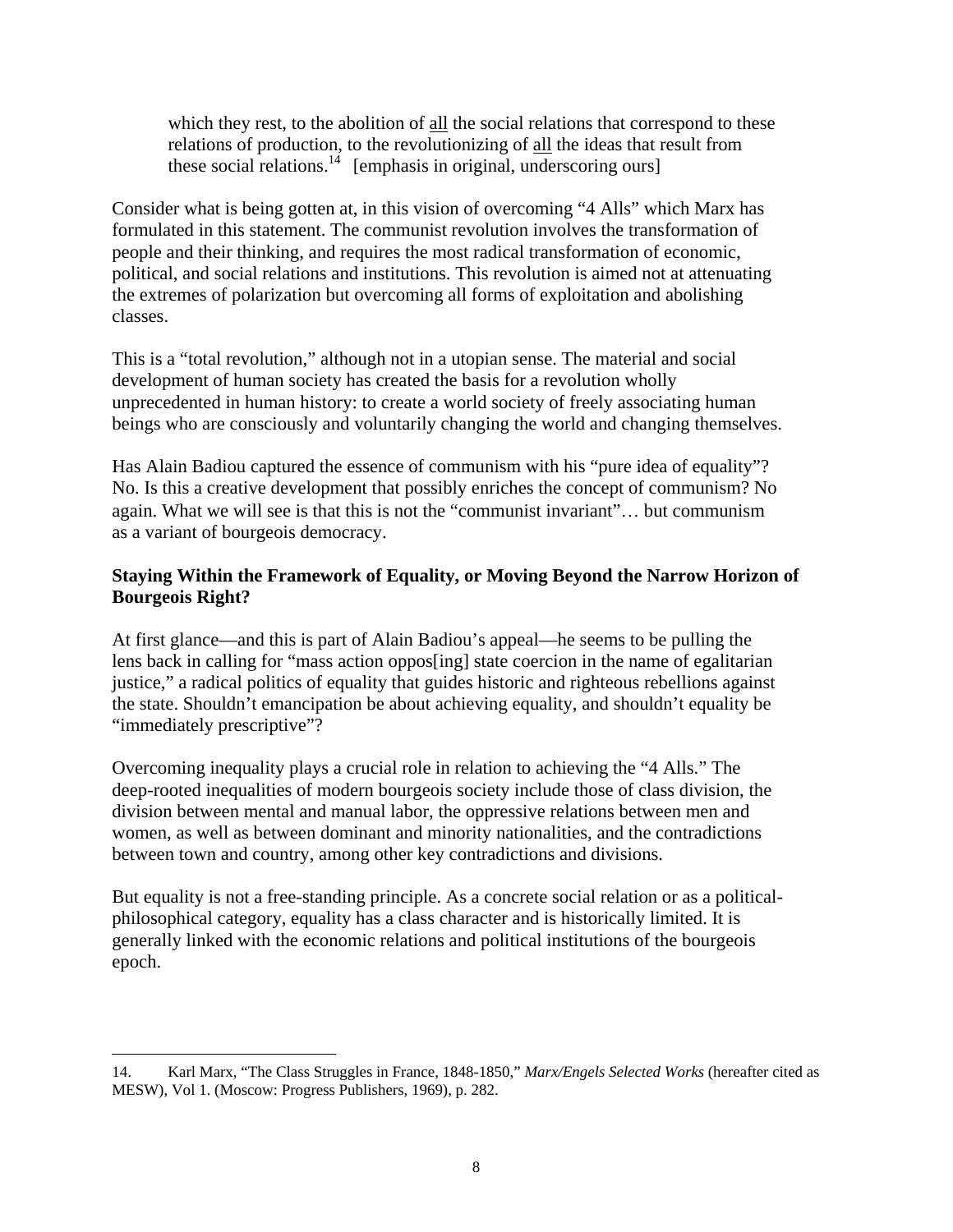> which they rest, to the abolition of all the social relations that correspond to these relations of production, to the revolutionizing of all the ideas that result from these social relations.[14] [emphasis in original, underscoring ours]

Consider what is being gotten at, in this vision of overcoming "4 Alls" which Marx has formulated in this statement. The communist revolution involves the transformation of people and their thinking, and requires the most radical transformation of economic, political, and social relations and institutions. This revolution is aimed not at attenuating the extremes of polarization but overcoming all forms of exploitation and abolishing classes.

This is a "total revolution," although not in a utopian sense. The material and social development of human society has created the basis for a revolution wholly unprecedented in human history: to create a world society of freely associating human beings who are consciously and voluntarily changing the world and changing themselves.

Has Alain Badiou captured the essence of communism with his "pure idea of equality"? No. Is this a creative development that possibly enriches the concept of communism? No again. What we will see is that this is not the "communist invariant"… but communism as a variant of bourgeois democracy.

**Staying Within the Framework of Equality, or Moving Beyond the Narrow Horizon of Bourgeois Right?**

At first glance—and this is part of Alain Badiou's appeal—he seems to be pulling the lens back in calling for "mass action oppos[ing] state coercion in the name of egalitarian justice," a radical politics of equality that guides historic and righteous rebellions against the state. Shouldn't emancipation be about achieving equality, and shouldn't equality be "immediately prescriptive"?

Overcoming inequality plays a crucial role in relation to achieving the "4 Alls." The deep-rooted inequalities of modern bourgeois society include those of class division, the division between mental and manual labor, the oppressive relations between men and women, as well as between dominant and minority nationalities, and the contradictions between town and country, among other key contradictions and divisions.

But equality is not a free-standing principle. As a concrete social relation or as a political-philosophical category, equality has a class character and is historically limited. It is generally linked with the economic relations and political institutions of the bourgeois epoch.

---

14. Karl Marx, "The Class Struggles in France, 1848-1850," *Marx/Engels Selected Works* (hereafter cited as MESW), Vol 1. (Moscow: Progress Publishers, 1969), p. 282.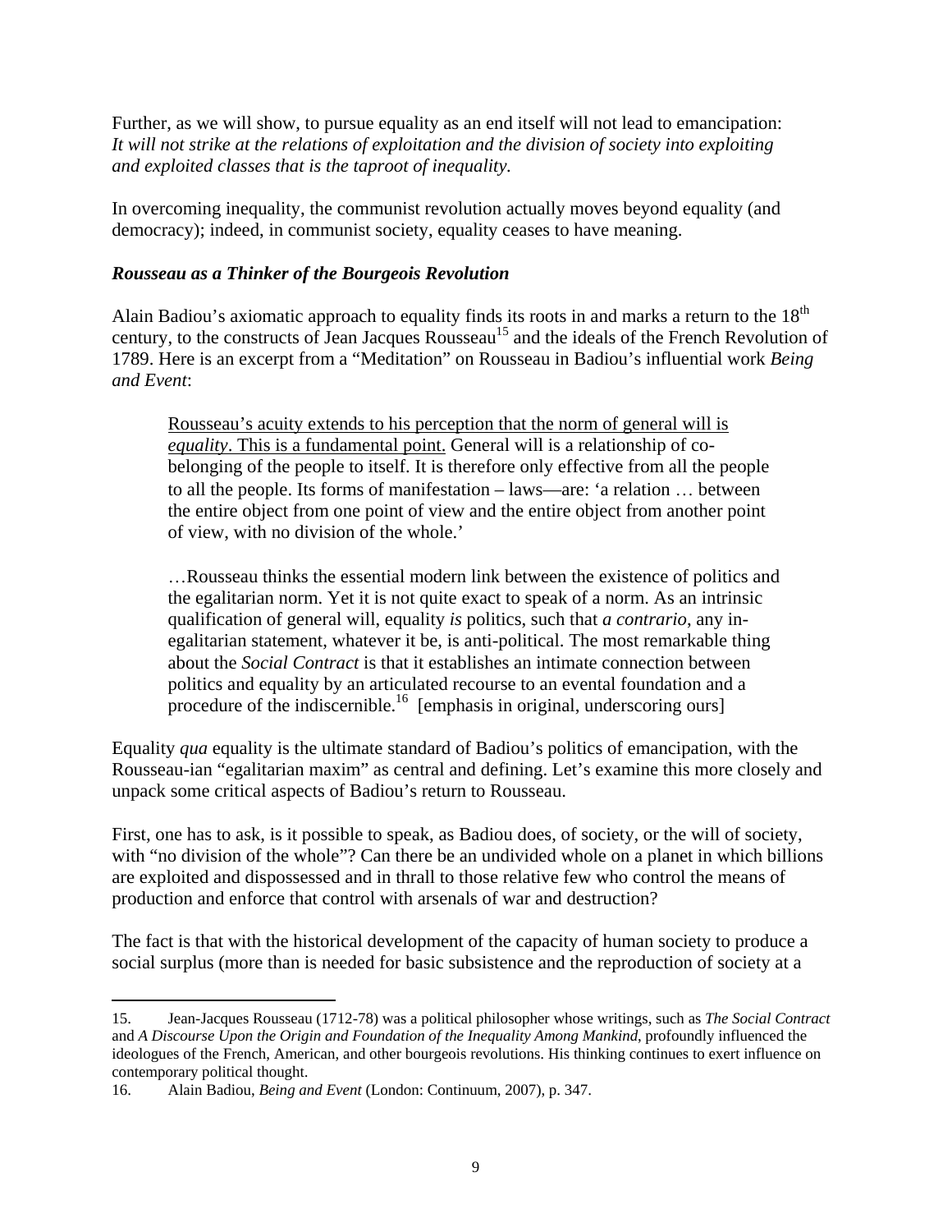Further, as we will show, to pursue equality as an end itself will not lead to emancipation: *It will not strike at the relations of exploitation and the division of society into exploiting and exploited classes that is the taproot of inequality.*

In overcoming inequality, the communist revolution actually moves beyond equality (and democracy); indeed, in communist society, equality ceases to have meaning.

### *Rousseau as a Thinker of the Bourgeois Revolution*

Alain Badiou's axiomatic approach to equality finds its roots in and marks a return to the 18th century, to the constructs of Jean Jacques Rousseau[15] and the ideals of the French Revolution of 1789. Here is an excerpt from a "Meditation" on Rousseau in Badiou's influential work *Being and Event*:

> <u>Rousseau's acuity extends to his perception that the norm of general will is *equality*. This is a fundamental point.</u> General will is a relationship of co-belonging of the people to itself. It is therefore only effective from all the people to all the people. Its forms of manifestation – laws—are: 'a relation … between the entire object from one point of view and the entire object from another point of view, with no division of the whole.'
>
> …Rousseau thinks the essential modern link between the existence of politics and the egalitarian norm. Yet it is not quite exact to speak of a norm. As an intrinsic qualification of general will, equality *is* politics, such that *a contrario*, any in-egalitarian statement, whatever it be, is anti-political. The most remarkable thing about the *Social Contract* is that it establishes an intimate connection between politics and equality by an articulated recourse to an evental foundation and a procedure of the indiscernible.[16] [emphasis in original, underscoring ours]

Equality *qua* equality is the ultimate standard of Badiou's politics of emancipation, with the Rousseau-ian "egalitarian maxim" as central and defining. Let's examine this more closely and unpack some critical aspects of Badiou's return to Rousseau.

First, one has to ask, is it possible to speak, as Badiou does, of society, or the will of society, with "no division of the whole"? Can there be an undivided whole on a planet in which billions are exploited and dispossessed and in thrall to those relative few who control the means of production and enforce that control with arsenals of war and destruction?

The fact is that with the historical development of the capacity of human society to produce a social surplus (more than is needed for basic subsistence and the reproduction of society at a

---

15. Jean-Jacques Rousseau (1712-78) was a political philosopher whose writings, such as *The Social Contract* and *A Discourse Upon the Origin and Foundation of the Inequality Among Mankind*, profoundly influenced the ideologues of the French, American, and other bourgeois revolutions. His thinking continues to exert influence on contemporary political thought.

16. Alain Badiou, *Being and Event* (London: Continuum, 2007), p. 347.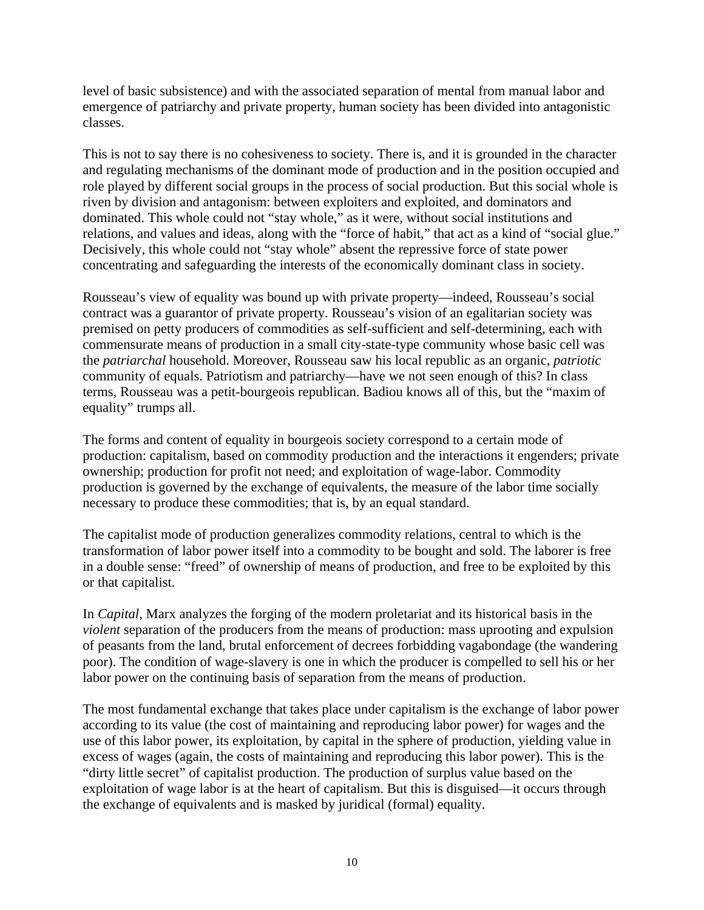level of basic subsistence) and with the associated separation of mental from manual labor and emergence of patriarchy and private property, human society has been divided into antagonistic classes.

This is not to say there is no cohesiveness to society. There is, and it is grounded in the character and regulating mechanisms of the dominant mode of production and in the position occupied and role played by different social groups in the process of social production. But this social whole is riven by division and antagonism: between exploiters and exploited, and dominators and dominated. This whole could not "stay whole," as it were, without social institutions and relations, and values and ideas, along with the "force of habit," that act as a kind of "social glue." Decisively, this whole could not "stay whole" absent the repressive force of state power concentrating and safeguarding the interests of the economically dominant class in society.

Rousseau's view of equality was bound up with private property—indeed, Rousseau's social contract was a guarantor of private property. Rousseau's vision of an egalitarian society was premised on petty producers of commodities as self-sufficient and self-determining, each with commensurate means of production in a small city-state-type community whose basic cell was the *patriarchal* household. Moreover, Rousseau saw his local republic as an organic, *patriotic* community of equals. Patriotism and patriarchy—have we not seen enough of this? In class terms, Rousseau was a petit-bourgeois republican. Badiou knows all of this, but the "maxim of equality" trumps all.

The forms and content of equality in bourgeois society correspond to a certain mode of production: capitalism, based on commodity production and the interactions it engenders; private ownership; production for profit not need; and exploitation of wage-labor. Commodity production is governed by the exchange of equivalents, the measure of the labor time socially necessary to produce these commodities; that is, by an equal standard.

The capitalist mode of production generalizes commodity relations, central to which is the transformation of labor power itself into a commodity to be bought and sold. The laborer is free in a double sense: "freed" of ownership of means of production, and free to be exploited by this or that capitalist.

In *Capital*, Marx analyzes the forging of the modern proletariat and its historical basis in the *violent* separation of the producers from the means of production: mass uprooting and expulsion of peasants from the land, brutal enforcement of decrees forbidding vagabondage (the wandering poor). The condition of wage-slavery is one in which the producer is compelled to sell his or her labor power on the continuing basis of separation from the means of production.

The most fundamental exchange that takes place under capitalism is the exchange of labor power according to its value (the cost of maintaining and reproducing labor power) for wages and the use of this labor power, its exploitation, by capital in the sphere of production, yielding value in excess of wages (again, the costs of maintaining and reproducing this labor power). This is the "dirty little secret" of capitalist production. The production of surplus value based on the exploitation of wage labor is at the heart of capitalism. But this is disguised—it occurs through the exchange of equivalents and is masked by juridical (formal) equality.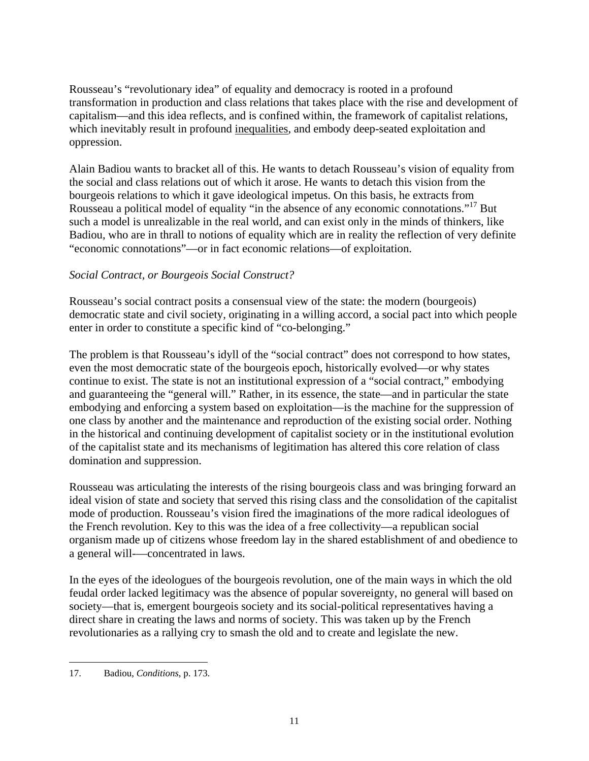Rousseau's "revolutionary idea" of equality and democracy is rooted in a profound transformation in production and class relations that takes place with the rise and development of capitalism—and this idea reflects, and is confined within, the framework of capitalist relations, which inevitably result in profound inequalities, and embody deep-seated exploitation and oppression.

Alain Badiou wants to bracket all of this. He wants to detach Rousseau's vision of equality from the social and class relations out of which it arose. He wants to detach this vision from the bourgeois relations to which it gave ideological impetus. On this basis, he extracts from Rousseau a political model of equality "in the absence of any economic connotations."[17] But such a model is unrealizable in the real world, and can exist only in the minds of thinkers, like Badiou, who are in thrall to notions of equality which are in reality the reflection of very definite "economic connotations"—or in fact economic relations—of exploitation.

*Social Contract, or Bourgeois Social Construct?*

Rousseau's social contract posits a consensual view of the state: the modern (bourgeois) democratic state and civil society, originating in a willing accord, a social pact into which people enter in order to constitute a specific kind of "co-belonging."

The problem is that Rousseau's idyll of the "social contract" does not correspond to how states, even the most democratic state of the bourgeois epoch, historically evolved—or why states continue to exist. The state is not an institutional expression of a "social contract," embodying and guaranteeing the "general will." Rather, in its essence, the state—and in particular the state embodying and enforcing a system based on exploitation—is the machine for the suppression of one class by another and the maintenance and reproduction of the existing social order. Nothing in the historical and continuing development of capitalist society or in the institutional evolution of the capitalist state and its mechanisms of legitimation has altered this core relation of class domination and suppression.

Rousseau was articulating the interests of the rising bourgeois class and was bringing forward an ideal vision of state and society that served this rising class and the consolidation of the capitalist mode of production. Rousseau's vision fired the imaginations of the more radical ideologues of the French revolution. Key to this was the idea of a free collectivity—a republican social organism made up of citizens whose freedom lay in the shared establishment of and obedience to a general will-—concentrated in laws.

In the eyes of the ideologues of the bourgeois revolution, one of the main ways in which the old feudal order lacked legitimacy was the absence of popular sovereignty, no general will based on society—that is, emergent bourgeois society and its social-political representatives having a direct share in creating the laws and norms of society. This was taken up by the French revolutionaries as a rallying cry to smash the old and to create and legislate the new.

---

17. Badiou, *Conditions*, p. 173.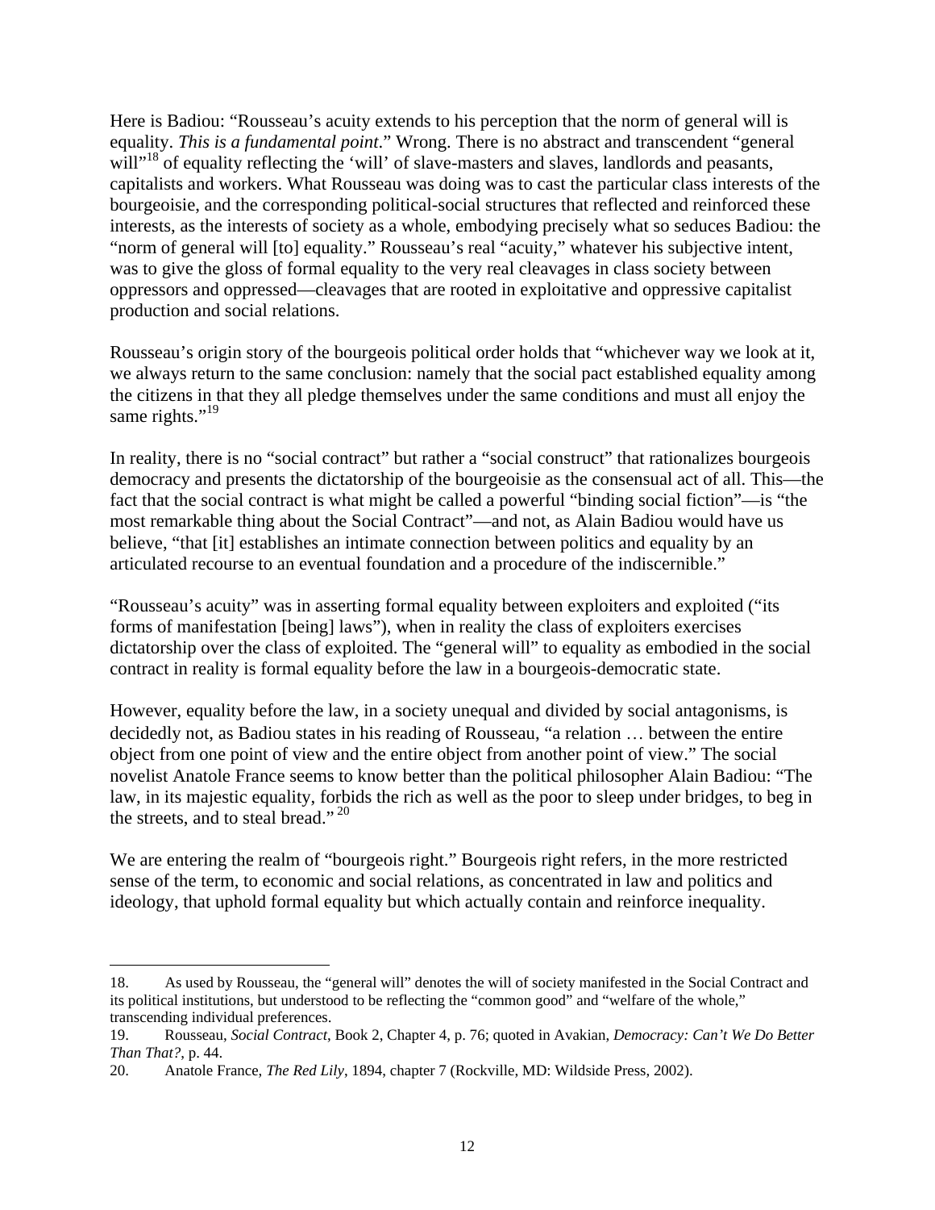Here is Badiou: "Rousseau's acuity extends to his perception that the norm of general will is equality. *This is a fundamental point*." Wrong. There is no abstract and transcendent "general will"[18] of equality reflecting the 'will' of slave-masters and slaves, landlords and peasants, capitalists and workers. What Rousseau was doing was to cast the particular class interests of the bourgeoisie, and the corresponding political-social structures that reflected and reinforced these interests, as the interests of society as a whole, embodying precisely what so seduces Badiou: the "norm of general will [to] equality." Rousseau's real "acuity," whatever his subjective intent, was to give the gloss of formal equality to the very real cleavages in class society between oppressors and oppressed—cleavages that are rooted in exploitative and oppressive capitalist production and social relations.

Rousseau's origin story of the bourgeois political order holds that "whichever way we look at it, we always return to the same conclusion: namely that the social pact established equality among the citizens in that they all pledge themselves under the same conditions and must all enjoy the same rights."[19]

In reality, there is no "social contract" but rather a "social construct" that rationalizes bourgeois democracy and presents the dictatorship of the bourgeoisie as the consensual act of all. This—the fact that the social contract is what might be called a powerful "binding social fiction"—is "the most remarkable thing about the Social Contract"—and not, as Alain Badiou would have us believe, "that [it] establishes an intimate connection between politics and equality by an articulated recourse to an eventual foundation and a procedure of the indiscernible."

"Rousseau's acuity" was in asserting formal equality between exploiters and exploited ("its forms of manifestation [being] laws"), when in reality the class of exploiters exercises dictatorship over the class of exploited. The "general will" to equality as embodied in the social contract in reality is formal equality before the law in a bourgeois-democratic state.

However, equality before the law, in a society unequal and divided by social antagonisms, is decidedly not, as Badiou states in his reading of Rousseau, "a relation … between the entire object from one point of view and the entire object from another point of view." The social novelist Anatole France seems to know better than the political philosopher Alain Badiou: "The law, in its majestic equality, forbids the rich as well as the poor to sleep under bridges, to beg in the streets, and to steal bread."[20]

We are entering the realm of "bourgeois right." Bourgeois right refers, in the more restricted sense of the term, to economic and social relations, as concentrated in law and politics and ideology, that uphold formal equality but which actually contain and reinforce inequality.

---

18. As used by Rousseau, the "general will" denotes the will of society manifested in the Social Contract and its political institutions, but understood to be reflecting the "common good" and "welfare of the whole," transcending individual preferences.

19. Rousseau, *Social Contract*, Book 2, Chapter 4, p. 76; quoted in Avakian, *Democracy: Can't We Do Better Than That?*, p. 44.

20. Anatole France, *The Red Lily*, 1894, chapter 7 (Rockville, MD: Wildside Press, 2002).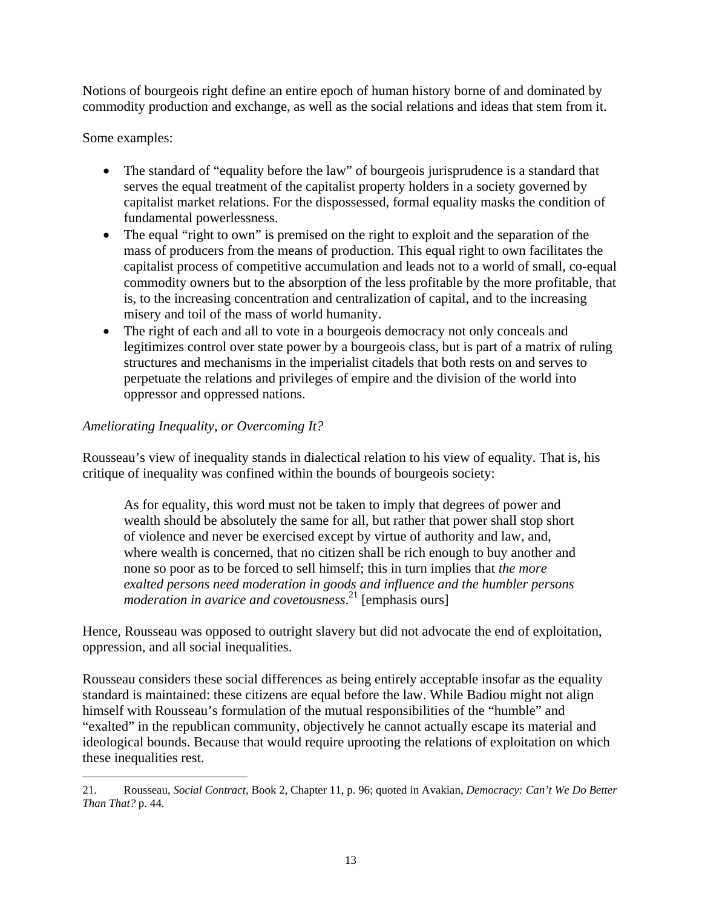Notions of bourgeois right define an entire epoch of human history borne of and dominated by commodity production and exchange, as well as the social relations and ideas that stem from it.

Some examples:

- The standard of "equality before the law" of bourgeois jurisprudence is a standard that serves the equal treatment of the capitalist property holders in a society governed by capitalist market relations. For the dispossessed, formal equality masks the condition of fundamental powerlessness.
- The equal "right to own" is premised on the right to exploit and the separation of the mass of producers from the means of production. This equal right to own facilitates the capitalist process of competitive accumulation and leads not to a world of small, co-equal commodity owners but to the absorption of the less profitable by the more profitable, that is, to the increasing concentration and centralization of capital, and to the increasing misery and toil of the mass of world humanity.
- The right of each and all to vote in a bourgeois democracy not only conceals and legitimizes control over state power by a bourgeois class, but is part of a matrix of ruling structures and mechanisms in the imperialist citadels that both rests on and serves to perpetuate the relations and privileges of empire and the division of the world into oppressor and oppressed nations.

*Ameliorating Inequality, or Overcoming It?*

Rousseau's view of inequality stands in dialectical relation to his view of equality. That is, his critique of inequality was confined within the bounds of bourgeois society:

> As for equality, this word must not be taken to imply that degrees of power and wealth should be absolutely the same for all, but rather that power shall stop short of violence and never be exercised except by virtue of authority and law, and, where wealth is concerned, that no citizen shall be rich enough to buy another and none so poor as to be forced to sell himself; this in turn implies that *the more exalted persons need moderation in goods and influence and the humbler persons moderation in avarice and covetousness*.[21] [emphasis ours]

Hence, Rousseau was opposed to outright slavery but did not advocate the end of exploitation, oppression, and all social inequalities.

Rousseau considers these social differences as being entirely acceptable insofar as the equality standard is maintained: these citizens are equal before the law. While Badiou might not align himself with Rousseau's formulation of the mutual responsibilities of the "humble" and "exalted" in the republican community, objectively he cannot actually escape its material and ideological bounds. Because that would require uprooting the relations of exploitation on which these inequalities rest.

---

21. Rousseau, *Social Contract*, Book 2, Chapter 11, p. 96; quoted in Avakian, *Democracy: Can't We Do Better Than That?* p. 44.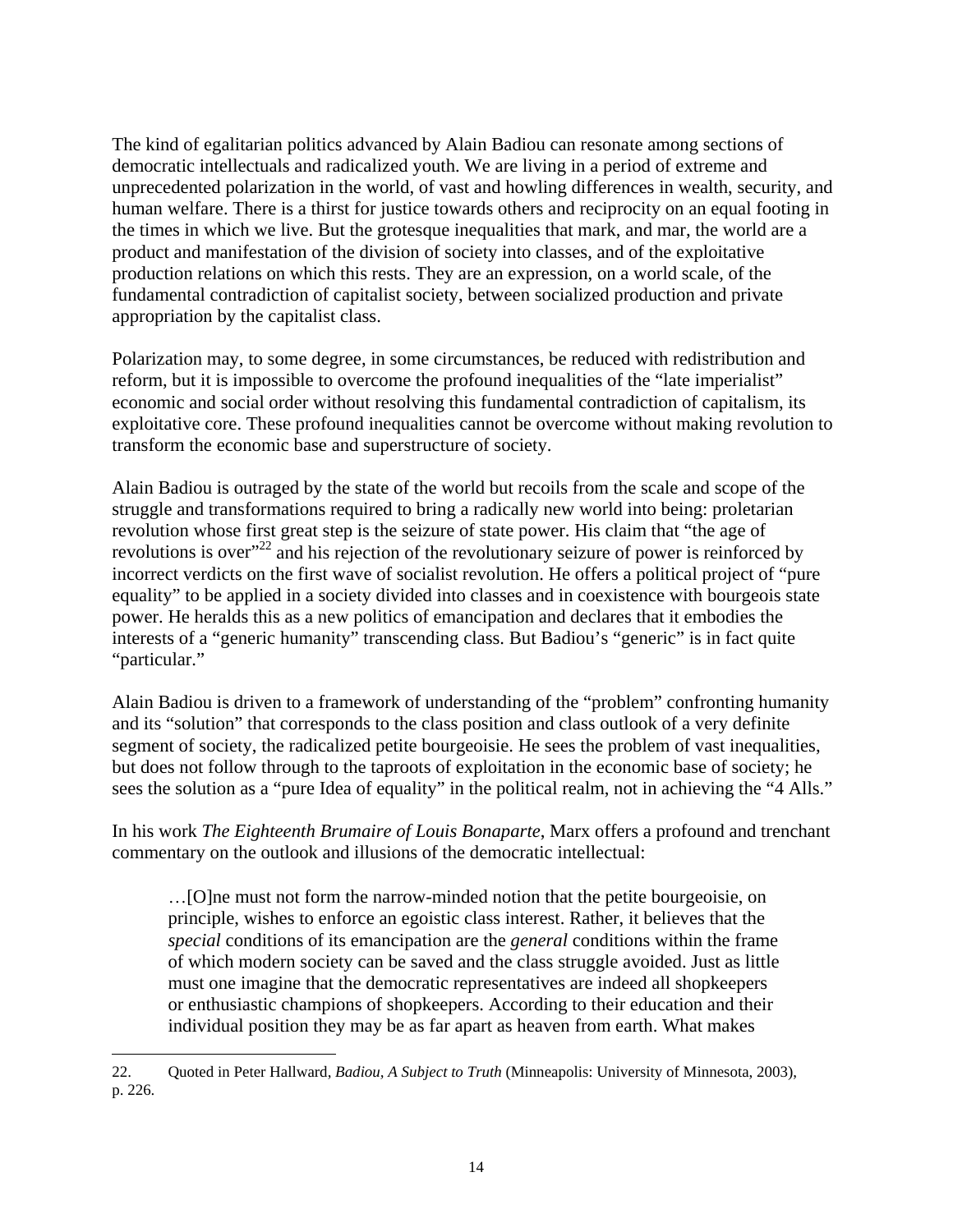The kind of egalitarian politics advanced by Alain Badiou can resonate among sections of democratic intellectuals and radicalized youth. We are living in a period of extreme and unprecedented polarization in the world, of vast and howling differences in wealth, security, and human welfare. There is a thirst for justice towards others and reciprocity on an equal footing in the times in which we live. But the grotesque inequalities that mark, and mar, the world are a product and manifestation of the division of society into classes, and of the exploitative production relations on which this rests. They are an expression, on a world scale, of the fundamental contradiction of capitalist society, between socialized production and private appropriation by the capitalist class.

Polarization may, to some degree, in some circumstances, be reduced with redistribution and reform, but it is impossible to overcome the profound inequalities of the "late imperialist" economic and social order without resolving this fundamental contradiction of capitalism, its exploitative core. These profound inequalities cannot be overcome without making revolution to transform the economic base and superstructure of society.

Alain Badiou is outraged by the state of the world but recoils from the scale and scope of the struggle and transformations required to bring a radically new world into being: proletarian revolution whose first great step is the seizure of state power. His claim that "the age of revolutions is over"[22] and his rejection of the revolutionary seizure of power is reinforced by incorrect verdicts on the first wave of socialist revolution. He offers a political project of "pure equality" to be applied in a society divided into classes and in coexistence with bourgeois state power. He heralds this as a new politics of emancipation and declares that it embodies the interests of a "generic humanity" transcending class. But Badiou's "generic" is in fact quite "particular."

Alain Badiou is driven to a framework of understanding of the "problem" confronting humanity and its "solution" that corresponds to the class position and class outlook of a very definite segment of society, the radicalized petite bourgeoisie. He sees the problem of vast inequalities, but does not follow through to the taproots of exploitation in the economic base of society; he sees the solution as a "pure Idea of equality" in the political realm, not in achieving the "4 Alls."

In his work *The Eighteenth Brumaire of Louis Bonaparte*, Marx offers a profound and trenchant commentary on the outlook and illusions of the democratic intellectual:

> …[O]ne must not form the narrow-minded notion that the petite bourgeoisie, on principle, wishes to enforce an egoistic class interest. Rather, it believes that the *special* conditions of its emancipation are the *general* conditions within the frame of which modern society can be saved and the class struggle avoided. Just as little must one imagine that the democratic representatives are indeed all shopkeepers or enthusiastic champions of shopkeepers. According to their education and their individual position they may be as far apart as heaven from earth. What makes

22. Quoted in Peter Hallward, *Badiou, A Subject to Truth* (Minneapolis: University of Minnesota, 2003), p. 226.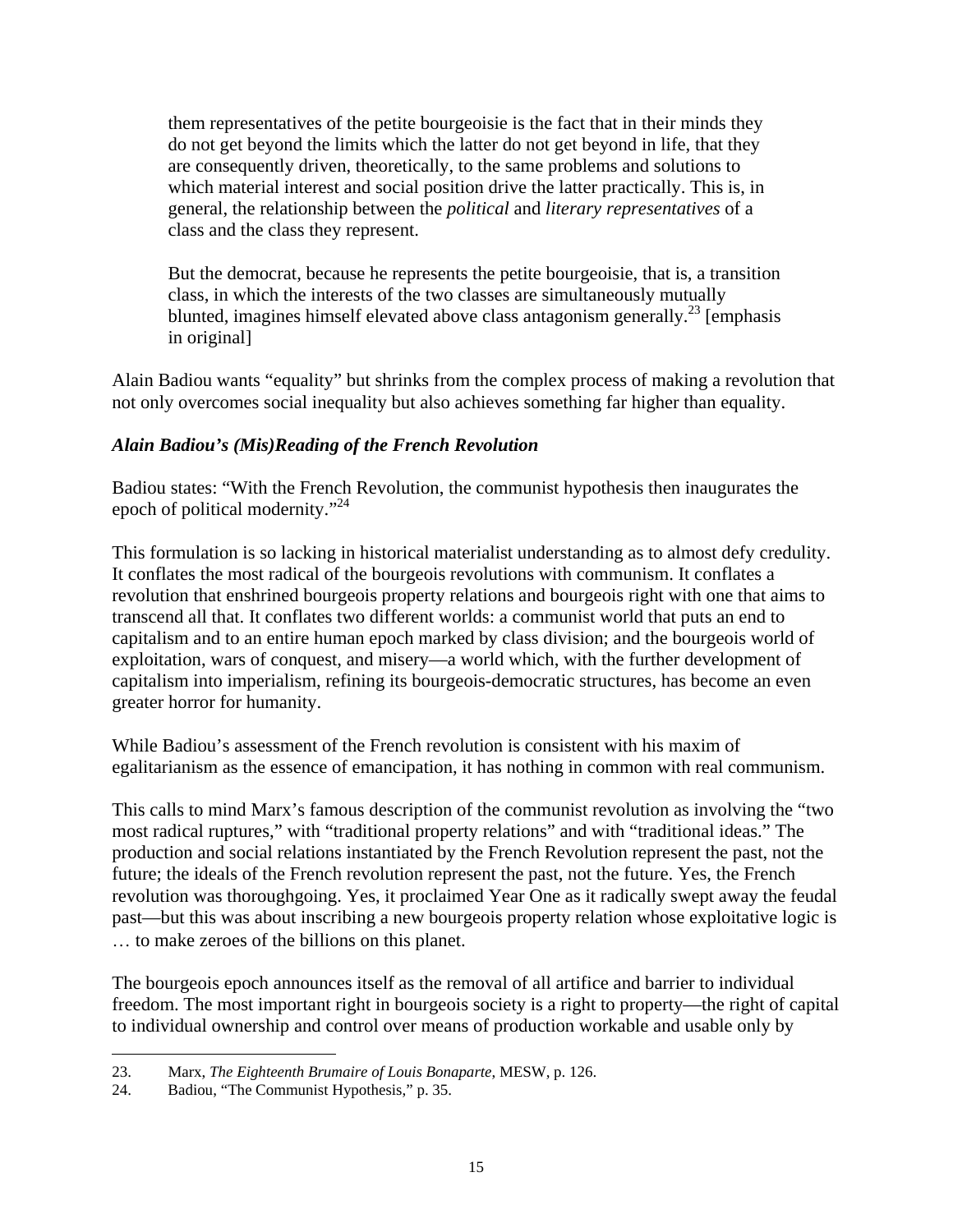> them representatives of the petite bourgeoisie is the fact that in their minds they do not get beyond the limits which the latter do not get beyond in life, that they are consequently driven, theoretically, to the same problems and solutions to which material interest and social position drive the latter practically. This is, in general, the relationship between the *political* and *literary representatives* of a class and the class they represent.
>
> But the democrat, because he represents the petite bourgeoisie, that is, a transition class, in which the interests of the two classes are simultaneously mutually blunted, imagines himself elevated above class antagonism generally.[23] [emphasis in original]

Alain Badiou wants "equality" but shrinks from the complex process of making a revolution that not only overcomes social inequality but also achieves something far higher than equality.

### *Alain Badiou's (Mis)Reading of the French Revolution*

Badiou states: "With the French Revolution, the communist hypothesis then inaugurates the epoch of political modernity."[24]

This formulation is so lacking in historical materialist understanding as to almost defy credulity. It conflates the most radical of the bourgeois revolutions with communism. It conflates a revolution that enshrined bourgeois property relations and bourgeois right with one that aims to transcend all that. It conflates two different worlds: a communist world that puts an end to capitalism and to an entire human epoch marked by class division; and the bourgeois world of exploitation, wars of conquest, and misery—a world which, with the further development of capitalism into imperialism, refining its bourgeois-democratic structures, has become an even greater horror for humanity.

While Badiou's assessment of the French revolution is consistent with his maxim of egalitarianism as the essence of emancipation, it has nothing in common with real communism.

This calls to mind Marx's famous description of the communist revolution as involving the "two most radical ruptures," with "traditional property relations" and with "traditional ideas." The production and social relations instantiated by the French Revolution represent the past, not the future; the ideals of the French revolution represent the past, not the future. Yes, the French revolution was thoroughgoing. Yes, it proclaimed Year One as it radically swept away the feudal past—but this was about inscribing a new bourgeois property relation whose exploitative logic is … to make zeroes of the billions on this planet.

The bourgeois epoch announces itself as the removal of all artifice and barrier to individual freedom. The most important right in bourgeois society is a right to property—the right of capital to individual ownership and control over means of production workable and usable only by

---

23. Marx, *The Eighteenth Brumaire of Louis Bonaparte*, MESW, p. 126.
24. Badiou, "The Communist Hypothesis," p. 35.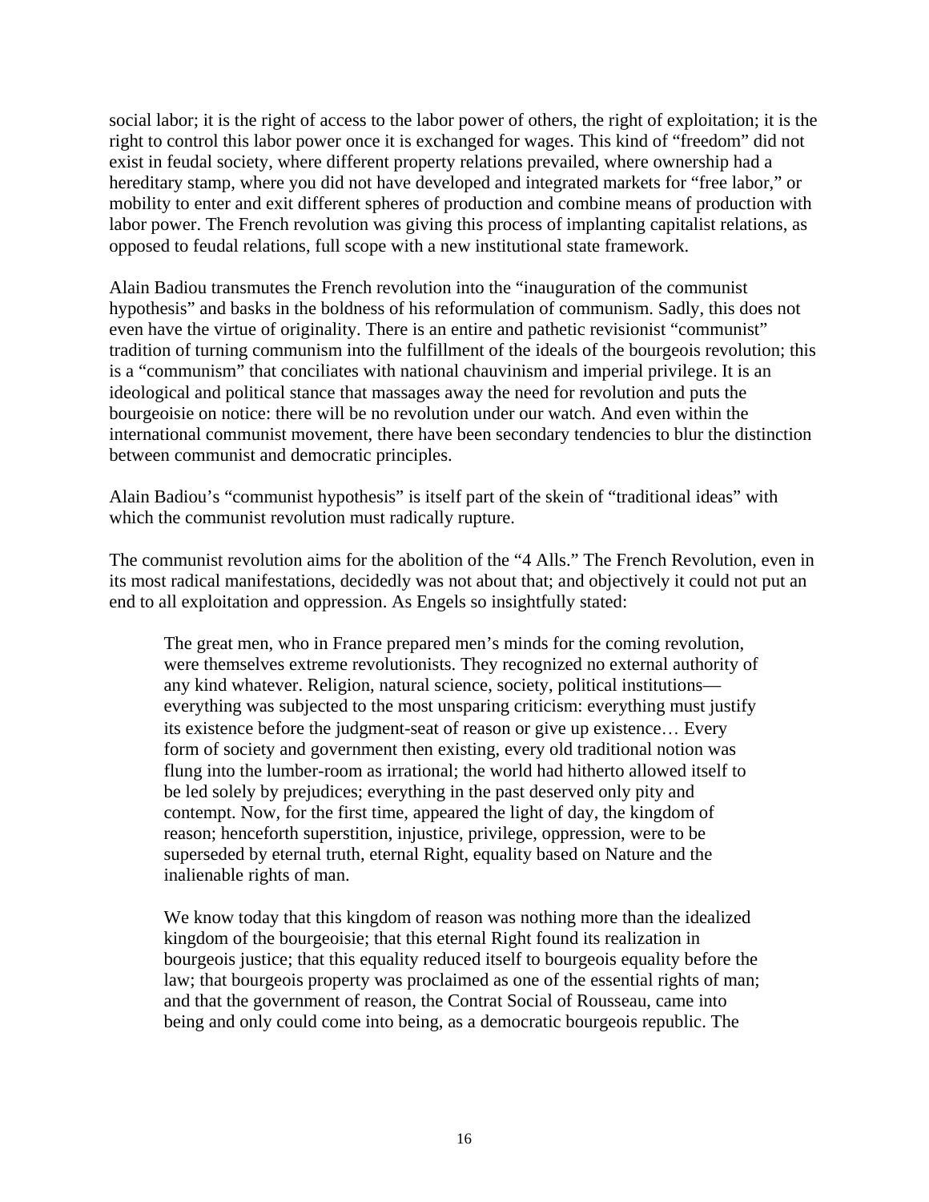social labor; it is the right of access to the labor power of others, the right of exploitation; it is the right to control this labor power once it is exchanged for wages. This kind of "freedom" did not exist in feudal society, where different property relations prevailed, where ownership had a hereditary stamp, where you did not have developed and integrated markets for "free labor," or mobility to enter and exit different spheres of production and combine means of production with labor power. The French revolution was giving this process of implanting capitalist relations, as opposed to feudal relations, full scope with a new institutional state framework.

Alain Badiou transmutes the French revolution into the "inauguration of the communist hypothesis" and basks in the boldness of his reformulation of communism. Sadly, this does not even have the virtue of originality. There is an entire and pathetic revisionist "communist" tradition of turning communism into the fulfillment of the ideals of the bourgeois revolution; this is a "communism" that conciliates with national chauvinism and imperial privilege. It is an ideological and political stance that massages away the need for revolution and puts the bourgeoisie on notice: there will be no revolution under our watch. And even within the international communist movement, there have been secondary tendencies to blur the distinction between communist and democratic principles.

Alain Badiou's "communist hypothesis" is itself part of the skein of "traditional ideas" with which the communist revolution must radically rupture.

The communist revolution aims for the abolition of the "4 Alls." The French Revolution, even in its most radical manifestations, decidedly was not about that; and objectively it could not put an end to all exploitation and oppression. As Engels so insightfully stated:

> The great men, who in France prepared men's minds for the coming revolution, were themselves extreme revolutionists. They recognized no external authority of any kind whatever. Religion, natural science, society, political institutions—everything was subjected to the most unsparing criticism: everything must justify its existence before the judgment-seat of reason or give up existence… Every form of society and government then existing, every old traditional notion was flung into the lumber-room as irrational; the world had hitherto allowed itself to be led solely by prejudices; everything in the past deserved only pity and contempt. Now, for the first time, appeared the light of day, the kingdom of reason; henceforth superstition, injustice, privilege, oppression, were to be superseded by eternal truth, eternal Right, equality based on Nature and the inalienable rights of man.
>
> We know today that this kingdom of reason was nothing more than the idealized kingdom of the bourgeoisie; that this eternal Right found its realization in bourgeois justice; that this equality reduced itself to bourgeois equality before the law; that bourgeois property was proclaimed as one of the essential rights of man; and that the government of reason, the Contrat Social of Rousseau, came into being and only could come into being, as a democratic bourgeois republic. The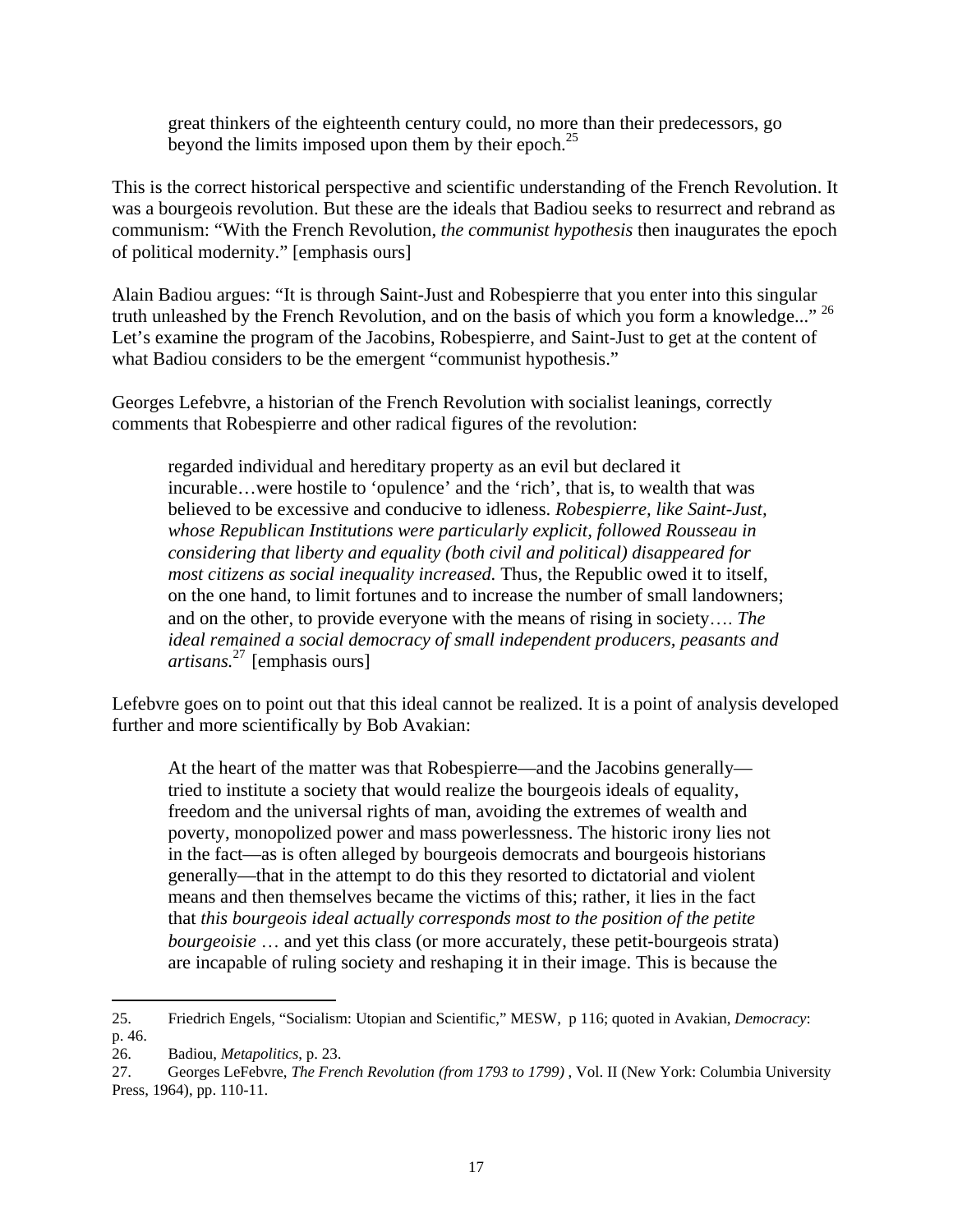> great thinkers of the eighteenth century could, no more than their predecessors, go beyond the limits imposed upon them by their epoch.[25]

This is the correct historical perspective and scientific understanding of the French Revolution. It was a bourgeois revolution. But these are the ideals that Badiou seeks to resurrect and rebrand as communism: "With the French Revolution, *the communist hypothesis* then inaugurates the epoch of political modernity." [emphasis ours]

Alain Badiou argues: "It is through Saint-Just and Robespierre that you enter into this singular truth unleashed by the French Revolution, and on the basis of which you form a knowledge..." [26] Let's examine the program of the Jacobins, Robespierre, and Saint-Just to get at the content of what Badiou considers to be the emergent "communist hypothesis."

Georges Lefebvre, a historian of the French Revolution with socialist leanings, correctly comments that Robespierre and other radical figures of the revolution:

> regarded individual and hereditary property as an evil but declared it incurable…were hostile to 'opulence' and the 'rich', that is, to wealth that was believed to be excessive and conducive to idleness. *Robespierre, like Saint-Just, whose Republican Institutions were particularly explicit, followed Rousseau in considering that liberty and equality (both civil and political) disappeared for most citizens as social inequality increased.* Thus, the Republic owed it to itself, on the one hand, to limit fortunes and to increase the number of small landowners; and on the other, to provide everyone with the means of rising in society…. *The ideal remained a social democracy of small independent producers, peasants and artisans.*[27] [emphasis ours]

Lefebvre goes on to point out that this ideal cannot be realized. It is a point of analysis developed further and more scientifically by Bob Avakian:

> At the heart of the matter was that Robespierre—and the Jacobins generally—tried to institute a society that would realize the bourgeois ideals of equality, freedom and the universal rights of man, avoiding the extremes of wealth and poverty, monopolized power and mass powerlessness. The historic irony lies not in the fact—as is often alleged by bourgeois democrats and bourgeois historians generally—that in the attempt to do this they resorted to dictatorial and violent means and then themselves became the victims of this; rather, it lies in the fact that *this bourgeois ideal actually corresponds most to the position of the petite bourgeoisie* … and yet this class (or more accurately, these petit-bourgeois strata) are incapable of ruling society and reshaping it in their image. This is because the

---

25. Friedrich Engels, "Socialism: Utopian and Scientific," MESW, p 116; quoted in Avakian, *Democracy*: p. 46.
26. Badiou, *Metapolitics*, p. 23.
27. Georges LeFebvre, *The French Revolution (from 1793 to 1799)* , Vol. II (New York: Columbia University Press, 1964), pp. 110-11.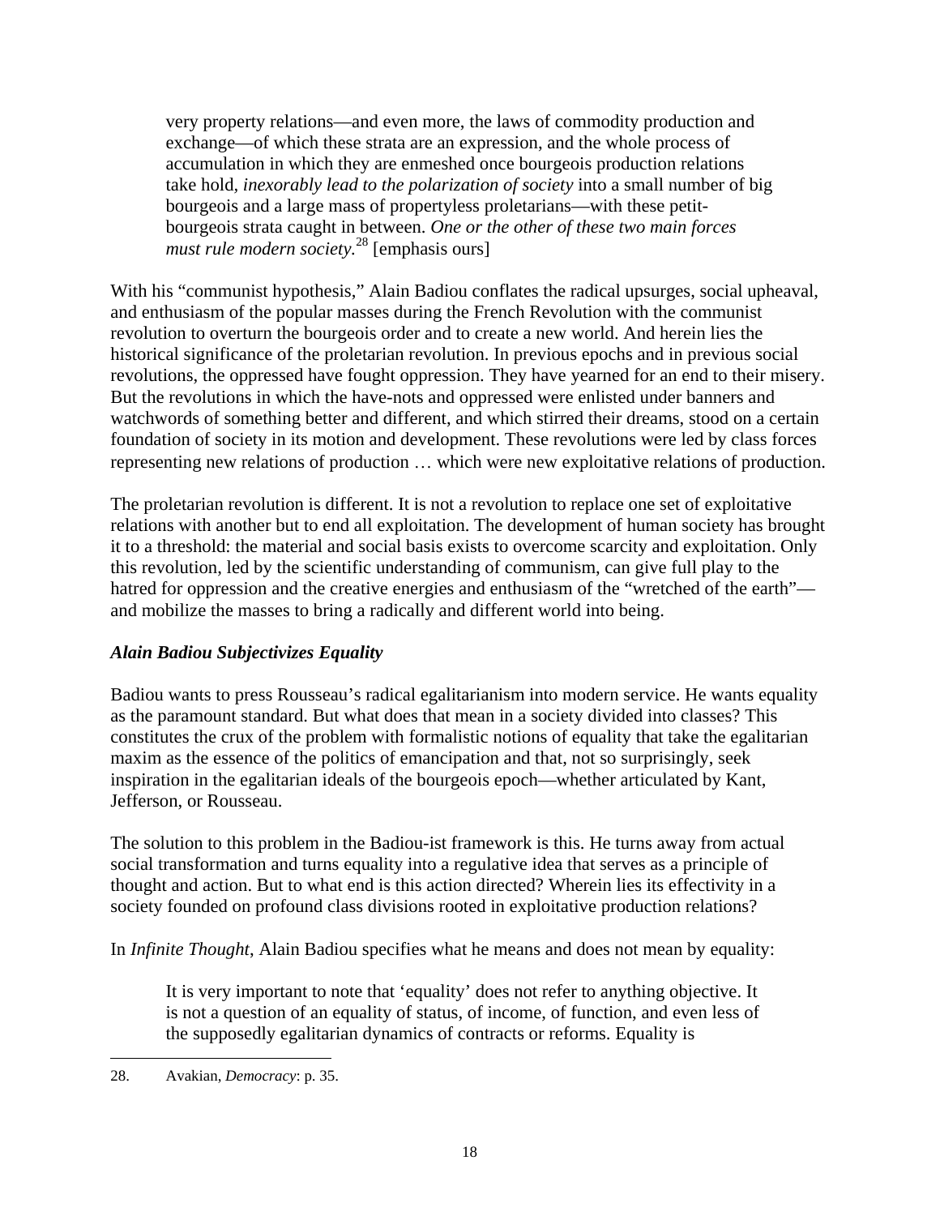> very property relations—and even more, the laws of commodity production and exchange—of which these strata are an expression, and the whole process of accumulation in which they are enmeshed once bourgeois production relations take hold, *inexorably lead to the polarization of society* into a small number of big bourgeois and a large mass of propertyless proletarians—with these petit-bourgeois strata caught in between. *One or the other of these two main forces must rule modern society.*[28] [emphasis ours]

With his "communist hypothesis," Alain Badiou conflates the radical upsurges, social upheaval, and enthusiasm of the popular masses during the French Revolution with the communist revolution to overturn the bourgeois order and to create a new world. And herein lies the historical significance of the proletarian revolution. In previous epochs and in previous social revolutions, the oppressed have fought oppression. They have yearned for an end to their misery. But the revolutions in which the have-nots and oppressed were enlisted under banners and watchwords of something better and different, and which stirred their dreams, stood on a certain foundation of society in its motion and development. These revolutions were led by class forces representing new relations of production … which were new exploitative relations of production.

The proletarian revolution is different. It is not a revolution to replace one set of exploitative relations with another but to end all exploitation. The development of human society has brought it to a threshold: the material and social basis exists to overcome scarcity and exploitation. Only this revolution, led by the scientific understanding of communism, can give full play to the hatred for oppression and the creative energies and enthusiasm of the "wretched of the earth"—and mobilize the masses to bring a radically and different world into being.

### *Alain Badiou Subjectivizes Equality*

Badiou wants to press Rousseau's radical egalitarianism into modern service. He wants equality as the paramount standard. But what does that mean in a society divided into classes? This constitutes the crux of the problem with formalistic notions of equality that take the egalitarian maxim as the essence of the politics of emancipation and that, not so surprisingly, seek inspiration in the egalitarian ideals of the bourgeois epoch—whether articulated by Kant, Jefferson, or Rousseau.

The solution to this problem in the Badiou-ist framework is this. He turns away from actual social transformation and turns equality into a regulative idea that serves as a principle of thought and action. But to what end is this action directed? Wherein lies its effectivity in a society founded on profound class divisions rooted in exploitative production relations?

In *Infinite Thought*, Alain Badiou specifies what he means and does not mean by equality:

> It is very important to note that 'equality' does not refer to anything objective. It is not a question of an equality of status, of income, of function, and even less of the supposedly egalitarian dynamics of contracts or reforms. Equality is

---

28. Avakian, *Democracy*: p. 35.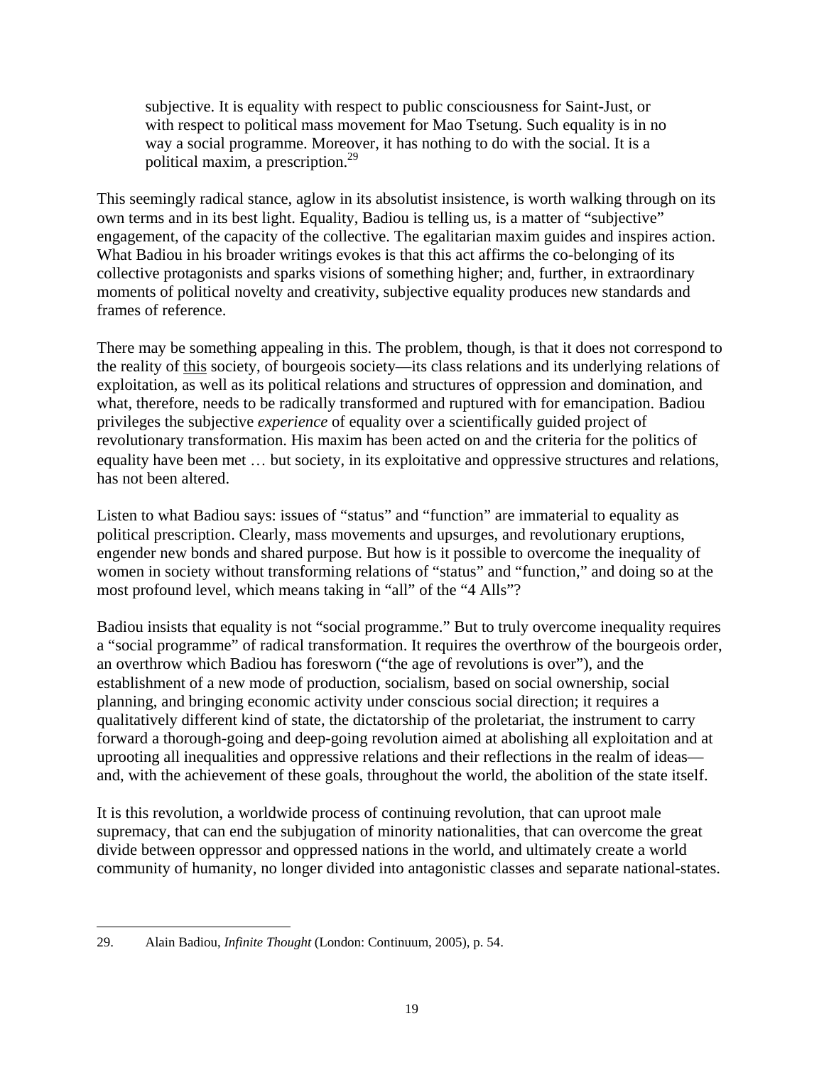> subjective. It is equality with respect to public consciousness for Saint-Just, or with respect to political mass movement for Mao Tsetung. Such equality is in no way a social programme. Moreover, it has nothing to do with the social. It is a political maxim, a prescription.[29]

This seemingly radical stance, aglow in its absolutist insistence, is worth walking through on its own terms and in its best light. Equality, Badiou is telling us, is a matter of "subjective" engagement, of the capacity of the collective. The egalitarian maxim guides and inspires action. What Badiou in his broader writings evokes is that this act affirms the co-belonging of its collective protagonists and sparks visions of something higher; and, further, in extraordinary moments of political novelty and creativity, subjective equality produces new standards and frames of reference.

There may be something appealing in this. The problem, though, is that it does not correspond to the reality of this society, of bourgeois society—its class relations and its underlying relations of exploitation, as well as its political relations and structures of oppression and domination, and what, therefore, needs to be radically transformed and ruptured with for emancipation. Badiou privileges the subjective *experience* of equality over a scientifically guided project of revolutionary transformation. His maxim has been acted on and the criteria for the politics of equality have been met … but society, in its exploitative and oppressive structures and relations, has not been altered.

Listen to what Badiou says: issues of "status" and "function" are immaterial to equality as political prescription. Clearly, mass movements and upsurges, and revolutionary eruptions, engender new bonds and shared purpose. But how is it possible to overcome the inequality of women in society without transforming relations of "status" and "function," and doing so at the most profound level, which means taking in "all" of the "4 Alls"?

Badiou insists that equality is not "social programme." But to truly overcome inequality requires a "social programme" of radical transformation. It requires the overthrow of the bourgeois order, an overthrow which Badiou has foresworn ("the age of revolutions is over"), and the establishment of a new mode of production, socialism, based on social ownership, social planning, and bringing economic activity under conscious social direction; it requires a qualitatively different kind of state, the dictatorship of the proletariat, the instrument to carry forward a thorough-going and deep-going revolution aimed at abolishing all exploitation and at uprooting all inequalities and oppressive relations and their reflections in the realm of ideas—and, with the achievement of these goals, throughout the world, the abolition of the state itself.

It is this revolution, a worldwide process of continuing revolution, that can uproot male supremacy, that can end the subjugation of minority nationalities, that can overcome the great divide between oppressor and oppressed nations in the world, and ultimately create a world community of humanity, no longer divided into antagonistic classes and separate national-states.

---

29. Alain Badiou, *Infinite Thought* (London: Continuum, 2005), p. 54.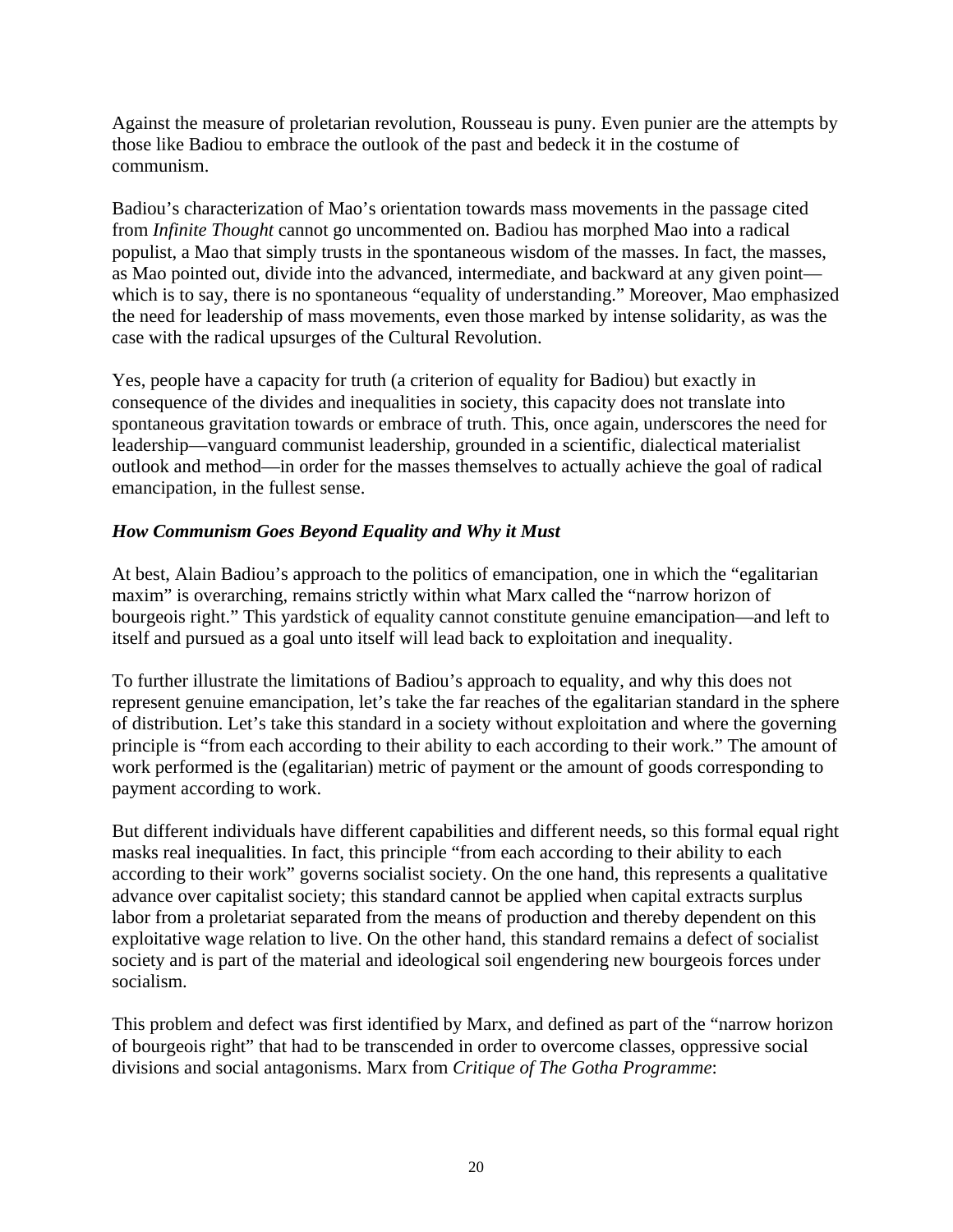Against the measure of proletarian revolution, Rousseau is puny. Even punier are the attempts by those like Badiou to embrace the outlook of the past and bedeck it in the costume of communism.

Badiou's characterization of Mao's orientation towards mass movements in the passage cited from *Infinite Thought* cannot go uncommented on. Badiou has morphed Mao into a radical populist, a Mao that simply trusts in the spontaneous wisdom of the masses. In fact, the masses, as Mao pointed out, divide into the advanced, intermediate, and backward at any given point—which is to say, there is no spontaneous "equality of understanding." Moreover, Mao emphasized the need for leadership of mass movements, even those marked by intense solidarity, as was the case with the radical upsurges of the Cultural Revolution.

Yes, people have a capacity for truth (a criterion of equality for Badiou) but exactly in consequence of the divides and inequalities in society, this capacity does not translate into spontaneous gravitation towards or embrace of truth. This, once again, underscores the need for leadership—vanguard communist leadership, grounded in a scientific, dialectical materialist outlook and method—in order for the masses themselves to actually achieve the goal of radical emancipation, in the fullest sense.

### *How Communism Goes Beyond Equality and Why it Must*

At best, Alain Badiou's approach to the politics of emancipation, one in which the "egalitarian maxim" is overarching, remains strictly within what Marx called the "narrow horizon of bourgeois right." This yardstick of equality cannot constitute genuine emancipation—and left to itself and pursued as a goal unto itself will lead back to exploitation and inequality.

To further illustrate the limitations of Badiou's approach to equality, and why this does not represent genuine emancipation, let's take the far reaches of the egalitarian standard in the sphere of distribution. Let's take this standard in a society without exploitation and where the governing principle is "from each according to their ability to each according to their work." The amount of work performed is the (egalitarian) metric of payment or the amount of goods corresponding to payment according to work.

But different individuals have different capabilities and different needs, so this formal equal right masks real inequalities. In fact, this principle "from each according to their ability to each according to their work" governs socialist society. On the one hand, this represents a qualitative advance over capitalist society; this standard cannot be applied when capital extracts surplus labor from a proletariat separated from the means of production and thereby dependent on this exploitative wage relation to live. On the other hand, this standard remains a defect of socialist society and is part of the material and ideological soil engendering new bourgeois forces under socialism.

This problem and defect was first identified by Marx, and defined as part of the "narrow horizon of bourgeois right" that had to be transcended in order to overcome classes, oppressive social divisions and social antagonisms. Marx from *Critique of The Gotha Programme*: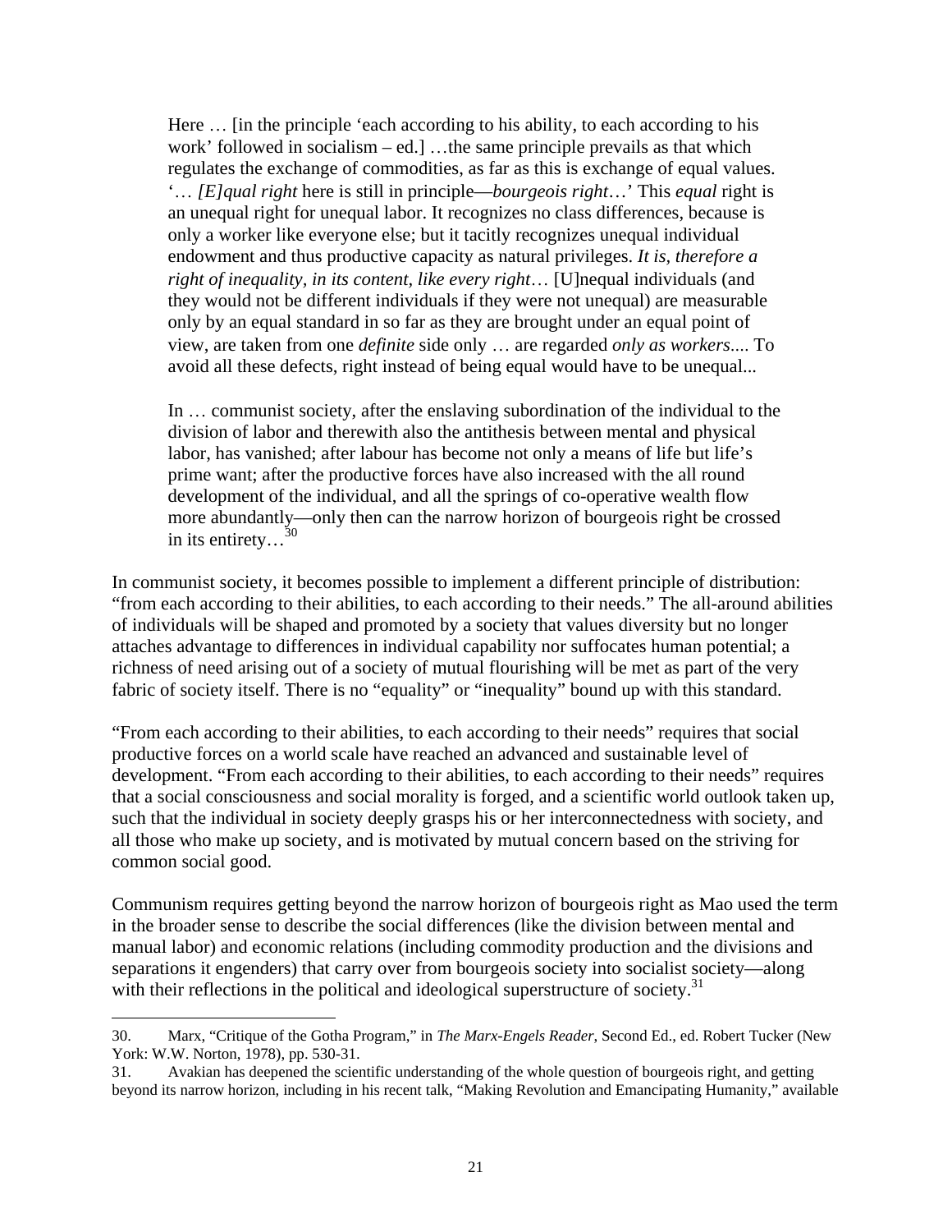> Here … [in the principle 'each according to his ability, to each according to his work' followed in socialism – ed.] …the same principle prevails as that which regulates the exchange of commodities, as far as this is exchange of equal values. '… *[E]qual right* here is still in principle—*bourgeois right*…' This *equal* right is an unequal right for unequal labor. It recognizes no class differences, because is only a worker like everyone else; but it tacitly recognizes unequal individual endowment and thus productive capacity as natural privileges. *It is, therefore a right of inequality, in its content, like every right*… [U]nequal individuals (and they would not be different individuals if they were not unequal) are measurable only by an equal standard in so far as they are brought under an equal point of view, are taken from one *definite* side only … are regarded *only as workers*.... To avoid all these defects, right instead of being equal would have to be unequal...
>
> In … communist society, after the enslaving subordination of the individual to the division of labor and therewith also the antithesis between mental and physical labor, has vanished; after labour has become not only a means of life but life's prime want; after the productive forces have also increased with the all round development of the individual, and all the springs of co-operative wealth flow more abundantly—only then can the narrow horizon of bourgeois right be crossed in its entirety…[30]

In communist society, it becomes possible to implement a different principle of distribution: "from each according to their abilities, to each according to their needs." The all-around abilities of individuals will be shaped and promoted by a society that values diversity but no longer attaches advantage to differences in individual capability nor suffocates human potential; a richness of need arising out of a society of mutual flourishing will be met as part of the very fabric of society itself. There is no "equality" or "inequality" bound up with this standard.

"From each according to their abilities, to each according to their needs" requires that social productive forces on a world scale have reached an advanced and sustainable level of development. "From each according to their abilities, to each according to their needs" requires that a social consciousness and social morality is forged, and a scientific world outlook taken up, such that the individual in society deeply grasps his or her interconnectedness with society, and all those who make up society, and is motivated by mutual concern based on the striving for common social good.

Communism requires getting beyond the narrow horizon of bourgeois right as Mao used the term in the broader sense to describe the social differences (like the division between mental and manual labor) and economic relations (including commodity production and the divisions and separations it engenders) that carry over from bourgeois society into socialist society—along with their reflections in the political and ideological superstructure of society.[31]

---

30. Marx, "Critique of the Gotha Program," in *The Marx-Engels Reader*, Second Ed., ed. Robert Tucker (New York: W.W. Norton, 1978), pp. 530-31.

31. Avakian has deepened the scientific understanding of the whole question of bourgeois right, and getting beyond its narrow horizon, including in his recent talk, "Making Revolution and Emancipating Humanity," available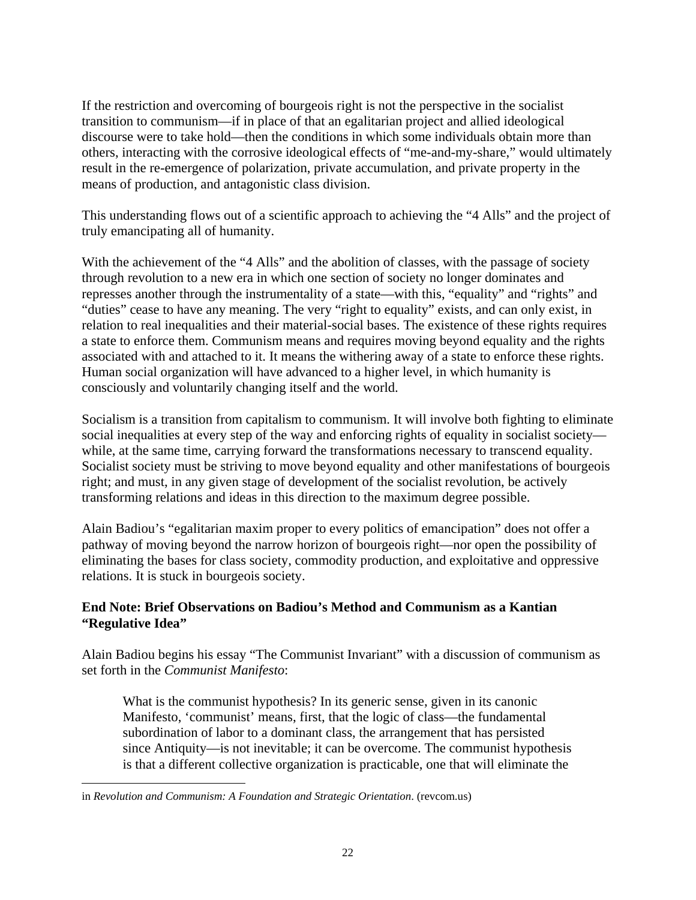If the restriction and overcoming of bourgeois right is not the perspective in the socialist transition to communism—if in place of that an egalitarian project and allied ideological discourse were to take hold—then the conditions in which some individuals obtain more than others, interacting with the corrosive ideological effects of "me-and-my-share," would ultimately result in the re-emergence of polarization, private accumulation, and private property in the means of production, and antagonistic class division.

This understanding flows out of a scientific approach to achieving the "4 Alls" and the project of truly emancipating all of humanity.

With the achievement of the "4 Alls" and the abolition of classes, with the passage of society through revolution to a new era in which one section of society no longer dominates and represses another through the instrumentality of a state—with this, "equality" and "rights" and "duties" cease to have any meaning. The very "right to equality" exists, and can only exist, in relation to real inequalities and their material-social bases. The existence of these rights requires a state to enforce them. Communism means and requires moving beyond equality and the rights associated with and attached to it. It means the withering away of a state to enforce these rights. Human social organization will have advanced to a higher level, in which humanity is consciously and voluntarily changing itself and the world.

Socialism is a transition from capitalism to communism. It will involve both fighting to eliminate social inequalities at every step of the way and enforcing rights of equality in socialist society—while, at the same time, carrying forward the transformations necessary to transcend equality. Socialist society must be striving to move beyond equality and other manifestations of bourgeois right; and must, in any given stage of development of the socialist revolution, be actively transforming relations and ideas in this direction to the maximum degree possible.

Alain Badiou's "egalitarian maxim proper to every politics of emancipation" does not offer a pathway of moving beyond the narrow horizon of bourgeois right—nor open the possibility of eliminating the bases for class society, commodity production, and exploitative and oppressive relations. It is stuck in bourgeois society.

## End Note: Brief Observations on Badiou's Method and Communism as a Kantian "Regulative Idea"

Alain Badiou begins his essay "The Communist Invariant" with a discussion of communism as set forth in the *Communist Manifesto*:

> What is the communist hypothesis? In its generic sense, given in its canonic Manifesto, 'communist' means, first, that the logic of class—the fundamental subordination of labor to a dominant class, the arrangement that has persisted since Antiquity—is not inevitable; it can be overcome. The communist hypothesis is that a different collective organization is practicable, one that will eliminate the

---

in *Revolution and Communism: A Foundation and Strategic Orientation*. (revcom.us)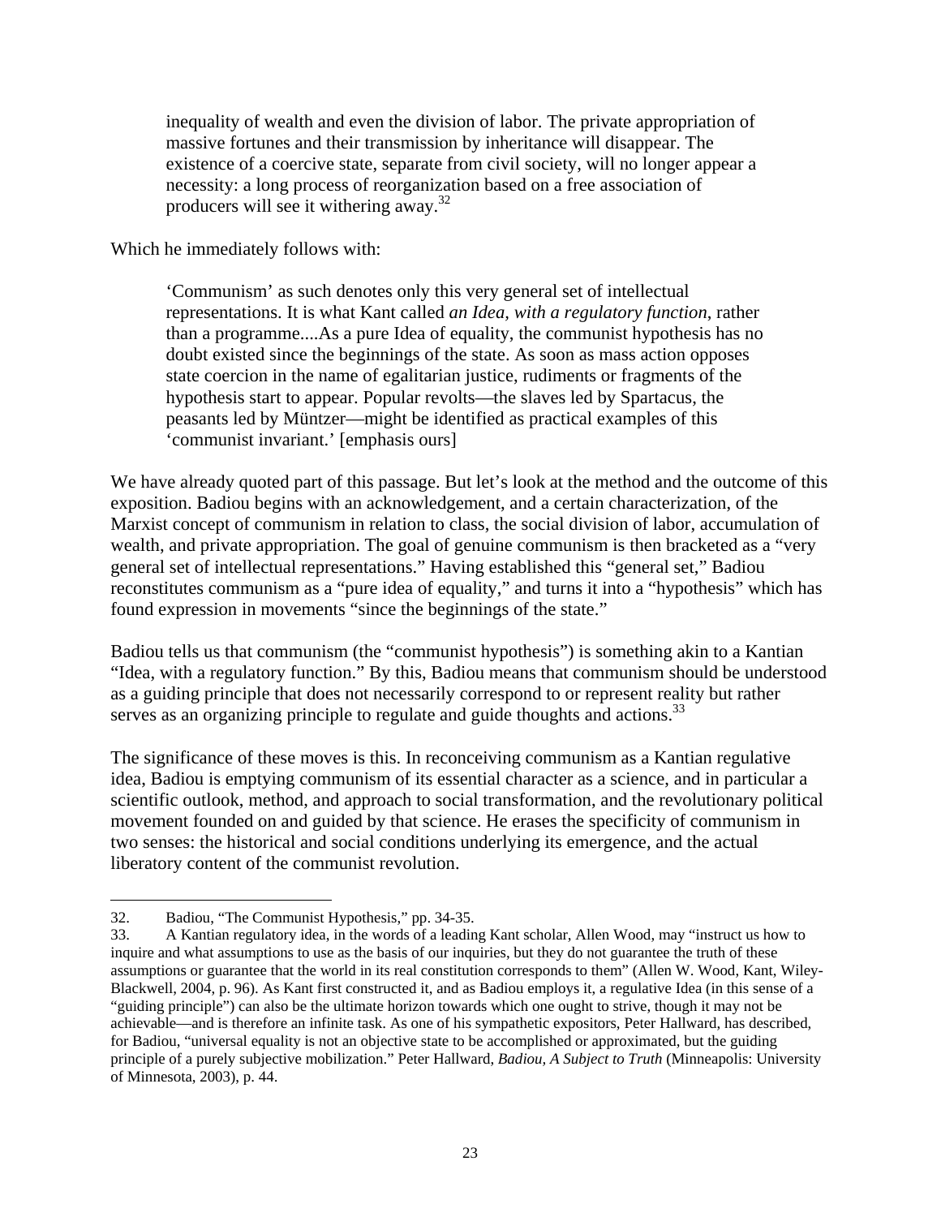> inequality of wealth and even the division of labor. The private appropriation of massive fortunes and their transmission by inheritance will disappear. The existence of a coercive state, separate from civil society, will no longer appear a necessity: a long process of reorganization based on a free association of producers will see it withering away.[32]

Which he immediately follows with:

> 'Communism' as such denotes only this very general set of intellectual representations. It is what Kant called *an Idea, with a regulatory function*, rather than a programme....As a pure Idea of equality, the communist hypothesis has no doubt existed since the beginnings of the state. As soon as mass action opposes state coercion in the name of egalitarian justice, rudiments or fragments of the hypothesis start to appear. Popular revolts—the slaves led by Spartacus, the peasants led by Müntzer—might be identified as practical examples of this 'communist invariant.' [emphasis ours]

We have already quoted part of this passage. But let's look at the method and the outcome of this exposition. Badiou begins with an acknowledgement, and a certain characterization, of the Marxist concept of communism in relation to class, the social division of labor, accumulation of wealth, and private appropriation. The goal of genuine communism is then bracketed as a "very general set of intellectual representations." Having established this "general set," Badiou reconstitutes communism as a "pure idea of equality," and turns it into a "hypothesis" which has found expression in movements "since the beginnings of the state."

Badiou tells us that communism (the "communist hypothesis") is something akin to a Kantian "Idea, with a regulatory function." By this, Badiou means that communism should be understood as a guiding principle that does not necessarily correspond to or represent reality but rather serves as an organizing principle to regulate and guide thoughts and actions.[33]

The significance of these moves is this. In reconceiving communism as a Kantian regulative idea, Badiou is emptying communism of its essential character as a science, and in particular a scientific outlook, method, and approach to social transformation, and the revolutionary political movement founded on and guided by that science. He erases the specificity of communism in two senses: the historical and social conditions underlying its emergence, and the actual liberatory content of the communist revolution.

---

32. Badiou, "The Communist Hypothesis," pp. 34-35.

33. A Kantian regulatory idea, in the words of a leading Kant scholar, Allen Wood, may "instruct us how to inquire and what assumptions to use as the basis of our inquiries, but they do not guarantee the truth of these assumptions or guarantee that the world in its real constitution corresponds to them" (Allen W. Wood, Kant, Wiley-Blackwell, 2004, p. 96). As Kant first constructed it, and as Badiou employs it, a regulative Idea (in this sense of a "guiding principle") can also be the ultimate horizon towards which one ought to strive, though it may not be achievable—and is therefore an infinite task. As one of his sympathetic expositors, Peter Hallward, has described, for Badiou, "universal equality is not an objective state to be accomplished or approximated, but the guiding principle of a purely subjective mobilization." Peter Hallward, *Badiou, A Subject to Truth* (Minneapolis: University of Minnesota, 2003), p. 44.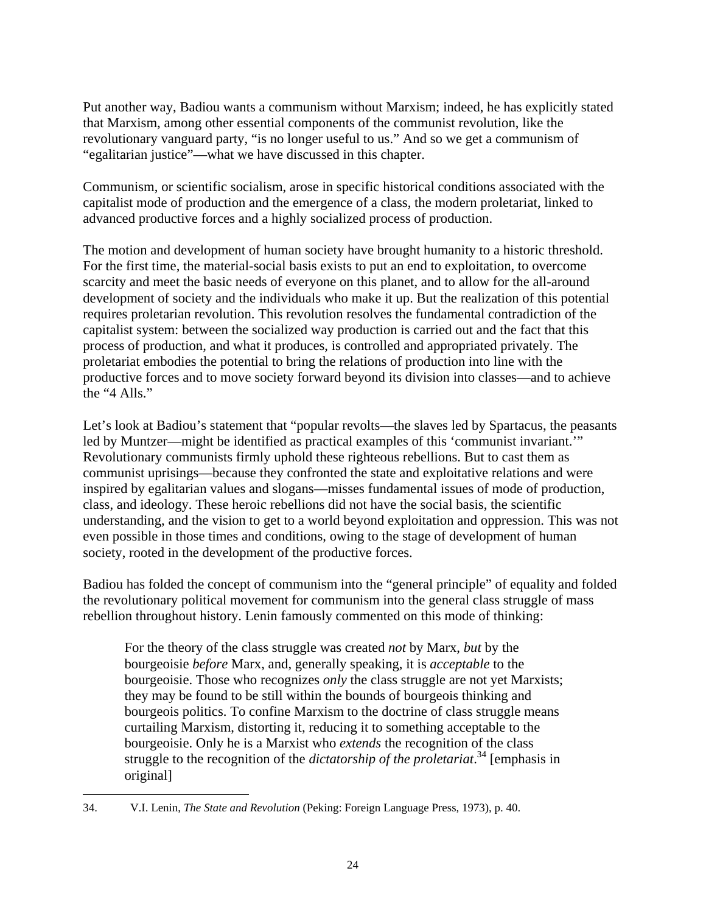Put another way, Badiou wants a communism without Marxism; indeed, he has explicitly stated that Marxism, among other essential components of the communist revolution, like the revolutionary vanguard party, "is no longer useful to us." And so we get a communism of "egalitarian justice"—what we have discussed in this chapter.

Communism, or scientific socialism, arose in specific historical conditions associated with the capitalist mode of production and the emergence of a class, the modern proletariat, linked to advanced productive forces and a highly socialized process of production.

The motion and development of human society have brought humanity to a historic threshold. For the first time, the material-social basis exists to put an end to exploitation, to overcome scarcity and meet the basic needs of everyone on this planet, and to allow for the all-around development of society and the individuals who make it up. But the realization of this potential requires proletarian revolution. This revolution resolves the fundamental contradiction of the capitalist system: between the socialized way production is carried out and the fact that this process of production, and what it produces, is controlled and appropriated privately. The proletariat embodies the potential to bring the relations of production into line with the productive forces and to move society forward beyond its division into classes—and to achieve the "4 Alls."

Let's look at Badiou's statement that "popular revolts—the slaves led by Spartacus, the peasants led by Muntzer—might be identified as practical examples of this 'communist invariant.'" Revolutionary communists firmly uphold these righteous rebellions. But to cast them as communist uprisings—because they confronted the state and exploitative relations and were inspired by egalitarian values and slogans—misses fundamental issues of mode of production, class, and ideology. These heroic rebellions did not have the social basis, the scientific understanding, and the vision to get to a world beyond exploitation and oppression. This was not even possible in those times and conditions, owing to the stage of development of human society, rooted in the development of the productive forces.

Badiou has folded the concept of communism into the "general principle" of equality and folded the revolutionary political movement for communism into the general class struggle of mass rebellion throughout history. Lenin famously commented on this mode of thinking:

> For the theory of the class struggle was created *not* by Marx, *but* by the bourgeoisie *before* Marx, and, generally speaking, it is *acceptable* to the bourgeoisie. Those who recognizes *only* the class struggle are not yet Marxists; they may be found to be still within the bounds of bourgeois thinking and bourgeois politics. To confine Marxism to the doctrine of class struggle means curtailing Marxism, distorting it, reducing it to something acceptable to the bourgeoisie. Only he is a Marxist who *extends* the recognition of the class struggle to the recognition of the *dictatorship of the proletariat*.[34] [emphasis in original]

34. V.I. Lenin, *The State and Revolution* (Peking: Foreign Language Press, 1973), p. 40.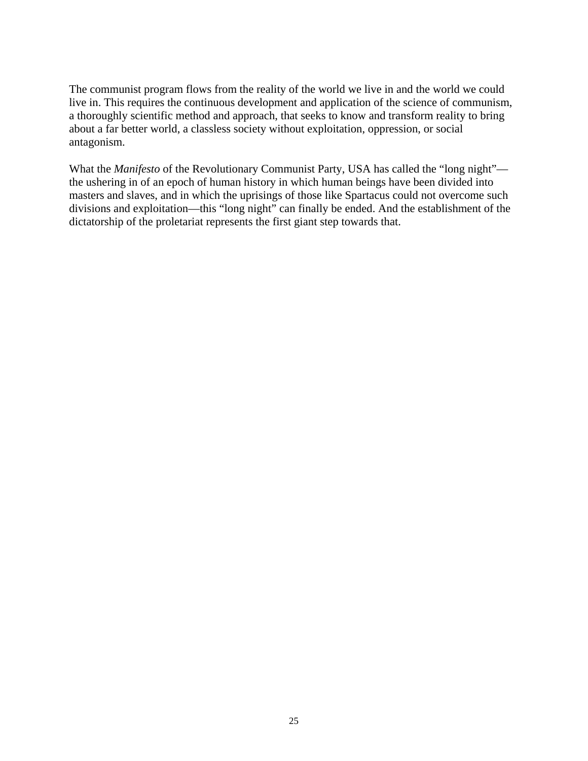The communist program flows from the reality of the world we live in and the world we could live in. This requires the continuous development and application of the science of communism, a thoroughly scientific method and approach, that seeks to know and transform reality to bring about a far better world, a classless society without exploitation, oppression, or social antagonism.

What the *Manifesto* of the Revolutionary Communist Party, USA has called the "long night"—the ushering in of an epoch of human history in which human beings have been divided into masters and slaves, and in which the uprisings of those like Spartacus could not overcome such divisions and exploitation—this "long night" can finally be ended. And the establishment of the dictatorship of the proletariat represents the first giant step towards that.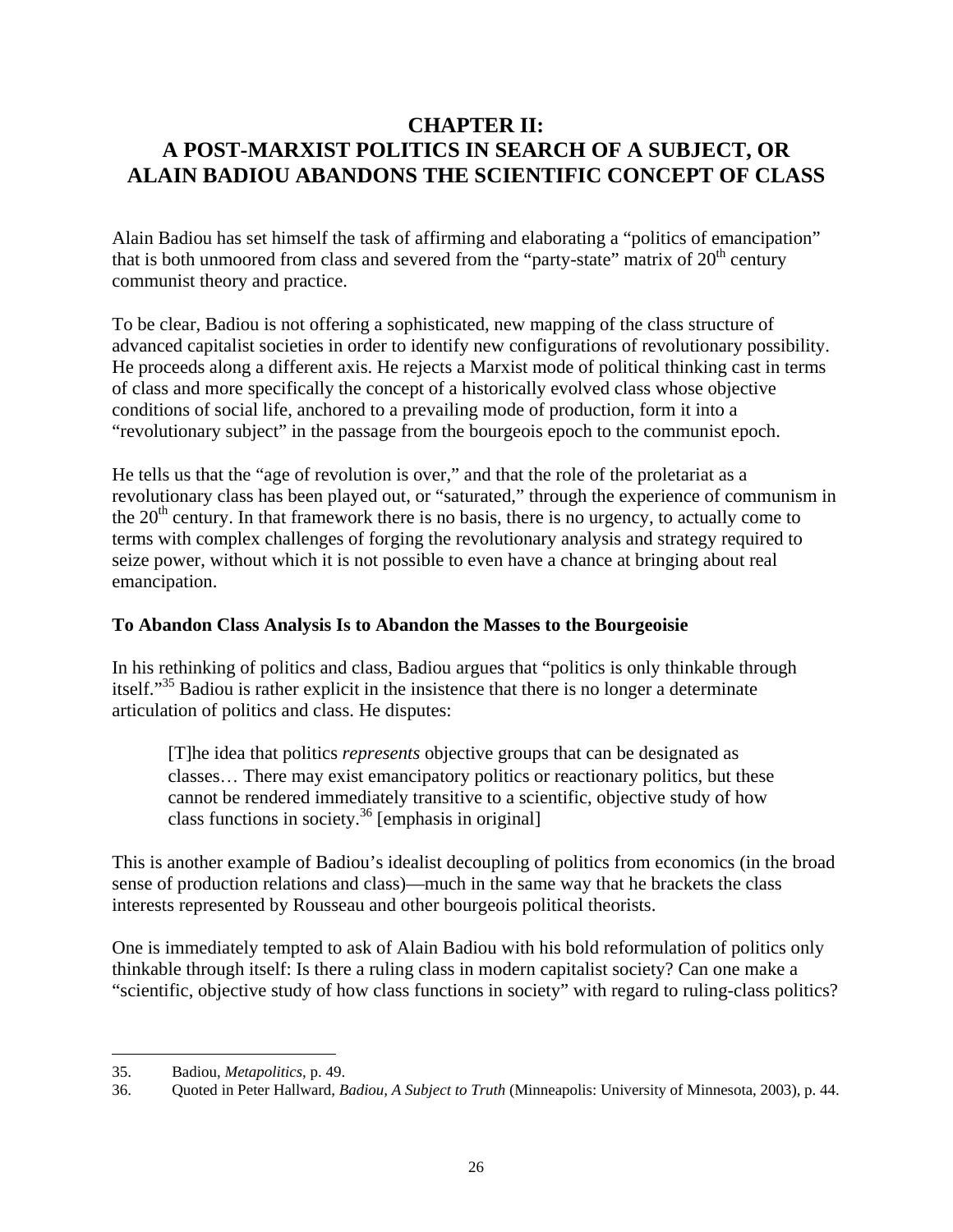# CHAPTER II: A POST-MARXIST POLITICS IN SEARCH OF A SUBJECT, OR ALAIN BADIOU ABANDONS THE SCIENTIFIC CONCEPT OF CLASS

Alain Badiou has set himself the task of affirming and elaborating a "politics of emancipation" that is both unmoored from class and severed from the "party-state" matrix of 20th century communist theory and practice.

To be clear, Badiou is not offering a sophisticated, new mapping of the class structure of advanced capitalist societies in order to identify new configurations of revolutionary possibility. He proceeds along a different axis. He rejects a Marxist mode of political thinking cast in terms of class and more specifically the concept of a historically evolved class whose objective conditions of social life, anchored to a prevailing mode of production, form it into a "revolutionary subject" in the passage from the bourgeois epoch to the communist epoch.

He tells us that the "age of revolution is over," and that the role of the proletariat as a revolutionary class has been played out, or "saturated," through the experience of communism in the 20th century. In that framework there is no basis, there is no urgency, to actually come to terms with complex challenges of forging the revolutionary analysis and strategy required to seize power, without which it is not possible to even have a chance at bringing about real emancipation.

### To Abandon Class Analysis Is to Abandon the Masses to the Bourgeoisie

In his rethinking of politics and class, Badiou argues that "politics is only thinkable through itself."[35] Badiou is rather explicit in the insistence that there is no longer a determinate articulation of politics and class. He disputes:

> [T]he idea that politics *represents* objective groups that can be designated as classes… There may exist emancipatory politics or reactionary politics, but these cannot be rendered immediately transitive to a scientific, objective study of how class functions in society.[36] [emphasis in original]

This is another example of Badiou's idealist decoupling of politics from economics (in the broad sense of production relations and class)—much in the same way that he brackets the class interests represented by Rousseau and other bourgeois political theorists.

One is immediately tempted to ask of Alain Badiou with his bold reformulation of politics only thinkable through itself: Is there a ruling class in modern capitalist society? Can one make a "scientific, objective study of how class functions in society" with regard to ruling-class politics?

---

35. Badiou, *Metapolitics*, p. 49.

36. Quoted in Peter Hallward, *Badiou, A Subject to Truth* (Minneapolis: University of Minnesota, 2003), p. 44.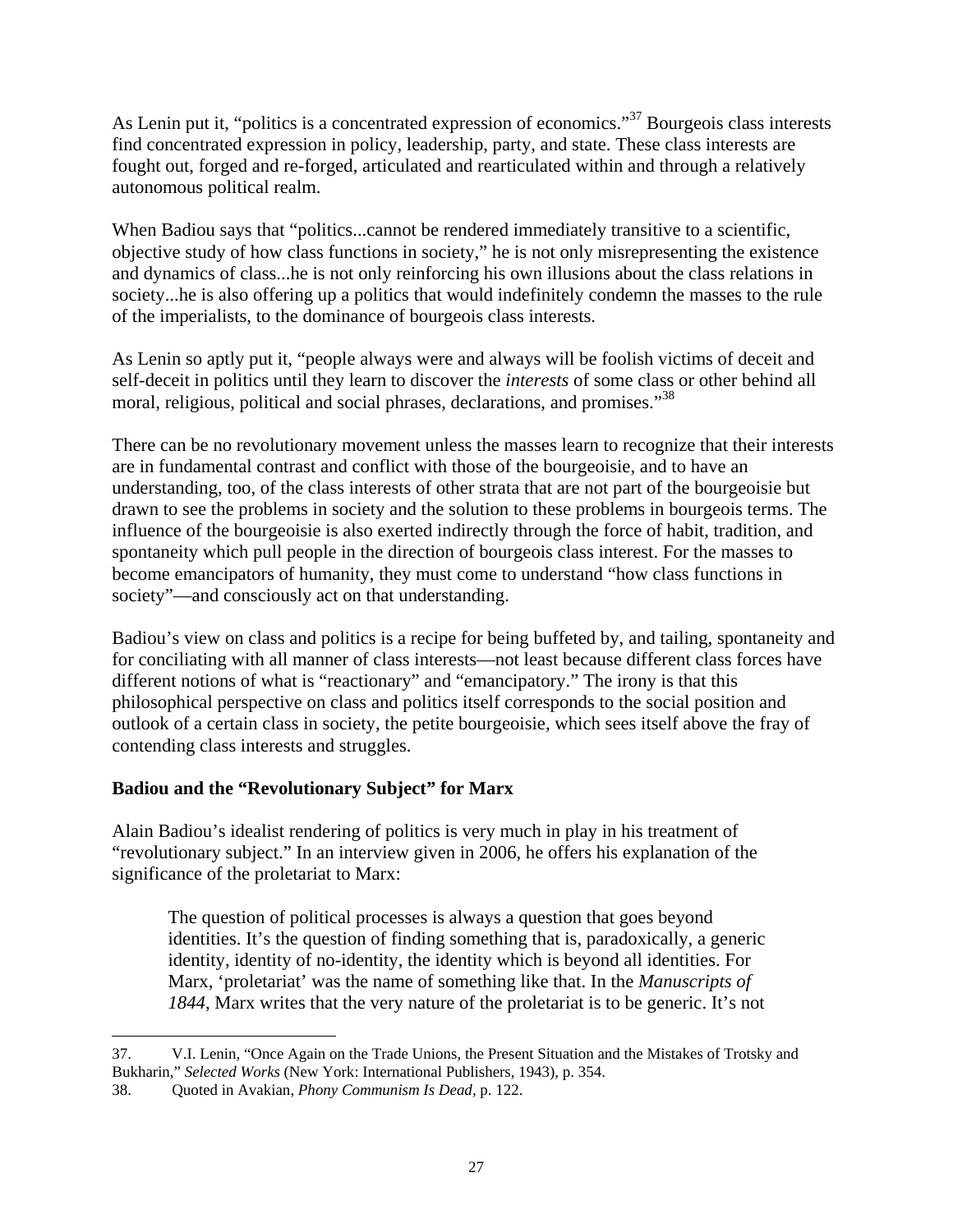As Lenin put it, "politics is a concentrated expression of economics."[37] Bourgeois class interests find concentrated expression in policy, leadership, party, and state. These class interests are fought out, forged and re-forged, articulated and rearticulated within and through a relatively autonomous political realm.

When Badiou says that "politics...cannot be rendered immediately transitive to a scientific, objective study of how class functions in society," he is not only misrepresenting the existence and dynamics of class...he is not only reinforcing his own illusions about the class relations in society...he is also offering up a politics that would indefinitely condemn the masses to the rule of the imperialists, to the dominance of bourgeois class interests.

As Lenin so aptly put it, "people always were and always will be foolish victims of deceit and self-deceit in politics until they learn to discover the *interests* of some class or other behind all moral, religious, political and social phrases, declarations, and promises."[38]

There can be no revolutionary movement unless the masses learn to recognize that their interests are in fundamental contrast and conflict with those of the bourgeoisie, and to have an understanding, too, of the class interests of other strata that are not part of the bourgeoisie but drawn to see the problems in society and the solution to these problems in bourgeois terms. The influence of the bourgeoisie is also exerted indirectly through the force of habit, tradition, and spontaneity which pull people in the direction of bourgeois class interest. For the masses to become emancipators of humanity, they must come to understand "how class functions in society"—and consciously act on that understanding.

Badiou's view on class and politics is a recipe for being buffeted by, and tailing, spontaneity and for conciliating with all manner of class interests—not least because different class forces have different notions of what is "reactionary" and "emancipatory." The irony is that this philosophical perspective on class and politics itself corresponds to the social position and outlook of a certain class in society, the petite bourgeoisie, which sees itself above the fray of contending class interests and struggles.

**Badiou and the "Revolutionary Subject" for Marx**

Alain Badiou's idealist rendering of politics is very much in play in his treatment of "revolutionary subject." In an interview given in 2006, he offers his explanation of the significance of the proletariat to Marx:

> The question of political processes is always a question that goes beyond identities. It's the question of finding something that is, paradoxically, a generic identity, identity of no-identity, the identity which is beyond all identities. For Marx, 'proletariat' was the name of something like that. In the *Manuscripts of 1844*, Marx writes that the very nature of the proletariat is to be generic. It's not

---

37. V.I. Lenin, "Once Again on the Trade Unions, the Present Situation and the Mistakes of Trotsky and Bukharin," *Selected Works* (New York: International Publishers, 1943), p. 354.

38. Quoted in Avakian, *Phony Communism Is Dead*, p. 122.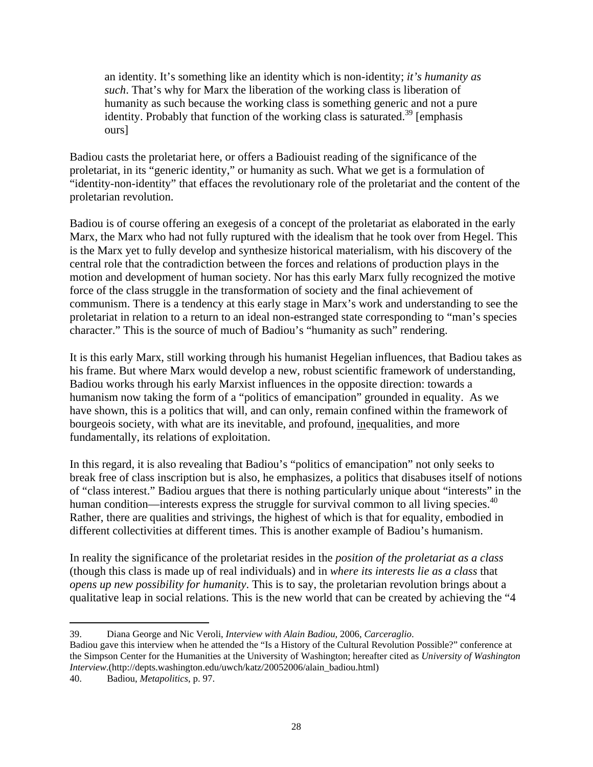> an identity. It's something like an identity which is non-identity; *it's humanity as such*. That's why for Marx the liberation of the working class is liberation of humanity as such because the working class is something generic and not a pure identity. Probably that function of the working class is saturated.[39] [emphasis ours]

Badiou casts the proletariat here, or offers a Badiouist reading of the significance of the proletariat, in its "generic identity," or humanity as such. What we get is a formulation of "identity-non-identity" that effaces the revolutionary role of the proletariat and the content of the proletarian revolution.

Badiou is of course offering an exegesis of a concept of the proletariat as elaborated in the early Marx, the Marx who had not fully ruptured with the idealism that he took over from Hegel. This is the Marx yet to fully develop and synthesize historical materialism, with his discovery of the central role that the contradiction between the forces and relations of production plays in the motion and development of human society. Nor has this early Marx fully recognized the motive force of the class struggle in the transformation of society and the final achievement of communism. There is a tendency at this early stage in Marx's work and understanding to see the proletariat in relation to a return to an ideal non-estranged state corresponding to "man's species character." This is the source of much of Badiou's "humanity as such" rendering.

It is this early Marx, still working through his humanist Hegelian influences, that Badiou takes as his frame. But where Marx would develop a new, robust scientific framework of understanding, Badiou works through his early Marxist influences in the opposite direction: towards a humanism now taking the form of a "politics of emancipation" grounded in equality. As we have shown, this is a politics that will, and can only, remain confined within the framework of bourgeois society, with what are its inevitable, and profound, <u>in</u>equalities, and more fundamentally, its relations of exploitation.

In this regard, it is also revealing that Badiou's "politics of emancipation" not only seeks to break free of class inscription but is also, he emphasizes, a politics that disabuses itself of notions of "class interest." Badiou argues that there is nothing particularly unique about "interests" in the human condition—interests express the struggle for survival common to all living species.[40] Rather, there are qualities and strivings, the highest of which is that for equality, embodied in different collectivities at different times. This is another example of Badiou's humanism.

In reality the significance of the proletariat resides in the *position of the proletariat as a class* (though this class is made up of real individuals) and in *where its interests lie as a class* that *opens up new possibility for humanity*. This is to say, the proletarian revolution brings about a qualitative leap in social relations. This is the new world that can be created by achieving the "4

---

39. Diana George and Nic Veroli, *Interview with Alain Badiou*, 2006, *Carceraglio*. Badiou gave this interview when he attended the "Is a History of the Cultural Revolution Possible?" conference at the Simpson Center for the Humanities at the University of Washington; hereafter cited as *University of Washington Interview*.(http://depts.washington.edu/uwch/katz/20052006/alain_badiou.html)

40. Badiou, *Metapolitics*, p. 97.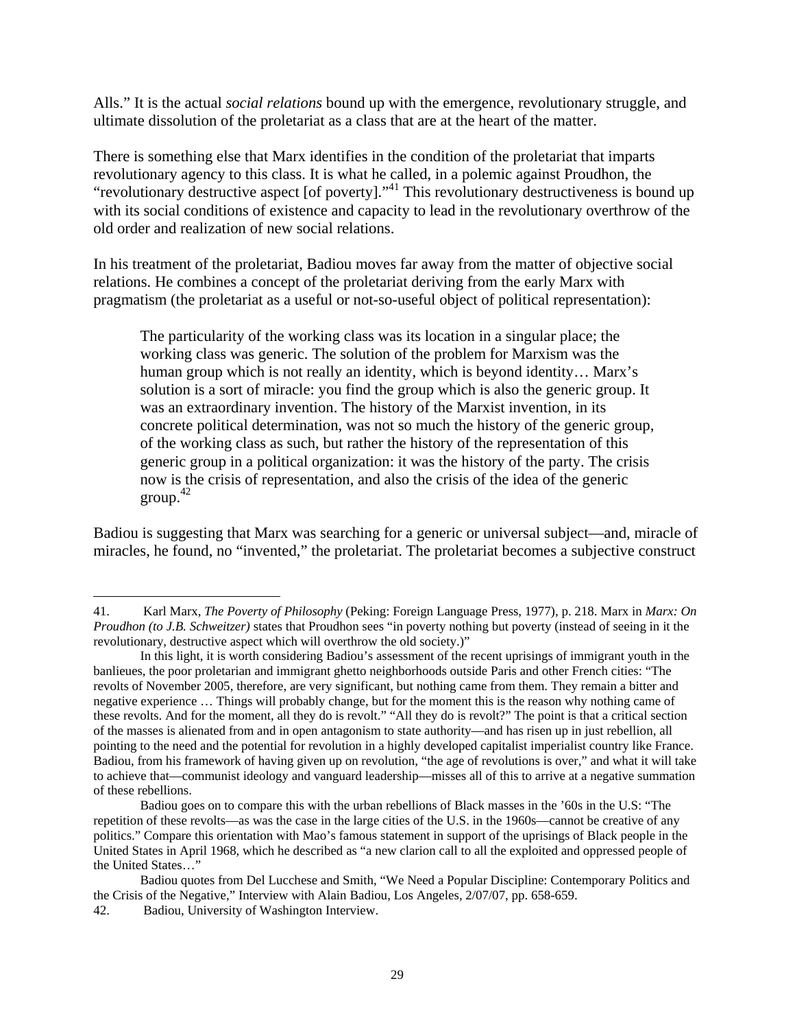Alls." It is the actual *social relations* bound up with the emergence, revolutionary struggle, and ultimate dissolution of the proletariat as a class that are at the heart of the matter.

There is something else that Marx identifies in the condition of the proletariat that imparts revolutionary agency to this class. It is what he called, in a polemic against Proudhon, the "revolutionary destructive aspect [of poverty]."[41] This revolutionary destructiveness is bound up with its social conditions of existence and capacity to lead in the revolutionary overthrow of the old order and realization of new social relations.

In his treatment of the proletariat, Badiou moves far away from the matter of objective social relations. He combines a concept of the proletariat deriving from the early Marx with pragmatism (the proletariat as a useful or not-so-useful object of political representation):

> The particularity of the working class was its location in a singular place; the working class was generic. The solution of the problem for Marxism was the human group which is not really an identity, which is beyond identity… Marx's solution is a sort of miracle: you find the group which is also the generic group. It was an extraordinary invention. The history of the Marxist invention, in its concrete political determination, was not so much the history of the generic group, of the working class as such, but rather the history of the representation of this generic group in a political organization: it was the history of the party. The crisis now is the crisis of representation, and also the crisis of the idea of the generic group.[42]

Badiou is suggesting that Marx was searching for a generic or universal subject—and, miracle of miracles, he found, no "invented," the proletariat. The proletariat becomes a subjective construct

---

41. Karl Marx, *The Poverty of Philosophy* (Peking: Foreign Language Press, 1977), p. 218. Marx in *Marx: On Proudhon (to J.B. Schweitzer)* states that Proudhon sees "in poverty nothing but poverty (instead of seeing in it the revolutionary, destructive aspect which will overthrow the old society.)"

In this light, it is worth considering Badiou's assessment of the recent uprisings of immigrant youth in the banlieues, the poor proletarian and immigrant ghetto neighborhoods outside Paris and other French cities: "The revolts of November 2005, therefore, are very significant, but nothing came from them. They remain a bitter and negative experience … Things will probably change, but for the moment this is the reason why nothing came of these revolts. And for the moment, all they do is revolt." "All they do is revolt?" The point is that a critical section of the masses is alienated from and in open antagonism to state authority—and has risen up in just rebellion, all pointing to the need and the potential for revolution in a highly developed capitalist imperialist country like France. Badiou, from his framework of having given up on revolution, "the age of revolutions is over," and what it will take to achieve that—communist ideology and vanguard leadership—misses all of this to arrive at a negative summation of these rebellions.

Badiou goes on to compare this with the urban rebellions of Black masses in the '60s in the U.S: "The repetition of these revolts—as was the case in the large cities of the U.S. in the 1960s—cannot be creative of any politics." Compare this orientation with Mao's famous statement in support of the uprisings of Black people in the United States in April 1968, which he described as "a new clarion call to all the exploited and oppressed people of the United States…"

Badiou quotes from Del Lucchese and Smith, "We Need a Popular Discipline: Contemporary Politics and the Crisis of the Negative," Interview with Alain Badiou, Los Angeles, 2/07/07, pp. 658-659.

42. Badiou, University of Washington Interview.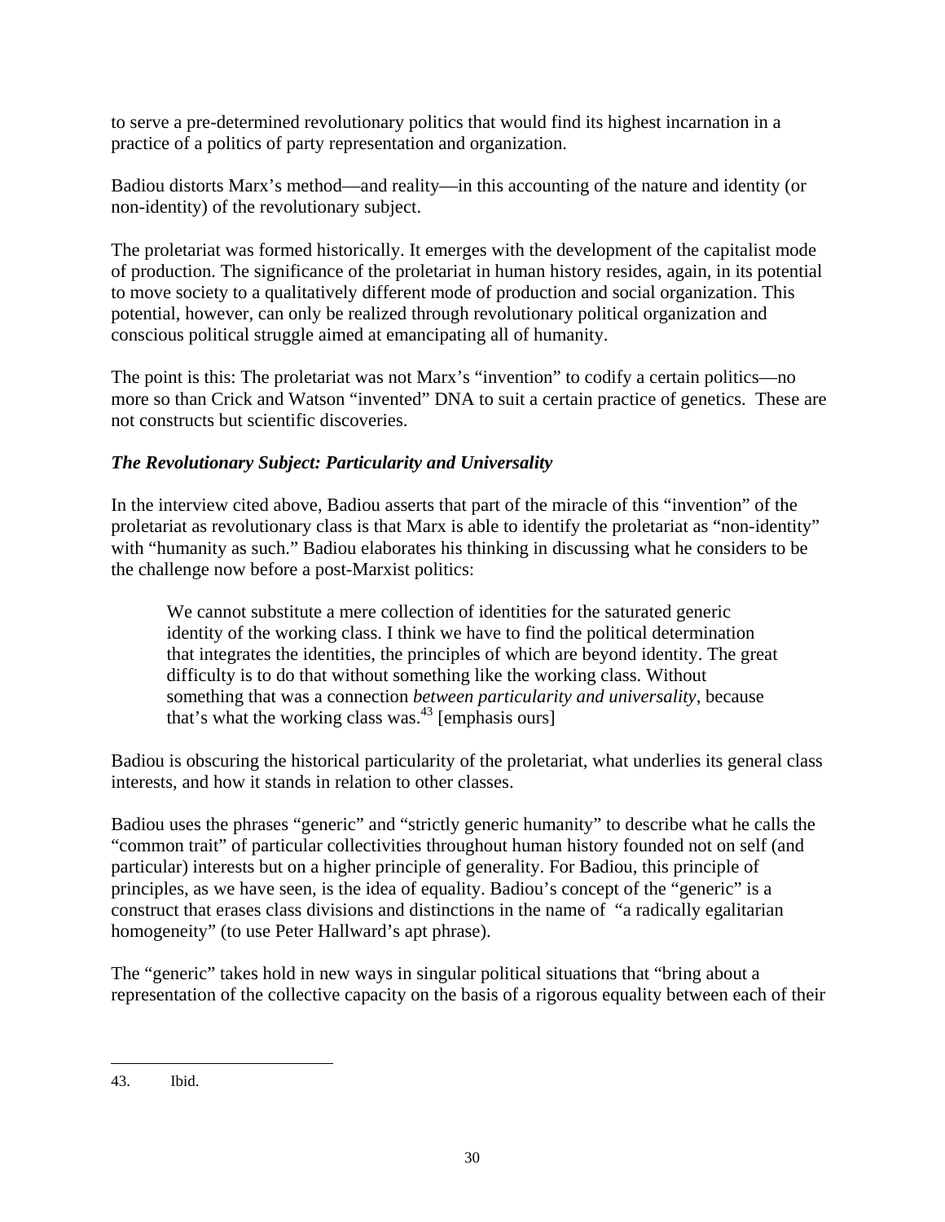to serve a pre-determined revolutionary politics that would find its highest incarnation in a practice of a politics of party representation and organization.

Badiou distorts Marx's method—and reality—in this accounting of the nature and identity (or non-identity) of the revolutionary subject.

The proletariat was formed historically. It emerges with the development of the capitalist mode of production. The significance of the proletariat in human history resides, again, in its potential to move society to a qualitatively different mode of production and social organization. This potential, however, can only be realized through revolutionary political organization and conscious political struggle aimed at emancipating all of humanity.

The point is this: The proletariat was not Marx's "invention" to codify a certain politics—no more so than Crick and Watson "invented" DNA to suit a certain practice of genetics. These are not constructs but scientific discoveries.

### *The Revolutionary Subject: Particularity and Universality*

In the interview cited above, Badiou asserts that part of the miracle of this "invention" of the proletariat as revolutionary class is that Marx is able to identify the proletariat as "non-identity" with "humanity as such." Badiou elaborates his thinking in discussing what he considers to be the challenge now before a post-Marxist politics:

> We cannot substitute a mere collection of identities for the saturated generic identity of the working class. I think we have to find the political determination that integrates the identities, the principles of which are beyond identity. The great difficulty is to do that without something like the working class. Without something that was a connection *between particularity and universality*, because that's what the working class was.[43] [emphasis ours]

Badiou is obscuring the historical particularity of the proletariat, what underlies its general class interests, and how it stands in relation to other classes.

Badiou uses the phrases "generic" and "strictly generic humanity" to describe what he calls the "common trait" of particular collectivities throughout human history founded not on self (and particular) interests but on a higher principle of generality. For Badiou, this principle of principles, as we have seen, is the idea of equality. Badiou's concept of the "generic" is a construct that erases class divisions and distinctions in the name of "a radically egalitarian homogeneity" (to use Peter Hallward's apt phrase).

The "generic" takes hold in new ways in singular political situations that "bring about a representation of the collective capacity on the basis of a rigorous equality between each of their

---

43. Ibid.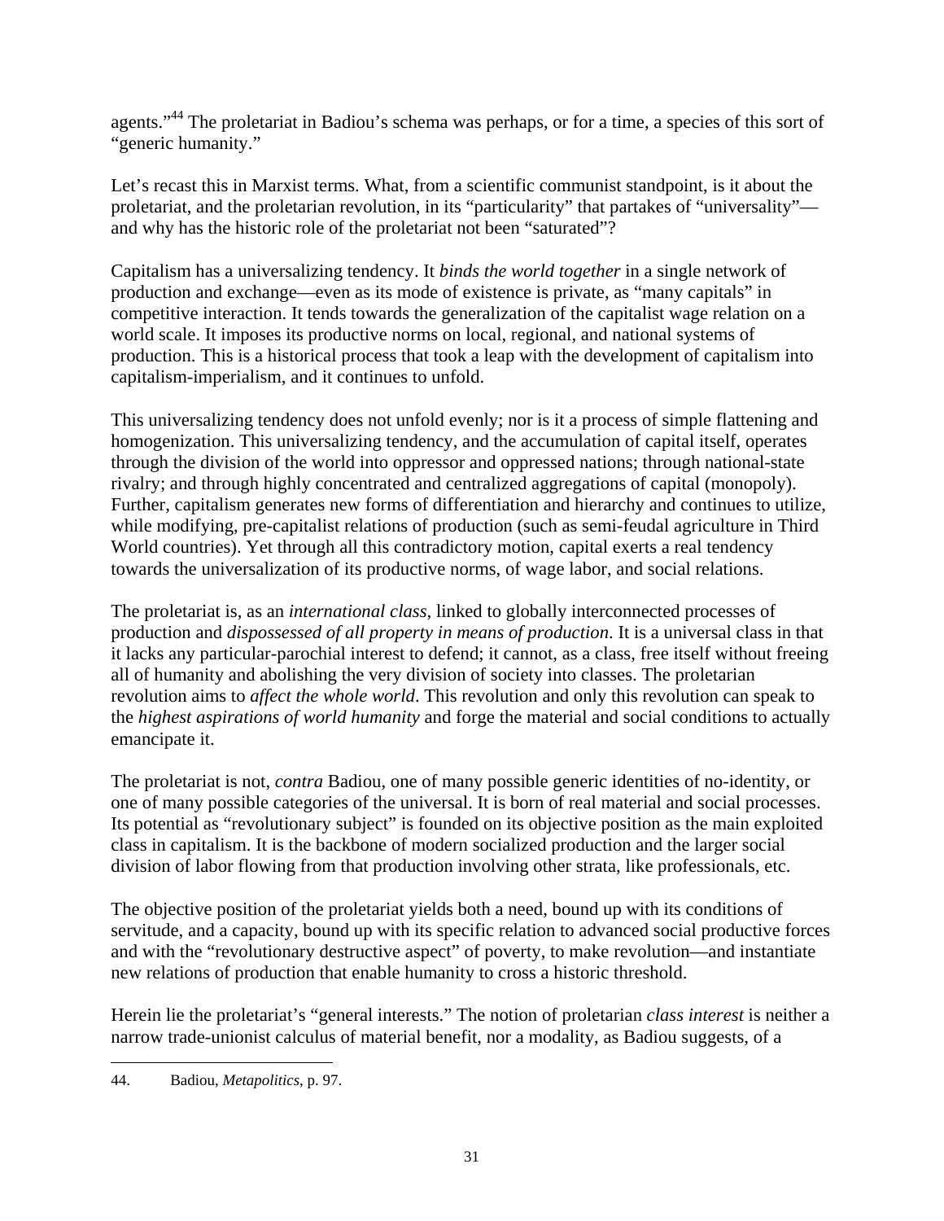agents."[44] The proletariat in Badiou's schema was perhaps, or for a time, a species of this sort of "generic humanity."

Let's recast this in Marxist terms. What, from a scientific communist standpoint, is it about the proletariat, and the proletarian revolution, in its "particularity" that partakes of "universality"—and why has the historic role of the proletariat not been "saturated"?

Capitalism has a universalizing tendency. It *binds the world together* in a single network of production and exchange—even as its mode of existence is private, as "many capitals" in competitive interaction. It tends towards the generalization of the capitalist wage relation on a world scale. It imposes its productive norms on local, regional, and national systems of production. This is a historical process that took a leap with the development of capitalism into capitalism-imperialism, and it continues to unfold.

This universalizing tendency does not unfold evenly; nor is it a process of simple flattening and homogenization. This universalizing tendency, and the accumulation of capital itself, operates through the division of the world into oppressor and oppressed nations; through national-state rivalry; and through highly concentrated and centralized aggregations of capital (monopoly). Further, capitalism generates new forms of differentiation and hierarchy and continues to utilize, while modifying, pre-capitalist relations of production (such as semi-feudal agriculture in Third World countries). Yet through all this contradictory motion, capital exerts a real tendency towards the universalization of its productive norms, of wage labor, and social relations.

The proletariat is, as an *international class*, linked to globally interconnected processes of production and *dispossessed of all property in means of production*. It is a universal class in that it lacks any particular-parochial interest to defend; it cannot, as a class, free itself without freeing all of humanity and abolishing the very division of society into classes. The proletarian revolution aims to *affect the whole world*. This revolution and only this revolution can speak to the *highest aspirations of world humanity* and forge the material and social conditions to actually emancipate it.

The proletariat is not, *contra* Badiou, one of many possible generic identities of no-identity, or one of many possible categories of the universal. It is born of real material and social processes. Its potential as "revolutionary subject" is founded on its objective position as the main exploited class in capitalism. It is the backbone of modern socialized production and the larger social division of labor flowing from that production involving other strata, like professionals, etc.

The objective position of the proletariat yields both a need, bound up with its conditions of servitude, and a capacity, bound up with its specific relation to advanced social productive forces and with the "revolutionary destructive aspect" of poverty, to make revolution—and instantiate new relations of production that enable humanity to cross a historic threshold.

Herein lie the proletariat's "general interests." The notion of proletarian *class interest* is neither a narrow trade-unionist calculus of material benefit, nor a modality, as Badiou suggests, of a

---

44. Badiou, *Metapolitics*, p. 97.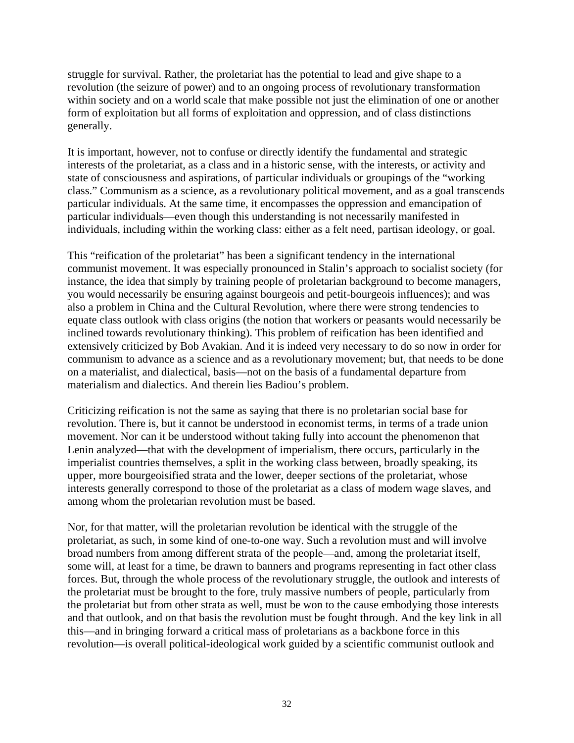struggle for survival. Rather, the proletariat has the potential to lead and give shape to a revolution (the seizure of power) and to an ongoing process of revolutionary transformation within society and on a world scale that make possible not just the elimination of one or another form of exploitation but all forms of exploitation and oppression, and of class distinctions generally.

It is important, however, not to confuse or directly identify the fundamental and strategic interests of the proletariat, as a class and in a historic sense, with the interests, or activity and state of consciousness and aspirations, of particular individuals or groupings of the "working class." Communism as a science, as a revolutionary political movement, and as a goal transcends particular individuals. At the same time, it encompasses the oppression and emancipation of particular individuals—even though this understanding is not necessarily manifested in individuals, including within the working class: either as a felt need, partisan ideology, or goal.

This "reification of the proletariat" has been a significant tendency in the international communist movement. It was especially pronounced in Stalin's approach to socialist society (for instance, the idea that simply by training people of proletarian background to become managers, you would necessarily be ensuring against bourgeois and petit-bourgeois influences); and was also a problem in China and the Cultural Revolution, where there were strong tendencies to equate class outlook with class origins (the notion that workers or peasants would necessarily be inclined towards revolutionary thinking). This problem of reification has been identified and extensively criticized by Bob Avakian. And it is indeed very necessary to do so now in order for communism to advance as a science and as a revolutionary movement; but, that needs to be done on a materialist, and dialectical, basis—not on the basis of a fundamental departure from materialism and dialectics. And therein lies Badiou's problem.

Criticizing reification is not the same as saying that there is no proletarian social base for revolution. There is, but it cannot be understood in economist terms, in terms of a trade union movement. Nor can it be understood without taking fully into account the phenomenon that Lenin analyzed—that with the development of imperialism, there occurs, particularly in the imperialist countries themselves, a split in the working class between, broadly speaking, its upper, more bourgeoisified strata and the lower, deeper sections of the proletariat, whose interests generally correspond to those of the proletariat as a class of modern wage slaves, and among whom the proletarian revolution must be based.

Nor, for that matter, will the proletarian revolution be identical with the struggle of the proletariat, as such, in some kind of one-to-one way. Such a revolution must and will involve broad numbers from among different strata of the people—and, among the proletariat itself, some will, at least for a time, be drawn to banners and programs representing in fact other class forces. But, through the whole process of the revolutionary struggle, the outlook and interests of the proletariat must be brought to the fore, truly massive numbers of people, particularly from the proletariat but from other strata as well, must be won to the cause embodying those interests and that outlook, and on that basis the revolution must be fought through. And the key link in all this—and in bringing forward a critical mass of proletarians as a backbone force in this revolution—is overall political-ideological work guided by a scientific communist outlook and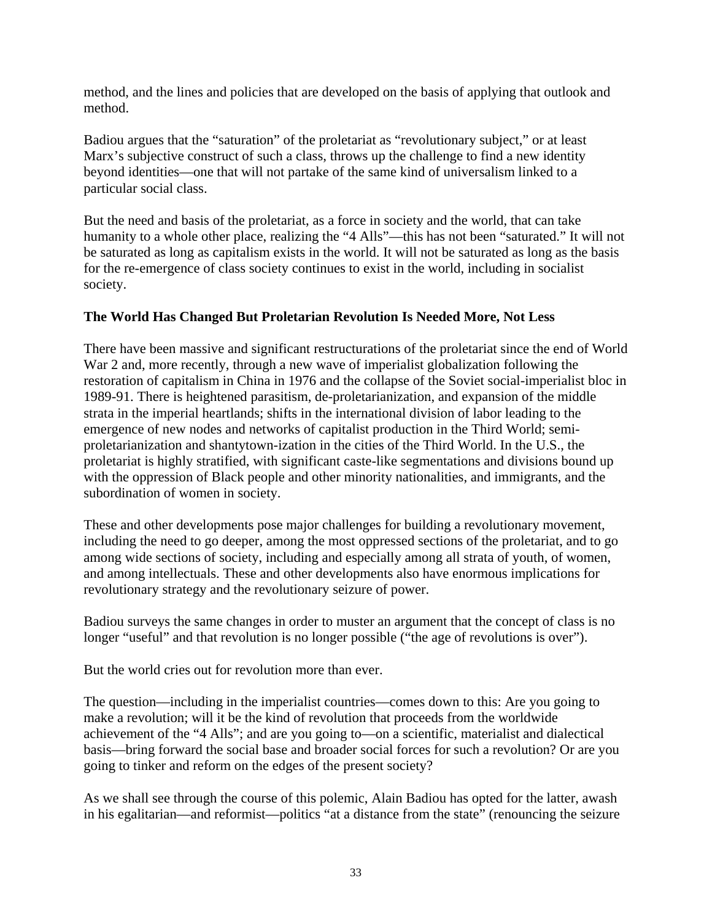method, and the lines and policies that are developed on the basis of applying that outlook and method.

Badiou argues that the "saturation" of the proletariat as "revolutionary subject," or at least Marx's subjective construct of such a class, throws up the challenge to find a new identity beyond identities—one that will not partake of the same kind of universalism linked to a particular social class.

But the need and basis of the proletariat, as a force in society and the world, that can take humanity to a whole other place, realizing the "4 Alls"—this has not been "saturated." It will not be saturated as long as capitalism exists in the world. It will not be saturated as long as the basis for the re-emergence of class society continues to exist in the world, including in socialist society.

**The World Has Changed But Proletarian Revolution Is Needed More, Not Less**

There have been massive and significant restructurations of the proletariat since the end of World War 2 and, more recently, through a new wave of imperialist globalization following the restoration of capitalism in China in 1976 and the collapse of the Soviet social-imperialist bloc in 1989-91. There is heightened parasitism, de-proletarianization, and expansion of the middle strata in the imperial heartlands; shifts in the international division of labor leading to the emergence of new nodes and networks of capitalist production in the Third World; semi-proletarianization and shantytown-ization in the cities of the Third World. In the U.S., the proletariat is highly stratified, with significant caste-like segmentations and divisions bound up with the oppression of Black people and other minority nationalities, and immigrants, and the subordination of women in society.

These and other developments pose major challenges for building a revolutionary movement, including the need to go deeper, among the most oppressed sections of the proletariat, and to go among wide sections of society, including and especially among all strata of youth, of women, and among intellectuals. These and other developments also have enormous implications for revolutionary strategy and the revolutionary seizure of power.

Badiou surveys the same changes in order to muster an argument that the concept of class is no longer "useful" and that revolution is no longer possible ("the age of revolutions is over").

But the world cries out for revolution more than ever.

The question—including in the imperialist countries—comes down to this: Are you going to make a revolution; will it be the kind of revolution that proceeds from the worldwide achievement of the "4 Alls"; and are you going to—on a scientific, materialist and dialectical basis—bring forward the social base and broader social forces for such a revolution? Or are you going to tinker and reform on the edges of the present society?

As we shall see through the course of this polemic, Alain Badiou has opted for the latter, awash in his egalitarian—and reformist—politics "at a distance from the state" (renouncing the seizure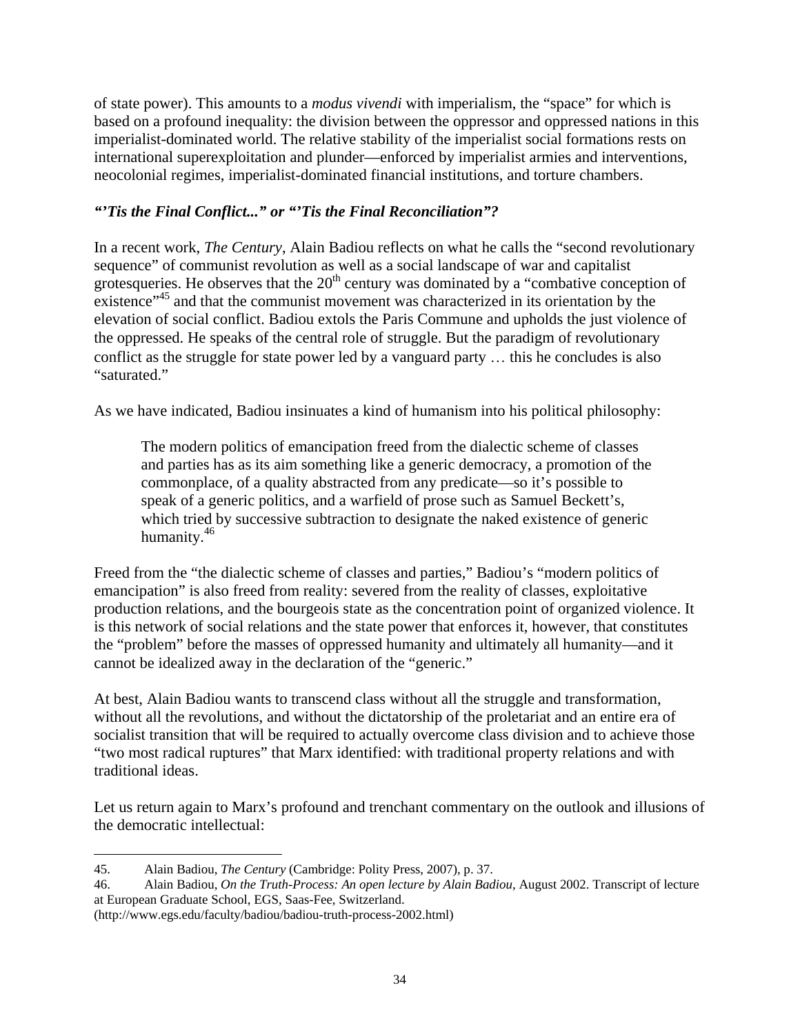of state power). This amounts to a *modus vivendi* with imperialism, the "space" for which is based on a profound inequality: the division between the oppressor and oppressed nations in this imperialist-dominated world. The relative stability of the imperialist social formations rests on international superexploitation and plunder—enforced by imperialist armies and interventions, neocolonial regimes, imperialist-dominated financial institutions, and torture chambers.

### *"'Tis the Final Conflict..." or "'Tis the Final Reconciliation"?*

In a recent work, *The Century*, Alain Badiou reflects on what he calls the "second revolutionary sequence" of communist revolution as well as a social landscape of war and capitalist grotesqueries. He observes that the 20th century was dominated by a "combative conception of existence"[45] and that the communist movement was characterized in its orientation by the elevation of social conflict. Badiou extols the Paris Commune and upholds the just violence of the oppressed. He speaks of the central role of struggle. But the paradigm of revolutionary conflict as the struggle for state power led by a vanguard party … this he concludes is also "saturated."

As we have indicated, Badiou insinuates a kind of humanism into his political philosophy:

> The modern politics of emancipation freed from the dialectic scheme of classes and parties has as its aim something like a generic democracy, a promotion of the commonplace, of a quality abstracted from any predicate—so it's possible to speak of a generic politics, and a warfield of prose such as Samuel Beckett's, which tried by successive subtraction to designate the naked existence of generic humanity.[46]

Freed from the "the dialectic scheme of classes and parties," Badiou's "modern politics of emancipation" is also freed from reality: severed from the reality of classes, exploitative production relations, and the bourgeois state as the concentration point of organized violence. It is this network of social relations and the state power that enforces it, however, that constitutes the "problem" before the masses of oppressed humanity and ultimately all humanity—and it cannot be idealized away in the declaration of the "generic."

At best, Alain Badiou wants to transcend class without all the struggle and transformation, without all the revolutions, and without the dictatorship of the proletariat and an entire era of socialist transition that will be required to actually overcome class division and to achieve those "two most radical ruptures" that Marx identified: with traditional property relations and with traditional ideas.

Let us return again to Marx's profound and trenchant commentary on the outlook and illusions of the democratic intellectual:

---

45. Alain Badiou, *The Century* (Cambridge: Polity Press, 2007), p. 37.

46. Alain Badiou, *On the Truth-Process: An open lecture by Alain Badiou*, August 2002. Transcript of lecture at European Graduate School, EGS, Saas-Fee, Switzerland. (http://www.egs.edu/faculty/badiou/badiou-truth-process-2002.html)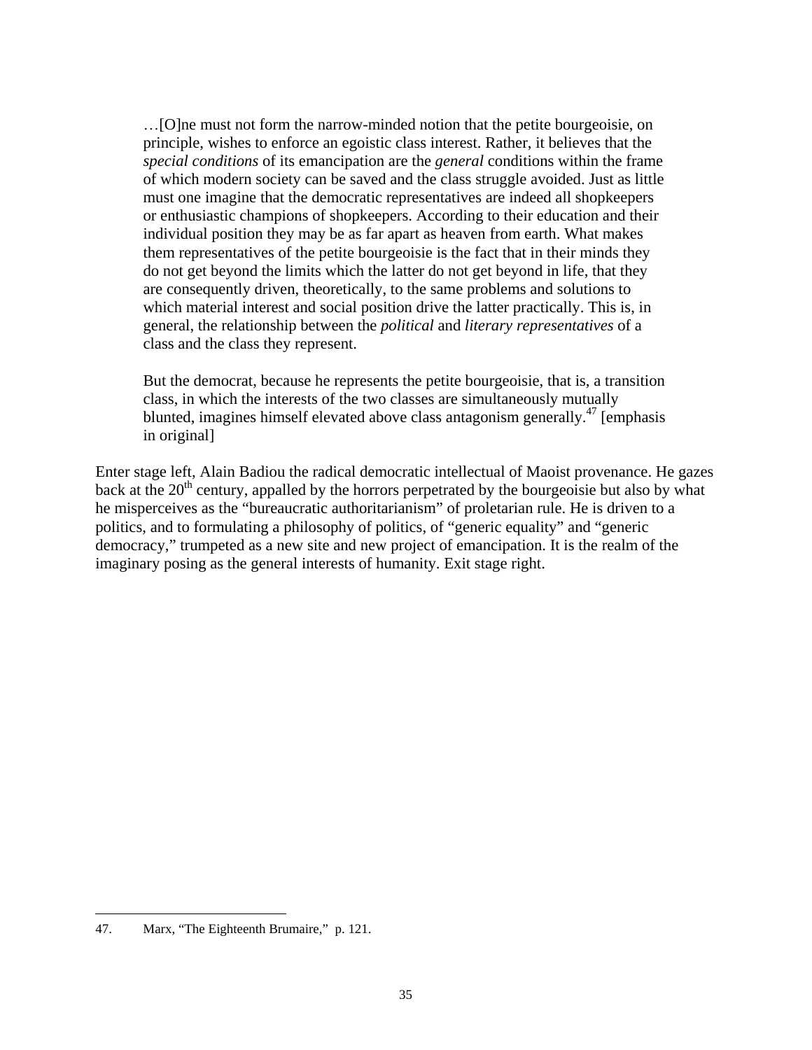> …[O]ne must not form the narrow-minded notion that the petite bourgeoisie, on principle, wishes to enforce an egoistic class interest. Rather, it believes that the *special conditions* of its emancipation are the *general* conditions within the frame of which modern society can be saved and the class struggle avoided. Just as little must one imagine that the democratic representatives are indeed all shopkeepers or enthusiastic champions of shopkeepers. According to their education and their individual position they may be as far apart as heaven from earth. What makes them representatives of the petite bourgeoisie is the fact that in their minds they do not get beyond the limits which the latter do not get beyond in life, that they are consequently driven, theoretically, to the same problems and solutions to which material interest and social position drive the latter practically. This is, in general, the relationship between the *political* and *literary representatives* of a class and the class they represent.
>
> But the democrat, because he represents the petite bourgeoisie, that is, a transition class, in which the interests of the two classes are simultaneously mutually blunted, imagines himself elevated above class antagonism generally.[47] [emphasis in original]

Enter stage left, Alain Badiou the radical democratic intellectual of Maoist provenance. He gazes back at the 20th century, appalled by the horrors perpetrated by the bourgeoisie but also by what he misperceives as the "bureaucratic authoritarianism" of proletarian rule. He is driven to a politics, and to formulating a philosophy of politics, of "generic equality" and "generic democracy," trumpeted as a new site and new project of emancipation. It is the realm of the imaginary posing as the general interests of humanity. Exit stage right.

---

47. Marx, "The Eighteenth Brumaire," p. 121.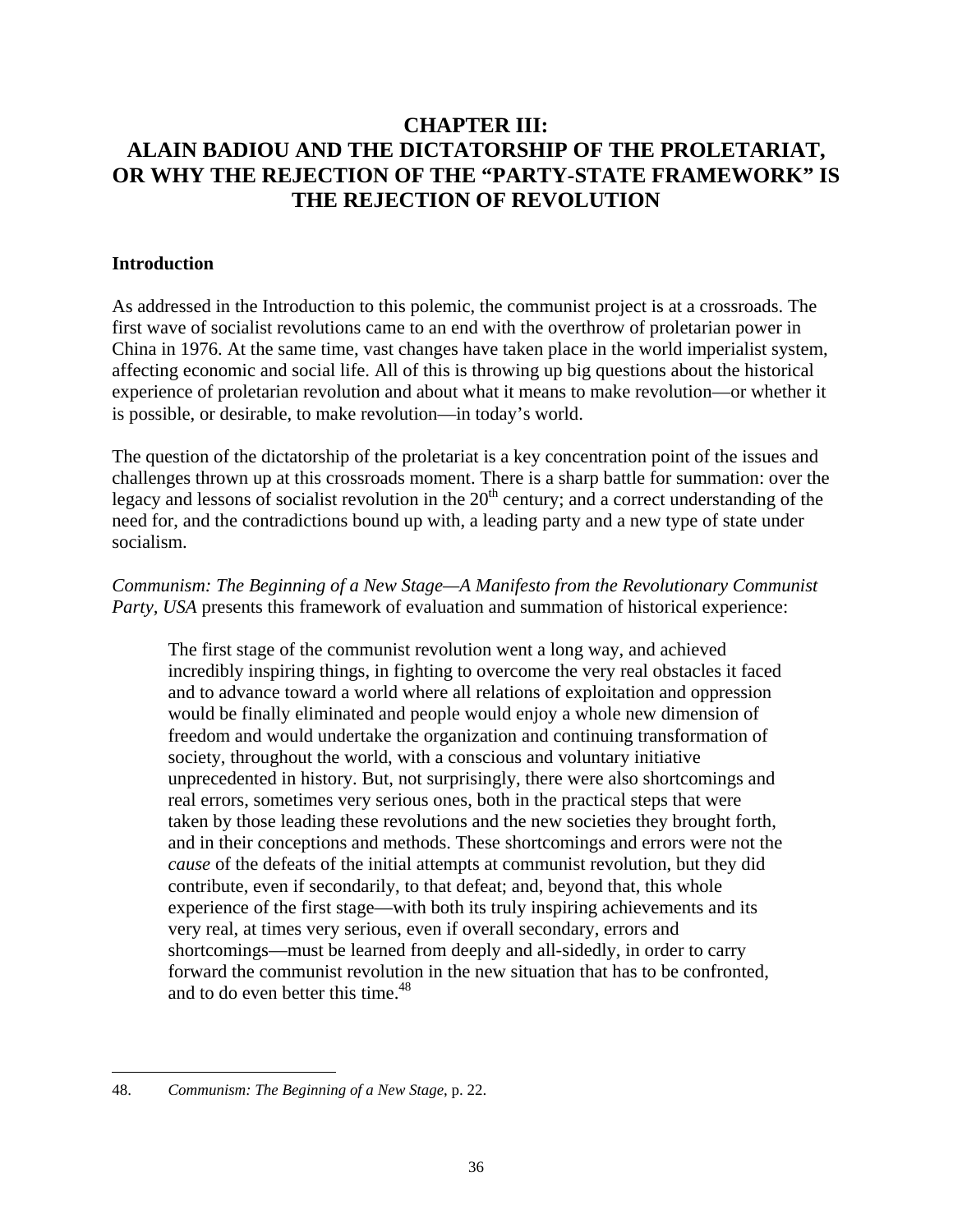# CHAPTER III: ALAIN BADIOU AND THE DICTATORSHIP OF THE PROLETARIAT, OR WHY THE REJECTION OF THE "PARTY-STATE FRAMEWORK" IS THE REJECTION OF REVOLUTION

## Introduction

As addressed in the Introduction to this polemic, the communist project is at a crossroads. The first wave of socialist revolutions came to an end with the overthrow of proletarian power in China in 1976. At the same time, vast changes have taken place in the world imperialist system, affecting economic and social life. All of this is throwing up big questions about the historical experience of proletarian revolution and about what it means to make revolution—or whether it is possible, or desirable, to make revolution—in today's world.

The question of the dictatorship of the proletariat is a key concentration point of the issues and challenges thrown up at this crossroads moment. There is a sharp battle for summation: over the legacy and lessons of socialist revolution in the 20th century; and a correct understanding of the need for, and the contradictions bound up with, a leading party and a new type of state under socialism.

*Communism: The Beginning of a New Stage—A Manifesto from the Revolutionary Communist Party, USA* presents this framework of evaluation and summation of historical experience:

> The first stage of the communist revolution went a long way, and achieved incredibly inspiring things, in fighting to overcome the very real obstacles it faced and to advance toward a world where all relations of exploitation and oppression would be finally eliminated and people would enjoy a whole new dimension of freedom and would undertake the organization and continuing transformation of society, throughout the world, with a conscious and voluntary initiative unprecedented in history. But, not surprisingly, there were also shortcomings and real errors, sometimes very serious ones, both in the practical steps that were taken by those leading these revolutions and the new societies they brought forth, and in their conceptions and methods. These shortcomings and errors were not the *cause* of the defeats of the initial attempts at communist revolution, but they did contribute, even if secondarily, to that defeat; and, beyond that, this whole experience of the first stage—with both its truly inspiring achievements and its very real, at times very serious, even if overall secondary, errors and shortcomings—must be learned from deeply and all-sidedly, in order to carry forward the communist revolution in the new situation that has to be confronted, and to do even better this time.[48]

---

48. *Communism: The Beginning of a New Stage*, p. 22.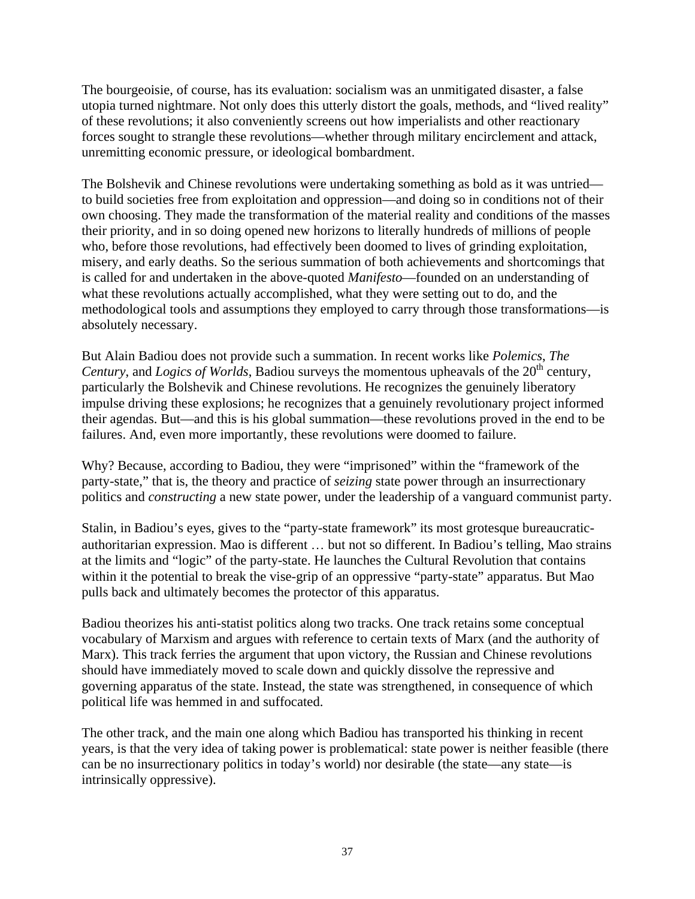The bourgeoisie, of course, has its evaluation: socialism was an unmitigated disaster, a false utopia turned nightmare. Not only does this utterly distort the goals, methods, and "lived reality" of these revolutions; it also conveniently screens out how imperialists and other reactionary forces sought to strangle these revolutions—whether through military encirclement and attack, unremitting economic pressure, or ideological bombardment.

The Bolshevik and Chinese revolutions were undertaking something as bold as it was untried—to build societies free from exploitation and oppression—and doing so in conditions not of their own choosing. They made the transformation of the material reality and conditions of the masses their priority, and in so doing opened new horizons to literally hundreds of millions of people who, before those revolutions, had effectively been doomed to lives of grinding exploitation, misery, and early deaths. So the serious summation of both achievements and shortcomings that is called for and undertaken in the above-quoted *Manifesto*—founded on an understanding of what these revolutions actually accomplished, what they were setting out to do, and the methodological tools and assumptions they employed to carry through those transformations—is absolutely necessary.

But Alain Badiou does not provide such a summation. In recent works like *Polemics*, *The Century*, and *Logics of Worlds*, Badiou surveys the momentous upheavals of the 20th century, particularly the Bolshevik and Chinese revolutions. He recognizes the genuinely liberatory impulse driving these explosions; he recognizes that a genuinely revolutionary project informed their agendas. But—and this is his global summation—these revolutions proved in the end to be failures. And, even more importantly, these revolutions were doomed to failure.

Why? Because, according to Badiou, they were "imprisoned" within the "framework of the party-state," that is, the theory and practice of *seizing* state power through an insurrectionary politics and *constructing* a new state power, under the leadership of a vanguard communist party.

Stalin, in Badiou's eyes, gives to the "party-state framework" its most grotesque bureaucratic-authoritarian expression. Mao is different … but not so different. In Badiou's telling, Mao strains at the limits and "logic" of the party-state. He launches the Cultural Revolution that contains within it the potential to break the vise-grip of an oppressive "party-state" apparatus. But Mao pulls back and ultimately becomes the protector of this apparatus.

Badiou theorizes his anti-statist politics along two tracks. One track retains some conceptual vocabulary of Marxism and argues with reference to certain texts of Marx (and the authority of Marx). This track ferries the argument that upon victory, the Russian and Chinese revolutions should have immediately moved to scale down and quickly dissolve the repressive and governing apparatus of the state. Instead, the state was strengthened, in consequence of which political life was hemmed in and suffocated.

The other track, and the main one along which Badiou has transported his thinking in recent years, is that the very idea of taking power is problematical: state power is neither feasible (there can be no insurrectionary politics in today's world) nor desirable (the state—any state—is intrinsically oppressive).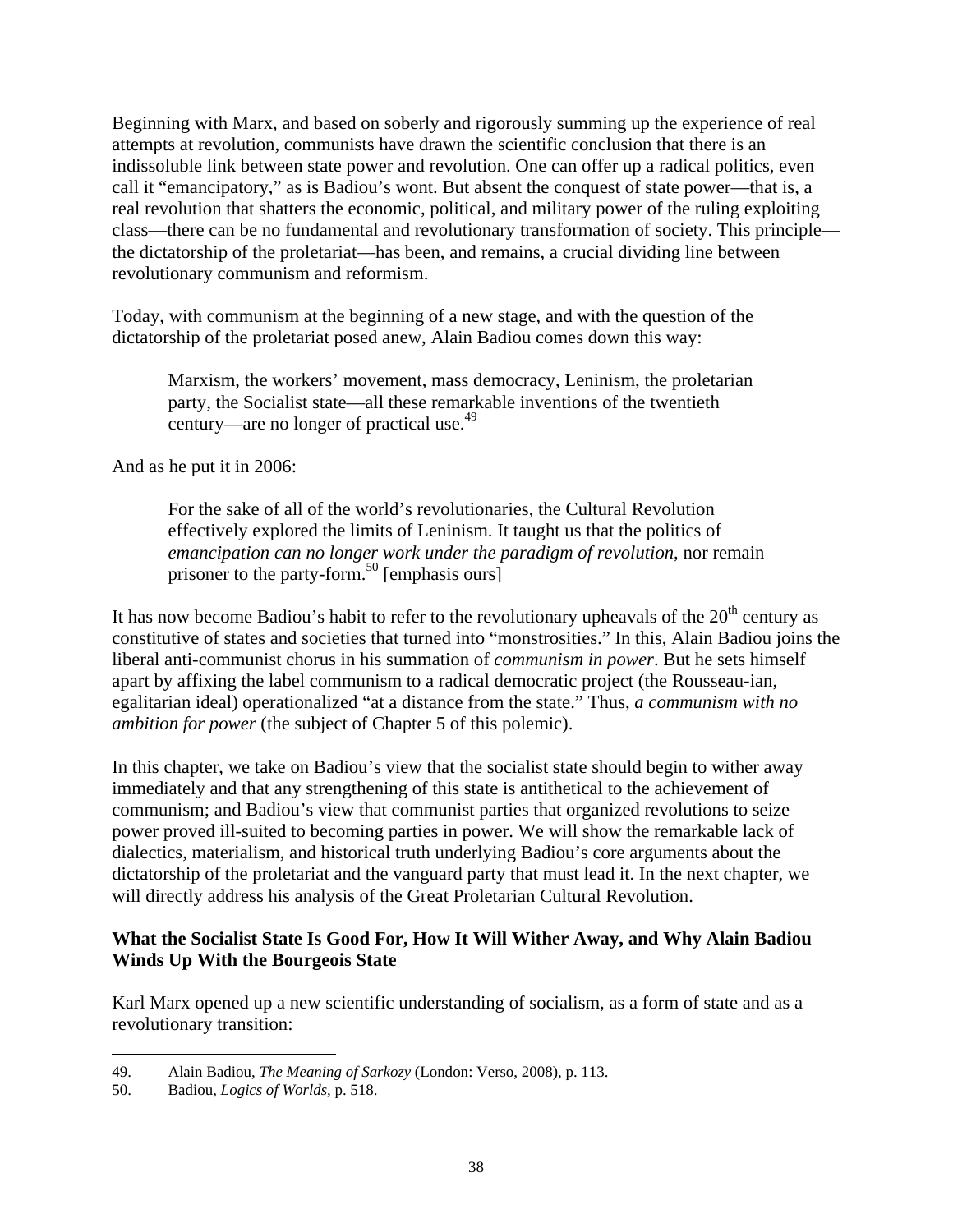Beginning with Marx, and based on soberly and rigorously summing up the experience of real attempts at revolution, communists have drawn the scientific conclusion that there is an indissoluble link between state power and revolution. One can offer up a radical politics, even call it "emancipatory," as is Badiou's wont. But absent the conquest of state power—that is, a real revolution that shatters the economic, political, and military power of the ruling exploiting class—there can be no fundamental and revolutionary transformation of society. This principle—the dictatorship of the proletariat—has been, and remains, a crucial dividing line between revolutionary communism and reformism.

Today, with communism at the beginning of a new stage, and with the question of the dictatorship of the proletariat posed anew, Alain Badiou comes down this way:

> Marxism, the workers' movement, mass democracy, Leninism, the proletarian party, the Socialist state—all these remarkable inventions of the twentieth century—are no longer of practical use.[49]

And as he put it in 2006:

> For the sake of all of the world's revolutionaries, the Cultural Revolution effectively explored the limits of Leninism. It taught us that the politics of *emancipation can no longer work under the paradigm of revolution*, nor remain prisoner to the party-form.[50] [emphasis ours]

It has now become Badiou's habit to refer to the revolutionary upheavals of the 20th century as constitutive of states and societies that turned into "monstrosities." In this, Alain Badiou joins the liberal anti-communist chorus in his summation of *communism in power*. But he sets himself apart by affixing the label communism to a radical democratic project (the Rousseau-ian, egalitarian ideal) operationalized "at a distance from the state." Thus, *a communism with no ambition for power* (the subject of Chapter 5 of this polemic).

In this chapter, we take on Badiou's view that the socialist state should begin to wither away immediately and that any strengthening of this state is antithetical to the achievement of communism; and Badiou's view that communist parties that organized revolutions to seize power proved ill-suited to becoming parties in power. We will show the remarkable lack of dialectics, materialism, and historical truth underlying Badiou's core arguments about the dictatorship of the proletariat and the vanguard party that must lead it. In the next chapter, we will directly address his analysis of the Great Proletarian Cultural Revolution.

**What the Socialist State Is Good For, How It Will Wither Away, and Why Alain Badiou Winds Up With the Bourgeois State**

Karl Marx opened up a new scientific understanding of socialism, as a form of state and as a revolutionary transition:

---

49. Alain Badiou, *The Meaning of Sarkozy* (London: Verso, 2008), p. 113.

50. Badiou, *Logics of Worlds*, p. 518.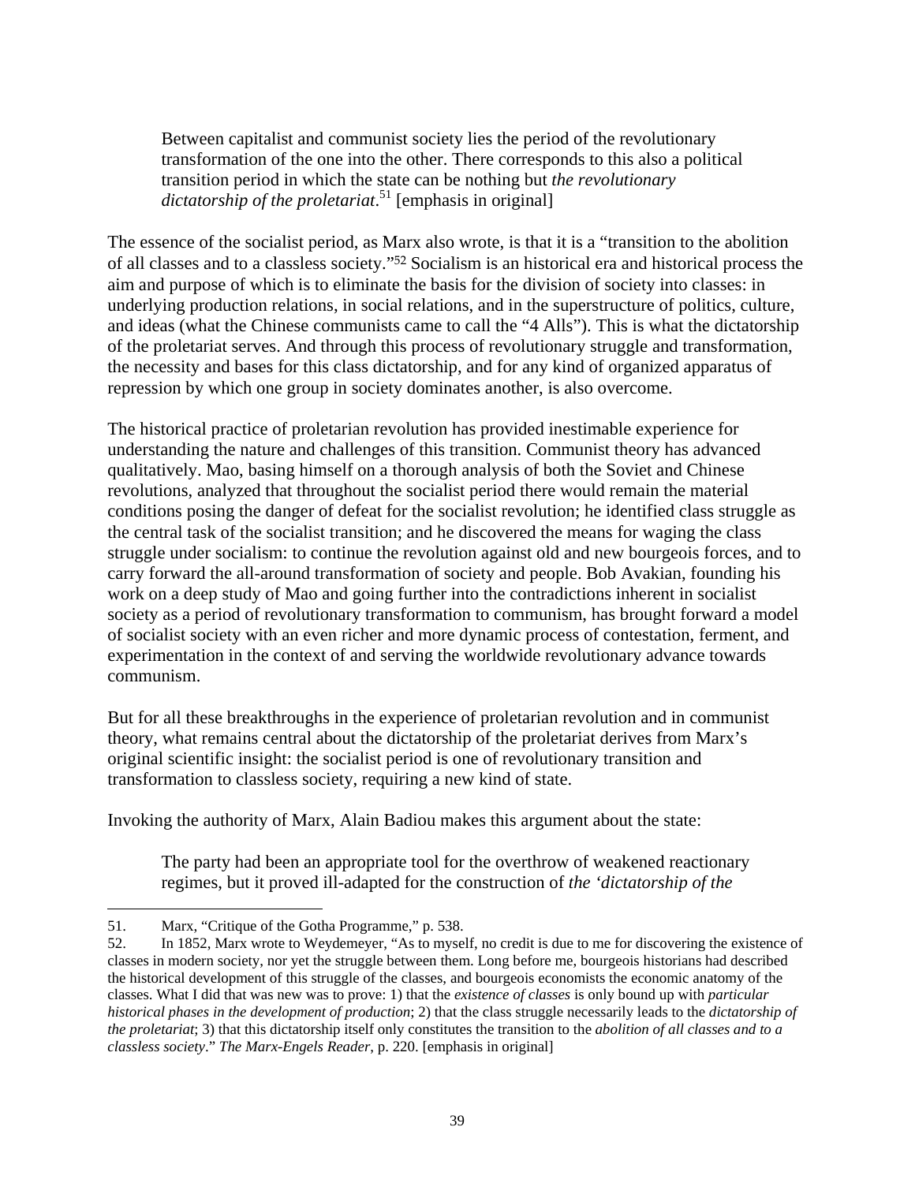> Between capitalist and communist society lies the period of the revolutionary transformation of the one into the other. There corresponds to this also a political transition period in which the state can be nothing but *the revolutionary dictatorship of the proletariat*.[51] [emphasis in original]

The essence of the socialist period, as Marx also wrote, is that it is a "transition to the abolition of all classes and to a classless society."[52] Socialism is an historical era and historical process the aim and purpose of which is to eliminate the basis for the division of society into classes: in underlying production relations, in social relations, and in the superstructure of politics, culture, and ideas (what the Chinese communists came to call the "4 Alls"). This is what the dictatorship of the proletariat serves. And through this process of revolutionary struggle and transformation, the necessity and bases for this class dictatorship, and for any kind of organized apparatus of repression by which one group in society dominates another, is also overcome.

The historical practice of proletarian revolution has provided inestimable experience for understanding the nature and challenges of this transition. Communist theory has advanced qualitatively. Mao, basing himself on a thorough analysis of both the Soviet and Chinese revolutions, analyzed that throughout the socialist period there would remain the material conditions posing the danger of defeat for the socialist revolution; he identified class struggle as the central task of the socialist transition; and he discovered the means for waging the class struggle under socialism: to continue the revolution against old and new bourgeois forces, and to carry forward the all-around transformation of society and people. Bob Avakian, founding his work on a deep study of Mao and going further into the contradictions inherent in socialist society as a period of revolutionary transformation to communism, has brought forward a model of socialist society with an even richer and more dynamic process of contestation, ferment, and experimentation in the context of and serving the worldwide revolutionary advance towards communism.

But for all these breakthroughs in the experience of proletarian revolution and in communist theory, what remains central about the dictatorship of the proletariat derives from Marx's original scientific insight: the socialist period is one of revolutionary transition and transformation to classless society, requiring a new kind of state.

Invoking the authority of Marx, Alain Badiou makes this argument about the state:

> The party had been an appropriate tool for the overthrow of weakened reactionary regimes, but it proved ill-adapted for the construction of *the 'dictatorship of the*

---

51. Marx, "Critique of the Gotha Programme," p. 538.

52. In 1852, Marx wrote to Weydemeyer, "As to myself, no credit is due to me for discovering the existence of classes in modern society, nor yet the struggle between them. Long before me, bourgeois historians had described the historical development of this struggle of the classes, and bourgeois economists the economic anatomy of the classes. What I did that was new was to prove: 1) that the *existence of classes* is only bound up with *particular historical phases in the development of production*; 2) that the class struggle necessarily leads to the *dictatorship of the proletariat*; 3) that this dictatorship itself only constitutes the transition to the *abolition of all classes and to a classless society*." *The Marx-Engels Reader*, p. 220. [emphasis in original]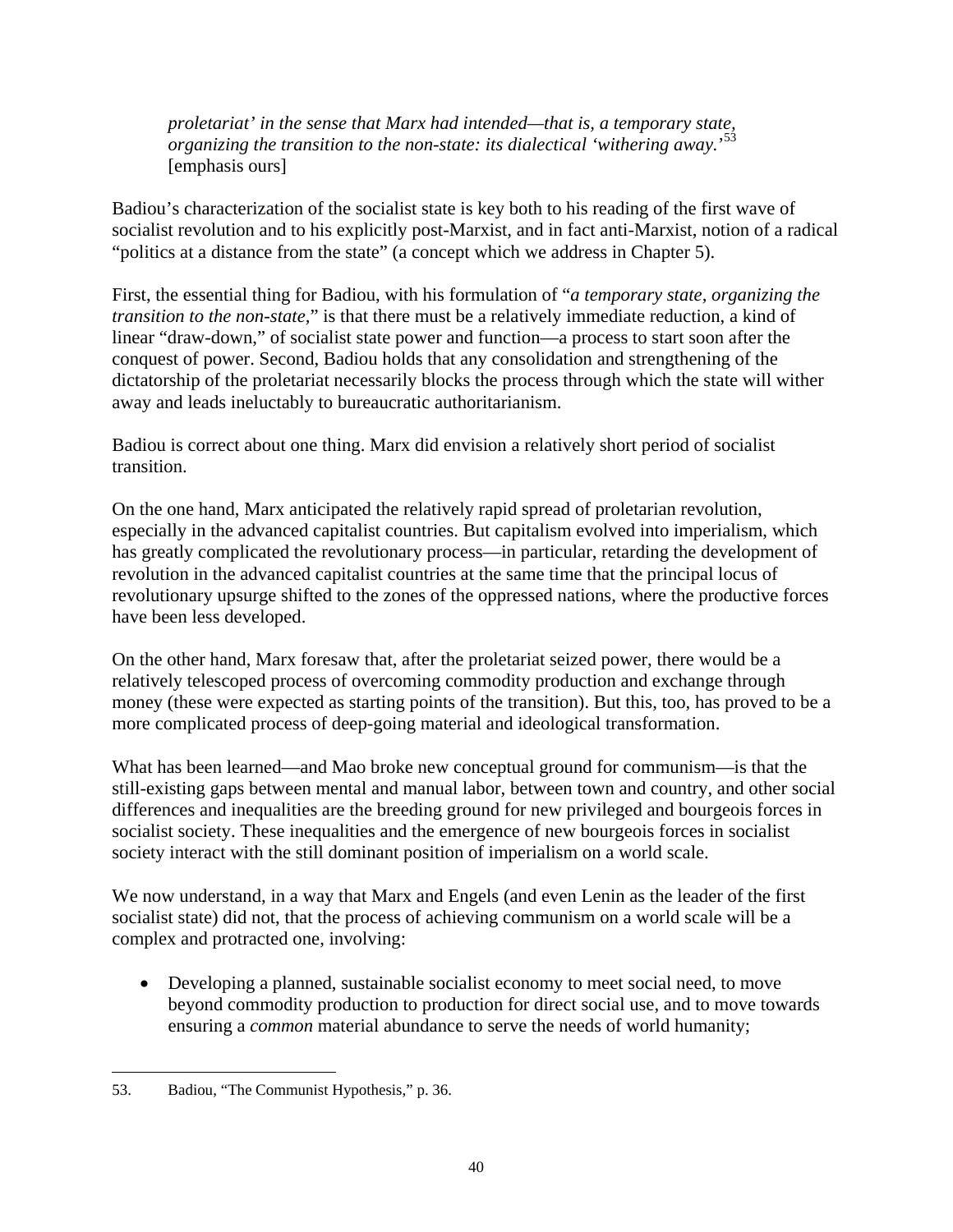> *proletariat' in the sense that Marx had intended—that is, a temporary state, organizing the transition to the non-state: its dialectical 'withering away.'*[53] [emphasis ours]

Badiou's characterization of the socialist state is key both to his reading of the first wave of socialist revolution and to his explicitly post-Marxist, and in fact anti-Marxist, notion of a radical "politics at a distance from the state" (a concept which we address in Chapter 5).

First, the essential thing for Badiou, with his formulation of "*a temporary state, organizing the transition to the non-state*," is that there must be a relatively immediate reduction, a kind of linear "draw-down," of socialist state power and function—a process to start soon after the conquest of power. Second, Badiou holds that any consolidation and strengthening of the dictatorship of the proletariat necessarily blocks the process through which the state will wither away and leads ineluctably to bureaucratic authoritarianism.

Badiou is correct about one thing. Marx did envision a relatively short period of socialist transition.

On the one hand, Marx anticipated the relatively rapid spread of proletarian revolution, especially in the advanced capitalist countries. But capitalism evolved into imperialism, which has greatly complicated the revolutionary process—in particular, retarding the development of revolution in the advanced capitalist countries at the same time that the principal locus of revolutionary upsurge shifted to the zones of the oppressed nations, where the productive forces have been less developed.

On the other hand, Marx foresaw that, after the proletariat seized power, there would be a relatively telescoped process of overcoming commodity production and exchange through money (these were expected as starting points of the transition). But this, too, has proved to be a more complicated process of deep-going material and ideological transformation.

What has been learned—and Mao broke new conceptual ground for communism—is that the still-existing gaps between mental and manual labor, between town and country, and other social differences and inequalities are the breeding ground for new privileged and bourgeois forces in socialist society. These inequalities and the emergence of new bourgeois forces in socialist society interact with the still dominant position of imperialism on a world scale.

We now understand, in a way that Marx and Engels (and even Lenin as the leader of the first socialist state) did not, that the process of achieving communism on a world scale will be a complex and protracted one, involving:

- Developing a planned, sustainable socialist economy to meet social need, to move beyond commodity production to production for direct social use, and to move towards ensuring a *common* material abundance to serve the needs of world humanity;

---

53. Badiou, "The Communist Hypothesis," p. 36.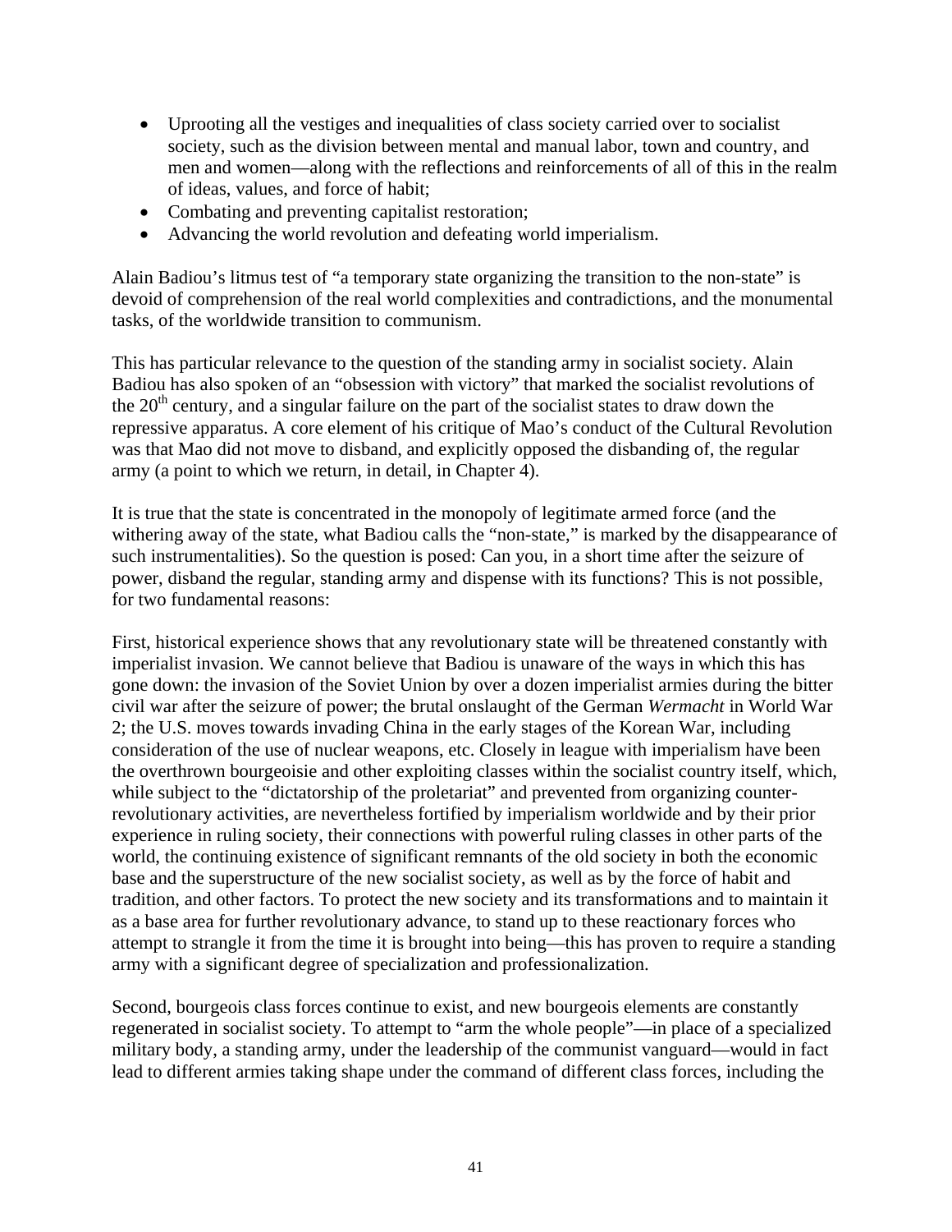- Uprooting all the vestiges and inequalities of class society carried over to socialist society, such as the division between mental and manual labor, town and country, and men and women—along with the reflections and reinforcements of all of this in the realm of ideas, values, and force of habit;
- Combating and preventing capitalist restoration;
- Advancing the world revolution and defeating world imperialism.

Alain Badiou's litmus test of "a temporary state organizing the transition to the non-state" is devoid of comprehension of the real world complexities and contradictions, and the monumental tasks, of the worldwide transition to communism.

This has particular relevance to the question of the standing army in socialist society. Alain Badiou has also spoken of an "obsession with victory" that marked the socialist revolutions of the 20th century, and a singular failure on the part of the socialist states to draw down the repressive apparatus. A core element of his critique of Mao's conduct of the Cultural Revolution was that Mao did not move to disband, and explicitly opposed the disbanding of, the regular army (a point to which we return, in detail, in Chapter 4).

It is true that the state is concentrated in the monopoly of legitimate armed force (and the withering away of the state, what Badiou calls the "non-state," is marked by the disappearance of such instrumentalities). So the question is posed: Can you, in a short time after the seizure of power, disband the regular, standing army and dispense with its functions? This is not possible, for two fundamental reasons:

First, historical experience shows that any revolutionary state will be threatened constantly with imperialist invasion. We cannot believe that Badiou is unaware of the ways in which this has gone down: the invasion of the Soviet Union by over a dozen imperialist armies during the bitter civil war after the seizure of power; the brutal onslaught of the German *Wermacht* in World War 2; the U.S. moves towards invading China in the early stages of the Korean War, including consideration of the use of nuclear weapons, etc. Closely in league with imperialism have been the overthrown bourgeoisie and other exploiting classes within the socialist country itself, which, while subject to the "dictatorship of the proletariat" and prevented from organizing counter-revolutionary activities, are nevertheless fortified by imperialism worldwide and by their prior experience in ruling society, their connections with powerful ruling classes in other parts of the world, the continuing existence of significant remnants of the old society in both the economic base and the superstructure of the new socialist society, as well as by the force of habit and tradition, and other factors. To protect the new society and its transformations and to maintain it as a base area for further revolutionary advance, to stand up to these reactionary forces who attempt to strangle it from the time it is brought into being—this has proven to require a standing army with a significant degree of specialization and professionalization.

Second, bourgeois class forces continue to exist, and new bourgeois elements are constantly regenerated in socialist society. To attempt to "arm the whole people"—in place of a specialized military body, a standing army, under the leadership of the communist vanguard—would in fact lead to different armies taking shape under the command of different class forces, including the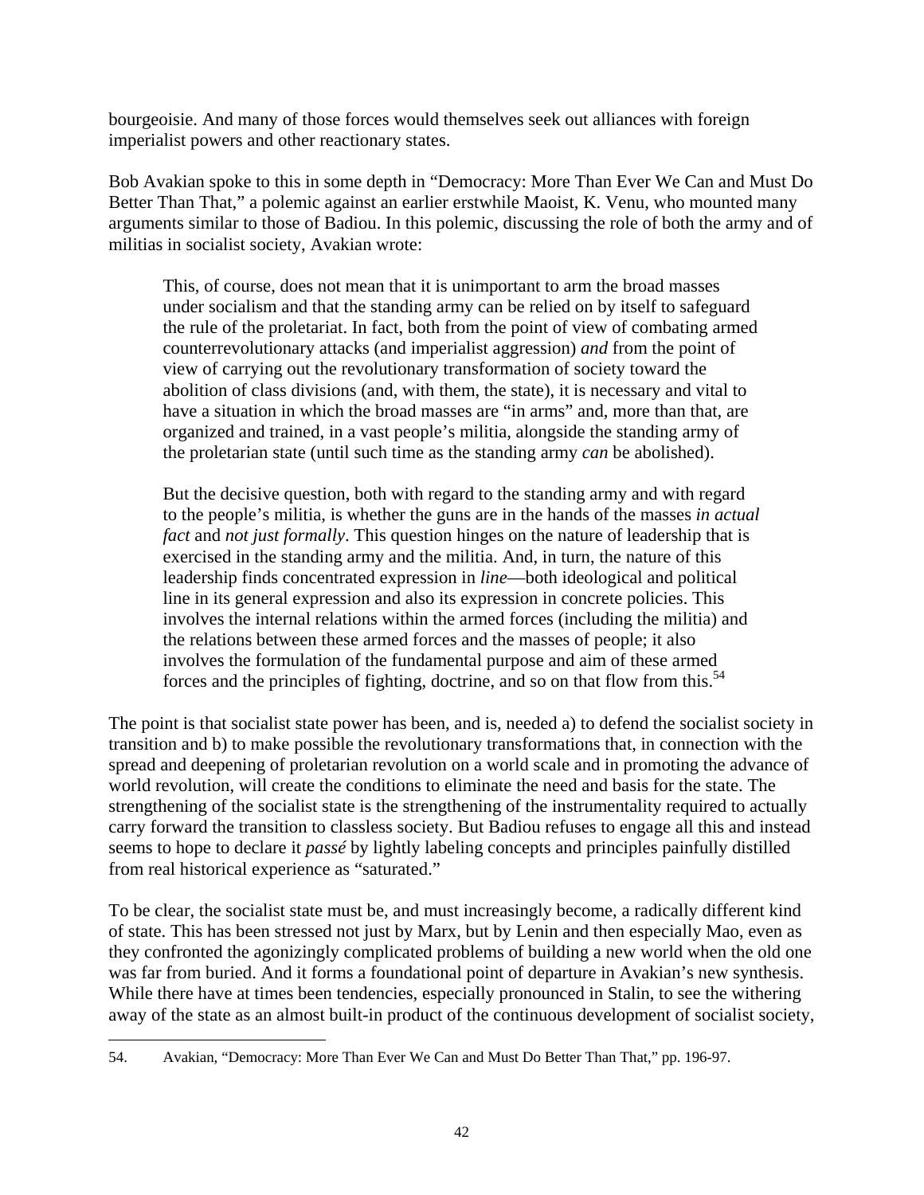bourgeoisie. And many of those forces would themselves seek out alliances with foreign imperialist powers and other reactionary states.

Bob Avakian spoke to this in some depth in "Democracy: More Than Ever We Can and Must Do Better Than That," a polemic against an earlier erstwhile Maoist, K. Venu, who mounted many arguments similar to those of Badiou. In this polemic, discussing the role of both the army and of militias in socialist society, Avakian wrote:

> This, of course, does not mean that it is unimportant to arm the broad masses under socialism and that the standing army can be relied on by itself to safeguard the rule of the proletariat. In fact, both from the point of view of combating armed counterrevolutionary attacks (and imperialist aggression) *and* from the point of view of carrying out the revolutionary transformation of society toward the abolition of class divisions (and, with them, the state), it is necessary and vital to have a situation in which the broad masses are "in arms" and, more than that, are organized and trained, in a vast people's militia, alongside the standing army of the proletarian state (until such time as the standing army *can* be abolished).
>
> But the decisive question, both with regard to the standing army and with regard to the people's militia, is whether the guns are in the hands of the masses *in actual fact* and *not just formally*. This question hinges on the nature of leadership that is exercised in the standing army and the militia. And, in turn, the nature of this leadership finds concentrated expression in *line*—both ideological and political line in its general expression and also its expression in concrete policies. This involves the internal relations within the armed forces (including the militia) and the relations between these armed forces and the masses of people; it also involves the formulation of the fundamental purpose and aim of these armed forces and the principles of fighting, doctrine, and so on that flow from this.[54]

The point is that socialist state power has been, and is, needed a) to defend the socialist society in transition and b) to make possible the revolutionary transformations that, in connection with the spread and deepening of proletarian revolution on a world scale and in promoting the advance of world revolution, will create the conditions to eliminate the need and basis for the state. The strengthening of the socialist state is the strengthening of the instrumentality required to actually carry forward the transition to classless society. But Badiou refuses to engage all this and instead seems to hope to declare it *passé* by lightly labeling concepts and principles painfully distilled from real historical experience as "saturated."

To be clear, the socialist state must be, and must increasingly become, a radically different kind of state. This has been stressed not just by Marx, but by Lenin and then especially Mao, even as they confronted the agonizingly complicated problems of building a new world when the old one was far from buried. And it forms a foundational point of departure in Avakian's new synthesis. While there have at times been tendencies, especially pronounced in Stalin, to see the withering away of the state as an almost built-in product of the continuous development of socialist society,

---

54. Avakian, "Democracy: More Than Ever We Can and Must Do Better Than That," pp. 196-97.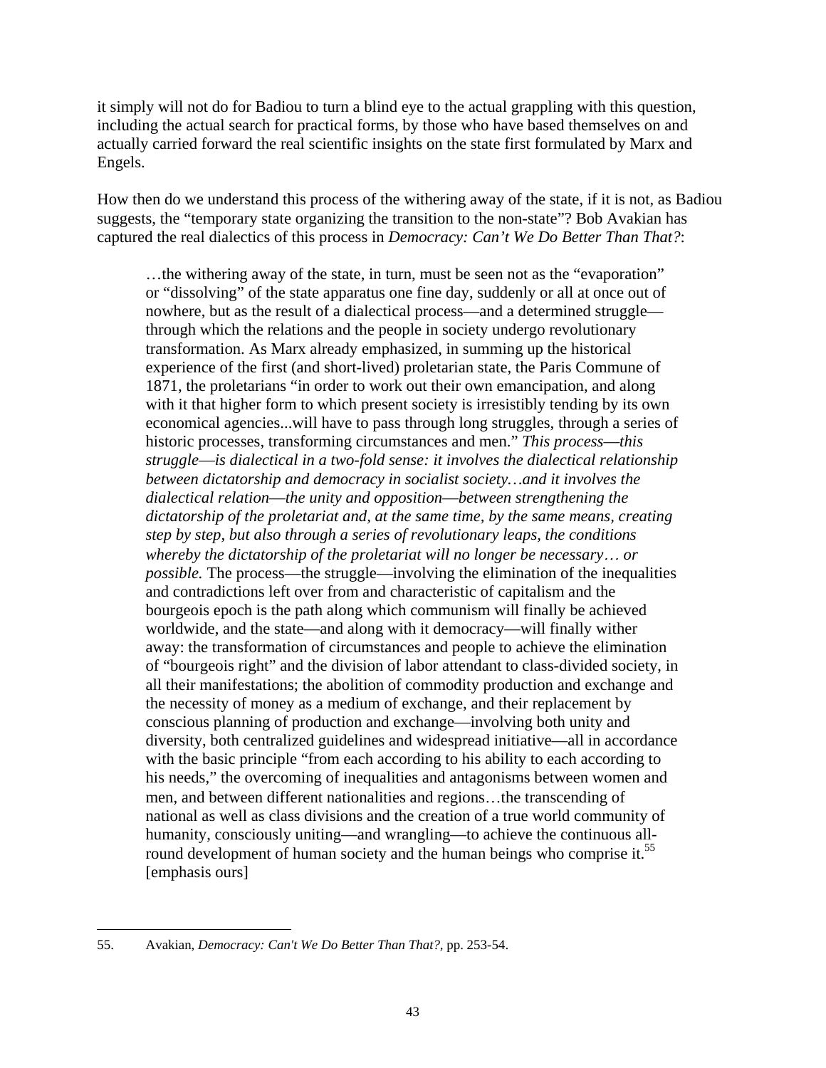it simply will not do for Badiou to turn a blind eye to the actual grappling with this question, including the actual search for practical forms, by those who have based themselves on and actually carried forward the real scientific insights on the state first formulated by Marx and Engels.

How then do we understand this process of the withering away of the state, if it is not, as Badiou suggests, the "temporary state organizing the transition to the non-state"? Bob Avakian has captured the real dialectics of this process in *Democracy: Can't We Do Better Than That?*:

> …the withering away of the state, in turn, must be seen not as the "evaporation" or "dissolving" of the state apparatus one fine day, suddenly or all at once out of nowhere, but as the result of a dialectical process—and a determined struggle—through which the relations and the people in society undergo revolutionary transformation. As Marx already emphasized, in summing up the historical experience of the first (and short-lived) proletarian state, the Paris Commune of 1871, the proletarians "in order to work out their own emancipation, and along with it that higher form to which present society is irresistibly tending by its own economical agencies...will have to pass through long struggles, through a series of historic processes, transforming circumstances and men." *This process—this struggle—is dialectical in a two-fold sense: it involves the dialectical relationship between dictatorship and democracy in socialist society…and it involves the dialectical relation—the unity and opposition—between strengthening the dictatorship of the proletariat and, at the same time, by the same means, creating step by step, but also through a series of revolutionary leaps, the conditions whereby the dictatorship of the proletariat will no longer be necessary… or possible.* The process—the struggle—involving the elimination of the inequalities and contradictions left over from and characteristic of capitalism and the bourgeois epoch is the path along which communism will finally be achieved worldwide, and the state—and along with it democracy—will finally wither away: the transformation of circumstances and people to achieve the elimination of "bourgeois right" and the division of labor attendant to class-divided society, in all their manifestations; the abolition of commodity production and exchange and the necessity of money as a medium of exchange, and their replacement by conscious planning of production and exchange—involving both unity and diversity, both centralized guidelines and widespread initiative—all in accordance with the basic principle "from each according to his ability to each according to his needs," the overcoming of inequalities and antagonisms between women and men, and between different nationalities and regions…the transcending of national as well as class divisions and the creation of a true world community of humanity, consciously uniting—and wrangling—to achieve the continuous all-round development of human society and the human beings who comprise it.[55] [emphasis ours]

55. Avakian, *Democracy: Can't We Do Better Than That?*, pp. 253-54.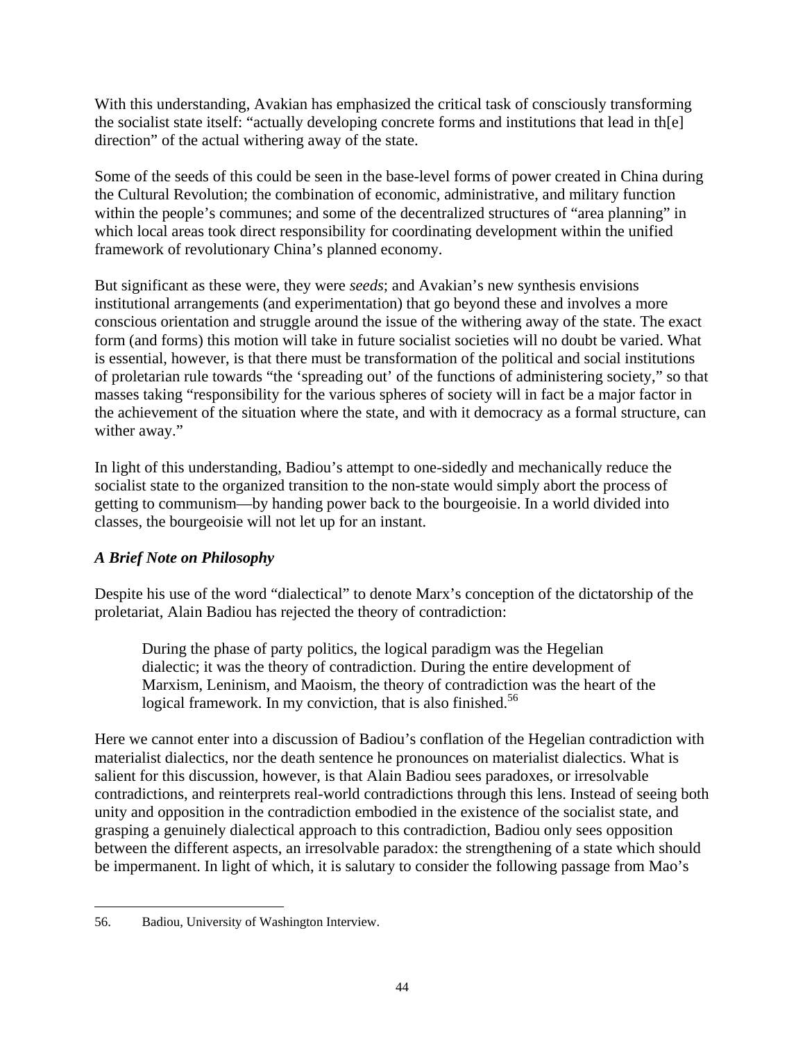With this understanding, Avakian has emphasized the critical task of consciously transforming the socialist state itself: "actually developing concrete forms and institutions that lead in th[e] direction" of the actual withering away of the state.

Some of the seeds of this could be seen in the base-level forms of power created in China during the Cultural Revolution; the combination of economic, administrative, and military function within the people's communes; and some of the decentralized structures of "area planning" in which local areas took direct responsibility for coordinating development within the unified framework of revolutionary China's planned economy.

But significant as these were, they were *seeds*; and Avakian's new synthesis envisions institutional arrangements (and experimentation) that go beyond these and involves a more conscious orientation and struggle around the issue of the withering away of the state. The exact form (and forms) this motion will take in future socialist societies will no doubt be varied. What is essential, however, is that there must be transformation of the political and social institutions of proletarian rule towards "the 'spreading out' of the functions of administering society," so that masses taking "responsibility for the various spheres of society will in fact be a major factor in the achievement of the situation where the state, and with it democracy as a formal structure, can wither away."

In light of this understanding, Badiou's attempt to one-sidedly and mechanically reduce the socialist state to the organized transition to the non-state would simply abort the process of getting to communism—by handing power back to the bourgeoisie. In a world divided into classes, the bourgeoisie will not let up for an instant.

### *A Brief Note on Philosophy*

Despite his use of the word "dialectical" to denote Marx's conception of the dictatorship of the proletariat, Alain Badiou has rejected the theory of contradiction:

> During the phase of party politics, the logical paradigm was the Hegelian dialectic; it was the theory of contradiction. During the entire development of Marxism, Leninism, and Maoism, the theory of contradiction was the heart of the logical framework. In my conviction, that is also finished.[56]

Here we cannot enter into a discussion of Badiou's conflation of the Hegelian contradiction with materialist dialectics, nor the death sentence he pronounces on materialist dialectics. What is salient for this discussion, however, is that Alain Badiou sees paradoxes, or irresolvable contradictions, and reinterprets real-world contradictions through this lens. Instead of seeing both unity and opposition in the contradiction embodied in the existence of the socialist state, and grasping a genuinely dialectical approach to this contradiction, Badiou only sees opposition between the different aspects, an irresolvable paradox: the strengthening of a state which should be impermanent. In light of which, it is salutary to consider the following passage from Mao's

---

56. Badiou, University of Washington Interview.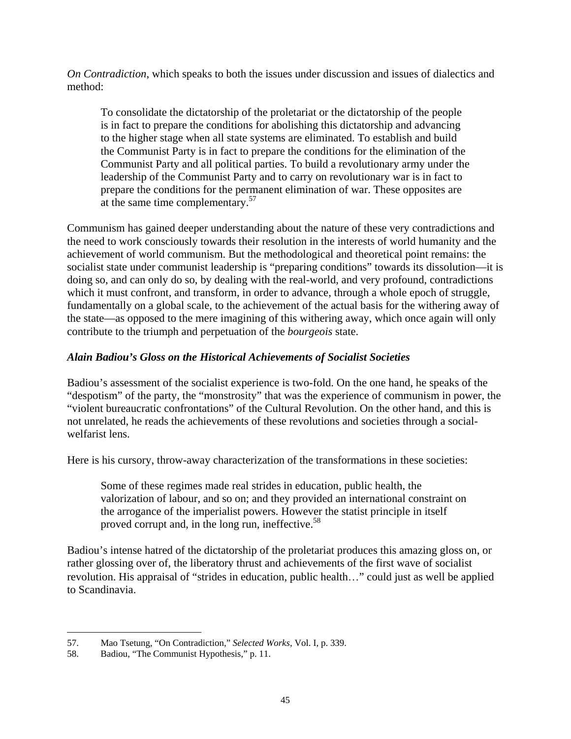*On Contradiction*, which speaks to both the issues under discussion and issues of dialectics and method:

> To consolidate the dictatorship of the proletariat or the dictatorship of the people is in fact to prepare the conditions for abolishing this dictatorship and advancing to the higher stage when all state systems are eliminated. To establish and build the Communist Party is in fact to prepare the conditions for the elimination of the Communist Party and all political parties. To build a revolutionary army under the leadership of the Communist Party and to carry on revolutionary war is in fact to prepare the conditions for the permanent elimination of war. These opposites are at the same time complementary.[57]

Communism has gained deeper understanding about the nature of these very contradictions and the need to work consciously towards their resolution in the interests of world humanity and the achievement of world communism. But the methodological and theoretical point remains: the socialist state under communist leadership is "preparing conditions" towards its dissolution—it is doing so, and can only do so, by dealing with the real-world, and very profound, contradictions which it must confront, and transform, in order to advance, through a whole epoch of struggle, fundamentally on a global scale, to the achievement of the actual basis for the withering away of the state—as opposed to the mere imagining of this withering away, which once again will only contribute to the triumph and perpetuation of the *bourgeois* state.

### *Alain Badiou's Gloss on the Historical Achievements of Socialist Societies*

Badiou's assessment of the socialist experience is two-fold. On the one hand, he speaks of the "despotism" of the party, the "monstrosity" that was the experience of communism in power, the "violent bureaucratic confrontations" of the Cultural Revolution. On the other hand, and this is not unrelated, he reads the achievements of these revolutions and societies through a social-welfarist lens.

Here is his cursory, throw-away characterization of the transformations in these societies:

> Some of these regimes made real strides in education, public health, the valorization of labour, and so on; and they provided an international constraint on the arrogance of the imperialist powers. However the statist principle in itself proved corrupt and, in the long run, ineffective.[58]

Badiou's intense hatred of the dictatorship of the proletariat produces this amazing gloss on, or rather glossing over of, the liberatory thrust and achievements of the first wave of socialist revolution. His appraisal of "strides in education, public health…" could just as well be applied to Scandinavia.

---

57. Mao Tsetung, "On Contradiction," *Selected Works*, Vol. I, p. 339.
58. Badiou, "The Communist Hypothesis," p. 11.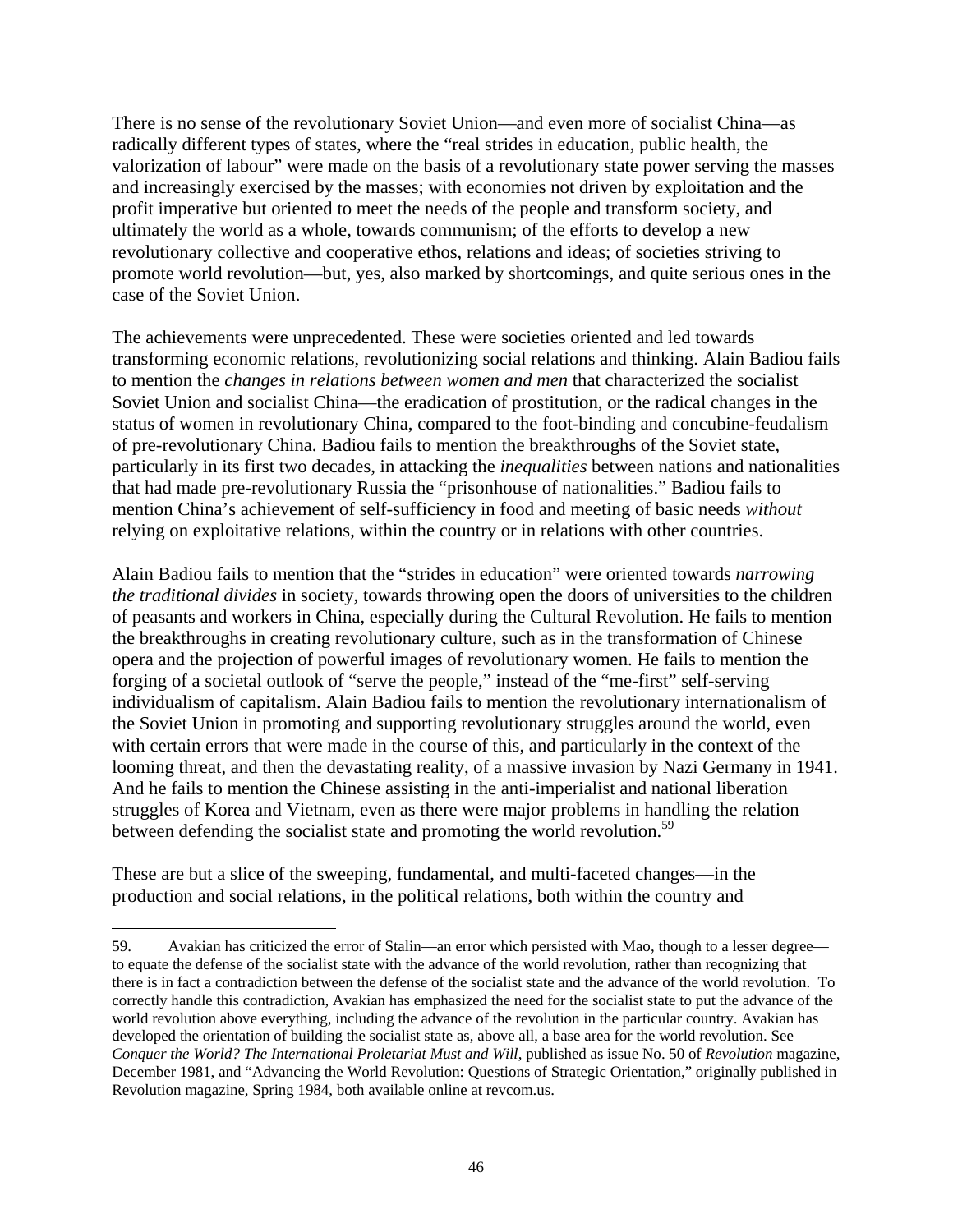There is no sense of the revolutionary Soviet Union—and even more of socialist China—as radically different types of states, where the "real strides in education, public health, the valorization of labour" were made on the basis of a revolutionary state power serving the masses and increasingly exercised by the masses; with economies not driven by exploitation and the profit imperative but oriented to meet the needs of the people and transform society, and ultimately the world as a whole, towards communism; of the efforts to develop a new revolutionary collective and cooperative ethos, relations and ideas; of societies striving to promote world revolution—but, yes, also marked by shortcomings, and quite serious ones in the case of the Soviet Union.

The achievements were unprecedented. These were societies oriented and led towards transforming economic relations, revolutionizing social relations and thinking. Alain Badiou fails to mention the *changes in relations between women and men* that characterized the socialist Soviet Union and socialist China—the eradication of prostitution, or the radical changes in the status of women in revolutionary China, compared to the foot-binding and concubine-feudalism of pre-revolutionary China. Badiou fails to mention the breakthroughs of the Soviet state, particularly in its first two decades, in attacking the *inequalities* between nations and nationalities that had made pre-revolutionary Russia the "prisonhouse of nationalities." Badiou fails to mention China's achievement of self-sufficiency in food and meeting of basic needs *without* relying on exploitative relations, within the country or in relations with other countries.

Alain Badiou fails to mention that the "strides in education" were oriented towards *narrowing the traditional divides* in society, towards throwing open the doors of universities to the children of peasants and workers in China, especially during the Cultural Revolution. He fails to mention the breakthroughs in creating revolutionary culture, such as in the transformation of Chinese opera and the projection of powerful images of revolutionary women. He fails to mention the forging of a societal outlook of "serve the people," instead of the "me-first" self-serving individualism of capitalism. Alain Badiou fails to mention the revolutionary internationalism of the Soviet Union in promoting and supporting revolutionary struggles around the world, even with certain errors that were made in the course of this, and particularly in the context of the looming threat, and then the devastating reality, of a massive invasion by Nazi Germany in 1941. And he fails to mention the Chinese assisting in the anti-imperialist and national liberation struggles of Korea and Vietnam, even as there were major problems in handling the relation between defending the socialist state and promoting the world revolution.[59]

These are but a slice of the sweeping, fundamental, and multi-faceted changes—in the production and social relations, in the political relations, both within the country and

---

59. Avakian has criticized the error of Stalin—an error which persisted with Mao, though to a lesser degree—to equate the defense of the socialist state with the advance of the world revolution, rather than recognizing that there is in fact a contradiction between the defense of the socialist state and the advance of the world revolution. To correctly handle this contradiction, Avakian has emphasized the need for the socialist state to put the advance of the world revolution above everything, including the advance of the revolution in the particular country. Avakian has developed the orientation of building the socialist state as, above all, a base area for the world revolution. See *Conquer the World? The International Proletariat Must and Will*, published as issue No. 50 of *Revolution* magazine, December 1981, and "Advancing the World Revolution: Questions of Strategic Orientation," originally published in Revolution magazine, Spring 1984, both available online at revcom.us.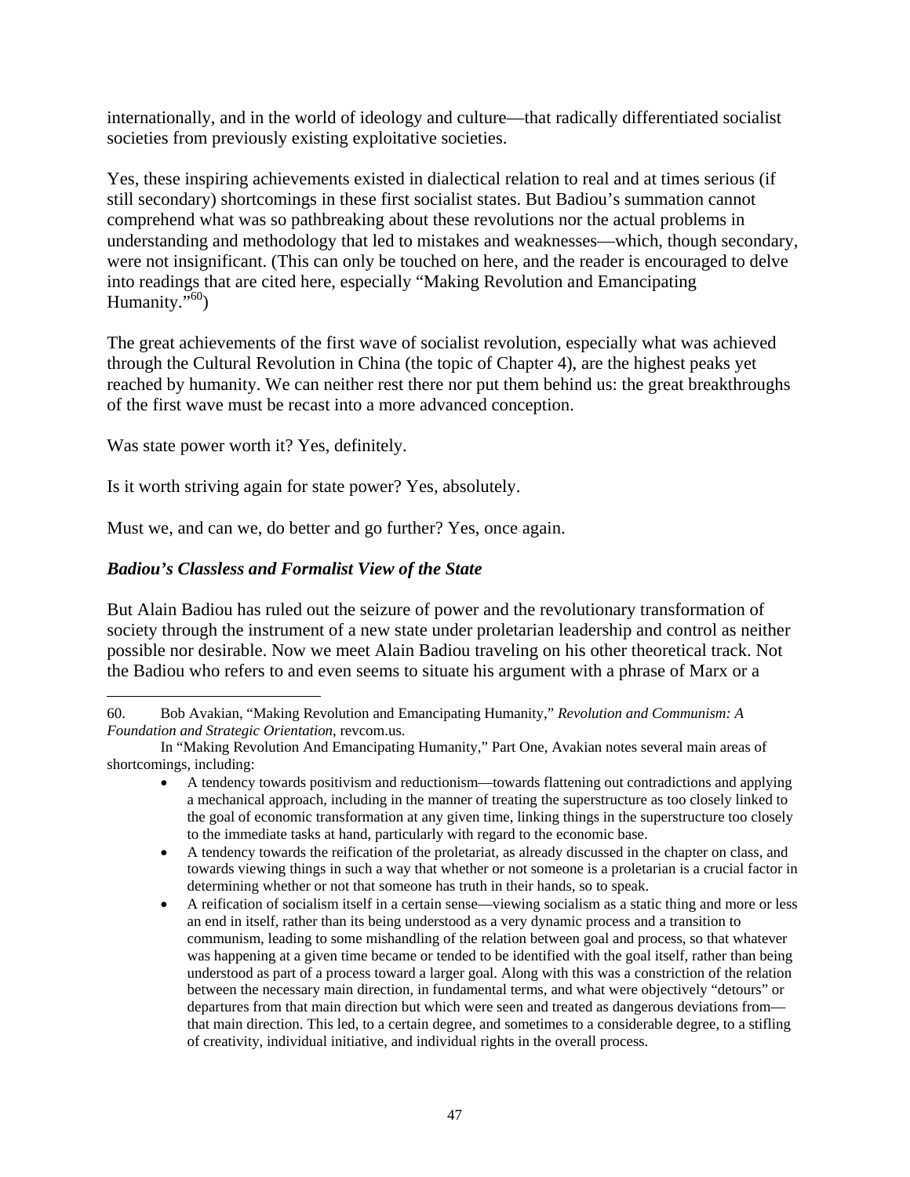internationally, and in the world of ideology and culture—that radically differentiated socialist societies from previously existing exploitative societies.

Yes, these inspiring achievements existed in dialectical relation to real and at times serious (if still secondary) shortcomings in these first socialist states. But Badiou's summation cannot comprehend what was so pathbreaking about these revolutions nor the actual problems in understanding and methodology that led to mistakes and weaknesses—which, though secondary, were not insignificant. (This can only be touched on here, and the reader is encouraged to delve into readings that are cited here, especially "Making Revolution and Emancipating Humanity."[60])

The great achievements of the first wave of socialist revolution, especially what was achieved through the Cultural Revolution in China (the topic of Chapter 4), are the highest peaks yet reached by humanity. We can neither rest there nor put them behind us: the great breakthroughs of the first wave must be recast into a more advanced conception.

Was state power worth it? Yes, definitely.

Is it worth striving again for state power? Yes, absolutely.

Must we, and can we, do better and go further? Yes, once again.

### *Badiou's Classless and Formalist View of the State*

But Alain Badiou has ruled out the seizure of power and the revolutionary transformation of society through the instrument of a new state under proletarian leadership and control as neither possible nor desirable. Now we meet Alain Badiou traveling on his other theoretical track. Not the Badiou who refers to and even seems to situate his argument with a phrase of Marx or a

---

60. Bob Avakian, "Making Revolution and Emancipating Humanity," *Revolution and Communism: A Foundation and Strategic Orientation*, revcom.us.

In "Making Revolution And Emancipating Humanity," Part One, Avakian notes several main areas of shortcomings, including:

- A tendency towards positivism and reductionism—towards flattening out contradictions and applying a mechanical approach, including in the manner of treating the superstructure as too closely linked to the goal of economic transformation at any given time, linking things in the superstructure too closely to the immediate tasks at hand, particularly with regard to the economic base.
- A tendency towards the reification of the proletariat, as already discussed in the chapter on class, and towards viewing things in such a way that whether or not someone is a proletarian is a crucial factor in determining whether or not that someone has truth in their hands, so to speak.
- A reification of socialism itself in a certain sense—viewing socialism as a static thing and more or less an end in itself, rather than its being understood as a very dynamic process and a transition to communism, leading to some mishandling of the relation between goal and process, so that whatever was happening at a given time became or tended to be identified with the goal itself, rather than being understood as part of a process toward a larger goal. Along with this was a constriction of the relation between the necessary main direction, in fundamental terms, and what were objectively "detours" or departures from that main direction but which were seen and treated as dangerous deviations from—that main direction. This led, to a certain degree, and sometimes to a considerable degree, to a stifling of creativity, individual initiative, and individual rights in the overall process.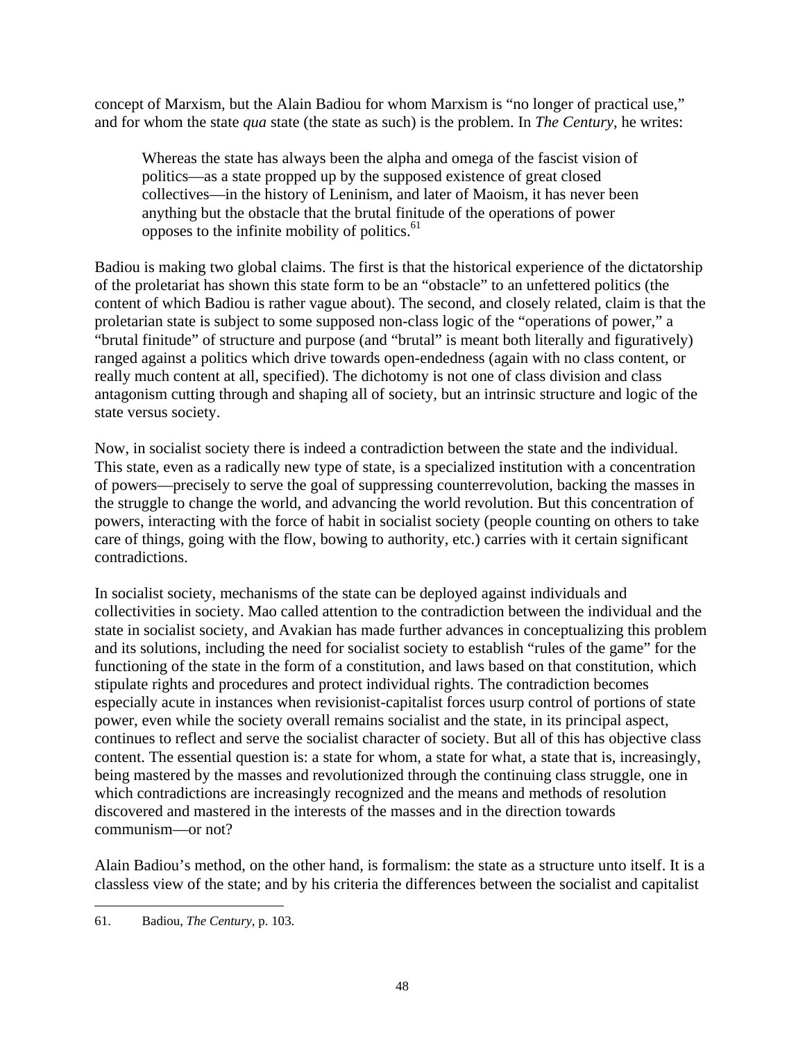concept of Marxism, but the Alain Badiou for whom Marxism is "no longer of practical use," and for whom the state *qua* state (the state as such) is the problem. In *The Century*, he writes:

> Whereas the state has always been the alpha and omega of the fascist vision of politics—as a state propped up by the supposed existence of great closed collectives—in the history of Leninism, and later of Maoism, it has never been anything but the obstacle that the brutal finitude of the operations of power opposes to the infinite mobility of politics.[61]

Badiou is making two global claims. The first is that the historical experience of the dictatorship of the proletariat has shown this state form to be an "obstacle" to an unfettered politics (the content of which Badiou is rather vague about). The second, and closely related, claim is that the proletarian state is subject to some supposed non-class logic of the "operations of power," a "brutal finitude" of structure and purpose (and "brutal" is meant both literally and figuratively) ranged against a politics which drive towards open-endedness (again with no class content, or really much content at all, specified). The dichotomy is not one of class division and class antagonism cutting through and shaping all of society, but an intrinsic structure and logic of the state versus society.

Now, in socialist society there is indeed a contradiction between the state and the individual. This state, even as a radically new type of state, is a specialized institution with a concentration of powers—precisely to serve the goal of suppressing counterrevolution, backing the masses in the struggle to change the world, and advancing the world revolution. But this concentration of powers, interacting with the force of habit in socialist society (people counting on others to take care of things, going with the flow, bowing to authority, etc.) carries with it certain significant contradictions.

In socialist society, mechanisms of the state can be deployed against individuals and collectivities in society. Mao called attention to the contradiction between the individual and the state in socialist society, and Avakian has made further advances in conceptualizing this problem and its solutions, including the need for socialist society to establish "rules of the game" for the functioning of the state in the form of a constitution, and laws based on that constitution, which stipulate rights and procedures and protect individual rights. The contradiction becomes especially acute in instances when revisionist-capitalist forces usurp control of portions of state power, even while the society overall remains socialist and the state, in its principal aspect, continues to reflect and serve the socialist character of society. But all of this has objective class content. The essential question is: a state for whom, a state for what, a state that is, increasingly, being mastered by the masses and revolutionized through the continuing class struggle, one in which contradictions are increasingly recognized and the means and methods of resolution discovered and mastered in the interests of the masses and in the direction towards communism—or not?

Alain Badiou's method, on the other hand, is formalism: the state as a structure unto itself. It is a classless view of the state; and by his criteria the differences between the socialist and capitalist

---

61. Badiou, *The Century*, p. 103.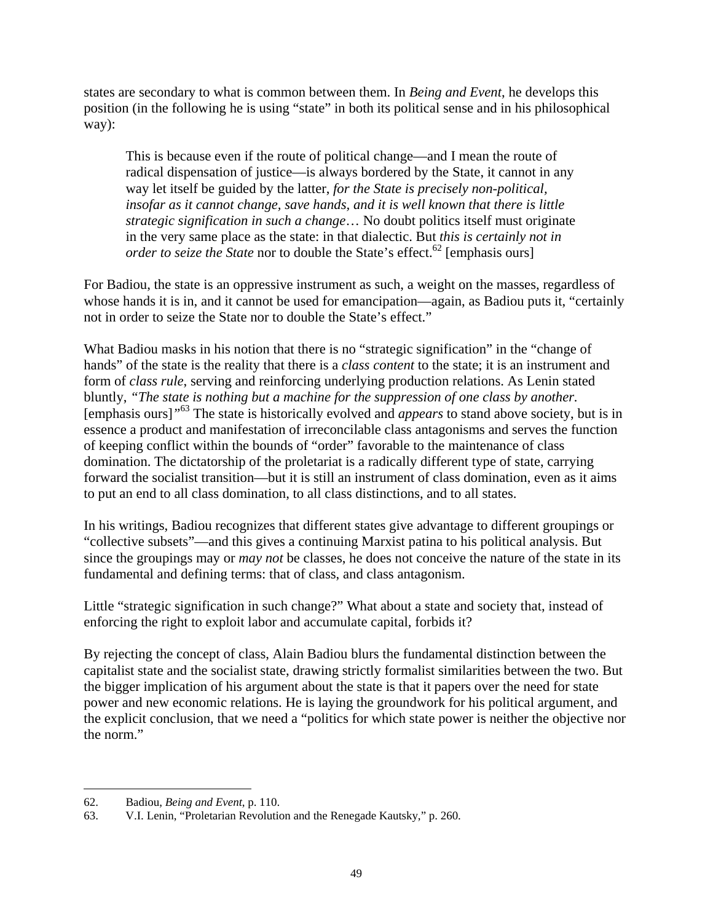states are secondary to what is common between them. In *Being and Event*, he develops this position (in the following he is using "state" in both its political sense and in his philosophical way):

> This is because even if the route of political change—and I mean the route of radical dispensation of justice—is always bordered by the State, it cannot in any way let itself be guided by the latter, *for the State is precisely non-political, insofar as it cannot change, save hands, and it is well known that there is little strategic signification in such a change*… No doubt politics itself must originate in the very same place as the state: in that dialectic. But *this is certainly not in order to seize the State* nor to double the State's effect.[62] [emphasis ours]

For Badiou, the state is an oppressive instrument as such, a weight on the masses, regardless of whose hands it is in, and it cannot be used for emancipation—again, as Badiou puts it, "certainly not in order to seize the State nor to double the State's effect."

What Badiou masks in his notion that there is no "strategic signification" in the "change of hands" of the state is the reality that there is a *class content* to the state; it is an instrument and form of *class rule*, serving and reinforcing underlying production relations. As Lenin stated bluntly, *"The state is nothing but a machine for the suppression of one class by another.* [emphasis ours]*"*[63] The state is historically evolved and *appears* to stand above society, but is in essence a product and manifestation of irreconcilable class antagonisms and serves the function of keeping conflict within the bounds of "order" favorable to the maintenance of class domination. The dictatorship of the proletariat is a radically different type of state, carrying forward the socialist transition—but it is still an instrument of class domination, even as it aims to put an end to all class domination, to all class distinctions, and to all states.

In his writings, Badiou recognizes that different states give advantage to different groupings or "collective subsets"—and this gives a continuing Marxist patina to his political analysis. But since the groupings may or *may not* be classes, he does not conceive the nature of the state in its fundamental and defining terms: that of class, and class antagonism.

Little "strategic signification in such change?" What about a state and society that, instead of enforcing the right to exploit labor and accumulate capital, forbids it?

By rejecting the concept of class, Alain Badiou blurs the fundamental distinction between the capitalist state and the socialist state, drawing strictly formalist similarities between the two. But the bigger implication of his argument about the state is that it papers over the need for state power and new economic relations. He is laying the groundwork for his political argument, and the explicit conclusion, that we need a "politics for which state power is neither the objective nor the norm."

---

62. Badiou, *Being and Event*, p. 110.
63. V.I. Lenin, "Proletarian Revolution and the Renegade Kautsky," p. 260.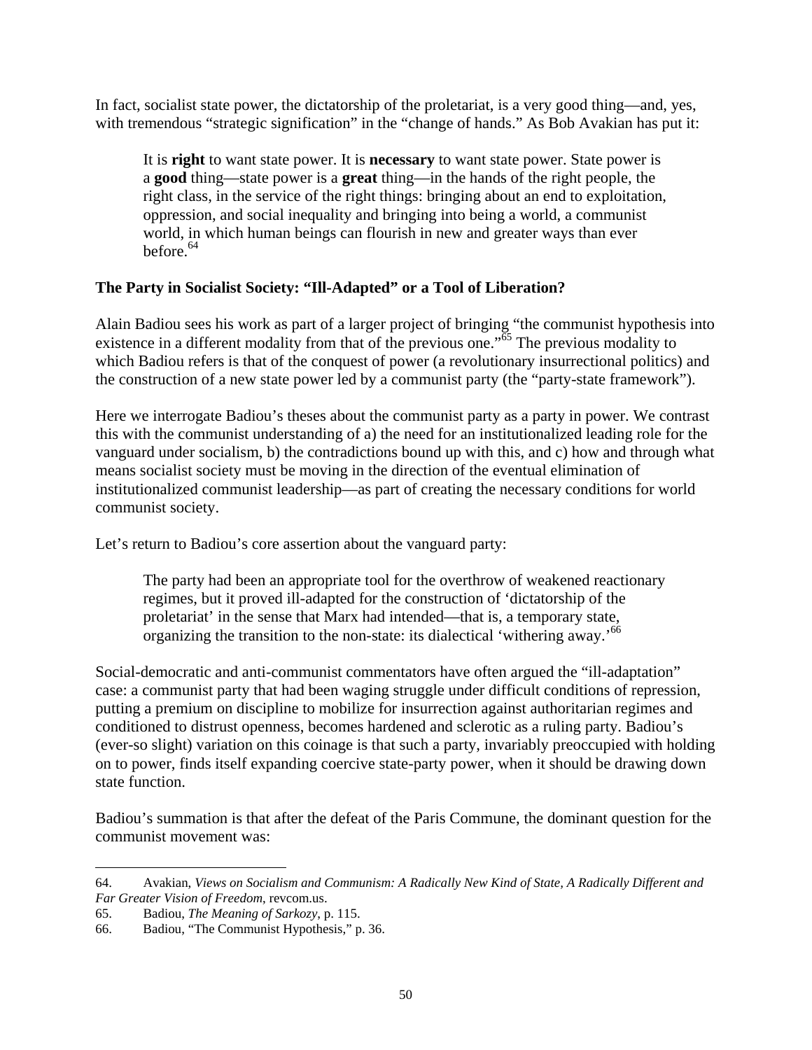In fact, socialist state power, the dictatorship of the proletariat, is a very good thing—and, yes, with tremendous "strategic signification" in the "change of hands." As Bob Avakian has put it:

> It is **right** to want state power. It is **necessary** to want state power. State power is a **good** thing—state power is a **great** thing—in the hands of the right people, the right class, in the service of the right things: bringing about an end to exploitation, oppression, and social inequality and bringing into being a world, a communist world, in which human beings can flourish in new and greater ways than ever before.[64]

## The Party in Socialist Society: "Ill-Adapted" or a Tool of Liberation?

Alain Badiou sees his work as part of a larger project of bringing "the communist hypothesis into existence in a different modality from that of the previous one."[65] The previous modality to which Badiou refers is that of the conquest of power (a revolutionary insurrectional politics) and the construction of a new state power led by a communist party (the "party-state framework").

Here we interrogate Badiou's theses about the communist party as a party in power. We contrast this with the communist understanding of a) the need for an institutionalized leading role for the vanguard under socialism, b) the contradictions bound up with this, and c) how and through what means socialist society must be moving in the direction of the eventual elimination of institutionalized communist leadership—as part of creating the necessary conditions for world communist society.

Let's return to Badiou's core assertion about the vanguard party:

> The party had been an appropriate tool for the overthrow of weakened reactionary regimes, but it proved ill-adapted for the construction of 'dictatorship of the proletariat' in the sense that Marx had intended—that is, a temporary state, organizing the transition to the non-state: its dialectical 'withering away.'[66]

Social-democratic and anti-communist commentators have often argued the "ill-adaptation" case: a communist party that had been waging struggle under difficult conditions of repression, putting a premium on discipline to mobilize for insurrection against authoritarian regimes and conditioned to distrust openness, becomes hardened and sclerotic as a ruling party. Badiou's (ever-so slight) variation on this coinage is that such a party, invariably preoccupied with holding on to power, finds itself expanding coercive state-party power, when it should be drawing down state function.

Badiou's summation is that after the defeat of the Paris Commune, the dominant question for the communist movement was:

---

64. Avakian, *Views on Socialism and Communism: A Radically New Kind of State, A Radically Different and Far Greater Vision of Freedom*, revcom.us.

65. Badiou, *The Meaning of Sarkozy*, p. 115.

66. Badiou, "The Communist Hypothesis," p. 36.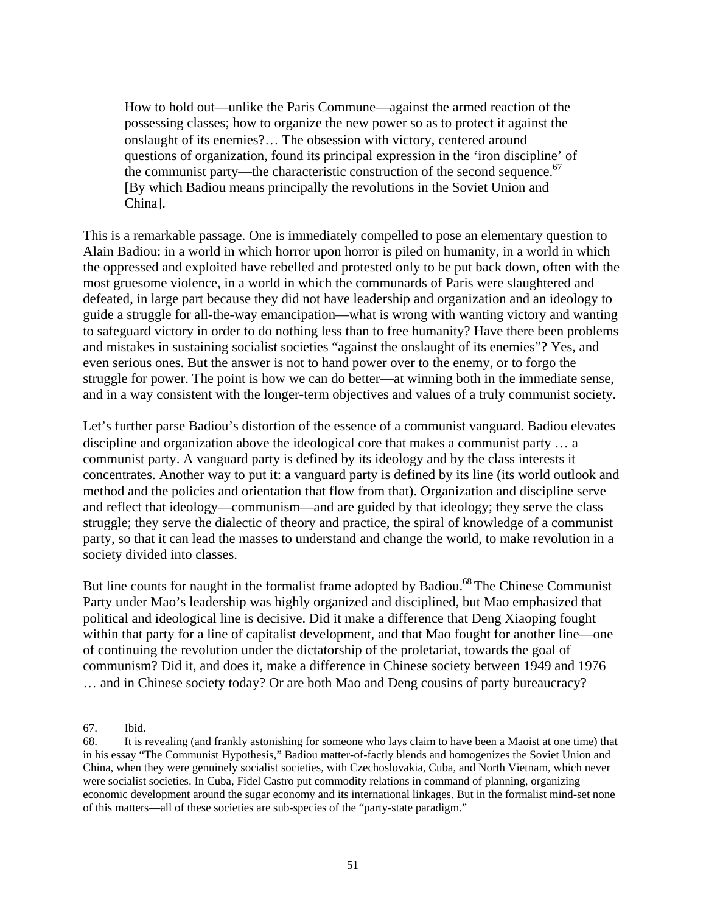> How to hold out—unlike the Paris Commune—against the armed reaction of the possessing classes; how to organize the new power so as to protect it against the onslaught of its enemies?… The obsession with victory, centered around questions of organization, found its principal expression in the 'iron discipline' of the communist party—the characteristic construction of the second sequence.[67] [By which Badiou means principally the revolutions in the Soviet Union and China].

This is a remarkable passage. One is immediately compelled to pose an elementary question to Alain Badiou: in a world in which horror upon horror is piled on humanity, in a world in which the oppressed and exploited have rebelled and protested only to be put back down, often with the most gruesome violence, in a world in which the communards of Paris were slaughtered and defeated, in large part because they did not have leadership and organization and an ideology to guide a struggle for all-the-way emancipation—what is wrong with wanting victory and wanting to safeguard victory in order to do nothing less than to free humanity? Have there been problems and mistakes in sustaining socialist societies "against the onslaught of its enemies"? Yes, and even serious ones. But the answer is not to hand power over to the enemy, or to forgo the struggle for power. The point is how we can do better—at winning both in the immediate sense, and in a way consistent with the longer-term objectives and values of a truly communist society.

Let's further parse Badiou's distortion of the essence of a communist vanguard. Badiou elevates discipline and organization above the ideological core that makes a communist party … a communist party. A vanguard party is defined by its ideology and by the class interests it concentrates. Another way to put it: a vanguard party is defined by its line (its world outlook and method and the policies and orientation that flow from that). Organization and discipline serve and reflect that ideology—communism—and are guided by that ideology; they serve the class struggle; they serve the dialectic of theory and practice, the spiral of knowledge of a communist party, so that it can lead the masses to understand and change the world, to make revolution in a society divided into classes.

But line counts for naught in the formalist frame adopted by Badiou.[68] The Chinese Communist Party under Mao's leadership was highly organized and disciplined, but Mao emphasized that political and ideological line is decisive. Did it make a difference that Deng Xiaoping fought within that party for a line of capitalist development, and that Mao fought for another line—one of continuing the revolution under the dictatorship of the proletariat, towards the goal of communism? Did it, and does it, make a difference in Chinese society between 1949 and 1976 … and in Chinese society today? Or are both Mao and Deng cousins of party bureaucracy?

---

67. Ibid.

68. It is revealing (and frankly astonishing for someone who lays claim to have been a Maoist at one time) that in his essay "The Communist Hypothesis," Badiou matter-of-factly blends and homogenizes the Soviet Union and China, when they were genuinely socialist societies, with Czechoslovakia, Cuba, and North Vietnam, which never were socialist societies. In Cuba, Fidel Castro put commodity relations in command of planning, organizing economic development around the sugar economy and its international linkages. But in the formalist mind-set none of this matters—all of these societies are sub-species of the "party-state paradigm."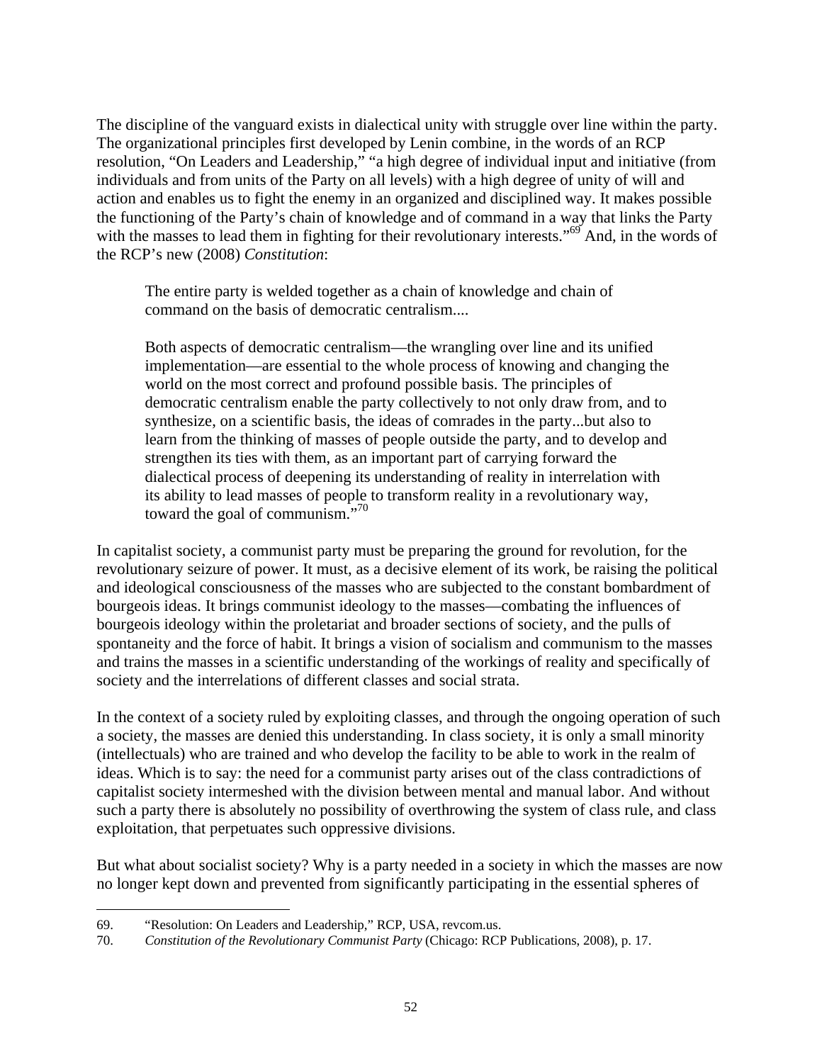The discipline of the vanguard exists in dialectical unity with struggle over line within the party. The organizational principles first developed by Lenin combine, in the words of an RCP resolution, "On Leaders and Leadership," "a high degree of individual input and initiative (from individuals and from units of the Party on all levels) with a high degree of unity of will and action and enables us to fight the enemy in an organized and disciplined way. It makes possible the functioning of the Party's chain of knowledge and of command in a way that links the Party with the masses to lead them in fighting for their revolutionary interests."[69] And, in the words of the RCP's new (2008) *Constitution*:

> The entire party is welded together as a chain of knowledge and chain of command on the basis of democratic centralism....
>
> Both aspects of democratic centralism—the wrangling over line and its unified implementation—are essential to the whole process of knowing and changing the world on the most correct and profound possible basis. The principles of democratic centralism enable the party collectively to not only draw from, and to synthesize, on a scientific basis, the ideas of comrades in the party...but also to learn from the thinking of masses of people outside the party, and to develop and strengthen its ties with them, as an important part of carrying forward the dialectical process of deepening its understanding of reality in interrelation with its ability to lead masses of people to transform reality in a revolutionary way, toward the goal of communism."[70]

In capitalist society, a communist party must be preparing the ground for revolution, for the revolutionary seizure of power. It must, as a decisive element of its work, be raising the political and ideological consciousness of the masses who are subjected to the constant bombardment of bourgeois ideas. It brings communist ideology to the masses—combating the influences of bourgeois ideology within the proletariat and broader sections of society, and the pulls of spontaneity and the force of habit. It brings a vision of socialism and communism to the masses and trains the masses in a scientific understanding of the workings of reality and specifically of society and the interrelations of different classes and social strata.

In the context of a society ruled by exploiting classes, and through the ongoing operation of such a society, the masses are denied this understanding. In class society, it is only a small minority (intellectuals) who are trained and who develop the facility to be able to work in the realm of ideas. Which is to say: the need for a communist party arises out of the class contradictions of capitalist society intermeshed with the division between mental and manual labor. And without such a party there is absolutely no possibility of overthrowing the system of class rule, and class exploitation, that perpetuates such oppressive divisions.

But what about socialist society? Why is a party needed in a society in which the masses are now no longer kept down and prevented from significantly participating in the essential spheres of

---

69. "Resolution: On Leaders and Leadership," RCP, USA, revcom.us.

70. *Constitution of the Revolutionary Communist Party* (Chicago: RCP Publications, 2008), p. 17.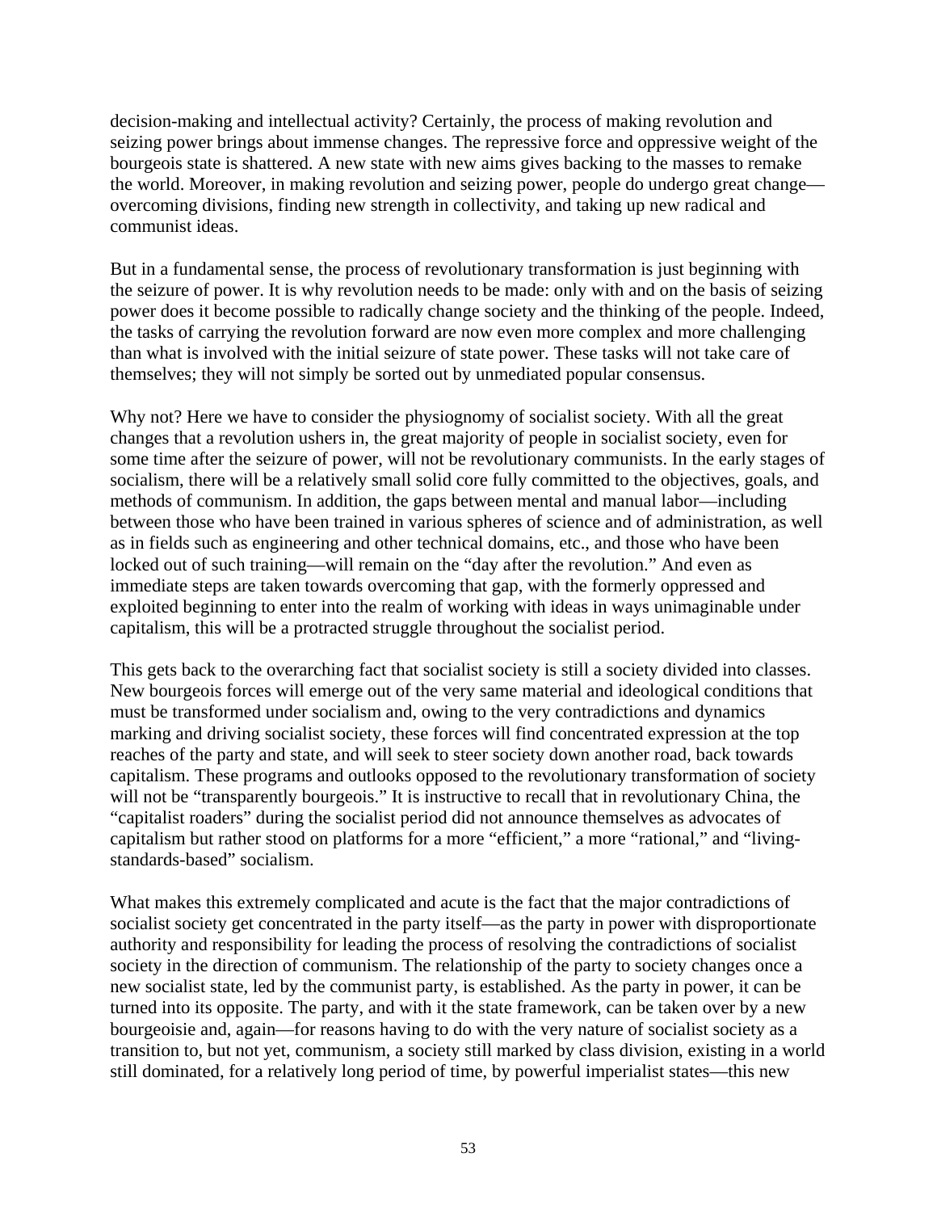decision-making and intellectual activity? Certainly, the process of making revolution and seizing power brings about immense changes. The repressive force and oppressive weight of the bourgeois state is shattered. A new state with new aims gives backing to the masses to remake the world. Moreover, in making revolution and seizing power, people do undergo great change—overcoming divisions, finding new strength in collectivity, and taking up new radical and communist ideas.

But in a fundamental sense, the process of revolutionary transformation is just beginning with the seizure of power. It is why revolution needs to be made: only with and on the basis of seizing power does it become possible to radically change society and the thinking of the people. Indeed, the tasks of carrying the revolution forward are now even more complex and more challenging than what is involved with the initial seizure of state power. These tasks will not take care of themselves; they will not simply be sorted out by unmediated popular consensus.

Why not? Here we have to consider the physiognomy of socialist society. With all the great changes that a revolution ushers in, the great majority of people in socialist society, even for some time after the seizure of power, will not be revolutionary communists. In the early stages of socialism, there will be a relatively small solid core fully committed to the objectives, goals, and methods of communism. In addition, the gaps between mental and manual labor—including between those who have been trained in various spheres of science and of administration, as well as in fields such as engineering and other technical domains, etc., and those who have been locked out of such training—will remain on the "day after the revolution." And even as immediate steps are taken towards overcoming that gap, with the formerly oppressed and exploited beginning to enter into the realm of working with ideas in ways unimaginable under capitalism, this will be a protracted struggle throughout the socialist period.

This gets back to the overarching fact that socialist society is still a society divided into classes. New bourgeois forces will emerge out of the very same material and ideological conditions that must be transformed under socialism and, owing to the very contradictions and dynamics marking and driving socialist society, these forces will find concentrated expression at the top reaches of the party and state, and will seek to steer society down another road, back towards capitalism. These programs and outlooks opposed to the revolutionary transformation of society will not be "transparently bourgeois." It is instructive to recall that in revolutionary China, the "capitalist roaders" during the socialist period did not announce themselves as advocates of capitalism but rather stood on platforms for a more "efficient," a more "rational," and "living-standards-based" socialism.

What makes this extremely complicated and acute is the fact that the major contradictions of socialist society get concentrated in the party itself—as the party in power with disproportionate authority and responsibility for leading the process of resolving the contradictions of socialist society in the direction of communism. The relationship of the party to society changes once a new socialist state, led by the communist party, is established. As the party in power, it can be turned into its opposite. The party, and with it the state framework, can be taken over by a new bourgeoisie and, again—for reasons having to do with the very nature of socialist society as a transition to, but not yet, communism, a society still marked by class division, existing in a world still dominated, for a relatively long period of time, by powerful imperialist states—this new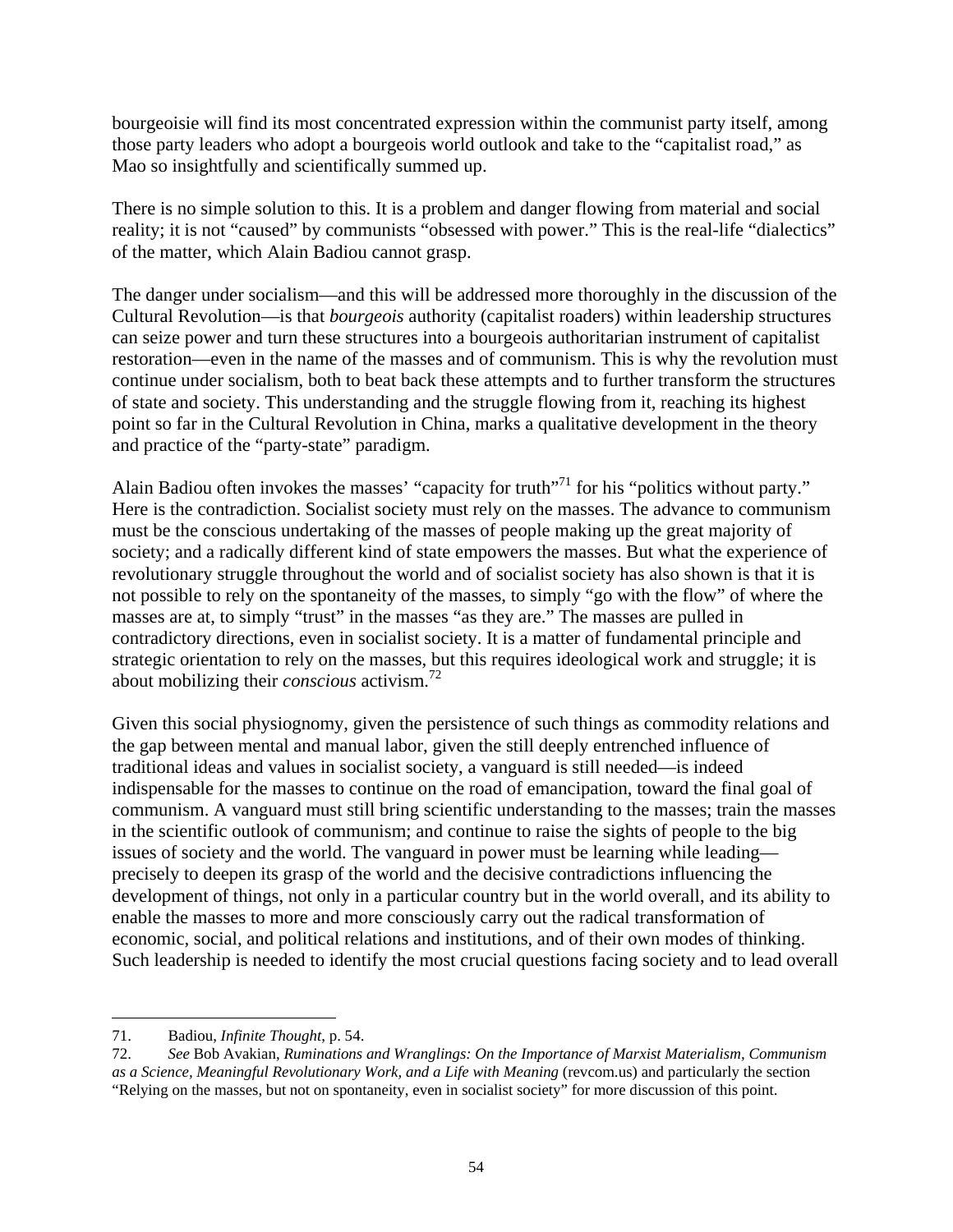bourgeoisie will find its most concentrated expression within the communist party itself, among those party leaders who adopt a bourgeois world outlook and take to the "capitalist road," as Mao so insightfully and scientifically summed up.

There is no simple solution to this. It is a problem and danger flowing from material and social reality; it is not "caused" by communists "obsessed with power." This is the real-life "dialectics" of the matter, which Alain Badiou cannot grasp.

The danger under socialism—and this will be addressed more thoroughly in the discussion of the Cultural Revolution—is that *bourgeois* authority (capitalist roaders) within leadership structures can seize power and turn these structures into a bourgeois authoritarian instrument of capitalist restoration—even in the name of the masses and of communism. This is why the revolution must continue under socialism, both to beat back these attempts and to further transform the structures of state and society. This understanding and the struggle flowing from it, reaching its highest point so far in the Cultural Revolution in China, marks a qualitative development in the theory and practice of the "party-state" paradigm.

Alain Badiou often invokes the masses' "capacity for truth"[71] for his "politics without party." Here is the contradiction. Socialist society must rely on the masses. The advance to communism must be the conscious undertaking of the masses of people making up the great majority of society; and a radically different kind of state empowers the masses. But what the experience of revolutionary struggle throughout the world and of socialist society has also shown is that it is not possible to rely on the spontaneity of the masses, to simply "go with the flow" of where the masses are at, to simply "trust" in the masses "as they are." The masses are pulled in contradictory directions, even in socialist society. It is a matter of fundamental principle and strategic orientation to rely on the masses, but this requires ideological work and struggle; it is about mobilizing their *conscious* activism.[72]

Given this social physiognomy, given the persistence of such things as commodity relations and the gap between mental and manual labor, given the still deeply entrenched influence of traditional ideas and values in socialist society, a vanguard is still needed—is indeed indispensable for the masses to continue on the road of emancipation, toward the final goal of communism. A vanguard must still bring scientific understanding to the masses; train the masses in the scientific outlook of communism; and continue to raise the sights of people to the big issues of society and the world. The vanguard in power must be learning while leading—precisely to deepen its grasp of the world and the decisive contradictions influencing the development of things, not only in a particular country but in the world overall, and its ability to enable the masses to more and more consciously carry out the radical transformation of economic, social, and political relations and institutions, and of their own modes of thinking. Such leadership is needed to identify the most crucial questions facing society and to lead overall

---

71. Badiou, *Infinite Thought*, p. 54.

72. *See* Bob Avakian, *Ruminations and Wranglings: On the Importance of Marxist Materialism, Communism as a Science, Meaningful Revolutionary Work, and a Life with Meaning* (revcom.us) and particularly the section "Relying on the masses, but not on spontaneity, even in socialist society" for more discussion of this point.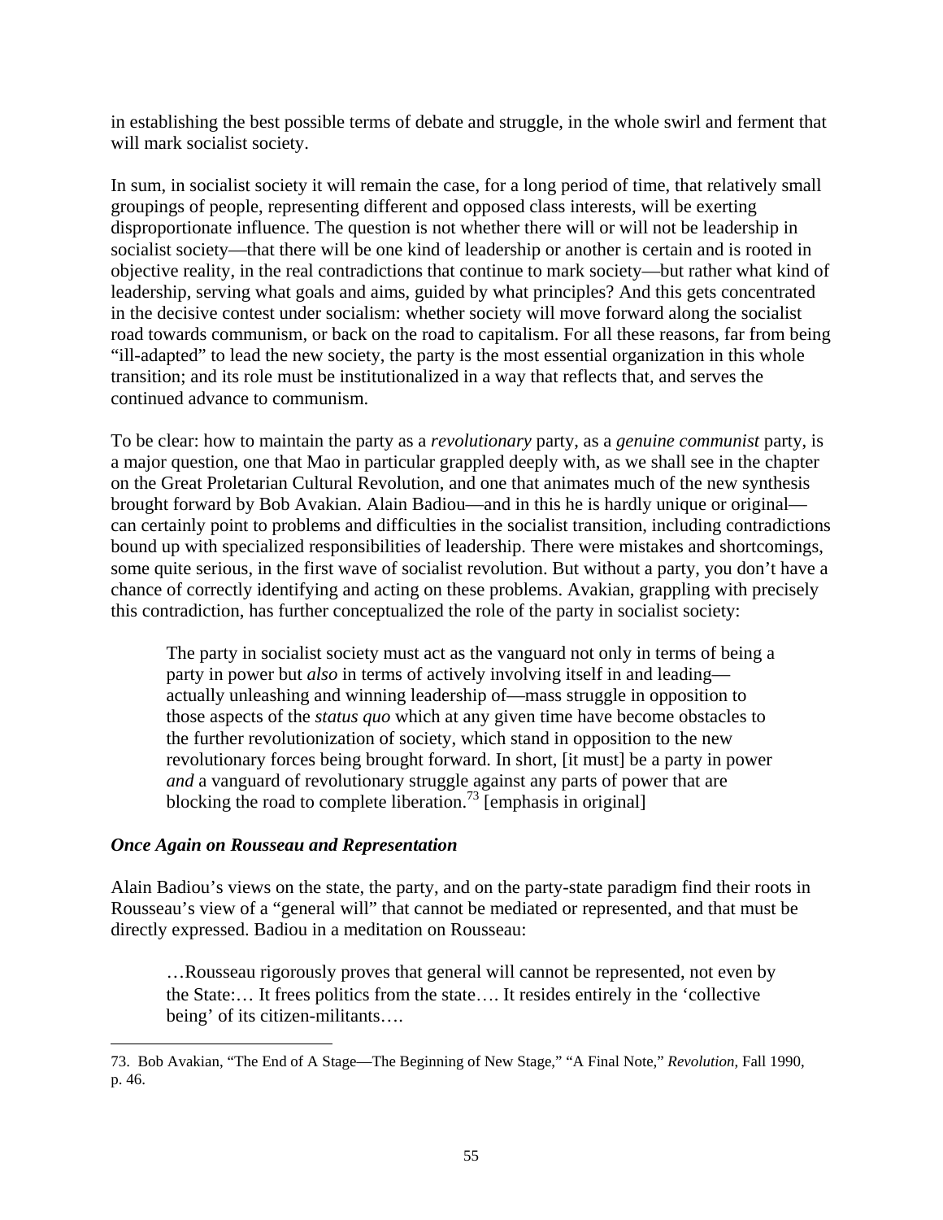in establishing the best possible terms of debate and struggle, in the whole swirl and ferment that will mark socialist society.

In sum, in socialist society it will remain the case, for a long period of time, that relatively small groupings of people, representing different and opposed class interests, will be exerting disproportionate influence. The question is not whether there will or will not be leadership in socialist society—that there will be one kind of leadership or another is certain and is rooted in objective reality, in the real contradictions that continue to mark society—but rather what kind of leadership, serving what goals and aims, guided by what principles? And this gets concentrated in the decisive contest under socialism: whether society will move forward along the socialist road towards communism, or back on the road to capitalism. For all these reasons, far from being "ill-adapted" to lead the new society, the party is the most essential organization in this whole transition; and its role must be institutionalized in a way that reflects that, and serves the continued advance to communism.

To be clear: how to maintain the party as a *revolutionary* party, as a *genuine communist* party, is a major question, one that Mao in particular grappled deeply with, as we shall see in the chapter on the Great Proletarian Cultural Revolution, and one that animates much of the new synthesis brought forward by Bob Avakian. Alain Badiou—and in this he is hardly unique or original—can certainly point to problems and difficulties in the socialist transition, including contradictions bound up with specialized responsibilities of leadership. There were mistakes and shortcomings, some quite serious, in the first wave of socialist revolution. But without a party, you don't have a chance of correctly identifying and acting on these problems. Avakian, grappling with precisely this contradiction, has further conceptualized the role of the party in socialist society:

> The party in socialist society must act as the vanguard not only in terms of being a party in power but *also* in terms of actively involving itself in and leading—actually unleashing and winning leadership of—mass struggle in opposition to those aspects of the *status quo* which at any given time have become obstacles to the further revolutionization of society, which stand in opposition to the new revolutionary forces being brought forward. In short, [it must] be a party in power *and* a vanguard of revolutionary struggle against any parts of power that are blocking the road to complete liberation.[73] [emphasis in original]

### *Once Again on Rousseau and Representation*

Alain Badiou's views on the state, the party, and on the party-state paradigm find their roots in Rousseau's view of a "general will" that cannot be mediated or represented, and that must be directly expressed. Badiou in a meditation on Rousseau:

> …Rousseau rigorously proves that general will cannot be represented, not even by the State:… It frees politics from the state…. It resides entirely in the 'collective being' of its citizen-militants….

---

73. Bob Avakian, "The End of A Stage—The Beginning of New Stage," "A Final Note," *Revolution*, Fall 1990, p. 46.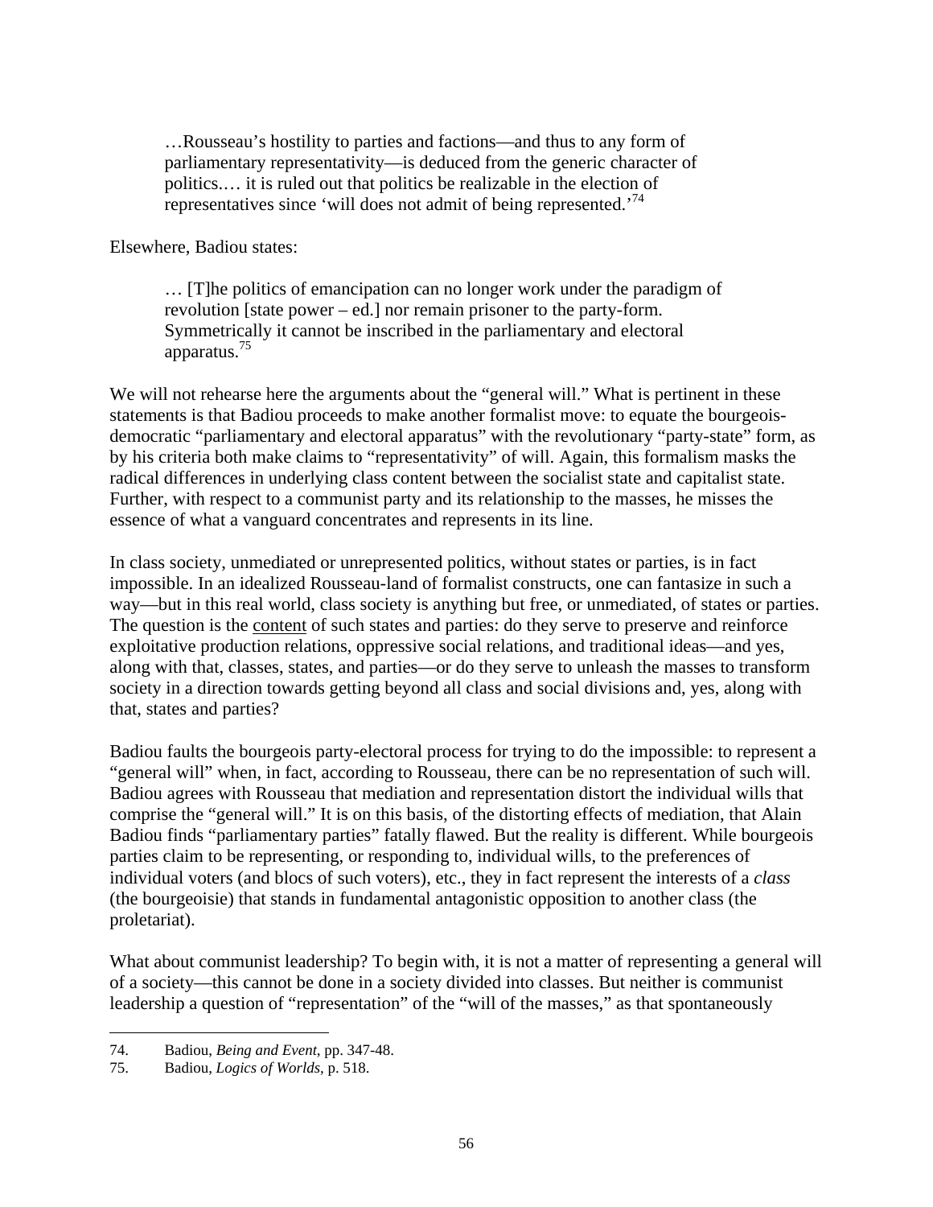> …Rousseau's hostility to parties and factions—and thus to any form of parliamentary representativity—is deduced from the generic character of politics.… it is ruled out that politics be realizable in the election of representatives since 'will does not admit of being represented.'[74]

Elsewhere, Badiou states:

> … [T]he politics of emancipation can no longer work under the paradigm of revolution [state power – ed.] nor remain prisoner to the party-form. Symmetrically it cannot be inscribed in the parliamentary and electoral apparatus.[75]

We will not rehearse here the arguments about the "general will." What is pertinent in these statements is that Badiou proceeds to make another formalist move: to equate the bourgeois-democratic "parliamentary and electoral apparatus" with the revolutionary "party-state" form, as by his criteria both make claims to "representativity" of will. Again, this formalism masks the radical differences in underlying class content between the socialist state and capitalist state. Further, with respect to a communist party and its relationship to the masses, he misses the essence of what a vanguard concentrates and represents in its line.

In class society, unmediated or unrepresented politics, without states or parties, is in fact impossible. In an idealized Rousseau-land of formalist constructs, one can fantasize in such a way—but in this real world, class society is anything but free, or unmediated, of states or parties. The question is the <u>content</u> of such states and parties: do they serve to preserve and reinforce exploitative production relations, oppressive social relations, and traditional ideas—and yes, along with that, classes, states, and parties—or do they serve to unleash the masses to transform society in a direction towards getting beyond all class and social divisions and, yes, along with that, states and parties?

Badiou faults the bourgeois party-electoral process for trying to do the impossible: to represent a "general will" when, in fact, according to Rousseau, there can be no representation of such will. Badiou agrees with Rousseau that mediation and representation distort the individual wills that comprise the "general will." It is on this basis, of the distorting effects of mediation, that Alain Badiou finds "parliamentary parties" fatally flawed. But the reality is different. While bourgeois parties claim to be representing, or responding to, individual wills, to the preferences of individual voters (and blocs of such voters), etc., they in fact represent the interests of a *class* (the bourgeoisie) that stands in fundamental antagonistic opposition to another class (the proletariat).

What about communist leadership? To begin with, it is not a matter of representing a general will of a society—this cannot be done in a society divided into classes. But neither is communist leadership a question of "representation" of the "will of the masses," as that spontaneously

---

74. Badiou, *Being and Event*, pp. 347-48.

75. Badiou, *Logics of Worlds*, p. 518.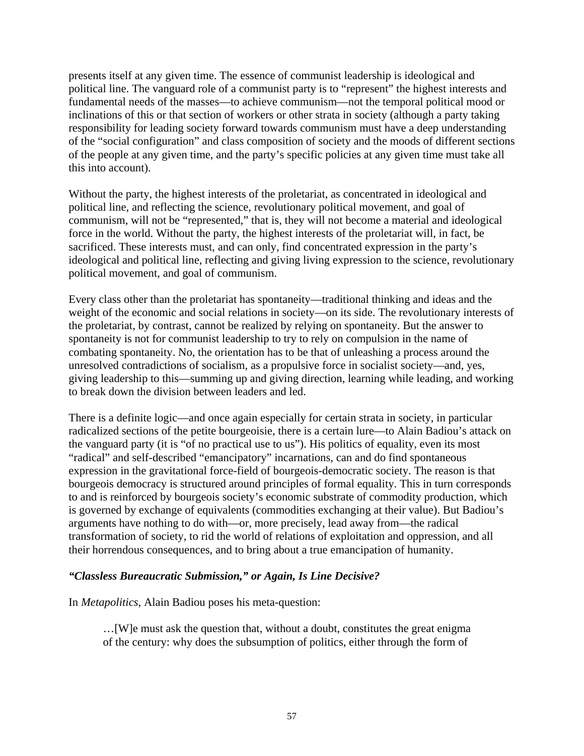presents itself at any given time. The essence of communist leadership is ideological and political line. The vanguard role of a communist party is to "represent" the highest interests and fundamental needs of the masses—to achieve communism—not the temporal political mood or inclinations of this or that section of workers or other strata in society (although a party taking responsibility for leading society forward towards communism must have a deep understanding of the "social configuration" and class composition of society and the moods of different sections of the people at any given time, and the party's specific policies at any given time must take all this into account).

Without the party, the highest interests of the proletariat, as concentrated in ideological and political line, and reflecting the science, revolutionary political movement, and goal of communism, will not be "represented," that is, they will not become a material and ideological force in the world. Without the party, the highest interests of the proletariat will, in fact, be sacrificed. These interests must, and can only, find concentrated expression in the party's ideological and political line, reflecting and giving living expression to the science, revolutionary political movement, and goal of communism.

Every class other than the proletariat has spontaneity—traditional thinking and ideas and the weight of the economic and social relations in society—on its side. The revolutionary interests of the proletariat, by contrast, cannot be realized by relying on spontaneity. But the answer to spontaneity is not for communist leadership to try to rely on compulsion in the name of combating spontaneity. No, the orientation has to be that of unleashing a process around the unresolved contradictions of socialism, as a propulsive force in socialist society—and, yes, giving leadership to this—summing up and giving direction, learning while leading, and working to break down the division between leaders and led.

There is a definite logic—and once again especially for certain strata in society, in particular radicalized sections of the petite bourgeoisie, there is a certain lure—to Alain Badiou's attack on the vanguard party (it is "of no practical use to us"). His politics of equality, even its most "radical" and self-described "emancipatory" incarnations, can and do find spontaneous expression in the gravitational force-field of bourgeois-democratic society. The reason is that bourgeois democracy is structured around principles of formal equality. This in turn corresponds to and is reinforced by bourgeois society's economic substrate of commodity production, which is governed by exchange of equivalents (commodities exchanging at their value). But Badiou's arguments have nothing to do with—or, more precisely, lead away from—the radical transformation of society, to rid the world of relations of exploitation and oppression, and all their horrendous consequences, and to bring about a true emancipation of humanity.

### *"Classless Bureaucratic Submission," or Again, Is Line Decisive?*

In *Metapolitics*, Alain Badiou poses his meta-question:

> …[W]e must ask the question that, without a doubt, constitutes the great enigma of the century: why does the subsumption of politics, either through the form of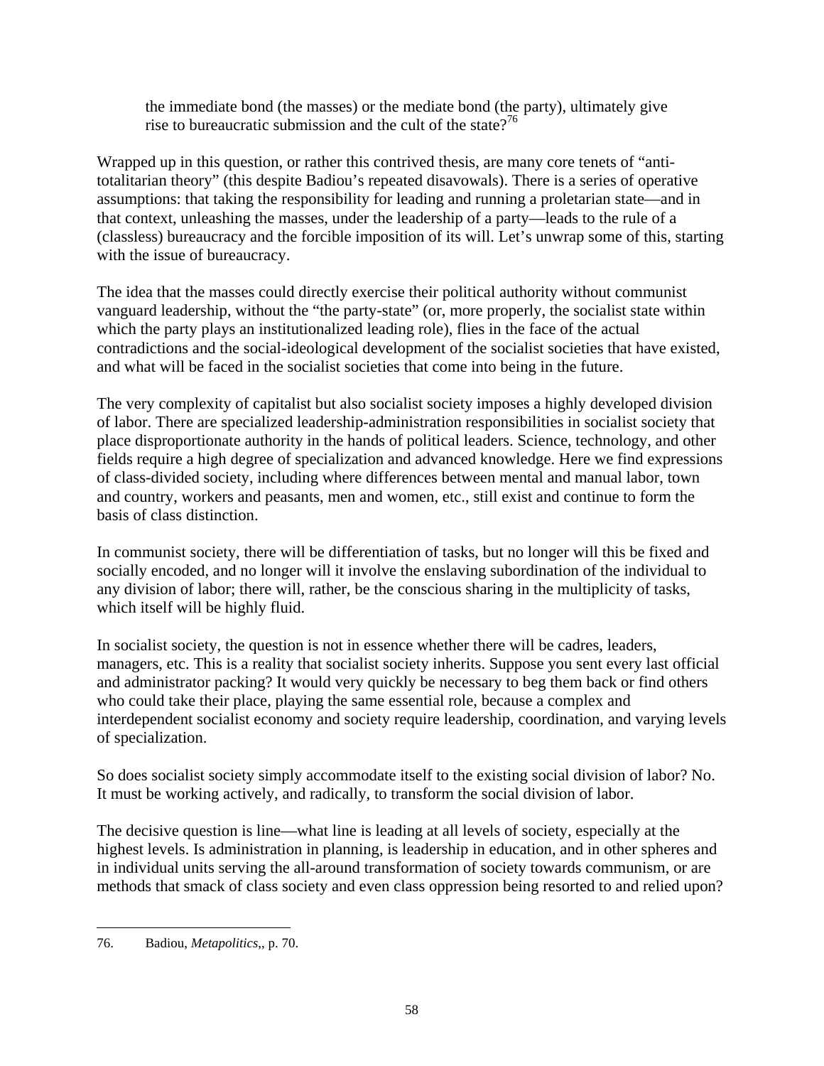> the immediate bond (the masses) or the mediate bond (the party), ultimately give rise to bureaucratic submission and the cult of the state?[76]

Wrapped up in this question, or rather this contrived thesis, are many core tenets of "anti-totalitarian theory" (this despite Badiou's repeated disavowals). There is a series of operative assumptions: that taking the responsibility for leading and running a proletarian state—and in that context, unleashing the masses, under the leadership of a party—leads to the rule of a (classless) bureaucracy and the forcible imposition of its will. Let's unwrap some of this, starting with the issue of bureaucracy.

The idea that the masses could directly exercise their political authority without communist vanguard leadership, without the "the party-state" (or, more properly, the socialist state within which the party plays an institutionalized leading role), flies in the face of the actual contradictions and the social-ideological development of the socialist societies that have existed, and what will be faced in the socialist societies that come into being in the future.

The very complexity of capitalist but also socialist society imposes a highly developed division of labor. There are specialized leadership-administration responsibilities in socialist society that place disproportionate authority in the hands of political leaders. Science, technology, and other fields require a high degree of specialization and advanced knowledge. Here we find expressions of class-divided society, including where differences between mental and manual labor, town and country, workers and peasants, men and women, etc., still exist and continue to form the basis of class distinction.

In communist society, there will be differentiation of tasks, but no longer will this be fixed and socially encoded, and no longer will it involve the enslaving subordination of the individual to any division of labor; there will, rather, be the conscious sharing in the multiplicity of tasks, which itself will be highly fluid.

In socialist society, the question is not in essence whether there will be cadres, leaders, managers, etc. This is a reality that socialist society inherits. Suppose you sent every last official and administrator packing? It would very quickly be necessary to beg them back or find others who could take their place, playing the same essential role, because a complex and interdependent socialist economy and society require leadership, coordination, and varying levels of specialization.

So does socialist society simply accommodate itself to the existing social division of labor? No. It must be working actively, and radically, to transform the social division of labor.

The decisive question is line—what line is leading at all levels of society, especially at the highest levels. Is administration in planning, is leadership in education, and in other spheres and in individual units serving the all-around transformation of society towards communism, or are methods that smack of class society and even class oppression being resorted to and relied upon?

---

76. Badiou, *Metapolitics*,, p. 70.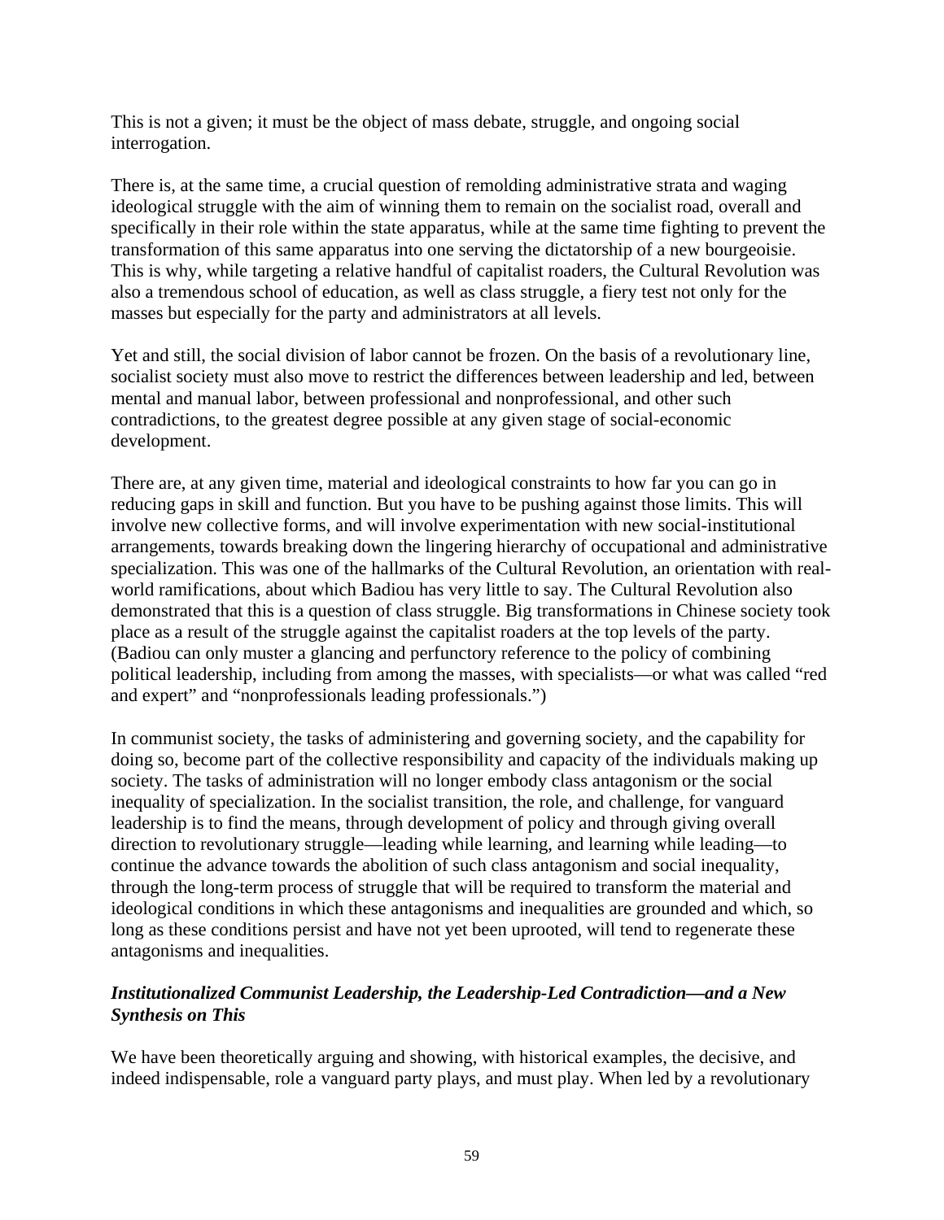This is not a given; it must be the object of mass debate, struggle, and ongoing social interrogation.

There is, at the same time, a crucial question of remolding administrative strata and waging ideological struggle with the aim of winning them to remain on the socialist road, overall and specifically in their role within the state apparatus, while at the same time fighting to prevent the transformation of this same apparatus into one serving the dictatorship of a new bourgeoisie. This is why, while targeting a relative handful of capitalist roaders, the Cultural Revolution was also a tremendous school of education, as well as class struggle, a fiery test not only for the masses but especially for the party and administrators at all levels.

Yet and still, the social division of labor cannot be frozen. On the basis of a revolutionary line, socialist society must also move to restrict the differences between leadership and led, between mental and manual labor, between professional and nonprofessional, and other such contradictions, to the greatest degree possible at any given stage of social-economic development.

There are, at any given time, material and ideological constraints to how far you can go in reducing gaps in skill and function. But you have to be pushing against those limits. This will involve new collective forms, and will involve experimentation with new social-institutional arrangements, towards breaking down the lingering hierarchy of occupational and administrative specialization. This was one of the hallmarks of the Cultural Revolution, an orientation with real-world ramifications, about which Badiou has very little to say. The Cultural Revolution also demonstrated that this is a question of class struggle. Big transformations in Chinese society took place as a result of the struggle against the capitalist roaders at the top levels of the party. (Badiou can only muster a glancing and perfunctory reference to the policy of combining political leadership, including from among the masses, with specialists—or what was called "red and expert" and "nonprofessionals leading professionals.")

In communist society, the tasks of administering and governing society, and the capability for doing so, become part of the collective responsibility and capacity of the individuals making up society. The tasks of administration will no longer embody class antagonism or the social inequality of specialization. In the socialist transition, the role, and challenge, for vanguard leadership is to find the means, through development of policy and through giving overall direction to revolutionary struggle—leading while learning, and learning while leading—to continue the advance towards the abolition of such class antagonism and social inequality, through the long-term process of struggle that will be required to transform the material and ideological conditions in which these antagonisms and inequalities are grounded and which, so long as these conditions persist and have not yet been uprooted, will tend to regenerate these antagonisms and inequalities.

### ***Institutionalized Communist Leadership, the Leadership-Led Contradiction—and a New Synthesis on This***

We have been theoretically arguing and showing, with historical examples, the decisive, and indeed indispensable, role a vanguard party plays, and must play. When led by a revolutionary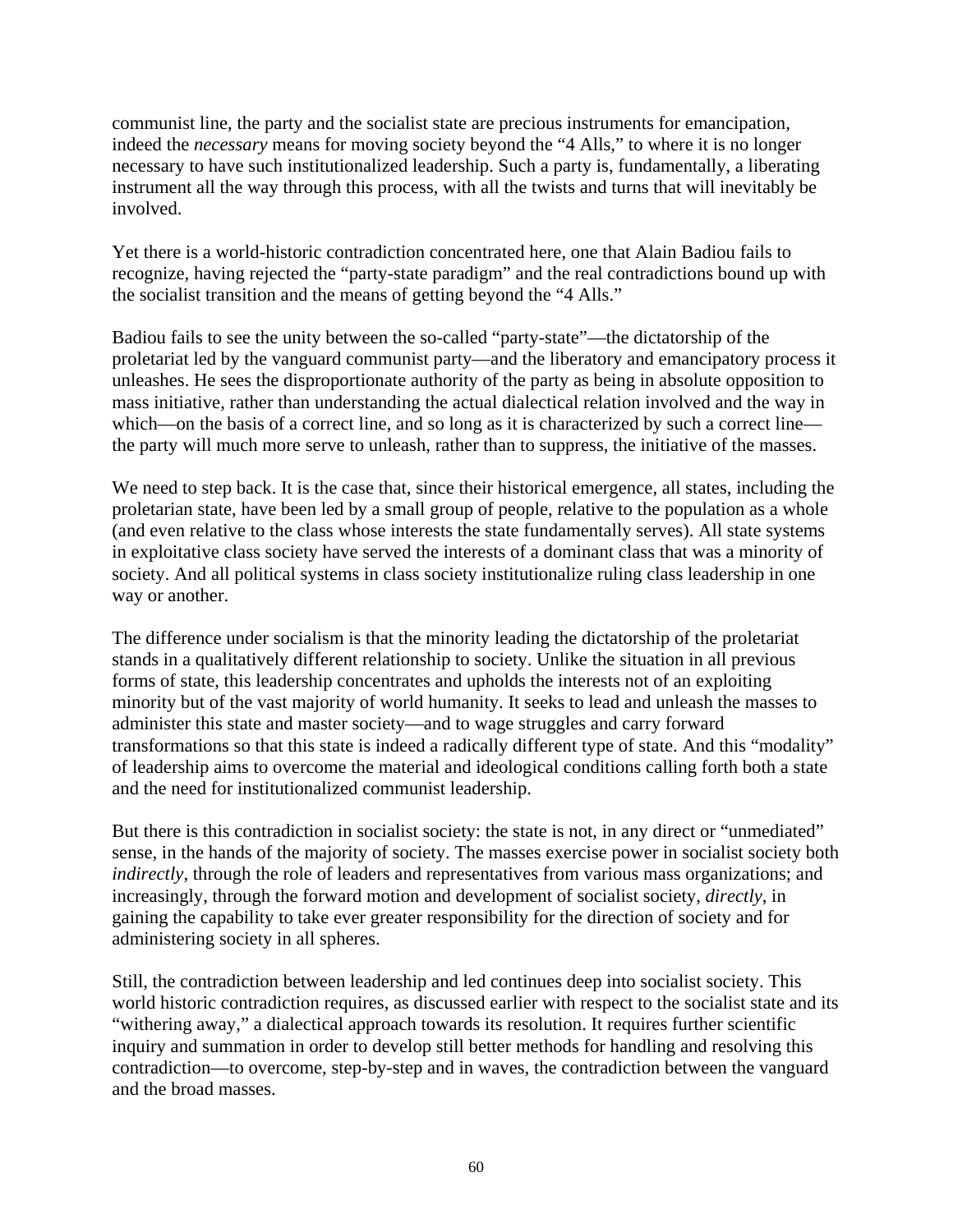communist line, the party and the socialist state are precious instruments for emancipation, indeed the *necessary* means for moving society beyond the "4 Alls," to where it is no longer necessary to have such institutionalized leadership. Such a party is, fundamentally, a liberating instrument all the way through this process, with all the twists and turns that will inevitably be involved.

Yet there is a world-historic contradiction concentrated here, one that Alain Badiou fails to recognize, having rejected the "party-state paradigm" and the real contradictions bound up with the socialist transition and the means of getting beyond the "4 Alls."

Badiou fails to see the unity between the so-called "party-state"—the dictatorship of the proletariat led by the vanguard communist party—and the liberatory and emancipatory process it unleashes. He sees the disproportionate authority of the party as being in absolute opposition to mass initiative, rather than understanding the actual dialectical relation involved and the way in which—on the basis of a correct line, and so long as it is characterized by such a correct line—the party will much more serve to unleash, rather than to suppress, the initiative of the masses.

We need to step back. It is the case that, since their historical emergence, all states, including the proletarian state, have been led by a small group of people, relative to the population as a whole (and even relative to the class whose interests the state fundamentally serves). All state systems in exploitative class society have served the interests of a dominant class that was a minority of society. And all political systems in class society institutionalize ruling class leadership in one way or another.

The difference under socialism is that the minority leading the dictatorship of the proletariat stands in a qualitatively different relationship to society. Unlike the situation in all previous forms of state, this leadership concentrates and upholds the interests not of an exploiting minority but of the vast majority of world humanity. It seeks to lead and unleash the masses to administer this state and master society—and to wage struggles and carry forward transformations so that this state is indeed a radically different type of state. And this "modality" of leadership aims to overcome the material and ideological conditions calling forth both a state and the need for institutionalized communist leadership.

But there is this contradiction in socialist society: the state is not, in any direct or "unmediated" sense, in the hands of the majority of society. The masses exercise power in socialist society both *indirectly*, through the role of leaders and representatives from various mass organizations; and increasingly, through the forward motion and development of socialist society, *directly*, in gaining the capability to take ever greater responsibility for the direction of society and for administering society in all spheres.

Still, the contradiction between leadership and led continues deep into socialist society. This world historic contradiction requires, as discussed earlier with respect to the socialist state and its "withering away," a dialectical approach towards its resolution. It requires further scientific inquiry and summation in order to develop still better methods for handling and resolving this contradiction—to overcome, step-by-step and in waves, the contradiction between the vanguard and the broad masses.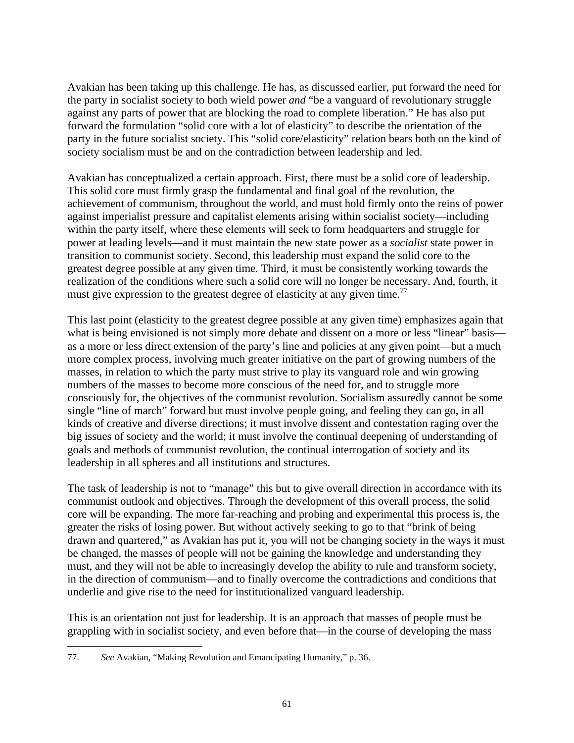Avakian has been taking up this challenge. He has, as discussed earlier, put forward the need for the party in socialist society to both wield power *and* "be a vanguard of revolutionary struggle against any parts of power that are blocking the road to complete liberation." He has also put forward the formulation "solid core with a lot of elasticity" to describe the orientation of the party in the future socialist society. This "solid core/elasticity" relation bears both on the kind of society socialism must be and on the contradiction between leadership and led.

Avakian has conceptualized a certain approach. First, there must be a solid core of leadership. This solid core must firmly grasp the fundamental and final goal of the revolution, the achievement of communism, throughout the world, and must hold firmly onto the reins of power against imperialist pressure and capitalist elements arising within socialist society—including within the party itself, where these elements will seek to form headquarters and struggle for power at leading levels—and it must maintain the new state power as a *socialist* state power in transition to communist society. Second, this leadership must expand the solid core to the greatest degree possible at any given time. Third, it must be consistently working towards the realization of the conditions where such a solid core will no longer be necessary. And, fourth, it must give expression to the greatest degree of elasticity at any given time.[77]

This last point (elasticity to the greatest degree possible at any given time) emphasizes again that what is being envisioned is not simply more debate and dissent on a more or less "linear" basis—as a more or less direct extension of the party's line and policies at any given point—but a much more complex process, involving much greater initiative on the part of growing numbers of the masses, in relation to which the party must strive to play its vanguard role and win growing numbers of the masses to become more conscious of the need for, and to struggle more consciously for, the objectives of the communist revolution. Socialism assuredly cannot be some single "line of march" forward but must involve people going, and feeling they can go, in all kinds of creative and diverse directions; it must involve dissent and contestation raging over the big issues of society and the world; it must involve the continual deepening of understanding of goals and methods of communist revolution, the continual interrogation of society and its leadership in all spheres and all institutions and structures.

The task of leadership is not to "manage" this but to give overall direction in accordance with its communist outlook and objectives. Through the development of this overall process, the solid core will be expanding. The more far-reaching and probing and experimental this process is, the greater the risks of losing power. But without actively seeking to go to that "brink of being drawn and quartered," as Avakian has put it, you will not be changing society in the ways it must be changed, the masses of people will not be gaining the knowledge and understanding they must, and they will not be able to increasingly develop the ability to rule and transform society, in the direction of communism—and to finally overcome the contradictions and conditions that underlie and give rise to the need for institutionalized vanguard leadership.

This is an orientation not just for leadership. It is an approach that masses of people must be grappling with in socialist society, and even before that—in the course of developing the mass

---

77. *See* Avakian, "Making Revolution and Emancipating Humanity," p. 36.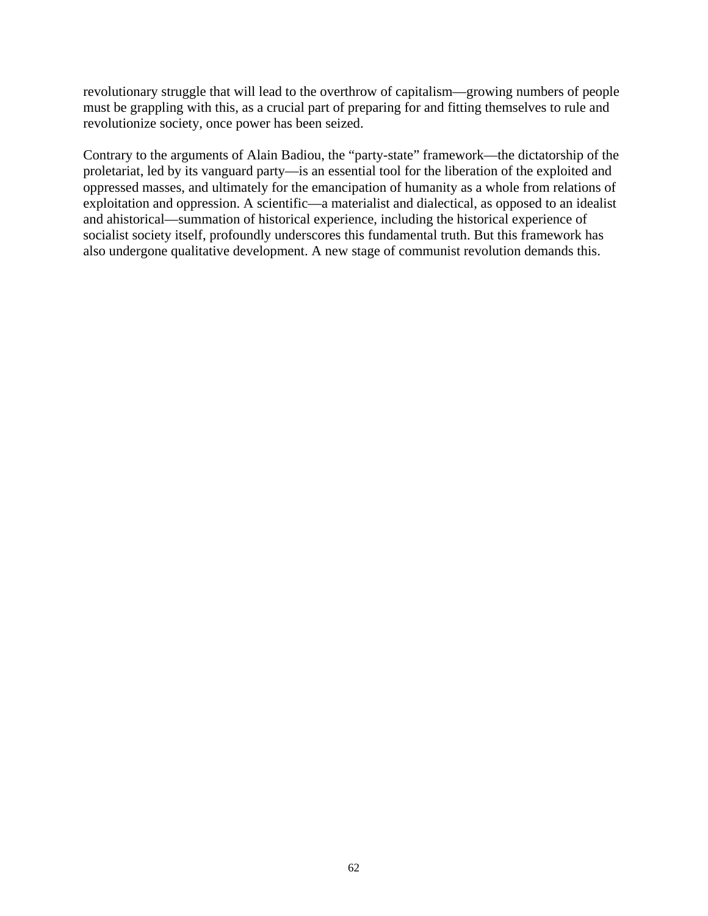revolutionary struggle that will lead to the overthrow of capitalism—growing numbers of people must be grappling with this, as a crucial part of preparing for and fitting themselves to rule and revolutionize society, once power has been seized.

Contrary to the arguments of Alain Badiou, the “party-state” framework—the dictatorship of the proletariat, led by its vanguard party—is an essential tool for the liberation of the exploited and oppressed masses, and ultimately for the emancipation of humanity as a whole from relations of exploitation and oppression. A scientific—a materialist and dialectical, as opposed to an idealist and ahistorical—summation of historical experience, including the historical experience of socialist society itself, profoundly underscores this fundamental truth. But this framework has also undergone qualitative development. A new stage of communist revolution demands this.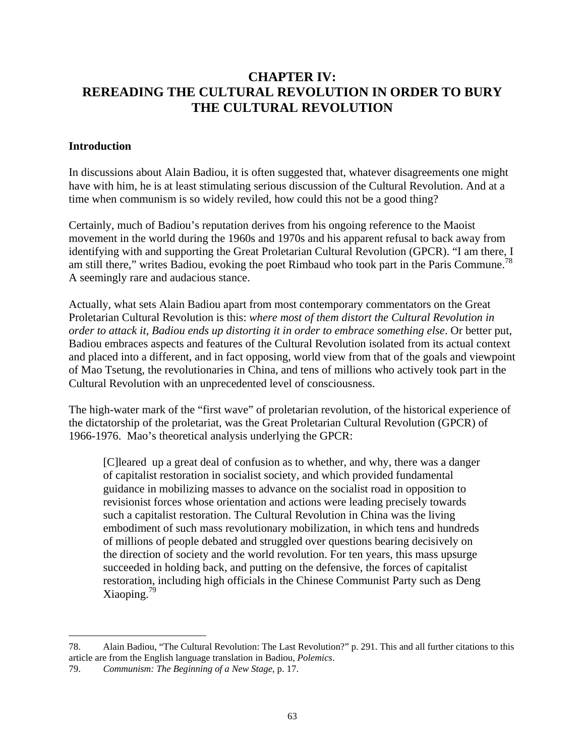# CHAPTER IV: REREADING THE CULTURAL REVOLUTION IN ORDER TO BURY THE CULTURAL REVOLUTION

## Introduction

In discussions about Alain Badiou, it is often suggested that, whatever disagreements one might have with him, he is at least stimulating serious discussion of the Cultural Revolution. And at a time when communism is so widely reviled, how could this not be a good thing?

Certainly, much of Badiou's reputation derives from his ongoing reference to the Maoist movement in the world during the 1960s and 1970s and his apparent refusal to back away from identifying with and supporting the Great Proletarian Cultural Revolution (GPCR). "I am there, I am still there," writes Badiou, evoking the poet Rimbaud who took part in the Paris Commune.[78] A seemingly rare and audacious stance.

Actually, what sets Alain Badiou apart from most contemporary commentators on the Great Proletarian Cultural Revolution is this: *where most of them distort the Cultural Revolution in order to attack it, Badiou ends up distorting it in order to embrace something else*. Or better put, Badiou embraces aspects and features of the Cultural Revolution isolated from its actual context and placed into a different, and in fact opposing, world view from that of the goals and viewpoint of Mao Tsetung, the revolutionaries in China, and tens of millions who actively took part in the Cultural Revolution with an unprecedented level of consciousness.

The high-water mark of the "first wave" of proletarian revolution, of the historical experience of the dictatorship of the proletariat, was the Great Proletarian Cultural Revolution (GPCR) of 1966-1976. Mao's theoretical analysis underlying the GPCR:

> [C]leared up a great deal of confusion as to whether, and why, there was a danger of capitalist restoration in socialist society, and which provided fundamental guidance in mobilizing masses to advance on the socialist road in opposition to revisionist forces whose orientation and actions were leading precisely towards such a capitalist restoration. The Cultural Revolution in China was the living embodiment of such mass revolutionary mobilization, in which tens and hundreds of millions of people debated and struggled over questions bearing decisively on the direction of society and the world revolution. For ten years, this mass upsurge succeeded in holding back, and putting on the defensive, the forces of capitalist restoration, including high officials in the Chinese Communist Party such as Deng Xiaoping.[79]

---

78. Alain Badiou, "The Cultural Revolution: The Last Revolution?" p. 291. This and all further citations to this article are from the English language translation in Badiou, *Polemics*.

79. *Communism: The Beginning of a New Stage*, p. 17.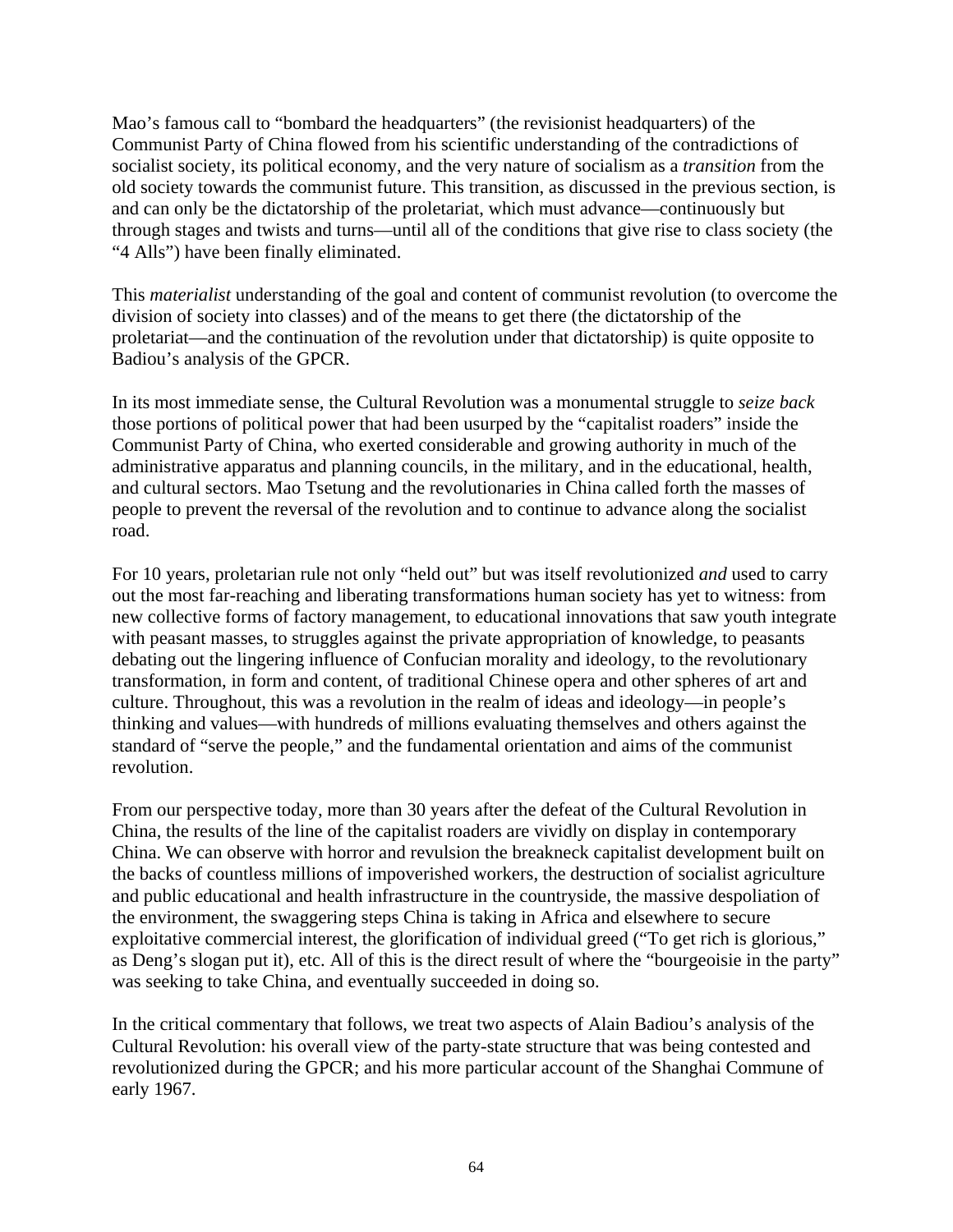Mao's famous call to "bombard the headquarters" (the revisionist headquarters) of the Communist Party of China flowed from his scientific understanding of the contradictions of socialist society, its political economy, and the very nature of socialism as a *transition* from the old society towards the communist future. This transition, as discussed in the previous section, is and can only be the dictatorship of the proletariat, which must advance—continuously but through stages and twists and turns—until all of the conditions that give rise to class society (the "4 Alls") have been finally eliminated.

This *materialist* understanding of the goal and content of communist revolution (to overcome the division of society into classes) and of the means to get there (the dictatorship of the proletariat—and the continuation of the revolution under that dictatorship) is quite opposite to Badiou's analysis of the GPCR.

In its most immediate sense, the Cultural Revolution was a monumental struggle to *seize back* those portions of political power that had been usurped by the "capitalist roaders" inside the Communist Party of China, who exerted considerable and growing authority in much of the administrative apparatus and planning councils, in the military, and in the educational, health, and cultural sectors. Mao Tsetung and the revolutionaries in China called forth the masses of people to prevent the reversal of the revolution and to continue to advance along the socialist road.

For 10 years, proletarian rule not only "held out" but was itself revolutionized *and* used to carry out the most far-reaching and liberating transformations human society has yet to witness: from new collective forms of factory management, to educational innovations that saw youth integrate with peasant masses, to struggles against the private appropriation of knowledge, to peasants debating out the lingering influence of Confucian morality and ideology, to the revolutionary transformation, in form and content, of traditional Chinese opera and other spheres of art and culture. Throughout, this was a revolution in the realm of ideas and ideology—in people's thinking and values—with hundreds of millions evaluating themselves and others against the standard of "serve the people," and the fundamental orientation and aims of the communist revolution.

From our perspective today, more than 30 years after the defeat of the Cultural Revolution in China, the results of the line of the capitalist roaders are vividly on display in contemporary China. We can observe with horror and revulsion the breakneck capitalist development built on the backs of countless millions of impoverished workers, the destruction of socialist agriculture and public educational and health infrastructure in the countryside, the massive despoliation of the environment, the swaggering steps China is taking in Africa and elsewhere to secure exploitative commercial interest, the glorification of individual greed ("To get rich is glorious," as Deng's slogan put it), etc. All of this is the direct result of where the "bourgeoisie in the party" was seeking to take China, and eventually succeeded in doing so.

In the critical commentary that follows, we treat two aspects of Alain Badiou's analysis of the Cultural Revolution: his overall view of the party-state structure that was being contested and revolutionized during the GPCR; and his more particular account of the Shanghai Commune of early 1967.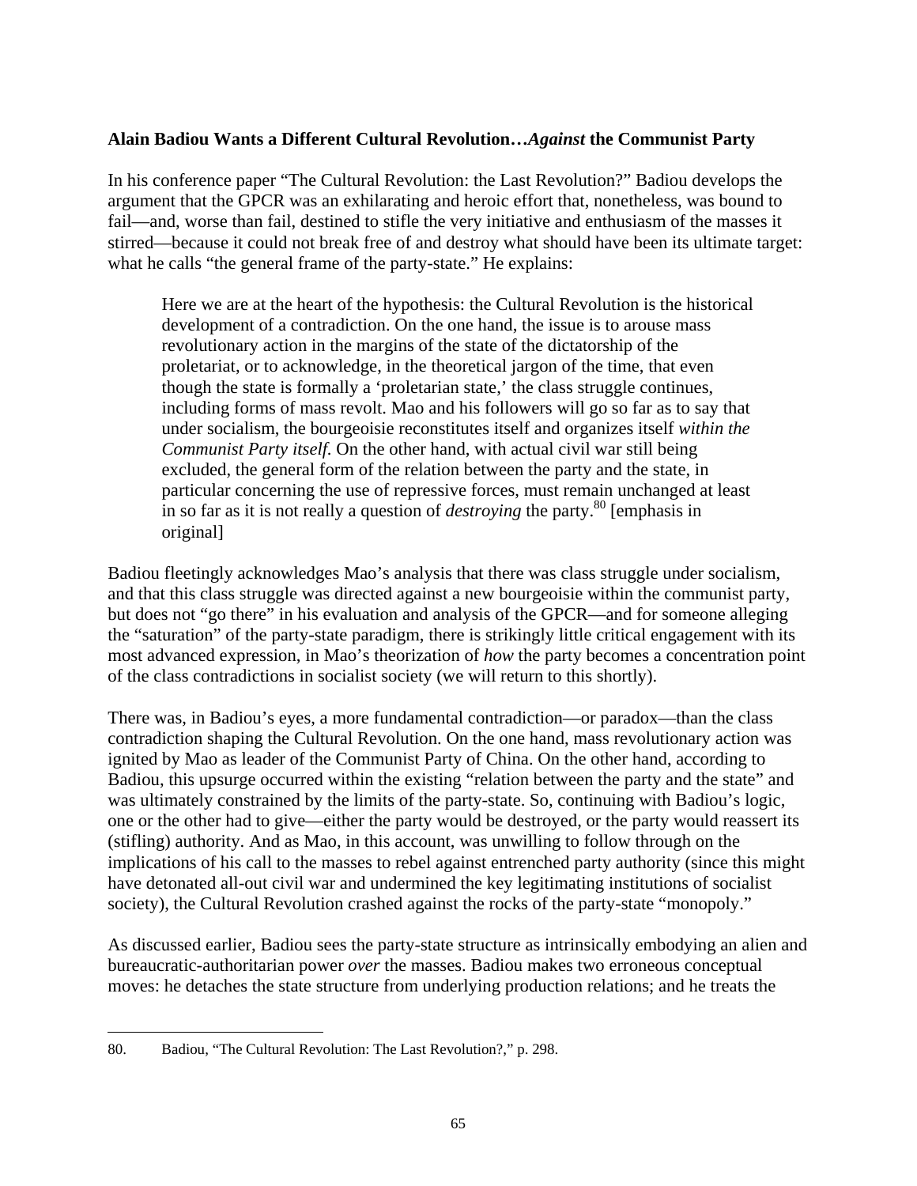**Alain Badiou Wants a Different Cultural Revolution…*Against* the Communist Party**

In his conference paper "The Cultural Revolution: the Last Revolution?" Badiou develops the argument that the GPCR was an exhilarating and heroic effort that, nonetheless, was bound to fail—and, worse than fail, destined to stifle the very initiative and enthusiasm of the masses it stirred—because it could not break free of and destroy what should have been its ultimate target: what he calls "the general frame of the party-state." He explains:

> Here we are at the heart of the hypothesis: the Cultural Revolution is the historical development of a contradiction. On the one hand, the issue is to arouse mass revolutionary action in the margins of the state of the dictatorship of the proletariat, or to acknowledge, in the theoretical jargon of the time, that even though the state is formally a 'proletarian state,' the class struggle continues, including forms of mass revolt. Mao and his followers will go so far as to say that under socialism, the bourgeoisie reconstitutes itself and organizes itself *within the Communist Party itself*. On the other hand, with actual civil war still being excluded, the general form of the relation between the party and the state, in particular concerning the use of repressive forces, must remain unchanged at least in so far as it is not really a question of *destroying* the party.[80] [emphasis in original]

Badiou fleetingly acknowledges Mao's analysis that there was class struggle under socialism, and that this class struggle was directed against a new bourgeoisie within the communist party, but does not "go there" in his evaluation and analysis of the GPCR—and for someone alleging the "saturation" of the party-state paradigm, there is strikingly little critical engagement with its most advanced expression, in Mao's theorization of *how* the party becomes a concentration point of the class contradictions in socialist society (we will return to this shortly).

There was, in Badiou's eyes, a more fundamental contradiction—or paradox—than the class contradiction shaping the Cultural Revolution. On the one hand, mass revolutionary action was ignited by Mao as leader of the Communist Party of China. On the other hand, according to Badiou, this upsurge occurred within the existing "relation between the party and the state" and was ultimately constrained by the limits of the party-state. So, continuing with Badiou's logic, one or the other had to give—either the party would be destroyed, or the party would reassert its (stifling) authority. And as Mao, in this account, was unwilling to follow through on the implications of his call to the masses to rebel against entrenched party authority (since this might have detonated all-out civil war and undermined the key legitimating institutions of socialist society), the Cultural Revolution crashed against the rocks of the party-state "monopoly."

As discussed earlier, Badiou sees the party-state structure as intrinsically embodying an alien and bureaucratic-authoritarian power *over* the masses. Badiou makes two erroneous conceptual moves: he detaches the state structure from underlying production relations; and he treats the

---

80. Badiou, "The Cultural Revolution: The Last Revolution?," p. 298.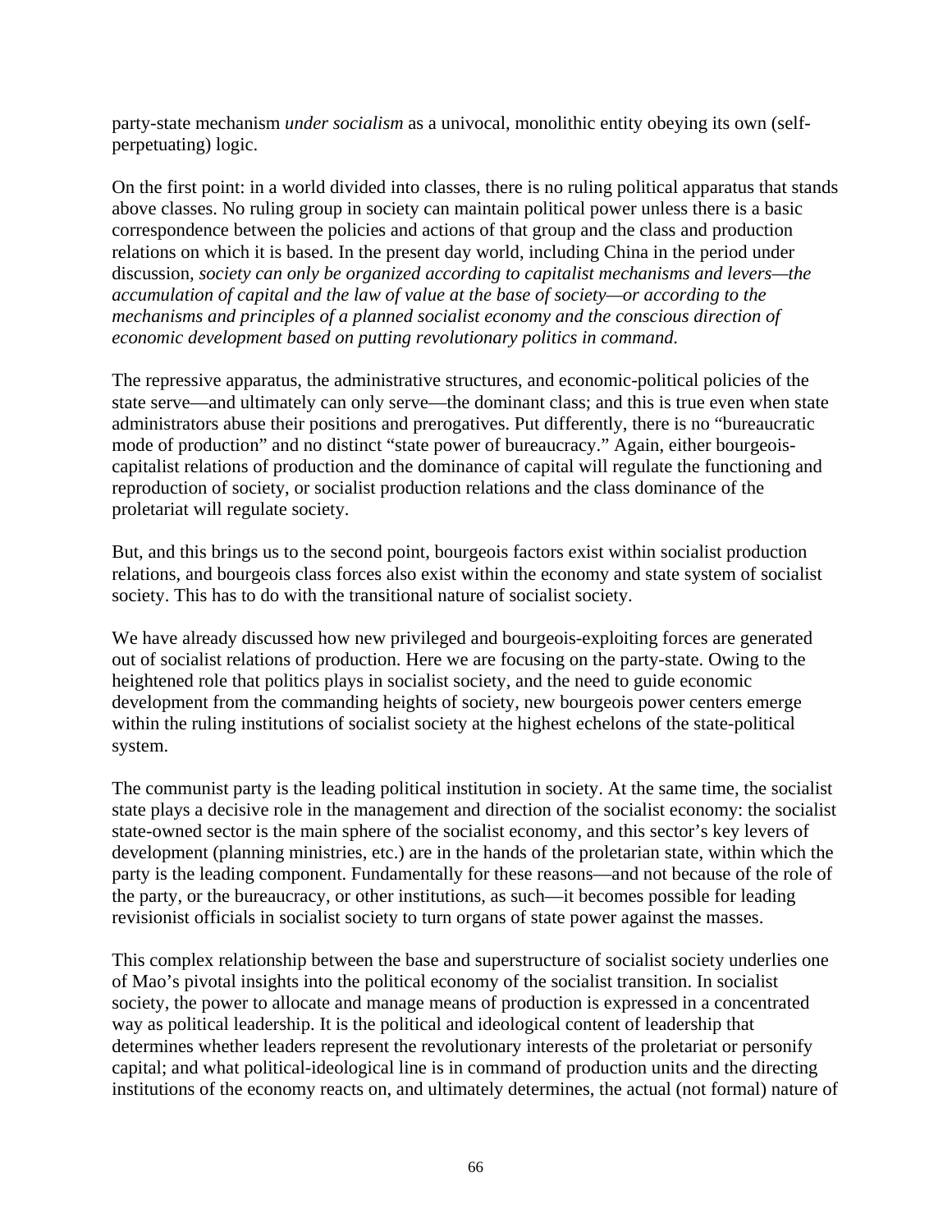party-state mechanism *under socialism* as a univocal, monolithic entity obeying its own (self-perpetuating) logic.

On the first point: in a world divided into classes, there is no ruling political apparatus that stands above classes. No ruling group in society can maintain political power unless there is a basic correspondence between the policies and actions of that group and the class and production relations on which it is based. In the present day world, including China in the period under discussion, *society can only be organized according to capitalist mechanisms and levers—the accumulation of capital and the law of value at the base of society—or according to the mechanisms and principles of a planned socialist economy and the conscious direction of economic development based on putting revolutionary politics in command.*

The repressive apparatus, the administrative structures, and economic-political policies of the state serve—and ultimately can only serve—the dominant class; and this is true even when state administrators abuse their positions and prerogatives. Put differently, there is no "bureaucratic mode of production" and no distinct "state power of bureaucracy." Again, either bourgeois-capitalist relations of production and the dominance of capital will regulate the functioning and reproduction of society, or socialist production relations and the class dominance of the proletariat will regulate society.

But, and this brings us to the second point, bourgeois factors exist within socialist production relations, and bourgeois class forces also exist within the economy and state system of socialist society. This has to do with the transitional nature of socialist society.

We have already discussed how new privileged and bourgeois-exploiting forces are generated out of socialist relations of production. Here we are focusing on the party-state. Owing to the heightened role that politics plays in socialist society, and the need to guide economic development from the commanding heights of society, new bourgeois power centers emerge within the ruling institutions of socialist society at the highest echelons of the state-political system.

The communist party is the leading political institution in society. At the same time, the socialist state plays a decisive role in the management and direction of the socialist economy: the socialist state-owned sector is the main sphere of the socialist economy, and this sector's key levers of development (planning ministries, etc.) are in the hands of the proletarian state, within which the party is the leading component. Fundamentally for these reasons—and not because of the role of the party, or the bureaucracy, or other institutions, as such—it becomes possible for leading revisionist officials in socialist society to turn organs of state power against the masses.

This complex relationship between the base and superstructure of socialist society underlies one of Mao's pivotal insights into the political economy of the socialist transition. In socialist society, the power to allocate and manage means of production is expressed in a concentrated way as political leadership. It is the political and ideological content of leadership that determines whether leaders represent the revolutionary interests of the proletariat or personify capital; and what political-ideological line is in command of production units and the directing institutions of the economy reacts on, and ultimately determines, the actual (not formal) nature of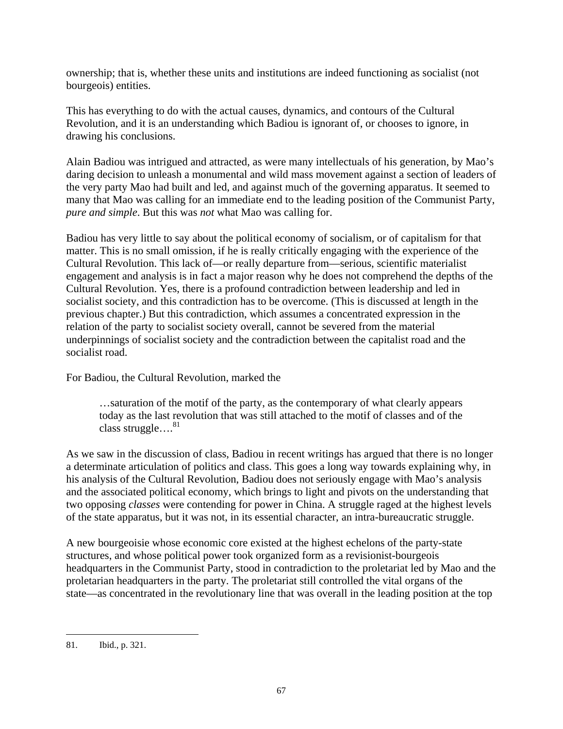ownership; that is, whether these units and institutions are indeed functioning as socialist (not bourgeois) entities.

This has everything to do with the actual causes, dynamics, and contours of the Cultural Revolution, and it is an understanding which Badiou is ignorant of, or chooses to ignore, in drawing his conclusions.

Alain Badiou was intrigued and attracted, as were many intellectuals of his generation, by Mao's daring decision to unleash a monumental and wild mass movement against a section of leaders of the very party Mao had built and led, and against much of the governing apparatus. It seemed to many that Mao was calling for an immediate end to the leading position of the Communist Party, *pure and simple*. But this was *not* what Mao was calling for.

Badiou has very little to say about the political economy of socialism, or of capitalism for that matter. This is no small omission, if he is really critically engaging with the experience of the Cultural Revolution. This lack of—or really departure from—serious, scientific materialist engagement and analysis is in fact a major reason why he does not comprehend the depths of the Cultural Revolution. Yes, there is a profound contradiction between leadership and led in socialist society, and this contradiction has to be overcome. (This is discussed at length in the previous chapter.) But this contradiction, which assumes a concentrated expression in the relation of the party to socialist society overall, cannot be severed from the material underpinnings of socialist society and the contradiction between the capitalist road and the socialist road.

For Badiou, the Cultural Revolution, marked the

> …saturation of the motif of the party, as the contemporary of what clearly appears today as the last revolution that was still attached to the motif of classes and of the class struggle….[81]

As we saw in the discussion of class, Badiou in recent writings has argued that there is no longer a determinate articulation of politics and class. This goes a long way towards explaining why, in his analysis of the Cultural Revolution, Badiou does not seriously engage with Mao's analysis and the associated political economy, which brings to light and pivots on the understanding that two opposing *classes* were contending for power in China. A struggle raged at the highest levels of the state apparatus, but it was not, in its essential character, an intra-bureaucratic struggle.

A new bourgeoisie whose economic core existed at the highest echelons of the party-state structures, and whose political power took organized form as a revisionist-bourgeois headquarters in the Communist Party, stood in contradiction to the proletariat led by Mao and the proletarian headquarters in the party. The proletariat still controlled the vital organs of the state—as concentrated in the revolutionary line that was overall in the leading position at the top

---

81. Ibid., p. 321.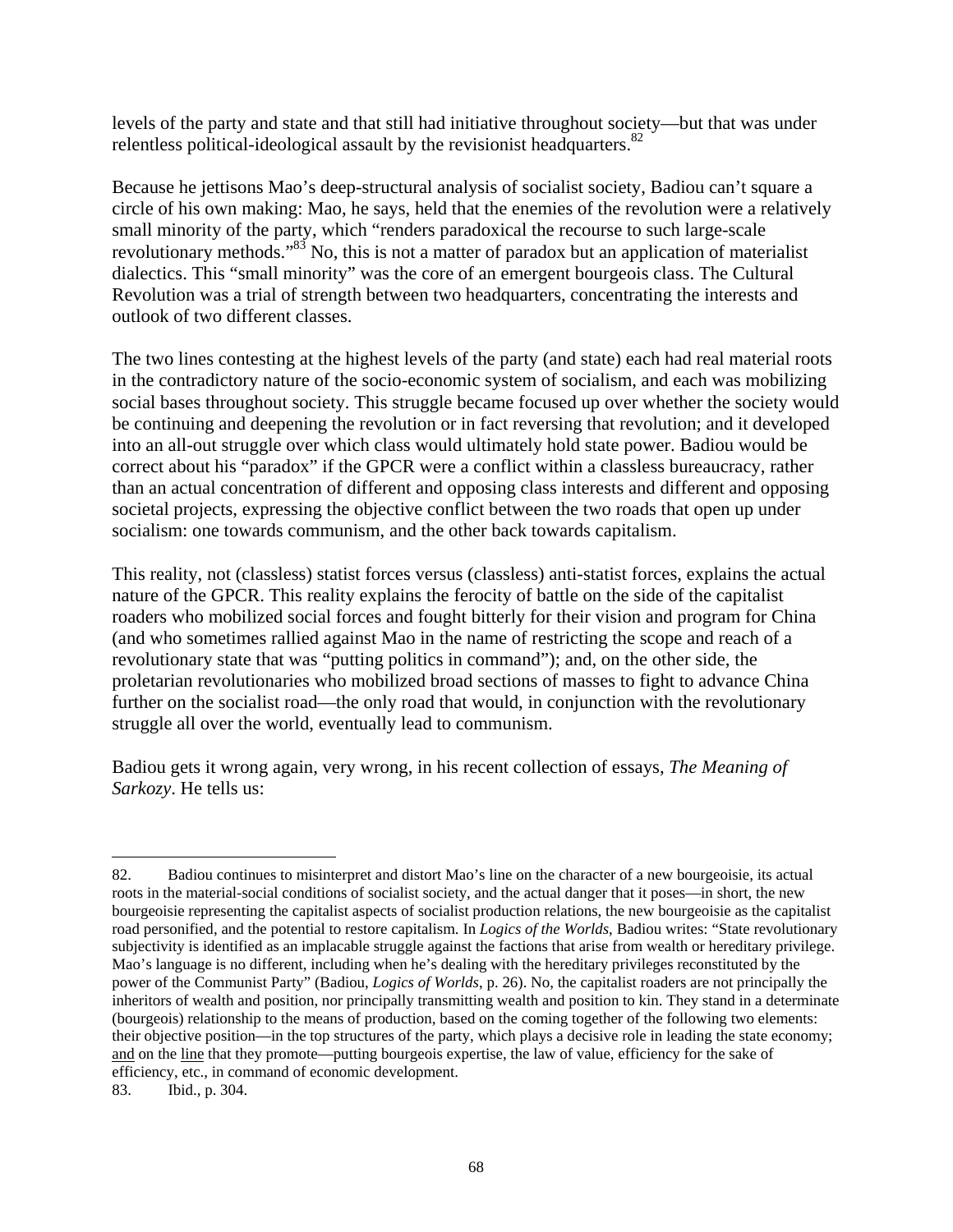levels of the party and state and that still had initiative throughout society—but that was under relentless political-ideological assault by the revisionist headquarters.[82]

Because he jettisons Mao's deep-structural analysis of socialist society, Badiou can't square a circle of his own making: Mao, he says, held that the enemies of the revolution were a relatively small minority of the party, which "renders paradoxical the recourse to such large-scale revolutionary methods."[83] No, this is not a matter of paradox but an application of materialist dialectics. This "small minority" was the core of an emergent bourgeois class. The Cultural Revolution was a trial of strength between two headquarters, concentrating the interests and outlook of two different classes.

The two lines contesting at the highest levels of the party (and state) each had real material roots in the contradictory nature of the socio-economic system of socialism, and each was mobilizing social bases throughout society. This struggle became focused up over whether the society would be continuing and deepening the revolution or in fact reversing that revolution; and it developed into an all-out struggle over which class would ultimately hold state power. Badiou would be correct about his "paradox" if the GPCR were a conflict within a classless bureaucracy, rather than an actual concentration of different and opposing class interests and different and opposing societal projects, expressing the objective conflict between the two roads that open up under socialism: one towards communism, and the other back towards capitalism.

This reality, not (classless) statist forces versus (classless) anti-statist forces, explains the actual nature of the GPCR. This reality explains the ferocity of battle on the side of the capitalist roaders who mobilized social forces and fought bitterly for their vision and program for China (and who sometimes rallied against Mao in the name of restricting the scope and reach of a revolutionary state that was "putting politics in command"); and, on the other side, the proletarian revolutionaries who mobilized broad sections of masses to fight to advance China further on the socialist road—the only road that would, in conjunction with the revolutionary struggle all over the world, eventually lead to communism.

Badiou gets it wrong again, very wrong, in his recent collection of essays, *The Meaning of Sarkozy*. He tells us:

---

82. Badiou continues to misinterpret and distort Mao's line on the character of a new bourgeoisie, its actual roots in the material-social conditions of socialist society, and the actual danger that it poses—in short, the new bourgeoisie representing the capitalist aspects of socialist production relations, the new bourgeoisie as the capitalist road personified, and the potential to restore capitalism. In *Logics of the Worlds*, Badiou writes: "State revolutionary subjectivity is identified as an implacable struggle against the factions that arise from wealth or hereditary privilege. Mao's language is no different, including when he's dealing with the hereditary privileges reconstituted by the power of the Communist Party" (Badiou, *Logics of Worlds*, p. 26). No, the capitalist roaders are not principally the inheritors of wealth and position, nor principally transmitting wealth and position to kin. They stand in a determinate (bourgeois) relationship to the means of production, based on the coming together of the following two elements: their objective position—in the top structures of the party, which plays a decisive role in leading the state economy; and on the line that they promote—putting bourgeois expertise, the law of value, efficiency for the sake of efficiency, etc., in command of economic development.

83. Ibid., p. 304.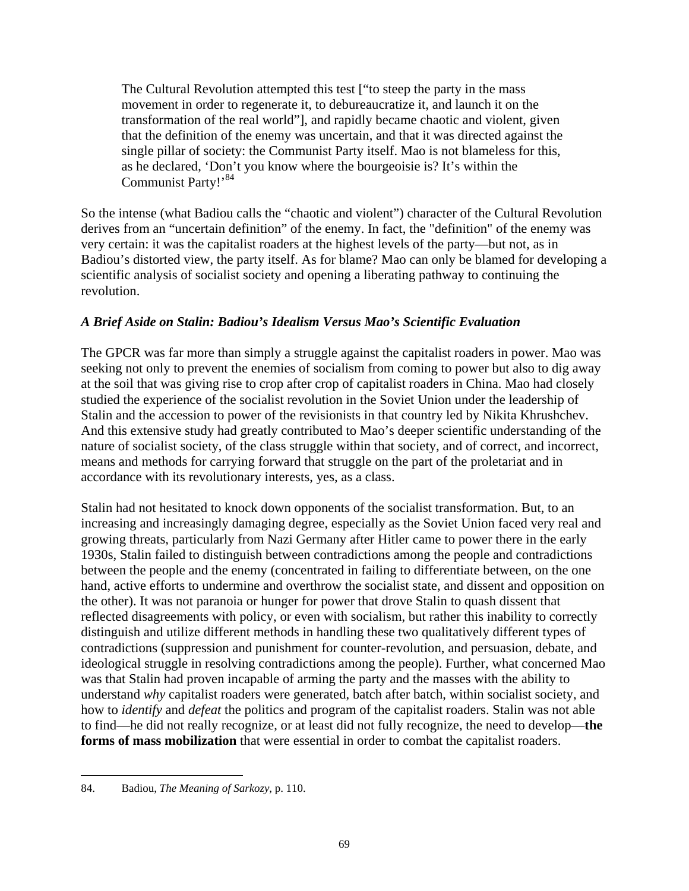> The Cultural Revolution attempted this test ["to steep the party in the mass movement in order to regenerate it, to debureaucratize it, and launch it on the transformation of the real world"], and rapidly became chaotic and violent, given that the definition of the enemy was uncertain, and that it was directed against the single pillar of society: the Communist Party itself. Mao is not blameless for this, as he declared, 'Don't you know where the bourgeoisie is? It's within the Communist Party!'[84]

So the intense (what Badiou calls the "chaotic and violent") character of the Cultural Revolution derives from an "uncertain definition" of the enemy. In fact, the "definition" of the enemy was very certain: it was the capitalist roaders at the highest levels of the party—but not, as in Badiou's distorted view, the party itself. As for blame? Mao can only be blamed for developing a scientific analysis of socialist society and opening a liberating pathway to continuing the revolution.

### *A Brief Aside on Stalin: Badiou's Idealism Versus Mao's Scientific Evaluation*

The GPCR was far more than simply a struggle against the capitalist roaders in power. Mao was seeking not only to prevent the enemies of socialism from coming to power but also to dig away at the soil that was giving rise to crop after crop of capitalist roaders in China. Mao had closely studied the experience of the socialist revolution in the Soviet Union under the leadership of Stalin and the accession to power of the revisionists in that country led by Nikita Khrushchev. And this extensive study had greatly contributed to Mao's deeper scientific understanding of the nature of socialist society, of the class struggle within that society, and of correct, and incorrect, means and methods for carrying forward that struggle on the part of the proletariat and in accordance with its revolutionary interests, yes, as a class.

Stalin had not hesitated to knock down opponents of the socialist transformation. But, to an increasing and increasingly damaging degree, especially as the Soviet Union faced very real and growing threats, particularly from Nazi Germany after Hitler came to power there in the early 1930s, Stalin failed to distinguish between contradictions among the people and contradictions between the people and the enemy (concentrated in failing to differentiate between, on the one hand, active efforts to undermine and overthrow the socialist state, and dissent and opposition on the other). It was not paranoia or hunger for power that drove Stalin to quash dissent that reflected disagreements with policy, or even with socialism, but rather this inability to correctly distinguish and utilize different methods in handling these two qualitatively different types of contradictions (suppression and punishment for counter-revolution, and persuasion, debate, and ideological struggle in resolving contradictions among the people). Further, what concerned Mao was that Stalin had proven incapable of arming the party and the masses with the ability to understand *why* capitalist roaders were generated, batch after batch, within socialist society, and how to *identify* and *defeat* the politics and program of the capitalist roaders. Stalin was not able to find—he did not really recognize, or at least did not fully recognize, the need to develop—**the forms of mass mobilization** that were essential in order to combat the capitalist roaders.

---

84. Badiou, *The Meaning of Sarkozy*, p. 110.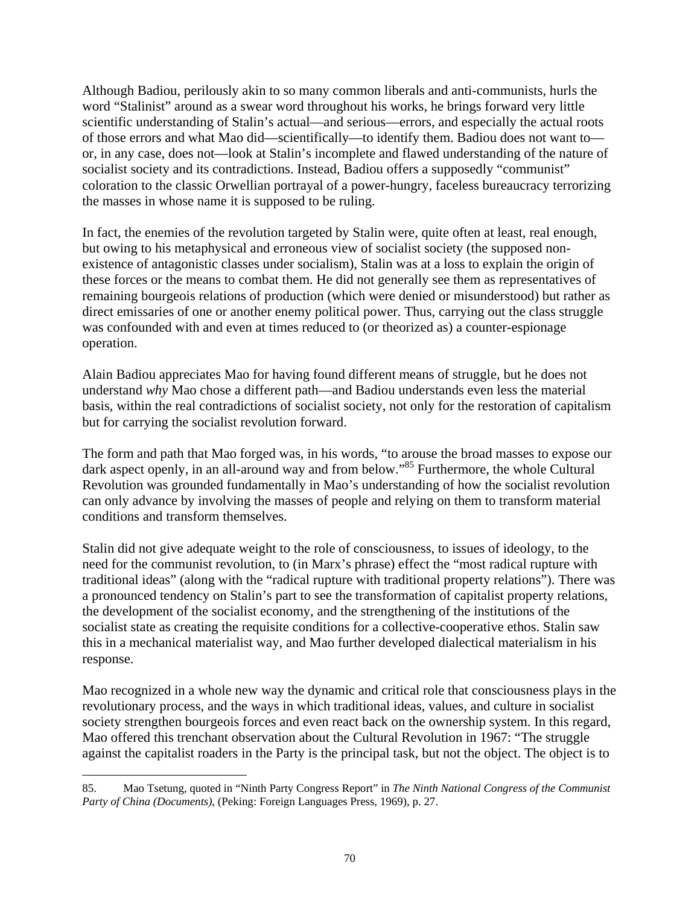Although Badiou, perilously akin to so many common liberals and anti-communists, hurls the word "Stalinist" around as a swear word throughout his works, he brings forward very little scientific understanding of Stalin's actual—and serious—errors, and especially the actual roots of those errors and what Mao did—scientifically—to identify them. Badiou does not want to—or, in any case, does not—look at Stalin's incomplete and flawed understanding of the nature of socialist society and its contradictions. Instead, Badiou offers a supposedly "communist" coloration to the classic Orwellian portrayal of a power-hungry, faceless bureaucracy terrorizing the masses in whose name it is supposed to be ruling.

In fact, the enemies of the revolution targeted by Stalin were, quite often at least, real enough, but owing to his metaphysical and erroneous view of socialist society (the supposed non-existence of antagonistic classes under socialism), Stalin was at a loss to explain the origin of these forces or the means to combat them. He did not generally see them as representatives of remaining bourgeois relations of production (which were denied or misunderstood) but rather as direct emissaries of one or another enemy political power. Thus, carrying out the class struggle was confounded with and even at times reduced to (or theorized as) a counter-espionage operation.

Alain Badiou appreciates Mao for having found different means of struggle, but he does not understand *why* Mao chose a different path—and Badiou understands even less the material basis, within the real contradictions of socialist society, not only for the restoration of capitalism but for carrying the socialist revolution forward.

The form and path that Mao forged was, in his words, "to arouse the broad masses to expose our dark aspect openly, in an all-around way and from below."[85] Furthermore, the whole Cultural Revolution was grounded fundamentally in Mao's understanding of how the socialist revolution can only advance by involving the masses of people and relying on them to transform material conditions and transform themselves.

Stalin did not give adequate weight to the role of consciousness, to issues of ideology, to the need for the communist revolution, to (in Marx's phrase) effect the "most radical rupture with traditional ideas" (along with the "radical rupture with traditional property relations"). There was a pronounced tendency on Stalin's part to see the transformation of capitalist property relations, the development of the socialist economy, and the strengthening of the institutions of the socialist state as creating the requisite conditions for a collective-cooperative ethos. Stalin saw this in a mechanical materialist way, and Mao further developed dialectical materialism in his response.

Mao recognized in a whole new way the dynamic and critical role that consciousness plays in the revolutionary process, and the ways in which traditional ideas, values, and culture in socialist society strengthen bourgeois forces and even react back on the ownership system. In this regard, Mao offered this trenchant observation about the Cultural Revolution in 1967: "The struggle against the capitalist roaders in the Party is the principal task, but not the object. The object is to

---

85. Mao Tsetung, quoted in "Ninth Party Congress Report" in *The Ninth National Congress of the Communist Party of China (Documents)*, (Peking: Foreign Languages Press, 1969), p. 27.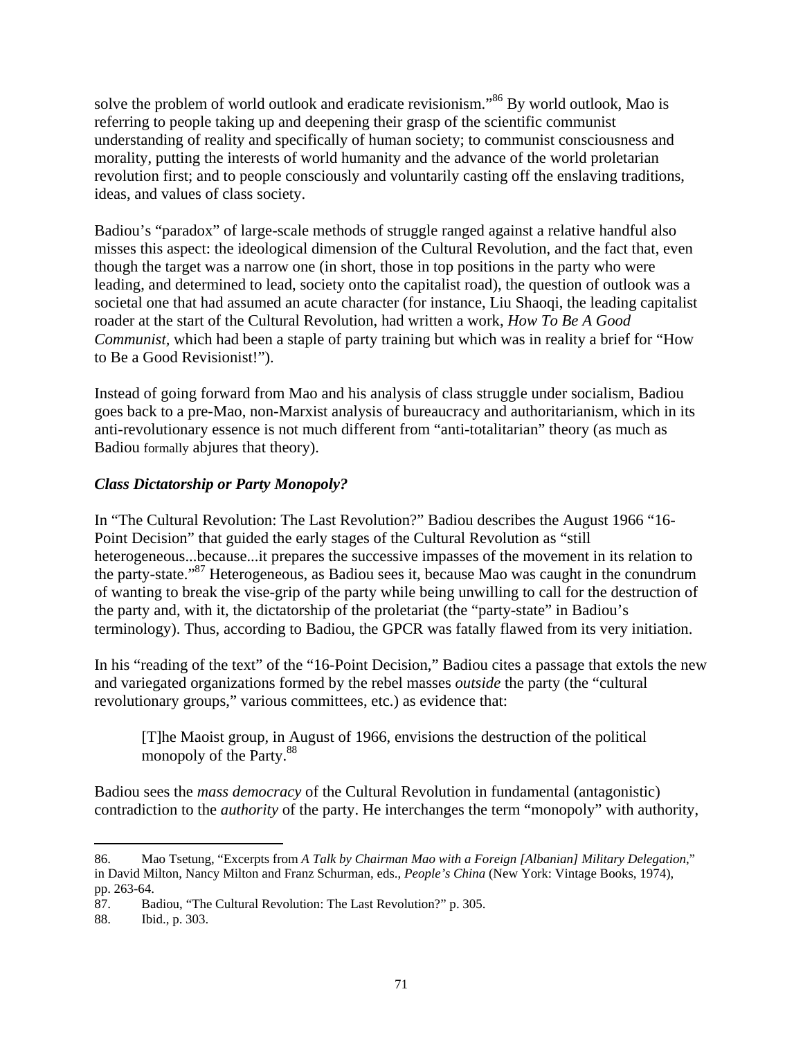solve the problem of world outlook and eradicate revisionism."[86] By world outlook, Mao is referring to people taking up and deepening their grasp of the scientific communist understanding of reality and specifically of human society; to communist consciousness and morality, putting the interests of world humanity and the advance of the world proletarian revolution first; and to people consciously and voluntarily casting off the enslaving traditions, ideas, and values of class society.

Badiou's "paradox" of large-scale methods of struggle ranged against a relative handful also misses this aspect: the ideological dimension of the Cultural Revolution, and the fact that, even though the target was a narrow one (in short, those in top positions in the party who were leading, and determined to lead, society onto the capitalist road), the question of outlook was a societal one that had assumed an acute character (for instance, Liu Shaoqi, the leading capitalist roader at the start of the Cultural Revolution, had written a work, *How To Be A Good Communist*, which had been a staple of party training but which was in reality a brief for "How to Be a Good Revisionist!").

Instead of going forward from Mao and his analysis of class struggle under socialism, Badiou goes back to a pre-Mao, non-Marxist analysis of bureaucracy and authoritarianism, which in its anti-revolutionary essence is not much different from "anti-totalitarian" theory (as much as Badiou formally abjures that theory).

### *Class Dictatorship or Party Monopoly?*

In "The Cultural Revolution: The Last Revolution?" Badiou describes the August 1966 "16-Point Decision" that guided the early stages of the Cultural Revolution as "still heterogeneous...because...it prepares the successive impasses of the movement in its relation to the party-state."[87] Heterogeneous, as Badiou sees it, because Mao was caught in the conundrum of wanting to break the vise-grip of the party while being unwilling to call for the destruction of the party and, with it, the dictatorship of the proletariat (the "party-state" in Badiou's terminology). Thus, according to Badiou, the GPCR was fatally flawed from its very initiation.

In his "reading of the text" of the "16-Point Decision," Badiou cites a passage that extols the new and variegated organizations formed by the rebel masses *outside* the party (the "cultural revolutionary groups," various committees, etc.) as evidence that:

> [T]he Maoist group, in August of 1966, envisions the destruction of the political monopoly of the Party.[88]

Badiou sees the *mass democracy* of the Cultural Revolution in fundamental (antagonistic) contradiction to the *authority* of the party. He interchanges the term "monopoly" with authority,

---

86. Mao Tsetung, "Excerpts from *A Talk by Chairman Mao with a Foreign [Albanian] Military Delegation*," in David Milton, Nancy Milton and Franz Schurman, eds., *People's China* (New York: Vintage Books, 1974), pp. 263-64.

87. Badiou, "The Cultural Revolution: The Last Revolution?" p. 305.

88. Ibid., p. 303.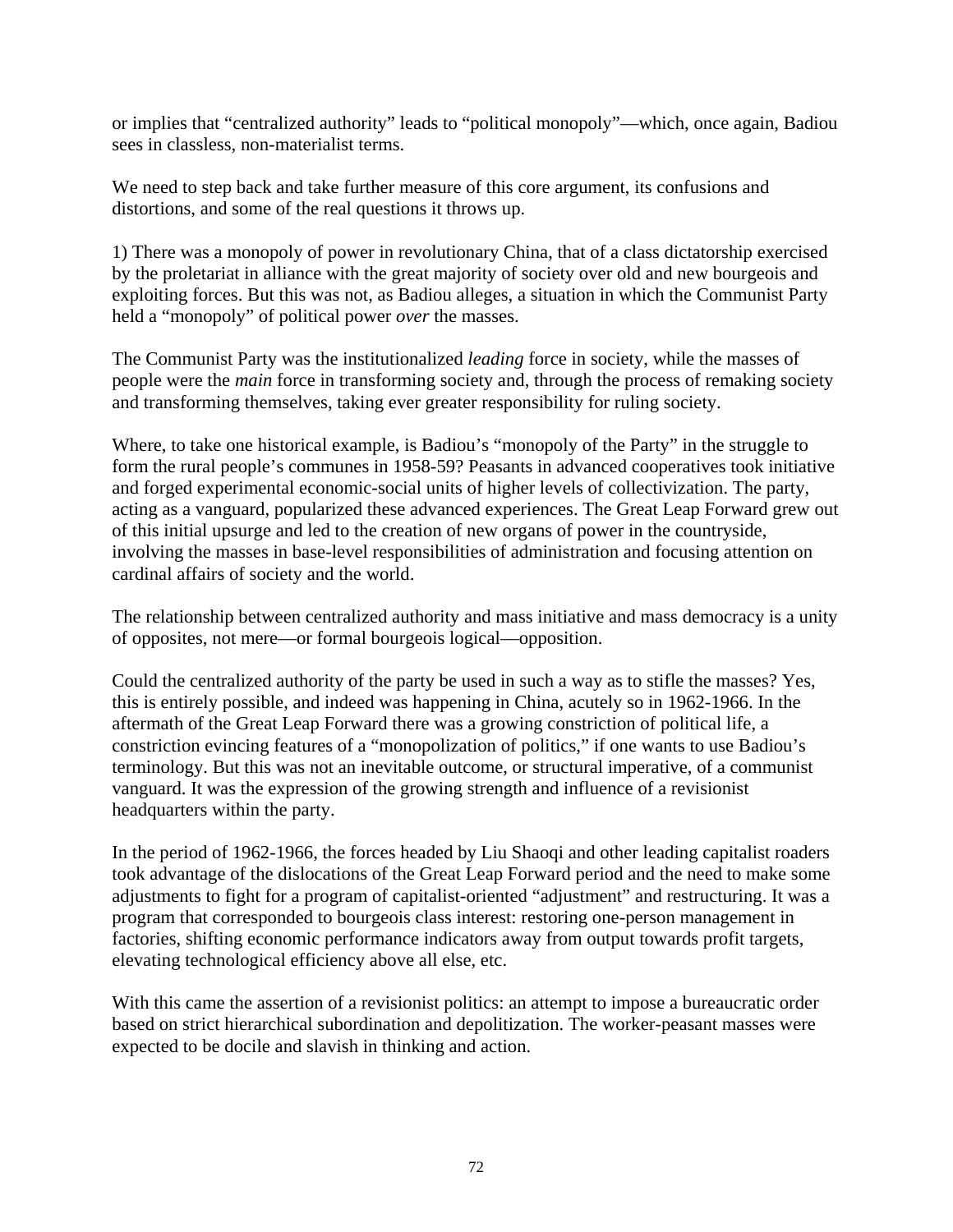or implies that “centralized authority” leads to “political monopoly”—which, once again, Badiou sees in classless, non-materialist terms.

We need to step back and take further measure of this core argument, its confusions and distortions, and some of the real questions it throws up.

1) There was a monopoly of power in revolutionary China, that of a class dictatorship exercised by the proletariat in alliance with the great majority of society over old and new bourgeois and exploiting forces. But this was not, as Badiou alleges, a situation in which the Communist Party held a “monopoly” of political power *over* the masses.

The Communist Party was the institutionalized *leading* force in society, while the masses of people were the *main* force in transforming society and, through the process of remaking society and transforming themselves, taking ever greater responsibility for ruling society.

Where, to take one historical example, is Badiou’s “monopoly of the Party” in the struggle to form the rural people’s communes in 1958-59? Peasants in advanced cooperatives took initiative and forged experimental economic-social units of higher levels of collectivization. The party, acting as a vanguard, popularized these advanced experiences. The Great Leap Forward grew out of this initial upsurge and led to the creation of new organs of power in the countryside, involving the masses in base-level responsibilities of administration and focusing attention on cardinal affairs of society and the world.

The relationship between centralized authority and mass initiative and mass democracy is a unity of opposites, not mere—or formal bourgeois logical—opposition.

Could the centralized authority of the party be used in such a way as to stifle the masses? Yes, this is entirely possible, and indeed was happening in China, acutely so in 1962-1966. In the aftermath of the Great Leap Forward there was a growing constriction of political life, a constriction evincing features of a “monopolization of politics,” if one wants to use Badiou’s terminology. But this was not an inevitable outcome, or structural imperative, of a communist vanguard. It was the expression of the growing strength and influence of a revisionist headquarters within the party.

In the period of 1962-1966, the forces headed by Liu Shaoqi and other leading capitalist roaders took advantage of the dislocations of the Great Leap Forward period and the need to make some adjustments to fight for a program of capitalist-oriented “adjustment” and restructuring. It was a program that corresponded to bourgeois class interest: restoring one-person management in factories, shifting economic performance indicators away from output towards profit targets, elevating technological efficiency above all else, etc.

With this came the assertion of a revisionist politics: an attempt to impose a bureaucratic order based on strict hierarchical subordination and depolitization. The worker-peasant masses were expected to be docile and slavish in thinking and action.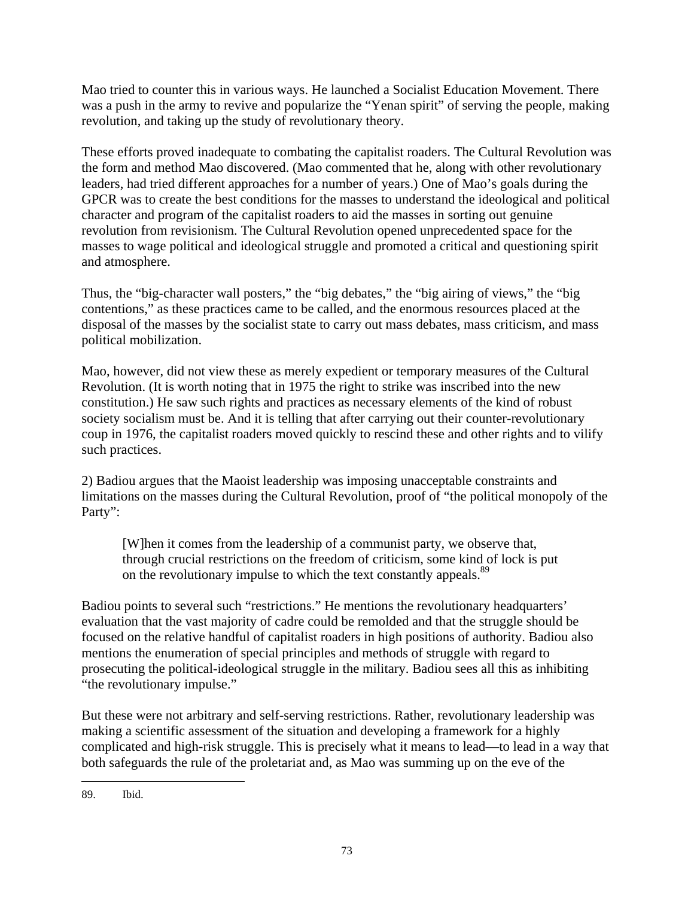Mao tried to counter this in various ways. He launched a Socialist Education Movement. There was a push in the army to revive and popularize the "Yenan spirit" of serving the people, making revolution, and taking up the study of revolutionary theory.

These efforts proved inadequate to combating the capitalist roaders. The Cultural Revolution was the form and method Mao discovered. (Mao commented that he, along with other revolutionary leaders, had tried different approaches for a number of years.) One of Mao's goals during the GPCR was to create the best conditions for the masses to understand the ideological and political character and program of the capitalist roaders to aid the masses in sorting out genuine revolution from revisionism. The Cultural Revolution opened unprecedented space for the masses to wage political and ideological struggle and promoted a critical and questioning spirit and atmosphere.

Thus, the "big-character wall posters," the "big debates," the "big airing of views," the "big contentions," as these practices came to be called, and the enormous resources placed at the disposal of the masses by the socialist state to carry out mass debates, mass criticism, and mass political mobilization.

Mao, however, did not view these as merely expedient or temporary measures of the Cultural Revolution. (It is worth noting that in 1975 the right to strike was inscribed into the new constitution.) He saw such rights and practices as necessary elements of the kind of robust society socialism must be. And it is telling that after carrying out their counter-revolutionary coup in 1976, the capitalist roaders moved quickly to rescind these and other rights and to vilify such practices.

2) Badiou argues that the Maoist leadership was imposing unacceptable constraints and limitations on the masses during the Cultural Revolution, proof of "the political monopoly of the Party":

> [W]hen it comes from the leadership of a communist party, we observe that, through crucial restrictions on the freedom of criticism, some kind of lock is put on the revolutionary impulse to which the text constantly appeals.[89]

Badiou points to several such "restrictions." He mentions the revolutionary headquarters' evaluation that the vast majority of cadre could be remolded and that the struggle should be focused on the relative handful of capitalist roaders in high positions of authority. Badiou also mentions the enumeration of special principles and methods of struggle with regard to prosecuting the political-ideological struggle in the military. Badiou sees all this as inhibiting "the revolutionary impulse."

But these were not arbitrary and self-serving restrictions. Rather, revolutionary leadership was making a scientific assessment of the situation and developing a framework for a highly complicated and high-risk struggle. This is precisely what it means to lead—to lead in a way that both safeguards the rule of the proletariat and, as Mao was summing up on the eve of the

---

89. Ibid.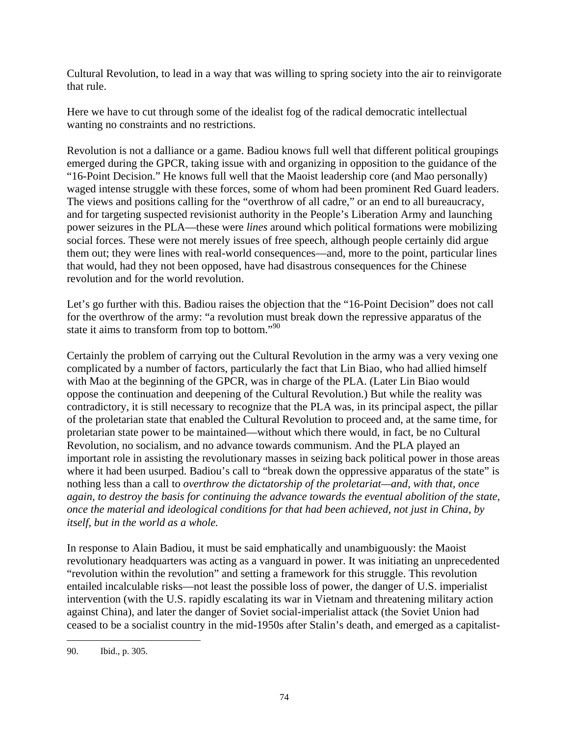Cultural Revolution, to lead in a way that was willing to spring society into the air to reinvigorate that rule.

Here we have to cut through some of the idealist fog of the radical democratic intellectual wanting no constraints and no restrictions.

Revolution is not a dalliance or a game. Badiou knows full well that different political groupings emerged during the GPCR, taking issue with and organizing in opposition to the guidance of the "16-Point Decision." He knows full well that the Maoist leadership core (and Mao personally) waged intense struggle with these forces, some of whom had been prominent Red Guard leaders. The views and positions calling for the "overthrow of all cadre," or an end to all bureaucracy, and for targeting suspected revisionist authority in the People's Liberation Army and launching power seizures in the PLA—these were *lines* around which political formations were mobilizing social forces. These were not merely issues of free speech, although people certainly did argue them out; they were lines with real-world consequences—and, more to the point, particular lines that would, had they not been opposed, have had disastrous consequences for the Chinese revolution and for the world revolution.

Let's go further with this. Badiou raises the objection that the "16-Point Decision" does not call for the overthrow of the army: "a revolution must break down the repressive apparatus of the state it aims to transform from top to bottom."[90]

Certainly the problem of carrying out the Cultural Revolution in the army was a very vexing one complicated by a number of factors, particularly the fact that Lin Biao, who had allied himself with Mao at the beginning of the GPCR, was in charge of the PLA. (Later Lin Biao would oppose the continuation and deepening of the Cultural Revolution.) But while the reality was contradictory, it is still necessary to recognize that the PLA was, in its principal aspect, the pillar of the proletarian state that enabled the Cultural Revolution to proceed and, at the same time, for proletarian state power to be maintained—without which there would, in fact, be no Cultural Revolution, no socialism, and no advance towards communism. And the PLA played an important role in assisting the revolutionary masses in seizing back political power in those areas where it had been usurped. Badiou's call to "break down the oppressive apparatus of the state" is nothing less than a call to *overthrow the dictatorship of the proletariat—and, with that, once again, to destroy the basis for continuing the advance towards the eventual abolition of the state, once the material and ideological conditions for that had been achieved, not just in China, by itself, but in the world as a whole.*

In response to Alain Badiou, it must be said emphatically and unambiguously: the Maoist revolutionary headquarters was acting as a vanguard in power. It was initiating an unprecedented "revolution within the revolution" and setting a framework for this struggle. This revolution entailed incalculable risks—not least the possible loss of power, the danger of U.S. imperialist intervention (with the U.S. rapidly escalating its war in Vietnam and threatening military action against China), and later the danger of Soviet social-imperialist attack (the Soviet Union had ceased to be a socialist country in the mid-1950s after Stalin's death, and emerged as a capitalist-

---

90. Ibid., p. 305.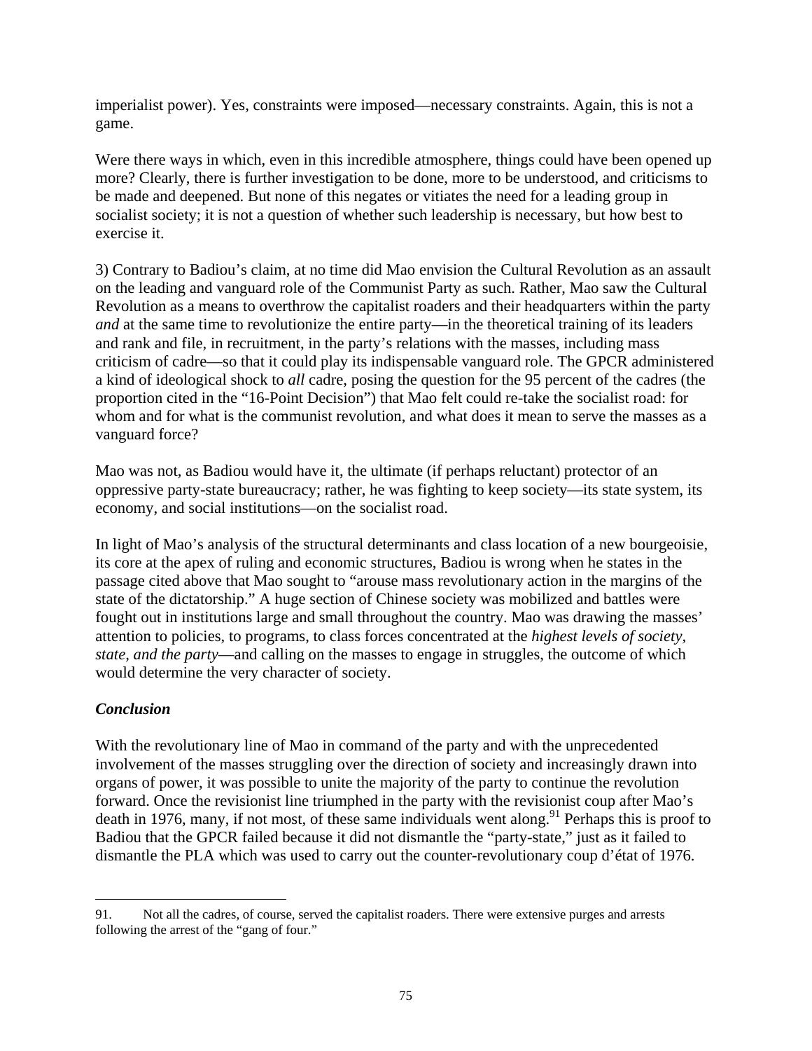imperialist power). Yes, constraints were imposed—necessary constraints. Again, this is not a game.

Were there ways in which, even in this incredible atmosphere, things could have been opened up more? Clearly, there is further investigation to be done, more to be understood, and criticisms to be made and deepened. But none of this negates or vitiates the need for a leading group in socialist society; it is not a question of whether such leadership is necessary, but how best to exercise it.

3) Contrary to Badiou's claim, at no time did Mao envision the Cultural Revolution as an assault on the leading and vanguard role of the Communist Party as such. Rather, Mao saw the Cultural Revolution as a means to overthrow the capitalist roaders and their headquarters within the party *and* at the same time to revolutionize the entire party—in the theoretical training of its leaders and rank and file, in recruitment, in the party's relations with the masses, including mass criticism of cadre—so that it could play its indispensable vanguard role. The GPCR administered a kind of ideological shock to *all* cadre, posing the question for the 95 percent of the cadres (the proportion cited in the "16-Point Decision") that Mao felt could re-take the socialist road: for whom and for what is the communist revolution, and what does it mean to serve the masses as a vanguard force?

Mao was not, as Badiou would have it, the ultimate (if perhaps reluctant) protector of an oppressive party-state bureaucracy; rather, he was fighting to keep society—its state system, its economy, and social institutions—on the socialist road.

In light of Mao's analysis of the structural determinants and class location of a new bourgeoisie, its core at the apex of ruling and economic structures, Badiou is wrong when he states in the passage cited above that Mao sought to "arouse mass revolutionary action in the margins of the state of the dictatorship." A huge section of Chinese society was mobilized and battles were fought out in institutions large and small throughout the country. Mao was drawing the masses' attention to policies, to programs, to class forces concentrated at the *highest levels of society, state, and the party*—and calling on the masses to engage in struggles, the outcome of which would determine the very character of society.

## *Conclusion*

With the revolutionary line of Mao in command of the party and with the unprecedented involvement of the masses struggling over the direction of society and increasingly drawn into organs of power, it was possible to unite the majority of the party to continue the revolution forward. Once the revisionist line triumphed in the party with the revisionist coup after Mao's death in 1976, many, if not most, of these same individuals went along.[91] Perhaps this is proof to Badiou that the GPCR failed because it did not dismantle the "party-state," just as it failed to dismantle the PLA which was used to carry out the counter-revolutionary coup d'état of 1976.

---

91. Not all the cadres, of course, served the capitalist roaders. There were extensive purges and arrests following the arrest of the "gang of four."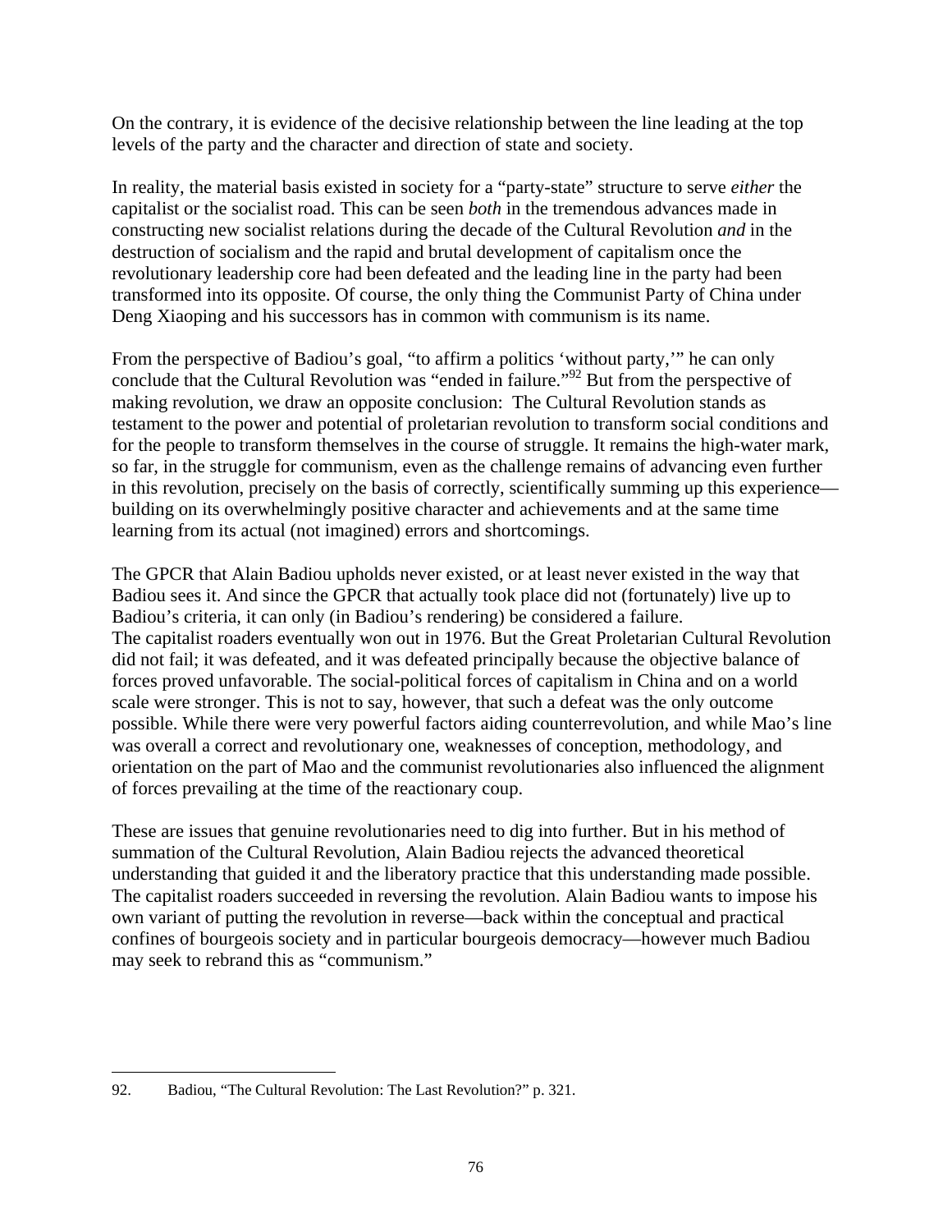On the contrary, it is evidence of the decisive relationship between the line leading at the top levels of the party and the character and direction of state and society.

In reality, the material basis existed in society for a "party-state" structure to serve *either* the capitalist or the socialist road. This can be seen *both* in the tremendous advances made in constructing new socialist relations during the decade of the Cultural Revolution *and* in the destruction of socialism and the rapid and brutal development of capitalism once the revolutionary leadership core had been defeated and the leading line in the party had been transformed into its opposite. Of course, the only thing the Communist Party of China under Deng Xiaoping and his successors has in common with communism is its name.

From the perspective of Badiou's goal, "to affirm a politics 'without party,'" he can only conclude that the Cultural Revolution was "ended in failure."[92] But from the perspective of making revolution, we draw an opposite conclusion: The Cultural Revolution stands as testament to the power and potential of proletarian revolution to transform social conditions and for the people to transform themselves in the course of struggle. It remains the high-water mark, so far, in the struggle for communism, even as the challenge remains of advancing even further in this revolution, precisely on the basis of correctly, scientifically summing up this experience—building on its overwhelmingly positive character and achievements and at the same time learning from its actual (not imagined) errors and shortcomings.

The GPCR that Alain Badiou upholds never existed, or at least never existed in the way that Badiou sees it. And since the GPCR that actually took place did not (fortunately) live up to Badiou's criteria, it can only (in Badiou's rendering) be considered a failure.
The capitalist roaders eventually won out in 1976. But the Great Proletarian Cultural Revolution did not fail; it was defeated, and it was defeated principally because the objective balance of forces proved unfavorable. The social-political forces of capitalism in China and on a world scale were stronger. This is not to say, however, that such a defeat was the only outcome possible. While there were very powerful factors aiding counterrevolution, and while Mao's line was overall a correct and revolutionary one, weaknesses of conception, methodology, and orientation on the part of Mao and the communist revolutionaries also influenced the alignment of forces prevailing at the time of the reactionary coup.

These are issues that genuine revolutionaries need to dig into further. But in his method of summation of the Cultural Revolution, Alain Badiou rejects the advanced theoretical understanding that guided it and the liberatory practice that this understanding made possible. The capitalist roaders succeeded in reversing the revolution. Alain Badiou wants to impose his own variant of putting the revolution in reverse—back within the conceptual and practical confines of bourgeois society and in particular bourgeois democracy—however much Badiou may seek to rebrand this as "communism."

---

92. Badiou, "The Cultural Revolution: The Last Revolution?" p. 321.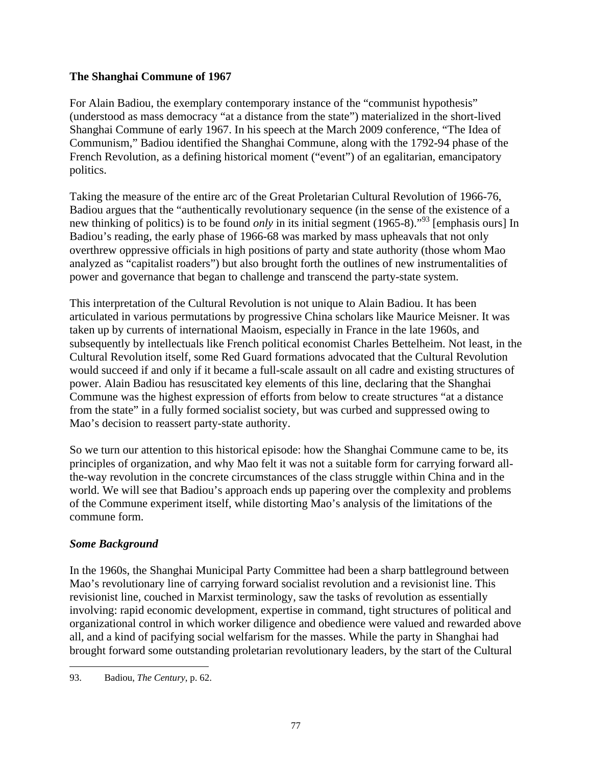## The Shanghai Commune of 1967

For Alain Badiou, the exemplary contemporary instance of the "communist hypothesis" (understood as mass democracy "at a distance from the state") materialized in the short-lived Shanghai Commune of early 1967. In his speech at the March 2009 conference, "The Idea of Communism," Badiou identified the Shanghai Commune, along with the 1792-94 phase of the French Revolution, as a defining historical moment ("event") of an egalitarian, emancipatory politics.

Taking the measure of the entire arc of the Great Proletarian Cultural Revolution of 1966-76, Badiou argues that the "authentically revolutionary sequence (in the sense of the existence of a new thinking of politics) is to be found *only* in its initial segment (1965-8)."[93] [emphasis ours] In Badiou's reading, the early phase of 1966-68 was marked by mass upheavals that not only overthrew oppressive officials in high positions of party and state authority (those whom Mao analyzed as "capitalist roaders") but also brought forth the outlines of new instrumentalities of power and governance that began to challenge and transcend the party-state system.

This interpretation of the Cultural Revolution is not unique to Alain Badiou. It has been articulated in various permutations by progressive China scholars like Maurice Meisner. It was taken up by currents of international Maoism, especially in France in the late 1960s, and subsequently by intellectuals like French political economist Charles Bettelheim. Not least, in the Cultural Revolution itself, some Red Guard formations advocated that the Cultural Revolution would succeed if and only if it became a full-scale assault on all cadre and existing structures of power. Alain Badiou has resuscitated key elements of this line, declaring that the Shanghai Commune was the highest expression of efforts from below to create structures "at a distance from the state" in a fully formed socialist society, but was curbed and suppressed owing to Mao's decision to reassert party-state authority.

So we turn our attention to this historical episode: how the Shanghai Commune came to be, its principles of organization, and why Mao felt it was not a suitable form for carrying forward all-the-way revolution in the concrete circumstances of the class struggle within China and in the world. We will see that Badiou's approach ends up papering over the complexity and problems of the Commune experiment itself, while distorting Mao's analysis of the limitations of the commune form.

### *Some Background*

In the 1960s, the Shanghai Municipal Party Committee had been a sharp battleground between Mao's revolutionary line of carrying forward socialist revolution and a revisionist line. This revisionist line, couched in Marxist terminology, saw the tasks of revolution as essentially involving: rapid economic development, expertise in command, tight structures of political and organizational control in which worker diligence and obedience were valued and rewarded above all, and a kind of pacifying social welfarism for the masses. While the party in Shanghai had brought forward some outstanding proletarian revolutionary leaders, by the start of the Cultural

---

93. Badiou, *The Century*, p. 62.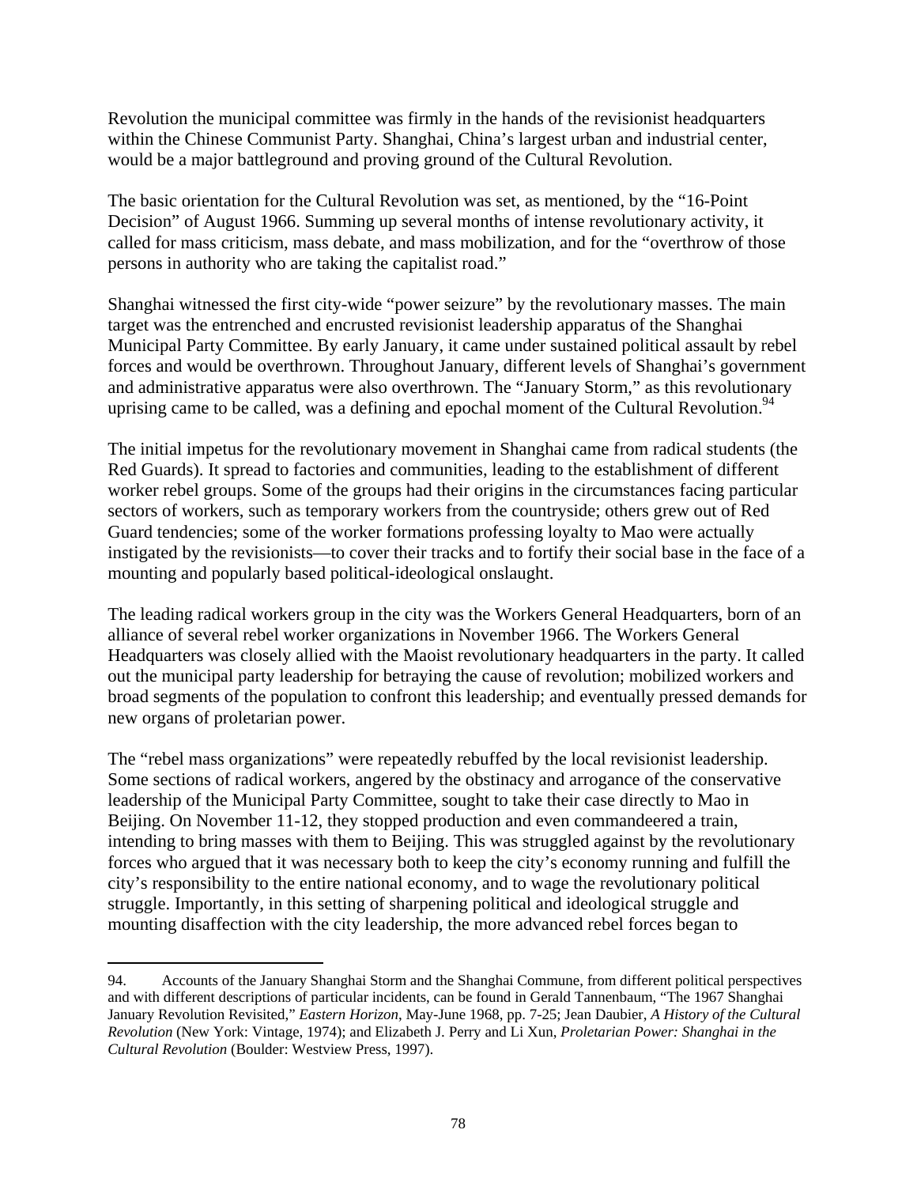Revolution the municipal committee was firmly in the hands of the revisionist headquarters within the Chinese Communist Party. Shanghai, China's largest urban and industrial center, would be a major battleground and proving ground of the Cultural Revolution.

The basic orientation for the Cultural Revolution was set, as mentioned, by the "16-Point Decision" of August 1966. Summing up several months of intense revolutionary activity, it called for mass criticism, mass debate, and mass mobilization, and for the "overthrow of those persons in authority who are taking the capitalist road."

Shanghai witnessed the first city-wide "power seizure" by the revolutionary masses. The main target was the entrenched and encrusted revisionist leadership apparatus of the Shanghai Municipal Party Committee. By early January, it came under sustained political assault by rebel forces and would be overthrown. Throughout January, different levels of Shanghai's government and administrative apparatus were also overthrown. The "January Storm," as this revolutionary uprising came to be called, was a defining and epochal moment of the Cultural Revolution.[94]

The initial impetus for the revolutionary movement in Shanghai came from radical students (the Red Guards). It spread to factories and communities, leading to the establishment of different worker rebel groups. Some of the groups had their origins in the circumstances facing particular sectors of workers, such as temporary workers from the countryside; others grew out of Red Guard tendencies; some of the worker formations professing loyalty to Mao were actually instigated by the revisionists—to cover their tracks and to fortify their social base in the face of a mounting and popularly based political-ideological onslaught.

The leading radical workers group in the city was the Workers General Headquarters, born of an alliance of several rebel worker organizations in November 1966. The Workers General Headquarters was closely allied with the Maoist revolutionary headquarters in the party. It called out the municipal party leadership for betraying the cause of revolution; mobilized workers and broad segments of the population to confront this leadership; and eventually pressed demands for new organs of proletarian power.

The "rebel mass organizations" were repeatedly rebuffed by the local revisionist leadership. Some sections of radical workers, angered by the obstinacy and arrogance of the conservative leadership of the Municipal Party Committee, sought to take their case directly to Mao in Beijing. On November 11-12, they stopped production and even commandeered a train, intending to bring masses with them to Beijing. This was struggled against by the revolutionary forces who argued that it was necessary both to keep the city's economy running and fulfill the city's responsibility to the entire national economy, and to wage the revolutionary political struggle. Importantly, in this setting of sharpening political and ideological struggle and mounting disaffection with the city leadership, the more advanced rebel forces began to

---

94. Accounts of the January Shanghai Storm and the Shanghai Commune, from different political perspectives and with different descriptions of particular incidents, can be found in Gerald Tannenbaum, "The 1967 Shanghai January Revolution Revisited," *Eastern Horizon*, May-June 1968, pp. 7-25; Jean Daubier, *A History of the Cultural Revolution* (New York: Vintage, 1974); and Elizabeth J. Perry and Li Xun, *Proletarian Power: Shanghai in the Cultural Revolution* (Boulder: Westview Press, 1997).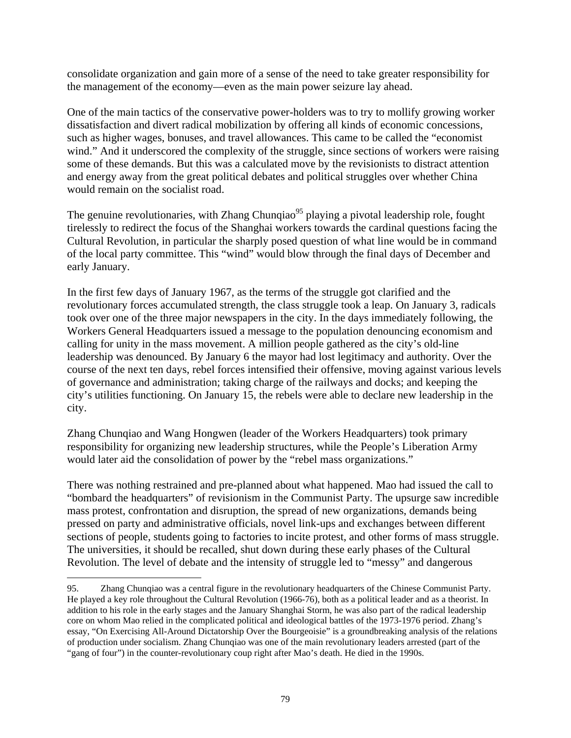consolidate organization and gain more of a sense of the need to take greater responsibility for the management of the economy—even as the main power seizure lay ahead.

One of the main tactics of the conservative power-holders was to try to mollify growing worker dissatisfaction and divert radical mobilization by offering all kinds of economic concessions, such as higher wages, bonuses, and travel allowances. This came to be called the "economist wind." And it underscored the complexity of the struggle, since sections of workers were raising some of these demands. But this was a calculated move by the revisionists to distract attention and energy away from the great political debates and political struggles over whether China would remain on the socialist road.

The genuine revolutionaries, with Zhang Chunqiao[95] playing a pivotal leadership role, fought tirelessly to redirect the focus of the Shanghai workers towards the cardinal questions facing the Cultural Revolution, in particular the sharply posed question of what line would be in command of the local party committee. This "wind" would blow through the final days of December and early January.

In the first few days of January 1967, as the terms of the struggle got clarified and the revolutionary forces accumulated strength, the class struggle took a leap. On January 3, radicals took over one of the three major newspapers in the city. In the days immediately following, the Workers General Headquarters issued a message to the population denouncing economism and calling for unity in the mass movement. A million people gathered as the city's old-line leadership was denounced. By January 6 the mayor had lost legitimacy and authority. Over the course of the next ten days, rebel forces intensified their offensive, moving against various levels of governance and administration; taking charge of the railways and docks; and keeping the city's utilities functioning. On January 15, the rebels were able to declare new leadership in the city.

Zhang Chunqiao and Wang Hongwen (leader of the Workers Headquarters) took primary responsibility for organizing new leadership structures, while the People's Liberation Army would later aid the consolidation of power by the "rebel mass organizations."

There was nothing restrained and pre-planned about what happened. Mao had issued the call to "bombard the headquarters" of revisionism in the Communist Party. The upsurge saw incredible mass protest, confrontation and disruption, the spread of new organizations, demands being pressed on party and administrative officials, novel link-ups and exchanges between different sections of people, students going to factories to incite protest, and other forms of mass struggle. The universities, it should be recalled, shut down during these early phases of the Cultural Revolution. The level of debate and the intensity of struggle led to "messy" and dangerous

---

95. Zhang Chunqiao was a central figure in the revolutionary headquarters of the Chinese Communist Party. He played a key role throughout the Cultural Revolution (1966-76), both as a political leader and as a theorist. In addition to his role in the early stages and the January Shanghai Storm, he was also part of the radical leadership core on whom Mao relied in the complicated political and ideological battles of the 1973-1976 period. Zhang's essay, "On Exercising All-Around Dictatorship Over the Bourgeoisie" is a groundbreaking analysis of the relations of production under socialism. Zhang Chunqiao was one of the main revolutionary leaders arrested (part of the "gang of four") in the counter-revolutionary coup right after Mao's death. He died in the 1990s.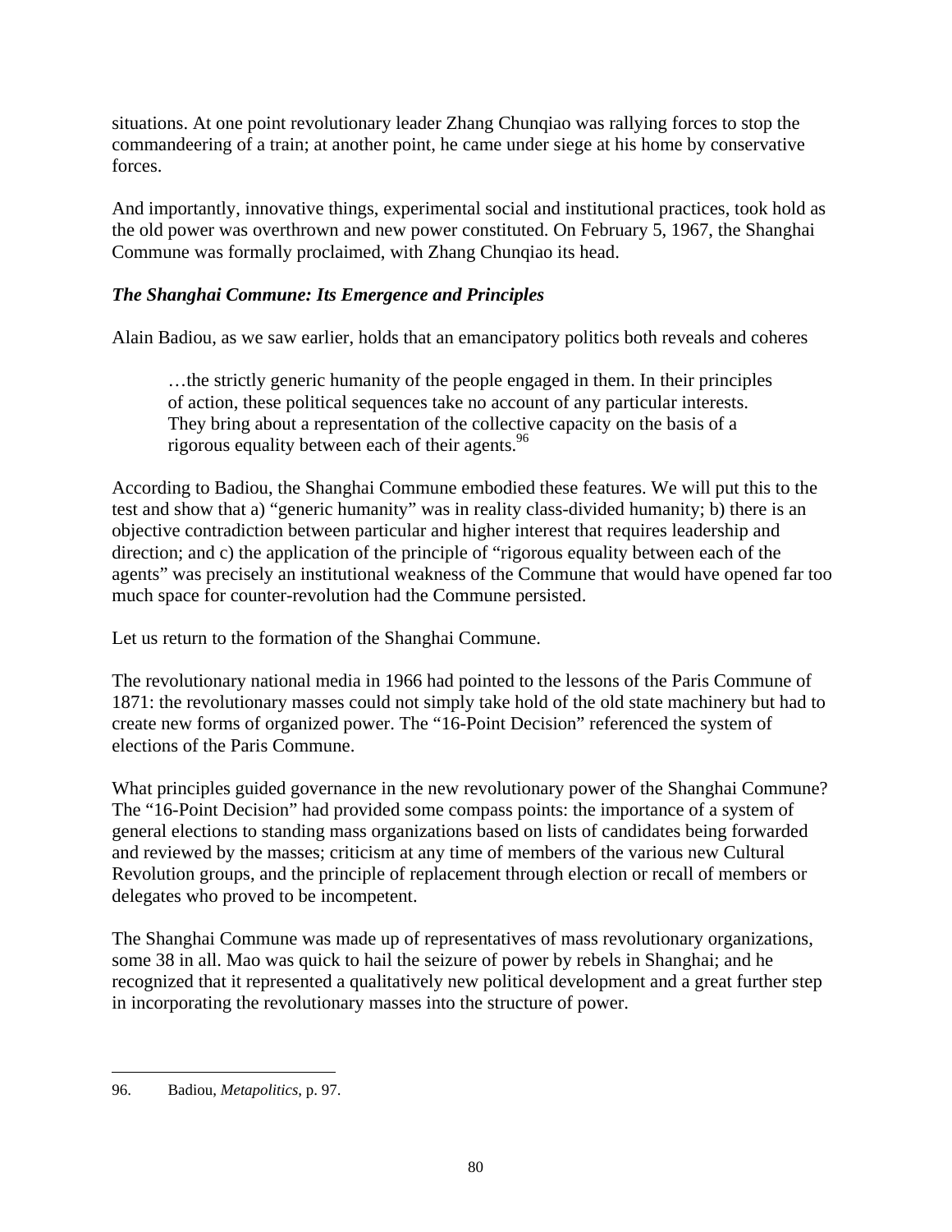situations. At one point revolutionary leader Zhang Chunqiao was rallying forces to stop the commandeering of a train; at another point, he came under siege at his home by conservative forces.

And importantly, innovative things, experimental social and institutional practices, took hold as the old power was overthrown and new power constituted. On February 5, 1967, the Shanghai Commune was formally proclaimed, with Zhang Chunqiao its head.

### *The Shanghai Commune: Its Emergence and Principles*

Alain Badiou, as we saw earlier, holds that an emancipatory politics both reveals and coheres

> …the strictly generic humanity of the people engaged in them. In their principles of action, these political sequences take no account of any particular interests. They bring about a representation of the collective capacity on the basis of a rigorous equality between each of their agents.[96]

According to Badiou, the Shanghai Commune embodied these features. We will put this to the test and show that a) "generic humanity" was in reality class-divided humanity; b) there is an objective contradiction between particular and higher interest that requires leadership and direction; and c) the application of the principle of "rigorous equality between each of the agents" was precisely an institutional weakness of the Commune that would have opened far too much space for counter-revolution had the Commune persisted.

Let us return to the formation of the Shanghai Commune.

The revolutionary national media in 1966 had pointed to the lessons of the Paris Commune of 1871: the revolutionary masses could not simply take hold of the old state machinery but had to create new forms of organized power. The "16-Point Decision" referenced the system of elections of the Paris Commune.

What principles guided governance in the new revolutionary power of the Shanghai Commune? The "16-Point Decision" had provided some compass points: the importance of a system of general elections to standing mass organizations based on lists of candidates being forwarded and reviewed by the masses; criticism at any time of members of the various new Cultural Revolution groups, and the principle of replacement through election or recall of members or delegates who proved to be incompetent.

The Shanghai Commune was made up of representatives of mass revolutionary organizations, some 38 in all. Mao was quick to hail the seizure of power by rebels in Shanghai; and he recognized that it represented a qualitatively new political development and a great further step in incorporating the revolutionary masses into the structure of power.

---

96. Badiou, *Metapolitics*, p. 97.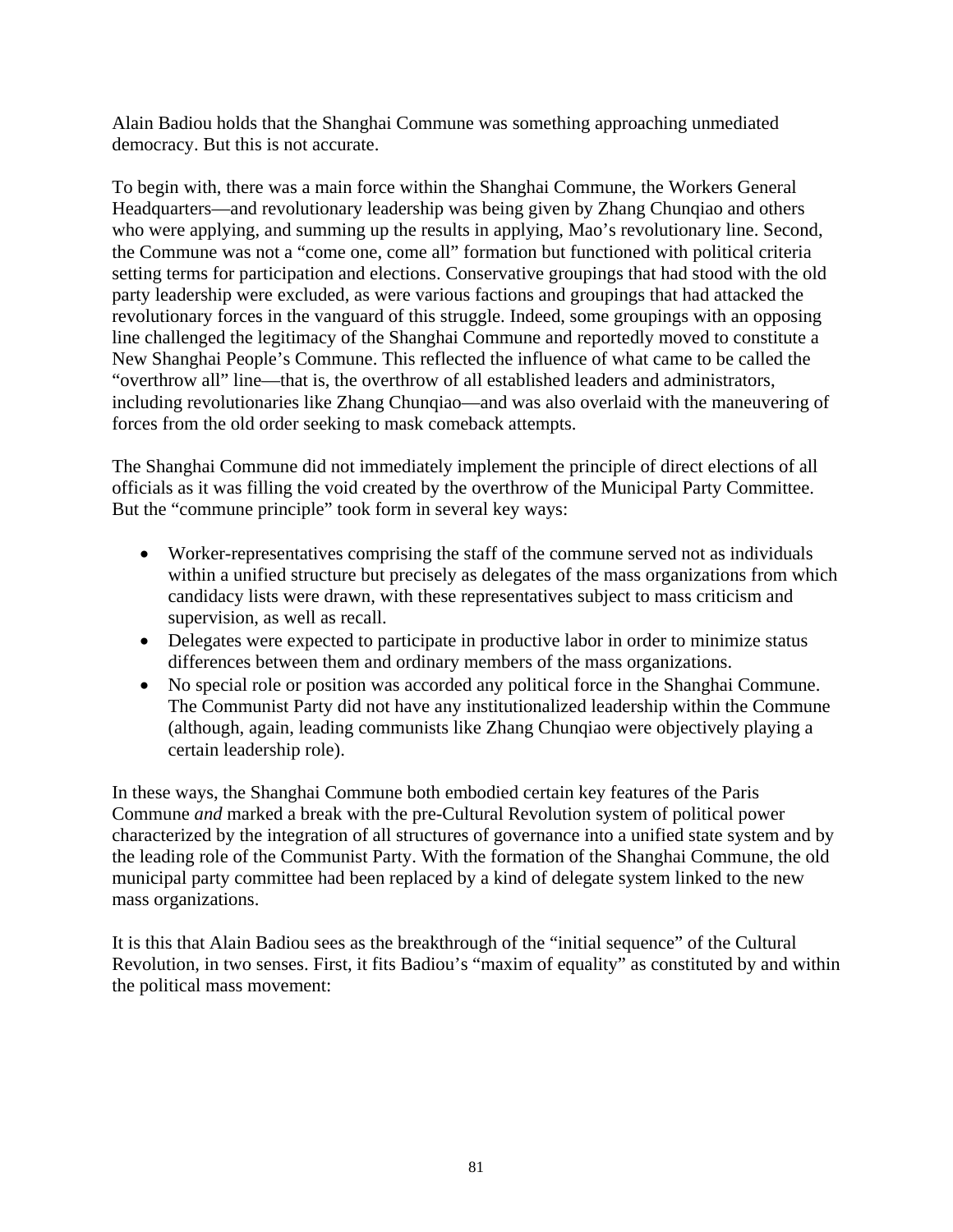Alain Badiou holds that the Shanghai Commune was something approaching unmediated democracy. But this is not accurate.

To begin with, there was a main force within the Shanghai Commune, the Workers General Headquarters—and revolutionary leadership was being given by Zhang Chunqiao and others who were applying, and summing up the results in applying, Mao's revolutionary line. Second, the Commune was not a "come one, come all" formation but functioned with political criteria setting terms for participation and elections. Conservative groupings that had stood with the old party leadership were excluded, as were various factions and groupings that had attacked the revolutionary forces in the vanguard of this struggle. Indeed, some groupings with an opposing line challenged the legitimacy of the Shanghai Commune and reportedly moved to constitute a New Shanghai People's Commune. This reflected the influence of what came to be called the "overthrow all" line—that is, the overthrow of all established leaders and administrators, including revolutionaries like Zhang Chunqiao—and was also overlaid with the maneuvering of forces from the old order seeking to mask comeback attempts.

The Shanghai Commune did not immediately implement the principle of direct elections of all officials as it was filling the void created by the overthrow of the Municipal Party Committee. But the "commune principle" took form in several key ways:

- Worker-representatives comprising the staff of the commune served not as individuals within a unified structure but precisely as delegates of the mass organizations from which candidacy lists were drawn, with these representatives subject to mass criticism and supervision, as well as recall.
- Delegates were expected to participate in productive labor in order to minimize status differences between them and ordinary members of the mass organizations.
- No special role or position was accorded any political force in the Shanghai Commune. The Communist Party did not have any institutionalized leadership within the Commune (although, again, leading communists like Zhang Chunqiao were objectively playing a certain leadership role).

In these ways, the Shanghai Commune both embodied certain key features of the Paris Commune *and* marked a break with the pre-Cultural Revolution system of political power characterized by the integration of all structures of governance into a unified state system and by the leading role of the Communist Party. With the formation of the Shanghai Commune, the old municipal party committee had been replaced by a kind of delegate system linked to the new mass organizations.

It is this that Alain Badiou sees as the breakthrough of the "initial sequence" of the Cultural Revolution, in two senses. First, it fits Badiou's "maxim of equality" as constituted by and within the political mass movement: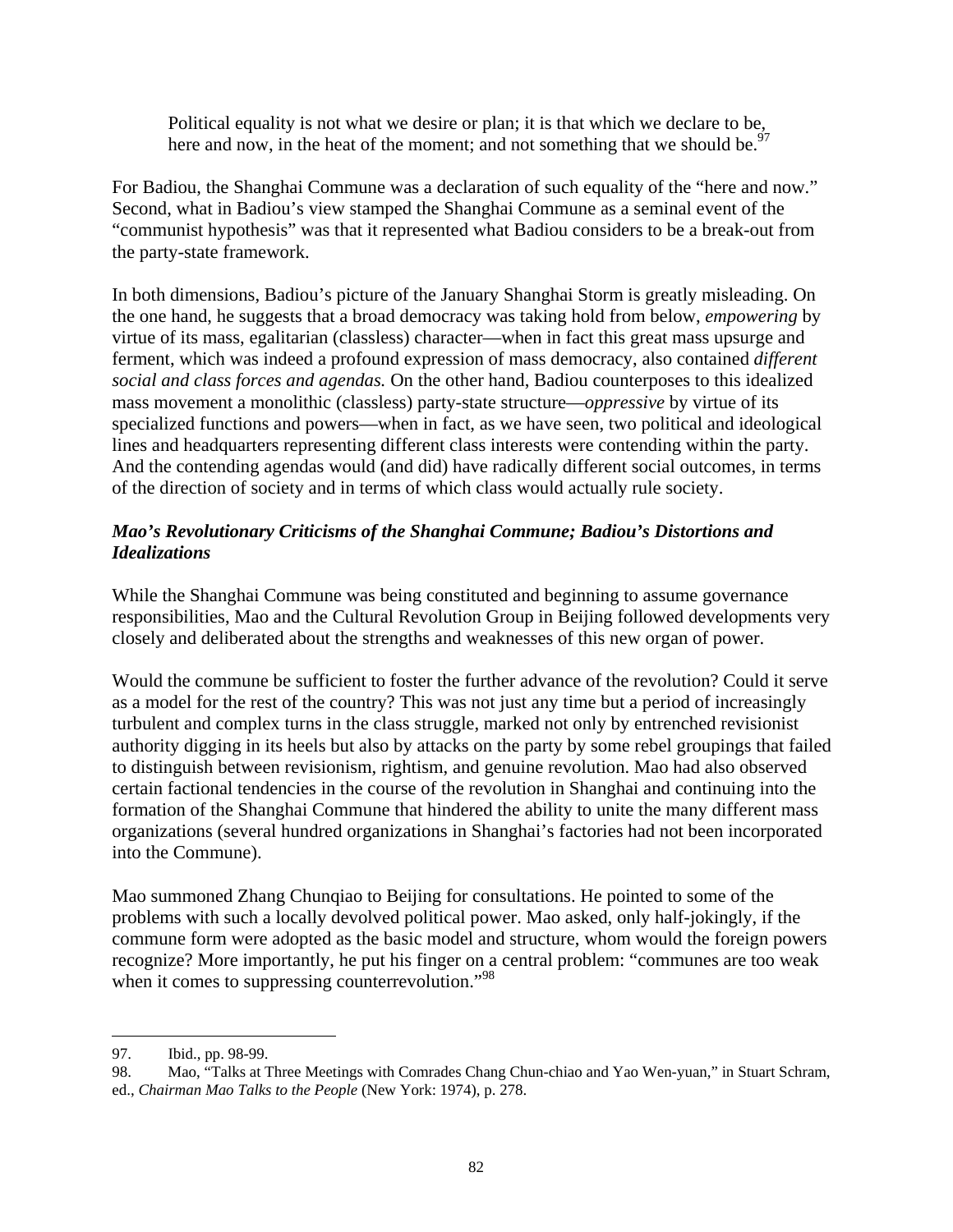> Political equality is not what we desire or plan; it is that which we declare to be, here and now, in the heat of the moment; and not something that we should be.[97]

For Badiou, the Shanghai Commune was a declaration of such equality of the "here and now." Second, what in Badiou's view stamped the Shanghai Commune as a seminal event of the "communist hypothesis" was that it represented what Badiou considers to be a break-out from the party-state framework.

In both dimensions, Badiou's picture of the January Shanghai Storm is greatly misleading. On the one hand, he suggests that a broad democracy was taking hold from below, *empowering* by virtue of its mass, egalitarian (classless) character—when in fact this great mass upsurge and ferment, which was indeed a profound expression of mass democracy, also contained *different social and class forces and agendas.* On the other hand, Badiou counterposes to this idealized mass movement a monolithic (classless) party-state structure—*oppressive* by virtue of its specialized functions and powers—when in fact, as we have seen, two political and ideological lines and headquarters representing different class interests were contending within the party. And the contending agendas would (and did) have radically different social outcomes, in terms of the direction of society and in terms of which class would actually rule society.

### *Mao's Revolutionary Criticisms of the Shanghai Commune; Badiou's Distortions and Idealizations*

While the Shanghai Commune was being constituted and beginning to assume governance responsibilities, Mao and the Cultural Revolution Group in Beijing followed developments very closely and deliberated about the strengths and weaknesses of this new organ of power.

Would the commune be sufficient to foster the further advance of the revolution? Could it serve as a model for the rest of the country? This was not just any time but a period of increasingly turbulent and complex turns in the class struggle, marked not only by entrenched revisionist authority digging in its heels but also by attacks on the party by some rebel groupings that failed to distinguish between revisionism, rightism, and genuine revolution. Mao had also observed certain factional tendencies in the course of the revolution in Shanghai and continuing into the formation of the Shanghai Commune that hindered the ability to unite the many different mass organizations (several hundred organizations in Shanghai's factories had not been incorporated into the Commune).

Mao summoned Zhang Chunqiao to Beijing for consultations. He pointed to some of the problems with such a locally devolved political power. Mao asked, only half-jokingly, if the commune form were adopted as the basic model and structure, whom would the foreign powers recognize? More importantly, he put his finger on a central problem: "communes are too weak when it comes to suppressing counterrevolution."[98]

---

97. Ibid., pp. 98-99.

98. Mao, "Talks at Three Meetings with Comrades Chang Chun-chiao and Yao Wen-yuan," in Stuart Schram, ed., *Chairman Mao Talks to the People* (New York: 1974), p. 278.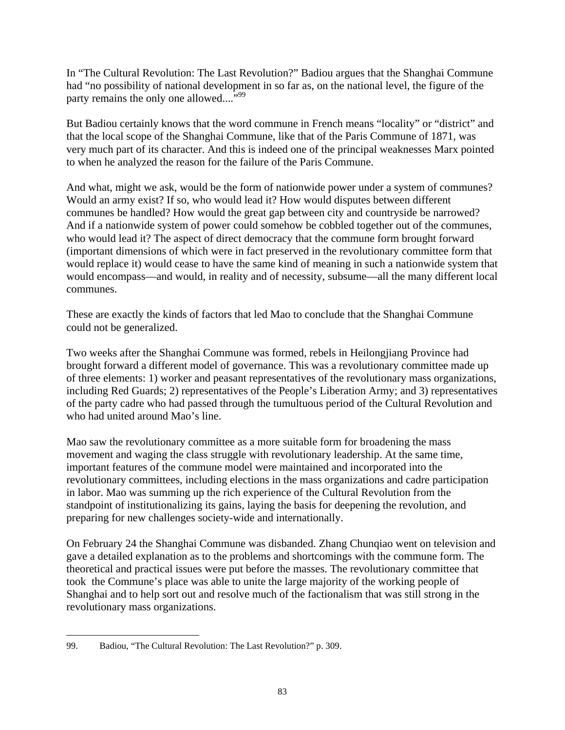In "The Cultural Revolution: The Last Revolution?" Badiou argues that the Shanghai Commune had "no possibility of national development in so far as, on the national level, the figure of the party remains the only one allowed...."[99]

But Badiou certainly knows that the word commune in French means "locality" or "district" and that the local scope of the Shanghai Commune, like that of the Paris Commune of 1871, was very much part of its character. And this is indeed one of the principal weaknesses Marx pointed to when he analyzed the reason for the failure of the Paris Commune.

And what, might we ask, would be the form of nationwide power under a system of communes? Would an army exist? If so, who would lead it? How would disputes between different communes be handled? How would the great gap between city and countryside be narrowed? And if a nationwide system of power could somehow be cobbled together out of the communes, who would lead it? The aspect of direct democracy that the commune form brought forward (important dimensions of which were in fact preserved in the revolutionary committee form that would replace it) would cease to have the same kind of meaning in such a nationwide system that would encompass—and would, in reality and of necessity, subsume—all the many different local communes.

These are exactly the kinds of factors that led Mao to conclude that the Shanghai Commune could not be generalized.

Two weeks after the Shanghai Commune was formed, rebels in Heilongjiang Province had brought forward a different model of governance. This was a revolutionary committee made up of three elements: 1) worker and peasant representatives of the revolutionary mass organizations, including Red Guards; 2) representatives of the People's Liberation Army; and 3) representatives of the party cadre who had passed through the tumultuous period of the Cultural Revolution and who had united around Mao's line.

Mao saw the revolutionary committee as a more suitable form for broadening the mass movement and waging the class struggle with revolutionary leadership. At the same time, important features of the commune model were maintained and incorporated into the revolutionary committees, including elections in the mass organizations and cadre participation in labor. Mao was summing up the rich experience of the Cultural Revolution from the standpoint of institutionalizing its gains, laying the basis for deepening the revolution, and preparing for new challenges society-wide and internationally.

On February 24 the Shanghai Commune was disbanded. Zhang Chunqiao went on television and gave a detailed explanation as to the problems and shortcomings with the commune form. The theoretical and practical issues were put before the masses. The revolutionary committee that took the Commune's place was able to unite the large majority of the working people of Shanghai and to help sort out and resolve much of the factionalism that was still strong in the revolutionary mass organizations.

---

99. Badiou, "The Cultural Revolution: The Last Revolution?" p. 309.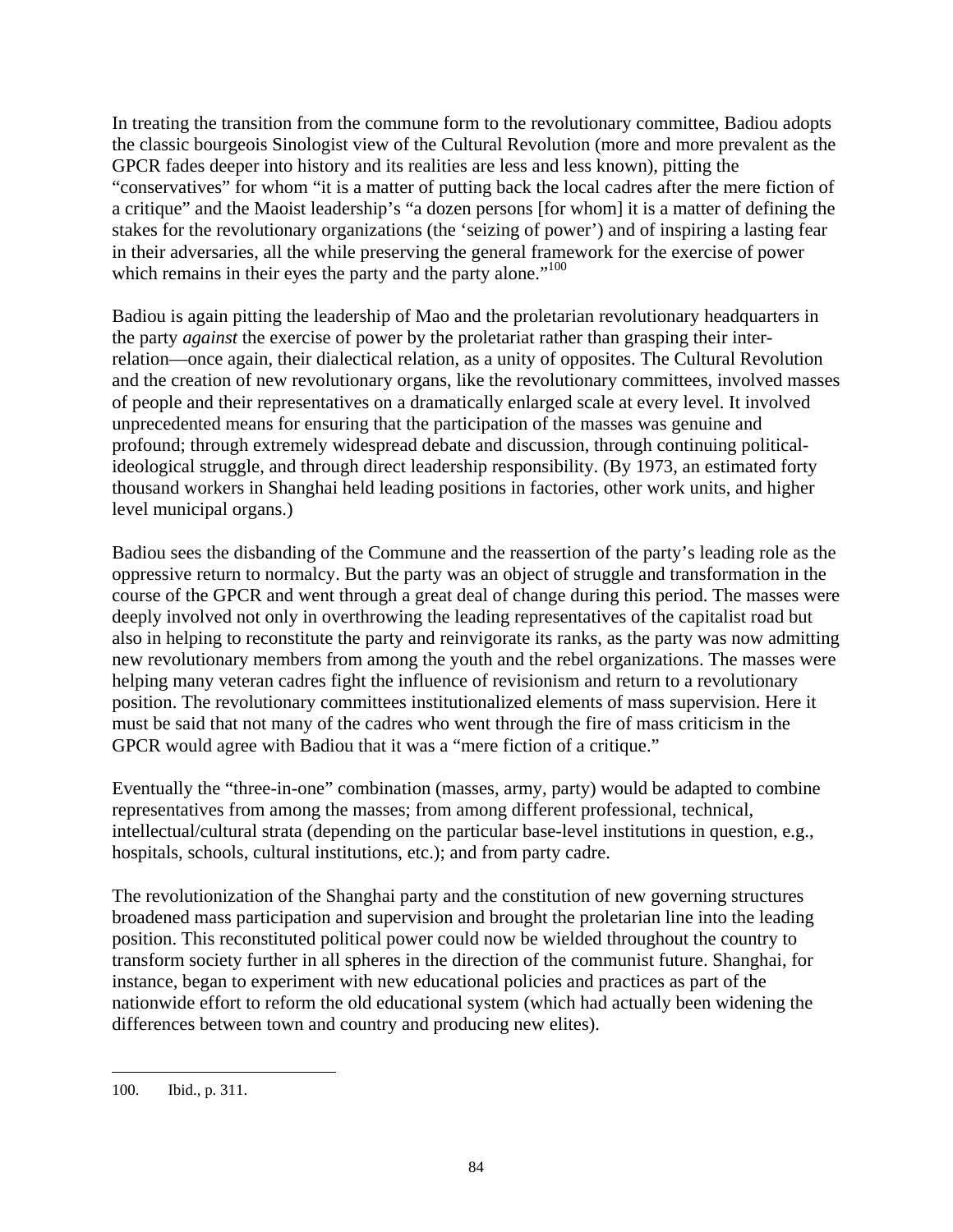In treating the transition from the commune form to the revolutionary committee, Badiou adopts the classic bourgeois Sinologist view of the Cultural Revolution (more and more prevalent as the GPCR fades deeper into history and its realities are less and less known), pitting the "conservatives" for whom "it is a matter of putting back the local cadres after the mere fiction of a critique" and the Maoist leadership's "a dozen persons [for whom] it is a matter of defining the stakes for the revolutionary organizations (the 'seizing of power') and of inspiring a lasting fear in their adversaries, all the while preserving the general framework for the exercise of power which remains in their eyes the party and the party alone."[100]

Badiou is again pitting the leadership of Mao and the proletarian revolutionary headquarters in the party *against* the exercise of power by the proletariat rather than grasping their inter-relation—once again, their dialectical relation, as a unity of opposites. The Cultural Revolution and the creation of new revolutionary organs, like the revolutionary committees, involved masses of people and their representatives on a dramatically enlarged scale at every level. It involved unprecedented means for ensuring that the participation of the masses was genuine and profound; through extremely widespread debate and discussion, through continuing political-ideological struggle, and through direct leadership responsibility. (By 1973, an estimated forty thousand workers in Shanghai held leading positions in factories, other work units, and higher level municipal organs.)

Badiou sees the disbanding of the Commune and the reassertion of the party's leading role as the oppressive return to normalcy. But the party was an object of struggle and transformation in the course of the GPCR and went through a great deal of change during this period. The masses were deeply involved not only in overthrowing the leading representatives of the capitalist road but also in helping to reconstitute the party and reinvigorate its ranks, as the party was now admitting new revolutionary members from among the youth and the rebel organizations. The masses were helping many veteran cadres fight the influence of revisionism and return to a revolutionary position. The revolutionary committees institutionalized elements of mass supervision. Here it must be said that not many of the cadres who went through the fire of mass criticism in the GPCR would agree with Badiou that it was a "mere fiction of a critique."

Eventually the "three-in-one" combination (masses, army, party) would be adapted to combine representatives from among the masses; from among different professional, technical, intellectual/cultural strata (depending on the particular base-level institutions in question, e.g., hospitals, schools, cultural institutions, etc.); and from party cadre.

The revolutionization of the Shanghai party and the constitution of new governing structures broadened mass participation and supervision and brought the proletarian line into the leading position. This reconstituted political power could now be wielded throughout the country to transform society further in all spheres in the direction of the communist future. Shanghai, for instance, began to experiment with new educational policies and practices as part of the nationwide effort to reform the old educational system (which had actually been widening the differences between town and country and producing new elites).

---

100. Ibid., p. 311.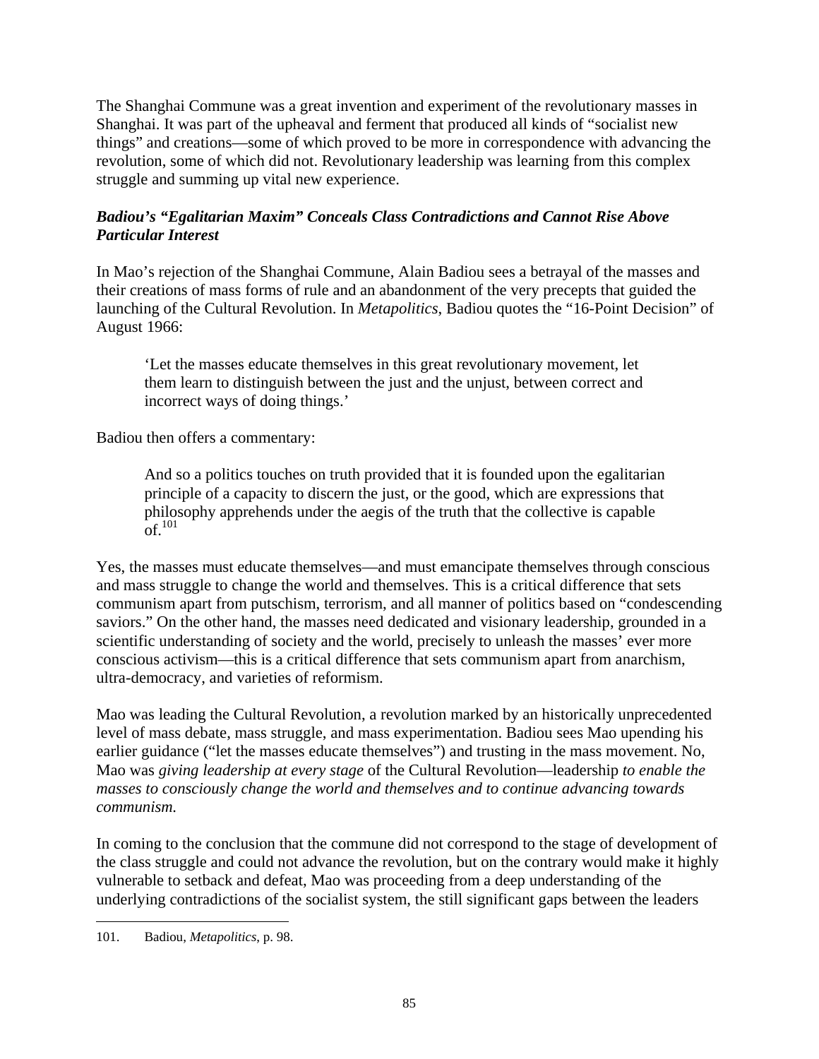The Shanghai Commune was a great invention and experiment of the revolutionary masses in Shanghai. It was part of the upheaval and ferment that produced all kinds of "socialist new things" and creations—some of which proved to be more in correspondence with advancing the revolution, some of which did not. Revolutionary leadership was learning from this complex struggle and summing up vital new experience.

### *Badiou's "Egalitarian Maxim" Conceals Class Contradictions and Cannot Rise Above Particular Interest*

In Mao's rejection of the Shanghai Commune, Alain Badiou sees a betrayal of the masses and their creations of mass forms of rule and an abandonment of the very precepts that guided the launching of the Cultural Revolution. In *Metapolitics*, Badiou quotes the "16-Point Decision" of August 1966:

> 'Let the masses educate themselves in this great revolutionary movement, let them learn to distinguish between the just and the unjust, between correct and incorrect ways of doing things.'

Badiou then offers a commentary:

> And so a politics touches on truth provided that it is founded upon the egalitarian principle of a capacity to discern the just, or the good, which are expressions that philosophy apprehends under the aegis of the truth that the collective is capable of.[101]

Yes, the masses must educate themselves—and must emancipate themselves through conscious and mass struggle to change the world and themselves. This is a critical difference that sets communism apart from putschism, terrorism, and all manner of politics based on "condescending saviors." On the other hand, the masses need dedicated and visionary leadership, grounded in a scientific understanding of society and the world, precisely to unleash the masses' ever more conscious activism—this is a critical difference that sets communism apart from anarchism, ultra-democracy, and varieties of reformism.

Mao was leading the Cultural Revolution, a revolution marked by an historically unprecedented level of mass debate, mass struggle, and mass experimentation. Badiou sees Mao upending his earlier guidance ("let the masses educate themselves") and trusting in the mass movement. No, Mao was *giving leadership at every stage* of the Cultural Revolution—leadership *to enable the masses to consciously change the world and themselves and to continue advancing towards communism.*

In coming to the conclusion that the commune did not correspond to the stage of development of the class struggle and could not advance the revolution, but on the contrary would make it highly vulnerable to setback and defeat, Mao was proceeding from a deep understanding of the underlying contradictions of the socialist system, the still significant gaps between the leaders

---

101. Badiou, *Metapolitics*, p. 98.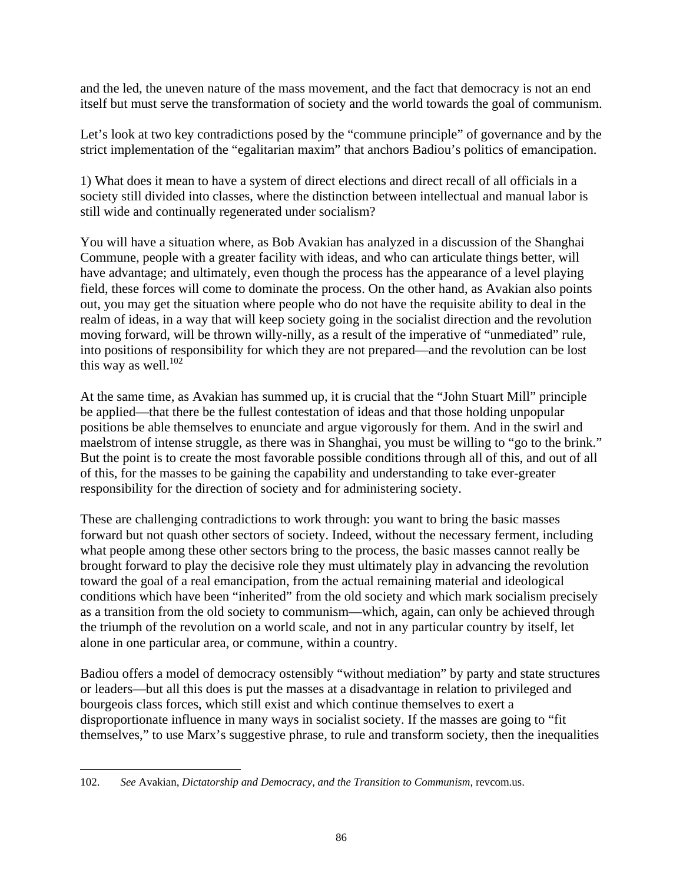and the led, the uneven nature of the mass movement, and the fact that democracy is not an end itself but must serve the transformation of society and the world towards the goal of communism.

Let's look at two key contradictions posed by the "commune principle" of governance and by the strict implementation of the "egalitarian maxim" that anchors Badiou's politics of emancipation.

1) What does it mean to have a system of direct elections and direct recall of all officials in a society still divided into classes, where the distinction between intellectual and manual labor is still wide and continually regenerated under socialism?

You will have a situation where, as Bob Avakian has analyzed in a discussion of the Shanghai Commune, people with a greater facility with ideas, and who can articulate things better, will have advantage; and ultimately, even though the process has the appearance of a level playing field, these forces will come to dominate the process. On the other hand, as Avakian also points out, you may get the situation where people who do not have the requisite ability to deal in the realm of ideas, in a way that will keep society going in the socialist direction and the revolution moving forward, will be thrown willy-nilly, as a result of the imperative of "unmediated" rule, into positions of responsibility for which they are not prepared—and the revolution can be lost this way as well.[102]

At the same time, as Avakian has summed up, it is crucial that the "John Stuart Mill" principle be applied—that there be the fullest contestation of ideas and that those holding unpopular positions be able themselves to enunciate and argue vigorously for them. And in the swirl and maelstrom of intense struggle, as there was in Shanghai, you must be willing to "go to the brink." But the point is to create the most favorable possible conditions through all of this, and out of all of this, for the masses to be gaining the capability and understanding to take ever-greater responsibility for the direction of society and for administering society.

These are challenging contradictions to work through: you want to bring the basic masses forward but not quash other sectors of society. Indeed, without the necessary ferment, including what people among these other sectors bring to the process, the basic masses cannot really be brought forward to play the decisive role they must ultimately play in advancing the revolution toward the goal of a real emancipation, from the actual remaining material and ideological conditions which have been "inherited" from the old society and which mark socialism precisely as a transition from the old society to communism—which, again, can only be achieved through the triumph of the revolution on a world scale, and not in any particular country by itself, let alone in one particular area, or commune, within a country.

Badiou offers a model of democracy ostensibly "without mediation" by party and state structures or leaders—but all this does is put the masses at a disadvantage in relation to privileged and bourgeois class forces, which still exist and which continue themselves to exert a disproportionate influence in many ways in socialist society. If the masses are going to "fit themselves," to use Marx's suggestive phrase, to rule and transform society, then the inequalities

---

102. *See* Avakian, *Dictatorship and Democracy, and the Transition to Communism*, revcom.us.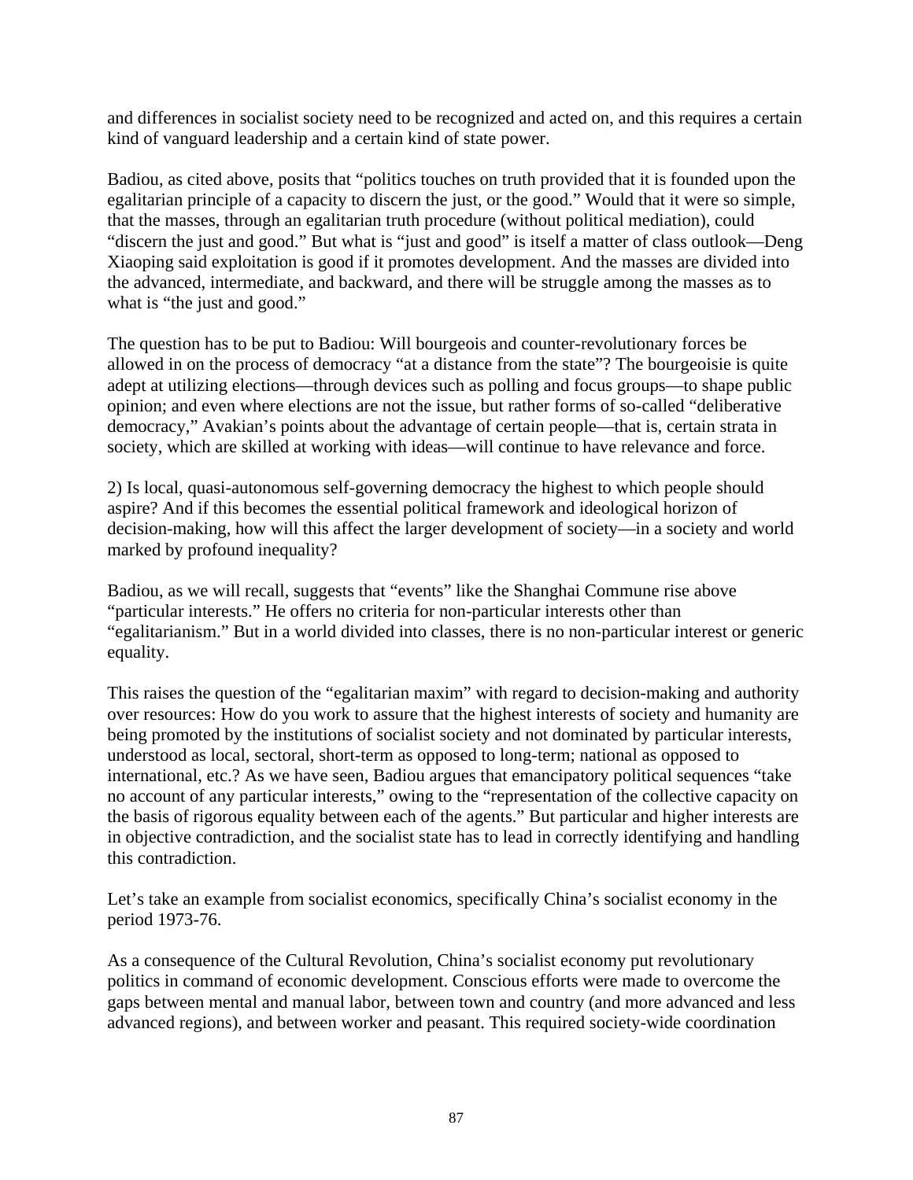and differences in socialist society need to be recognized and acted on, and this requires a certain kind of vanguard leadership and a certain kind of state power.

Badiou, as cited above, posits that "politics touches on truth provided that it is founded upon the egalitarian principle of a capacity to discern the just, or the good." Would that it were so simple, that the masses, through an egalitarian truth procedure (without political mediation), could "discern the just and good." But what is "just and good" is itself a matter of class outlook—Deng Xiaoping said exploitation is good if it promotes development. And the masses are divided into the advanced, intermediate, and backward, and there will be struggle among the masses as to what is "the just and good."

The question has to be put to Badiou: Will bourgeois and counter-revolutionary forces be allowed in on the process of democracy "at a distance from the state"? The bourgeoisie is quite adept at utilizing elections—through devices such as polling and focus groups—to shape public opinion; and even where elections are not the issue, but rather forms of so-called "deliberative democracy," Avakian's points about the advantage of certain people—that is, certain strata in society, which are skilled at working with ideas—will continue to have relevance and force.

2) Is local, quasi-autonomous self-governing democracy the highest to which people should aspire? And if this becomes the essential political framework and ideological horizon of decision-making, how will this affect the larger development of society—in a society and world marked by profound inequality?

Badiou, as we will recall, suggests that "events" like the Shanghai Commune rise above "particular interests." He offers no criteria for non-particular interests other than "egalitarianism." But in a world divided into classes, there is no non-particular interest or generic equality.

This raises the question of the "egalitarian maxim" with regard to decision-making and authority over resources: How do you work to assure that the highest interests of society and humanity are being promoted by the institutions of socialist society and not dominated by particular interests, understood as local, sectoral, short-term as opposed to long-term; national as opposed to international, etc.? As we have seen, Badiou argues that emancipatory political sequences "take no account of any particular interests," owing to the "representation of the collective capacity on the basis of rigorous equality between each of the agents." But particular and higher interests are in objective contradiction, and the socialist state has to lead in correctly identifying and handling this contradiction.

Let's take an example from socialist economics, specifically China's socialist economy in the period 1973-76.

As a consequence of the Cultural Revolution, China's socialist economy put revolutionary politics in command of economic development. Conscious efforts were made to overcome the gaps between mental and manual labor, between town and country (and more advanced and less advanced regions), and between worker and peasant. This required society-wide coordination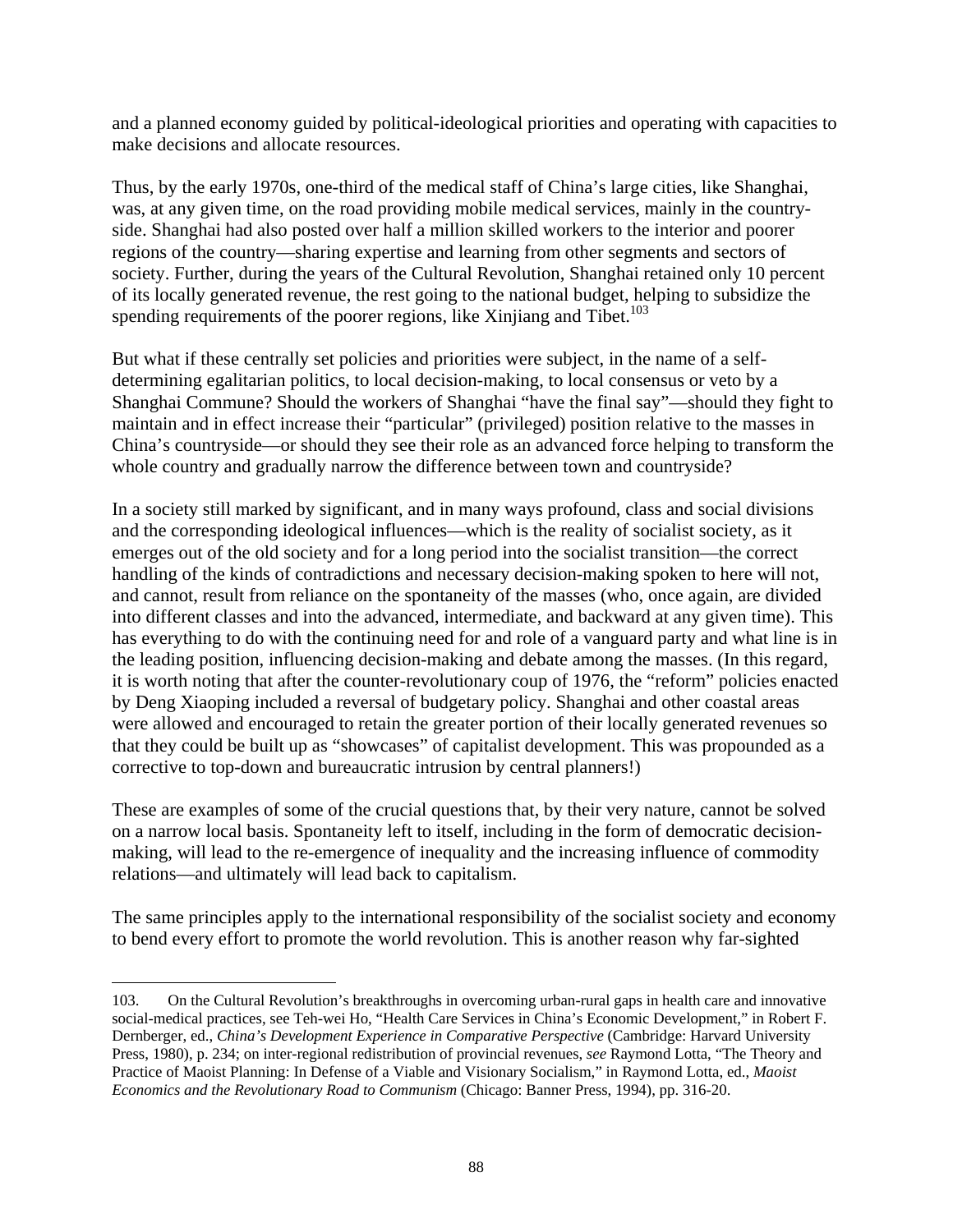and a planned economy guided by political-ideological priorities and operating with capacities to make decisions and allocate resources.

Thus, by the early 1970s, one-third of the medical staff of China's large cities, like Shanghai, was, at any given time, on the road providing mobile medical services, mainly in the countryside. Shanghai had also posted over half a million skilled workers to the interior and poorer regions of the country—sharing expertise and learning from other segments and sectors of society. Further, during the years of the Cultural Revolution, Shanghai retained only 10 percent of its locally generated revenue, the rest going to the national budget, helping to subsidize the spending requirements of the poorer regions, like Xinjiang and Tibet.[103]

But what if these centrally set policies and priorities were subject, in the name of a self-determining egalitarian politics, to local decision-making, to local consensus or veto by a Shanghai Commune? Should the workers of Shanghai "have the final say"—should they fight to maintain and in effect increase their "particular" (privileged) position relative to the masses in China's countryside—or should they see their role as an advanced force helping to transform the whole country and gradually narrow the difference between town and countryside?

In a society still marked by significant, and in many ways profound, class and social divisions and the corresponding ideological influences—which is the reality of socialist society, as it emerges out of the old society and for a long period into the socialist transition—the correct handling of the kinds of contradictions and necessary decision-making spoken to here will not, and cannot, result from reliance on the spontaneity of the masses (who, once again, are divided into different classes and into the advanced, intermediate, and backward at any given time). This has everything to do with the continuing need for and role of a vanguard party and what line is in the leading position, influencing decision-making and debate among the masses. (In this regard, it is worth noting that after the counter-revolutionary coup of 1976, the "reform" policies enacted by Deng Xiaoping included a reversal of budgetary policy. Shanghai and other coastal areas were allowed and encouraged to retain the greater portion of their locally generated revenues so that they could be built up as "showcases" of capitalist development. This was propounded as a corrective to top-down and bureaucratic intrusion by central planners!)

These are examples of some of the crucial questions that, by their very nature, cannot be solved on a narrow local basis. Spontaneity left to itself, including in the form of democratic decision-making, will lead to the re-emergence of inequality and the increasing influence of commodity relations—and ultimately will lead back to capitalism.

The same principles apply to the international responsibility of the socialist society and economy to bend every effort to promote the world revolution. This is another reason why far-sighted

---

103. On the Cultural Revolution's breakthroughs in overcoming urban-rural gaps in health care and innovative social-medical practices, see Teh-wei Ho, "Health Care Services in China's Economic Development," in Robert F. Dernberger, ed., *China's Development Experience in Comparative Perspective* (Cambridge: Harvard University Press, 1980), p. 234; on inter-regional redistribution of provincial revenues, *see* Raymond Lotta, "The Theory and Practice of Maoist Planning: In Defense of a Viable and Visionary Socialism," in Raymond Lotta, ed., *Maoist Economics and the Revolutionary Road to Communism* (Chicago: Banner Press, 1994), pp. 316-20.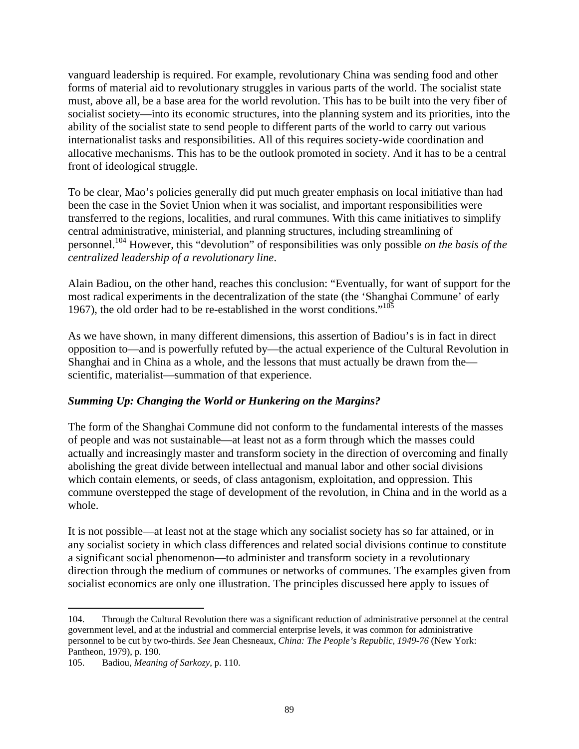vanguard leadership is required. For example, revolutionary China was sending food and other forms of material aid to revolutionary struggles in various parts of the world. The socialist state must, above all, be a base area for the world revolution. This has to be built into the very fiber of socialist society—into its economic structures, into the planning system and its priorities, into the ability of the socialist state to send people to different parts of the world to carry out various internationalist tasks and responsibilities. All of this requires society-wide coordination and allocative mechanisms. This has to be the outlook promoted in society. And it has to be a central front of ideological struggle.

To be clear, Mao's policies generally did put much greater emphasis on local initiative than had been the case in the Soviet Union when it was socialist, and important responsibilities were transferred to the regions, localities, and rural communes. With this came initiatives to simplify central administrative, ministerial, and planning structures, including streamlining of personnel.[104] However, this "devolution" of responsibilities was only possible *on the basis of the centralized leadership of a revolutionary line*.

Alain Badiou, on the other hand, reaches this conclusion: "Eventually, for want of support for the most radical experiments in the decentralization of the state (the 'Shanghai Commune' of early 1967), the old order had to be re-established in the worst conditions."[105]

As we have shown, in many different dimensions, this assertion of Badiou's is in fact in direct opposition to—and is powerfully refuted by—the actual experience of the Cultural Revolution in Shanghai and in China as a whole, and the lessons that must actually be drawn from the—scientific, materialist—summation of that experience.

### *Summing Up: Changing the World or Hunkering on the Margins?*

The form of the Shanghai Commune did not conform to the fundamental interests of the masses of people and was not sustainable—at least not as a form through which the masses could actually and increasingly master and transform society in the direction of overcoming and finally abolishing the great divide between intellectual and manual labor and other social divisions which contain elements, or seeds, of class antagonism, exploitation, and oppression. This commune overstepped the stage of development of the revolution, in China and in the world as a whole.

It is not possible—at least not at the stage which any socialist society has so far attained, or in any socialist society in which class differences and related social divisions continue to constitute a significant social phenomenon—to administer and transform society in a revolutionary direction through the medium of communes or networks of communes. The examples given from socialist economics are only one illustration. The principles discussed here apply to issues of

---

104. Through the Cultural Revolution there was a significant reduction of administrative personnel at the central government level, and at the industrial and commercial enterprise levels, it was common for administrative personnel to be cut by two-thirds. *See* Jean Chesneaux, *China: The People's Republic, 1949-76* (New York: Pantheon, 1979), p. 190.

105. Badiou, *Meaning of Sarkozy*, p. 110.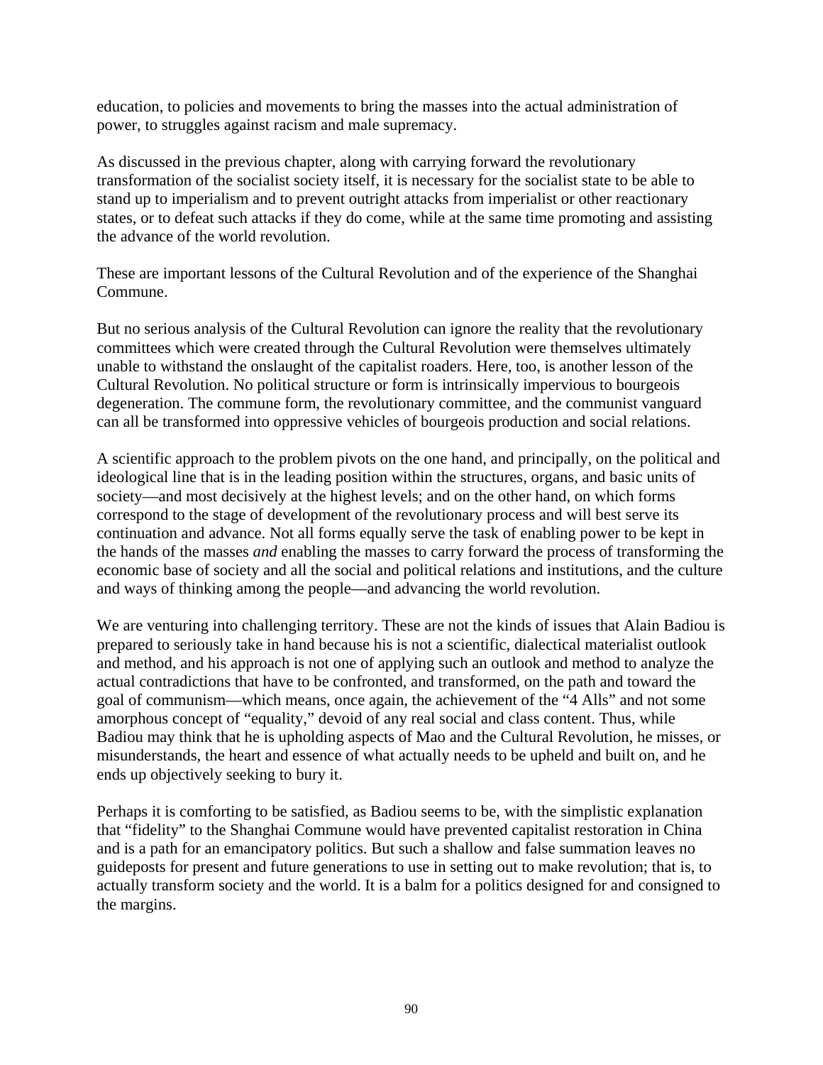education, to policies and movements to bring the masses into the actual administration of power, to struggles against racism and male supremacy.

As discussed in the previous chapter, along with carrying forward the revolutionary transformation of the socialist society itself, it is necessary for the socialist state to be able to stand up to imperialism and to prevent outright attacks from imperialist or other reactionary states, or to defeat such attacks if they do come, while at the same time promoting and assisting the advance of the world revolution.

These are important lessons of the Cultural Revolution and of the experience of the Shanghai Commune.

But no serious analysis of the Cultural Revolution can ignore the reality that the revolutionary committees which were created through the Cultural Revolution were themselves ultimately unable to withstand the onslaught of the capitalist roaders. Here, too, is another lesson of the Cultural Revolution. No political structure or form is intrinsically impervious to bourgeois degeneration. The commune form, the revolutionary committee, and the communist vanguard can all be transformed into oppressive vehicles of bourgeois production and social relations.

A scientific approach to the problem pivots on the one hand, and principally, on the political and ideological line that is in the leading position within the structures, organs, and basic units of society—and most decisively at the highest levels; and on the other hand, on which forms correspond to the stage of development of the revolutionary process and will best serve its continuation and advance. Not all forms equally serve the task of enabling power to be kept in the hands of the masses *and* enabling the masses to carry forward the process of transforming the economic base of society and all the social and political relations and institutions, and the culture and ways of thinking among the people—and advancing the world revolution.

We are venturing into challenging territory. These are not the kinds of issues that Alain Badiou is prepared to seriously take in hand because his is not a scientific, dialectical materialist outlook and method, and his approach is not one of applying such an outlook and method to analyze the actual contradictions that have to be confronted, and transformed, on the path and toward the goal of communism—which means, once again, the achievement of the "4 Alls" and not some amorphous concept of "equality," devoid of any real social and class content. Thus, while Badiou may think that he is upholding aspects of Mao and the Cultural Revolution, he misses, or misunderstands, the heart and essence of what actually needs to be upheld and built on, and he ends up objectively seeking to bury it.

Perhaps it is comforting to be satisfied, as Badiou seems to be, with the simplistic explanation that "fidelity" to the Shanghai Commune would have prevented capitalist restoration in China and is a path for an emancipatory politics. But such a shallow and false summation leaves no guideposts for present and future generations to use in setting out to make revolution; that is, to actually transform society and the world. It is a balm for a politics designed for and consigned to the margins.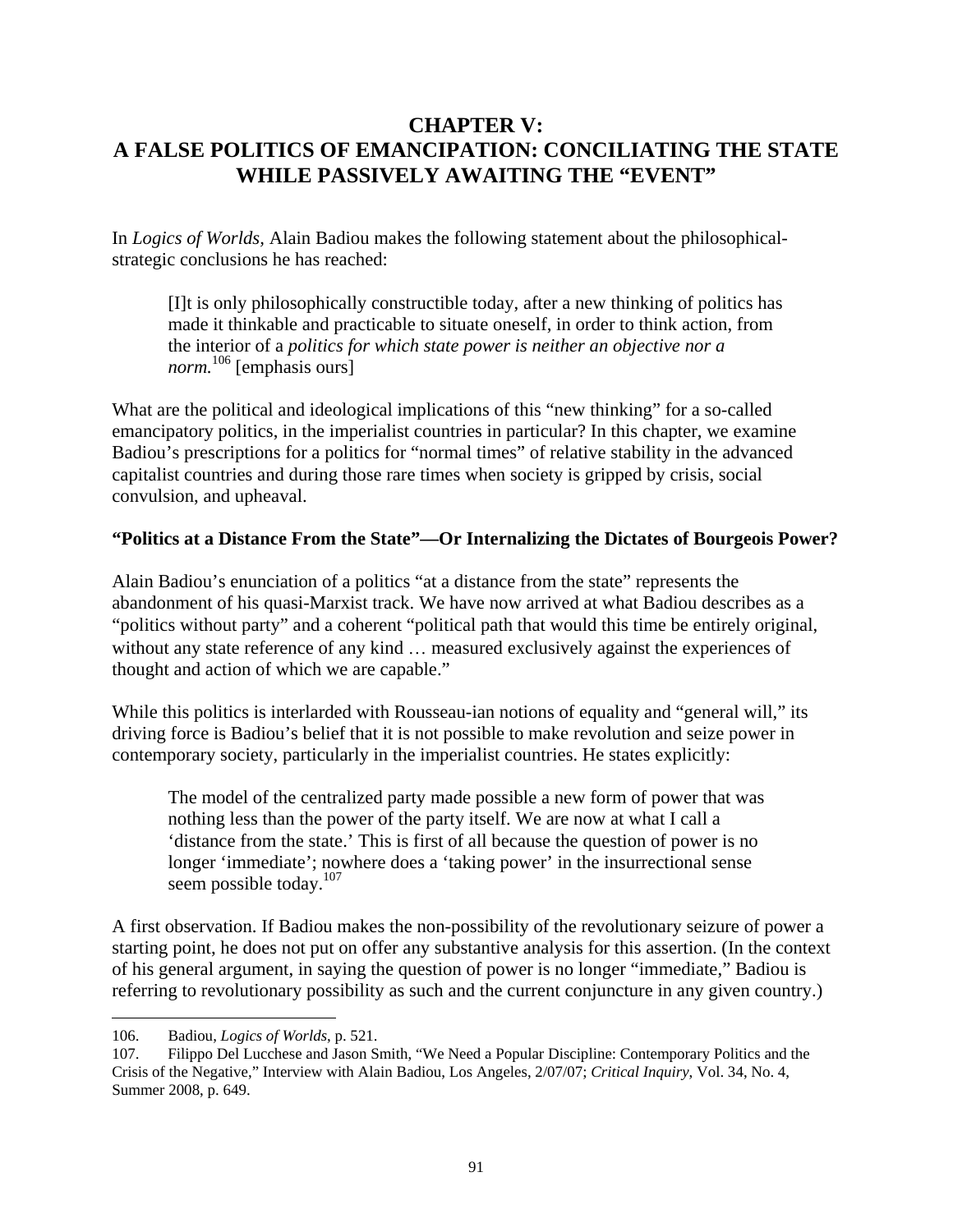# CHAPTER V:
# A FALSE POLITICS OF EMANCIPATION: CONCILIATING THE STATE WHILE PASSIVELY AWAITING THE "EVENT"

In *Logics of Worlds*, Alain Badiou makes the following statement about the philosophical-strategic conclusions he has reached:

> [I]t is only philosophically constructible today, after a new thinking of politics has made it thinkable and practicable to situate oneself, in order to think action, from the interior of a *politics for which state power is neither an objective nor a norm.*[106] [emphasis ours]

What are the political and ideological implications of this "new thinking" for a so-called emancipatory politics, in the imperialist countries in particular? In this chapter, we examine Badiou's prescriptions for a politics for "normal times" of relative stability in the advanced capitalist countries and during those rare times when society is gripped by crisis, social convulsion, and upheaval.

### "Politics at a Distance From the State"—Or Internalizing the Dictates of Bourgeois Power?

Alain Badiou's enunciation of a politics "at a distance from the state" represents the abandonment of his quasi-Marxist track. We have now arrived at what Badiou describes as a "politics without party" and a coherent "political path that would this time be entirely original, without any state reference of any kind … measured exclusively against the experiences of thought and action of which we are capable."

While this politics is interlarded with Rousseau-ian notions of equality and "general will," its driving force is Badiou's belief that it is not possible to make revolution and seize power in contemporary society, particularly in the imperialist countries. He states explicitly:

> The model of the centralized party made possible a new form of power that was nothing less than the power of the party itself. We are now at what I call a 'distance from the state.' This is first of all because the question of power is no longer 'immediate'; nowhere does a 'taking power' in the insurrectional sense seem possible today.[107]

A first observation. If Badiou makes the non-possibility of the revolutionary seizure of power a starting point, he does not put on offer any substantive analysis for this assertion. (In the context of his general argument, in saying the question of power is no longer "immediate," Badiou is referring to revolutionary possibility as such and the current conjuncture in any given country.)

---

106. Badiou, *Logics of Worlds*, p. 521.

107. Filippo Del Lucchese and Jason Smith, "We Need a Popular Discipline: Contemporary Politics and the Crisis of the Negative," Interview with Alain Badiou, Los Angeles, 2/07/07; *Critical Inquiry*, Vol. 34, No. 4, Summer 2008, p. 649.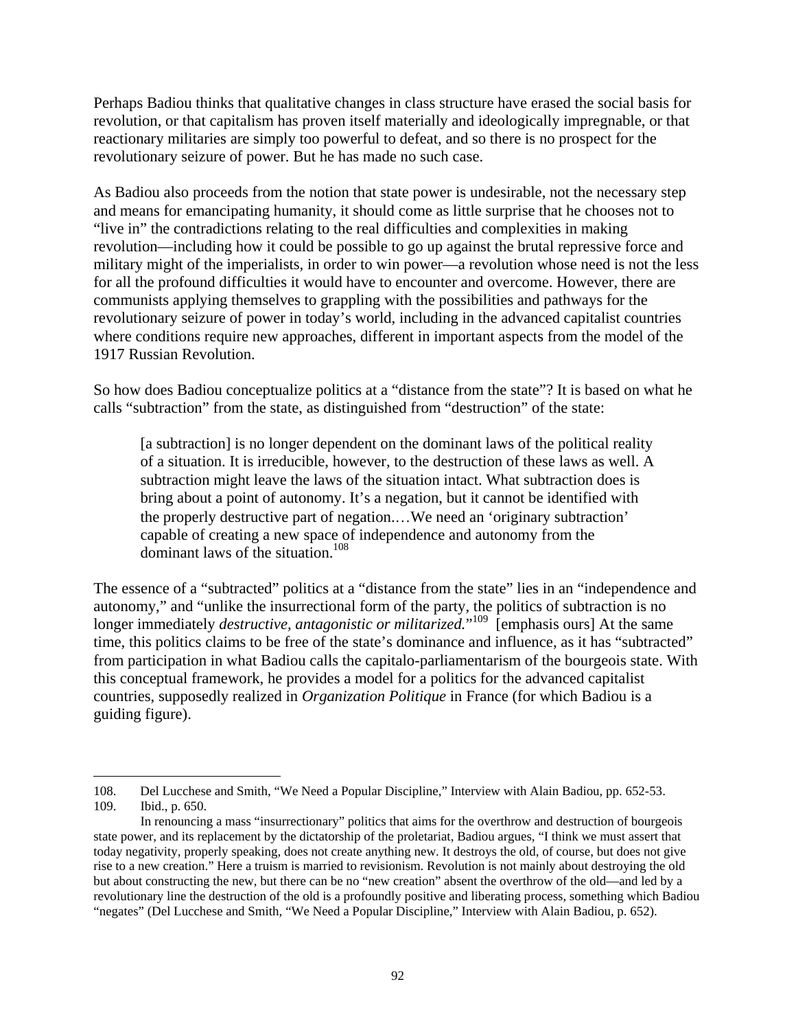Perhaps Badiou thinks that qualitative changes in class structure have erased the social basis for revolution, or that capitalism has proven itself materially and ideologically impregnable, or that reactionary militaries are simply too powerful to defeat, and so there is no prospect for the revolutionary seizure of power. But he has made no such case.

As Badiou also proceeds from the notion that state power is undesirable, not the necessary step and means for emancipating humanity, it should come as little surprise that he chooses not to "live in" the contradictions relating to the real difficulties and complexities in making revolution—including how it could be possible to go up against the brutal repressive force and military might of the imperialists, in order to win power—a revolution whose need is not the less for all the profound difficulties it would have to encounter and overcome. However, there are communists applying themselves to grappling with the possibilities and pathways for the revolutionary seizure of power in today's world, including in the advanced capitalist countries where conditions require new approaches, different in important aspects from the model of the 1917 Russian Revolution.

So how does Badiou conceptualize politics at a "distance from the state"? It is based on what he calls "subtraction" from the state, as distinguished from "destruction" of the state:

> [a subtraction] is no longer dependent on the dominant laws of the political reality of a situation. It is irreducible, however, to the destruction of these laws as well. A subtraction might leave the laws of the situation intact. What subtraction does is bring about a point of autonomy. It's a negation, but it cannot be identified with the properly destructive part of negation.…We need an 'originary subtraction' capable of creating a new space of independence and autonomy from the dominant laws of the situation.[108]

The essence of a "subtracted" politics at a "distance from the state" lies in an "independence and autonomy," and "unlike the insurrectional form of the party, the politics of subtraction is no longer immediately *destructive, antagonistic or militarized.*"[109] [emphasis ours] At the same time, this politics claims to be free of the state's dominance and influence, as it has "subtracted" from participation in what Badiou calls the capitalo-parliamentarism of the bourgeois state. With this conceptual framework, he provides a model for a politics for the advanced capitalist countries, supposedly realized in *Organization Politique* in France (for which Badiou is a guiding figure).

---

108. Del Lucchese and Smith, "We Need a Popular Discipline," Interview with Alain Badiou, pp. 652-53.

109. Ibid., p. 650.

In renouncing a mass "insurrectionary" politics that aims for the overthrow and destruction of bourgeois state power, and its replacement by the dictatorship of the proletariat, Badiou argues, "I think we must assert that today negativity, properly speaking, does not create anything new. It destroys the old, of course, but does not give rise to a new creation." Here a truism is married to revisionism. Revolution is not mainly about destroying the old but about constructing the new, but there can be no "new creation" absent the overthrow of the old—and led by a revolutionary line the destruction of the old is a profoundly positive and liberating process, something which Badiou "negates" (Del Lucchese and Smith, "We Need a Popular Discipline," Interview with Alain Badiou, p. 652).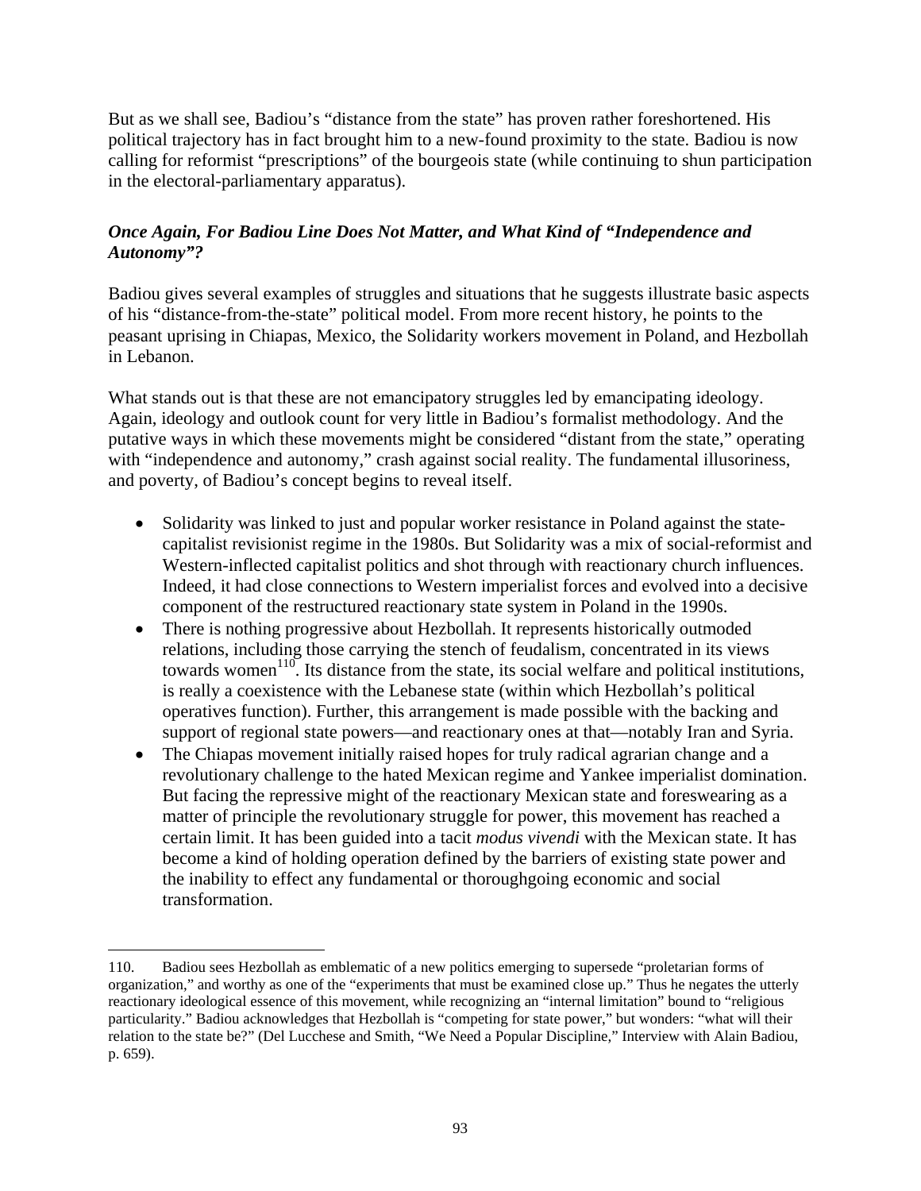But as we shall see, Badiou's "distance from the state" has proven rather foreshortened. His political trajectory has in fact brought him to a new-found proximity to the state. Badiou is now calling for reformist "prescriptions" of the bourgeois state (while continuing to shun participation in the electoral-parliamentary apparatus).

### *Once Again, For Badiou Line Does Not Matter, and What Kind of "Independence and Autonomy"?*

Badiou gives several examples of struggles and situations that he suggests illustrate basic aspects of his "distance-from-the-state" political model. From more recent history, he points to the peasant uprising in Chiapas, Mexico, the Solidarity workers movement in Poland, and Hezbollah in Lebanon.

What stands out is that these are not emancipatory struggles led by emancipating ideology. Again, ideology and outlook count for very little in Badiou's formalist methodology. And the putative ways in which these movements might be considered "distant from the state," operating with "independence and autonomy," crash against social reality. The fundamental illusoriness, and poverty, of Badiou's concept begins to reveal itself.

- Solidarity was linked to just and popular worker resistance in Poland against the state-capitalist revisionist regime in the 1980s. But Solidarity was a mix of social-reformist and Western-inflected capitalist politics and shot through with reactionary church influences. Indeed, it had close connections to Western imperialist forces and evolved into a decisive component of the restructured reactionary state system in Poland in the 1990s.
- There is nothing progressive about Hezbollah. It represents historically outmoded relations, including those carrying the stench of feudalism, concentrated in its views towards women[110]. Its distance from the state, its social welfare and political institutions, is really a coexistence with the Lebanese state (within which Hezbollah's political operatives function). Further, this arrangement is made possible with the backing and support of regional state powers—and reactionary ones at that—notably Iran and Syria.
- The Chiapas movement initially raised hopes for truly radical agrarian change and a revolutionary challenge to the hated Mexican regime and Yankee imperialist domination. But facing the repressive might of the reactionary Mexican state and foreswearing as a matter of principle the revolutionary struggle for power, this movement has reached a certain limit. It has been guided into a tacit *modus vivendi* with the Mexican state. It has become a kind of holding operation defined by the barriers of existing state power and the inability to effect any fundamental or thoroughgoing economic and social transformation.

---

110. Badiou sees Hezbollah as emblematic of a new politics emerging to supersede "proletarian forms of organization," and worthy as one of the "experiments that must be examined close up." Thus he negates the utterly reactionary ideological essence of this movement, while recognizing an "internal limitation" bound to "religious particularity." Badiou acknowledges that Hezbollah is "competing for state power," but wonders: "what will their relation to the state be?" (Del Lucchese and Smith, "We Need a Popular Discipline," Interview with Alain Badiou, p. 659).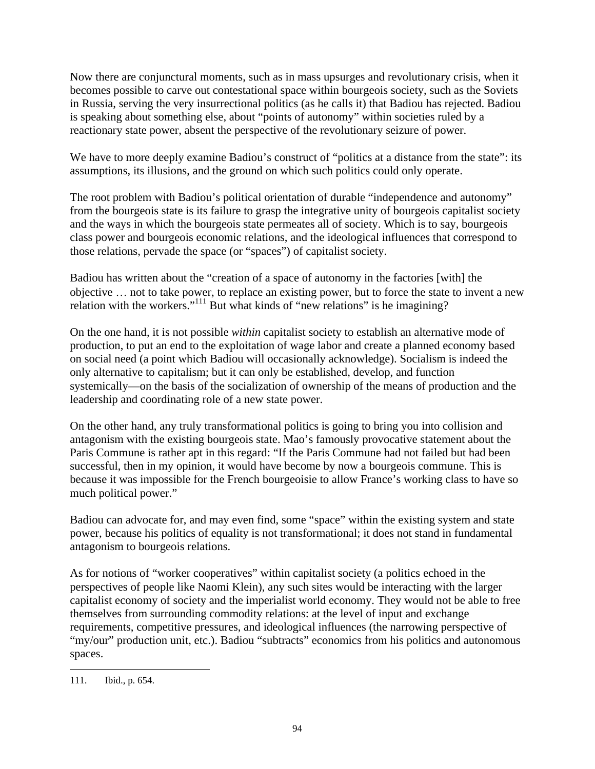Now there are conjunctural moments, such as in mass upsurges and revolutionary crisis, when it becomes possible to carve out contestational space within bourgeois society, such as the Soviets in Russia, serving the very insurrectional politics (as he calls it) that Badiou has rejected. Badiou is speaking about something else, about "points of autonomy" within societies ruled by a reactionary state power, absent the perspective of the revolutionary seizure of power.

We have to more deeply examine Badiou's construct of "politics at a distance from the state": its assumptions, its illusions, and the ground on which such politics could only operate.

The root problem with Badiou's political orientation of durable "independence and autonomy" from the bourgeois state is its failure to grasp the integrative unity of bourgeois capitalist society and the ways in which the bourgeois state permeates all of society. Which is to say, bourgeois class power and bourgeois economic relations, and the ideological influences that correspond to those relations, pervade the space (or "spaces") of capitalist society.

Badiou has written about the "creation of a space of autonomy in the factories [with] the objective … not to take power, to replace an existing power, but to force the state to invent a new relation with the workers."[111] But what kinds of "new relations" is he imagining?

On the one hand, it is not possible *within* capitalist society to establish an alternative mode of production, to put an end to the exploitation of wage labor and create a planned economy based on social need (a point which Badiou will occasionally acknowledge). Socialism is indeed the only alternative to capitalism; but it can only be established, develop, and function systemically—on the basis of the socialization of ownership of the means of production and the leadership and coordinating role of a new state power.

On the other hand, any truly transformational politics is going to bring you into collision and antagonism with the existing bourgeois state. Mao's famously provocative statement about the Paris Commune is rather apt in this regard: "If the Paris Commune had not failed but had been successful, then in my opinion, it would have become by now a bourgeois commune. This is because it was impossible for the French bourgeoisie to allow France's working class to have so much political power."

Badiou can advocate for, and may even find, some "space" within the existing system and state power, because his politics of equality is not transformational; it does not stand in fundamental antagonism to bourgeois relations.

As for notions of "worker cooperatives" within capitalist society (a politics echoed in the perspectives of people like Naomi Klein), any such sites would be interacting with the larger capitalist economy of society and the imperialist world economy. They would not be able to free themselves from surrounding commodity relations: at the level of input and exchange requirements, competitive pressures, and ideological influences (the narrowing perspective of "my/our" production unit, etc.). Badiou "subtracts" economics from his politics and autonomous spaces.

---

111. Ibid., p. 654.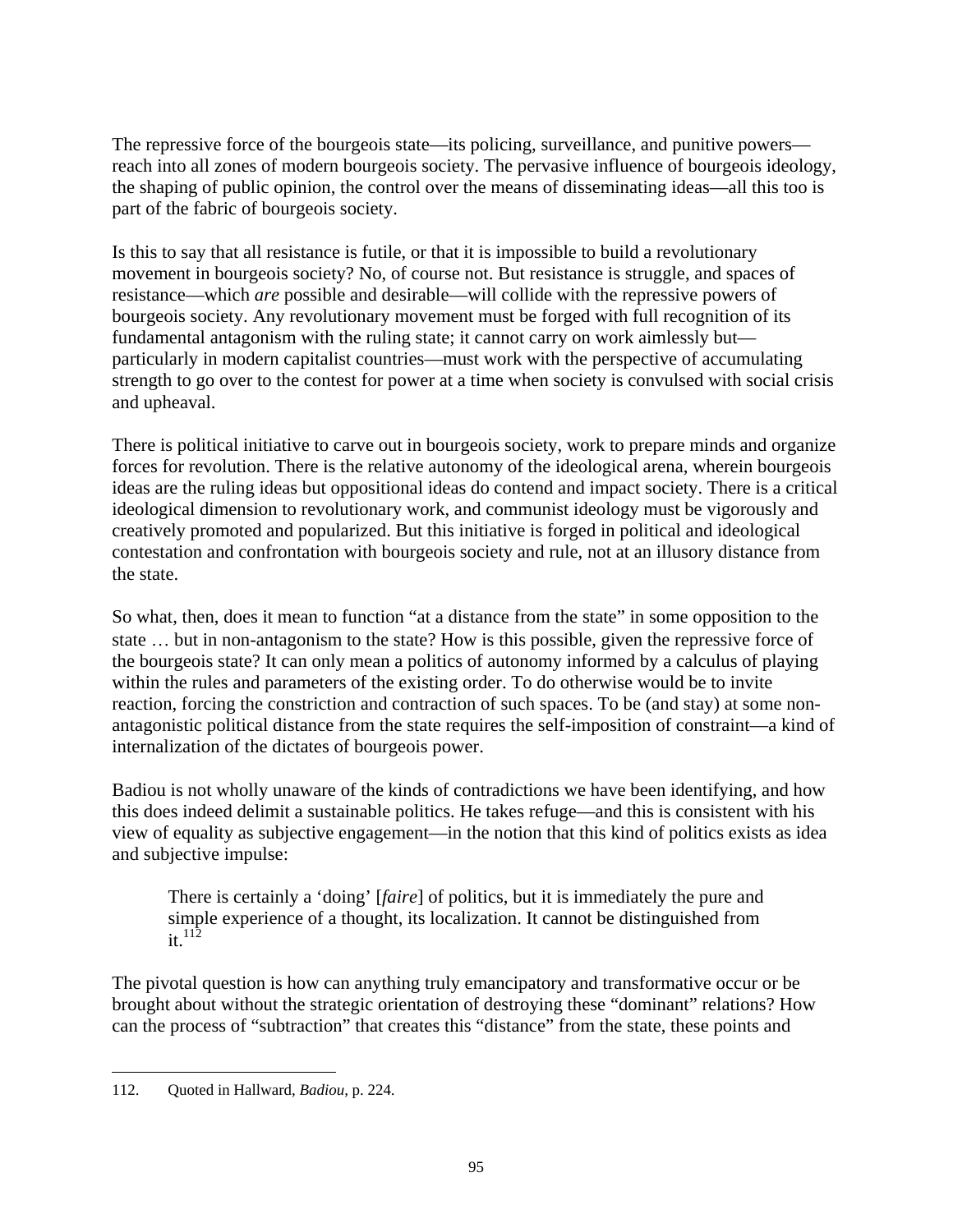The repressive force of the bourgeois state—its policing, surveillance, and punitive powers—reach into all zones of modern bourgeois society. The pervasive influence of bourgeois ideology, the shaping of public opinion, the control over the means of disseminating ideas—all this too is part of the fabric of bourgeois society.

Is this to say that all resistance is futile, or that it is impossible to build a revolutionary movement in bourgeois society? No, of course not. But resistance is struggle, and spaces of resistance—which *are* possible and desirable—will collide with the repressive powers of bourgeois society. Any revolutionary movement must be forged with full recognition of its fundamental antagonism with the ruling state; it cannot carry on work aimlessly but—particularly in modern capitalist countries—must work with the perspective of accumulating strength to go over to the contest for power at a time when society is convulsed with social crisis and upheaval.

There is political initiative to carve out in bourgeois society, work to prepare minds and organize forces for revolution. There is the relative autonomy of the ideological arena, wherein bourgeois ideas are the ruling ideas but oppositional ideas do contend and impact society. There is a critical ideological dimension to revolutionary work, and communist ideology must be vigorously and creatively promoted and popularized. But this initiative is forged in political and ideological contestation and confrontation with bourgeois society and rule, not at an illusory distance from the state.

So what, then, does it mean to function "at a distance from the state" in some opposition to the state … but in non-antagonism to the state? How is this possible, given the repressive force of the bourgeois state? It can only mean a politics of autonomy informed by a calculus of playing within the rules and parameters of the existing order. To do otherwise would be to invite reaction, forcing the constriction and contraction of such spaces. To be (and stay) at some non-antagonistic political distance from the state requires the self-imposition of constraint—a kind of internalization of the dictates of bourgeois power.

Badiou is not wholly unaware of the kinds of contradictions we have been identifying, and how this does indeed delimit a sustainable politics. He takes refuge—and this is consistent with his view of equality as subjective engagement—in the notion that this kind of politics exists as idea and subjective impulse:

> There is certainly a 'doing' [*faire*] of politics, but it is immediately the pure and simple experience of a thought, its localization. It cannot be distinguished from it.[112]

The pivotal question is how can anything truly emancipatory and transformative occur or be brought about without the strategic orientation of destroying these "dominant" relations? How can the process of "subtraction" that creates this "distance" from the state, these points and

---

112. Quoted in Hallward, *Badiou*, p. 224.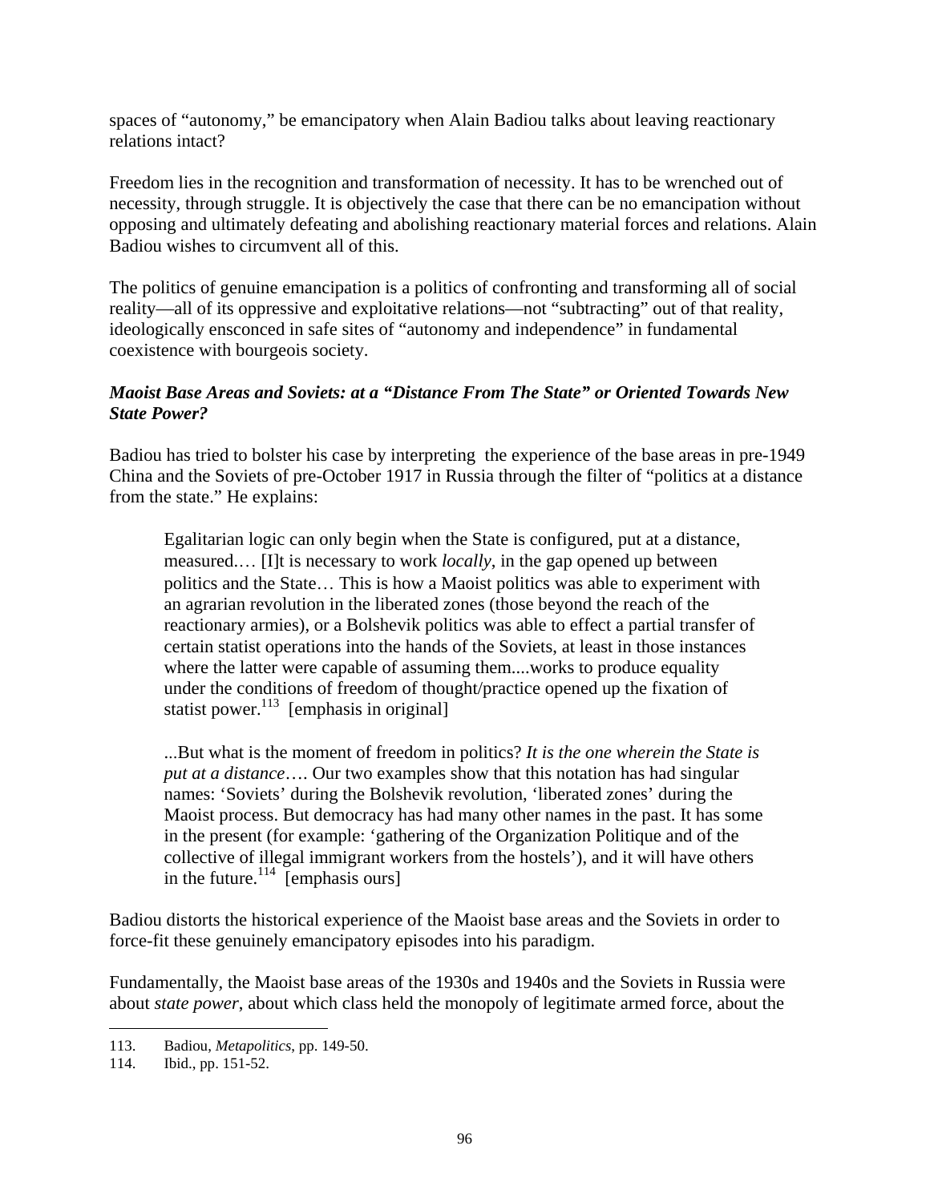spaces of "autonomy," be emancipatory when Alain Badiou talks about leaving reactionary relations intact?

Freedom lies in the recognition and transformation of necessity. It has to be wrenched out of necessity, through struggle. It is objectively the case that there can be no emancipation without opposing and ultimately defeating and abolishing reactionary material forces and relations. Alain Badiou wishes to circumvent all of this.

The politics of genuine emancipation is a politics of confronting and transforming all of social reality—all of its oppressive and exploitative relations—not "subtracting" out of that reality, ideologically ensconced in safe sites of "autonomy and independence" in fundamental coexistence with bourgeois society.

### *Maoist Base Areas and Soviets: at a "Distance From The State" or Oriented Towards New State Power?*

Badiou has tried to bolster his case by interpreting the experience of the base areas in pre-1949 China and the Soviets of pre-October 1917 in Russia through the filter of "politics at a distance from the state." He explains:

> Egalitarian logic can only begin when the State is configured, put at a distance, measured.… [I]t is necessary to work *locally*, in the gap opened up between politics and the State… This is how a Maoist politics was able to experiment with an agrarian revolution in the liberated zones (those beyond the reach of the reactionary armies), or a Bolshevik politics was able to effect a partial transfer of certain statist operations into the hands of the Soviets, at least in those instances where the latter were capable of assuming them....works to produce equality under the conditions of freedom of thought/practice opened up the fixation of statist power.[113] [emphasis in original]
>
> ...But what is the moment of freedom in politics? *It is the one wherein the State is put at a distance*…. Our two examples show that this notation has had singular names: 'Soviets' during the Bolshevik revolution, 'liberated zones' during the Maoist process. But democracy has had many other names in the past. It has some in the present (for example: 'gathering of the Organization Politique and of the collective of illegal immigrant workers from the hostels'), and it will have others in the future.[114] [emphasis ours]

Badiou distorts the historical experience of the Maoist base areas and the Soviets in order to force-fit these genuinely emancipatory episodes into his paradigm.

Fundamentally, the Maoist base areas of the 1930s and 1940s and the Soviets in Russia were about *state power*, about which class held the monopoly of legitimate armed force, about the

---

113. Badiou, *Metapolitics*, pp. 149-50.
114. Ibid., pp. 151-52.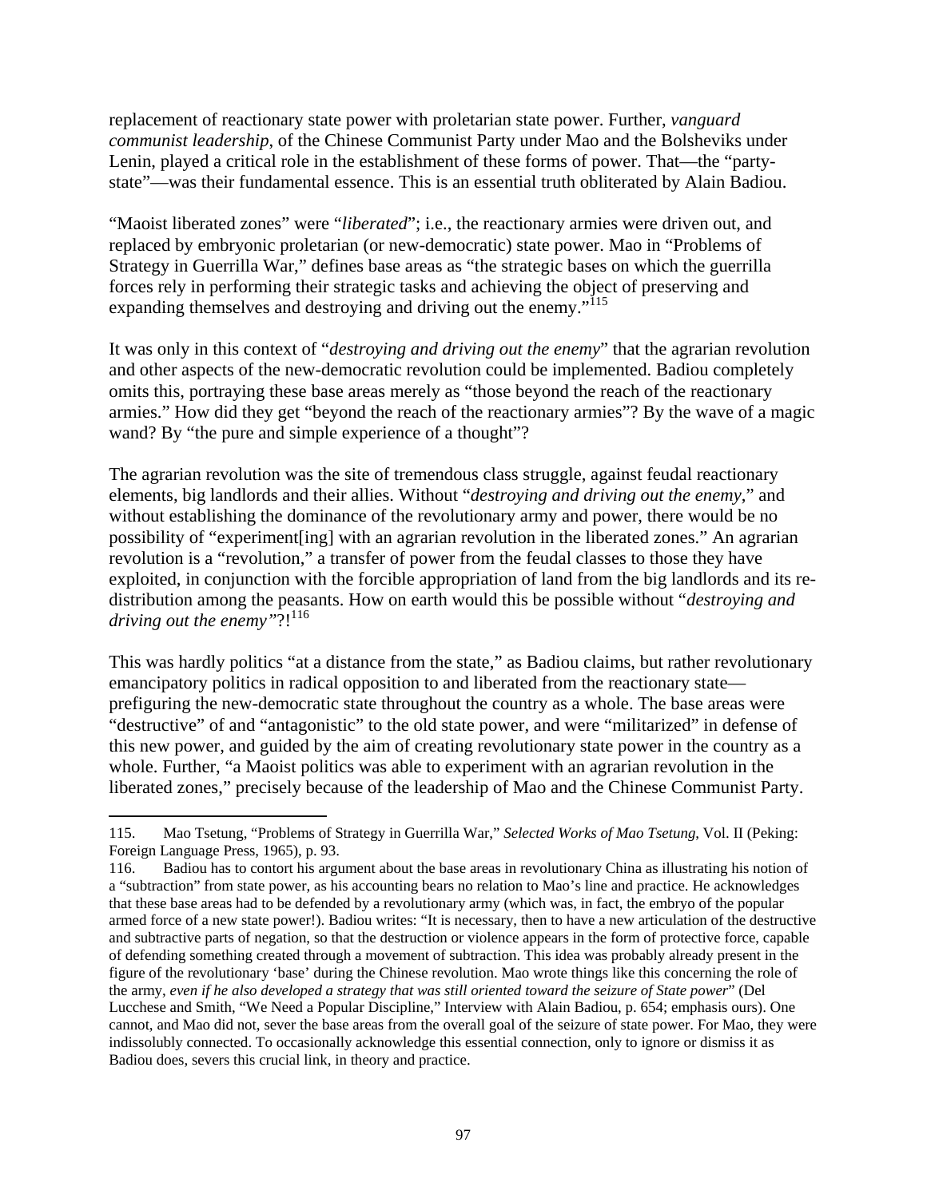replacement of reactionary state power with proletarian state power. Further, *vanguard communist leadership*, of the Chinese Communist Party under Mao and the Bolsheviks under Lenin, played a critical role in the establishment of these forms of power. That—the "party-state"—was their fundamental essence. This is an essential truth obliterated by Alain Badiou.

"Maoist liberated zones" were "*liberated*"; i.e., the reactionary armies were driven out, and replaced by embryonic proletarian (or new-democratic) state power. Mao in "Problems of Strategy in Guerrilla War," defines base areas as "the strategic bases on which the guerrilla forces rely in performing their strategic tasks and achieving the object of preserving and expanding themselves and destroying and driving out the enemy."[115]

It was only in this context of "*destroying and driving out the enemy*" that the agrarian revolution and other aspects of the new-democratic revolution could be implemented. Badiou completely omits this, portraying these base areas merely as "those beyond the reach of the reactionary armies." How did they get "beyond the reach of the reactionary armies"? By the wave of a magic wand? By "the pure and simple experience of a thought"?

The agrarian revolution was the site of tremendous class struggle, against feudal reactionary elements, big landlords and their allies. Without "*destroying and driving out the enemy*," and without establishing the dominance of the revolutionary army and power, there would be no possibility of "experiment[ing] with an agrarian revolution in the liberated zones." An agrarian revolution is a "revolution," a transfer of power from the feudal classes to those they have exploited, in conjunction with the forcible appropriation of land from the big landlords and its re-distribution among the peasants. How on earth would this be possible without "*destroying and driving out the enemy"*?![116]

This was hardly politics "at a distance from the state," as Badiou claims, but rather revolutionary emancipatory politics in radical opposition to and liberated from the reactionary state—prefiguring the new-democratic state throughout the country as a whole. The base areas were "destructive" of and "antagonistic" to the old state power, and were "militarized" in defense of this new power, and guided by the aim of creating revolutionary state power in the country as a whole. Further, "a Maoist politics was able to experiment with an agrarian revolution in the liberated zones," precisely because of the leadership of Mao and the Chinese Communist Party.

---

115. Mao Tsetung, "Problems of Strategy in Guerrilla War," *Selected Works of Mao Tsetung*, Vol. II (Peking: Foreign Language Press, 1965), p. 93.

116. Badiou has to contort his argument about the base areas in revolutionary China as illustrating his notion of a "subtraction" from state power, as his accounting bears no relation to Mao's line and practice. He acknowledges that these base areas had to be defended by a revolutionary army (which was, in fact, the embryo of the popular armed force of a new state power!). Badiou writes: "It is necessary, then to have a new articulation of the destructive and subtractive parts of negation, so that the destruction or violence appears in the form of protective force, capable of defending something created through a movement of subtraction. This idea was probably already present in the figure of the revolutionary 'base' during the Chinese revolution. Mao wrote things like this concerning the role of the army, *even if he also developed a strategy that was still oriented toward the seizure of State power*" (Del Lucchese and Smith, "We Need a Popular Discipline," Interview with Alain Badiou, p. 654; emphasis ours). One cannot, and Mao did not, sever the base areas from the overall goal of the seizure of state power. For Mao, they were indissolubly connected. To occasionally acknowledge this essential connection, only to ignore or dismiss it as Badiou does, severs this crucial link, in theory and practice.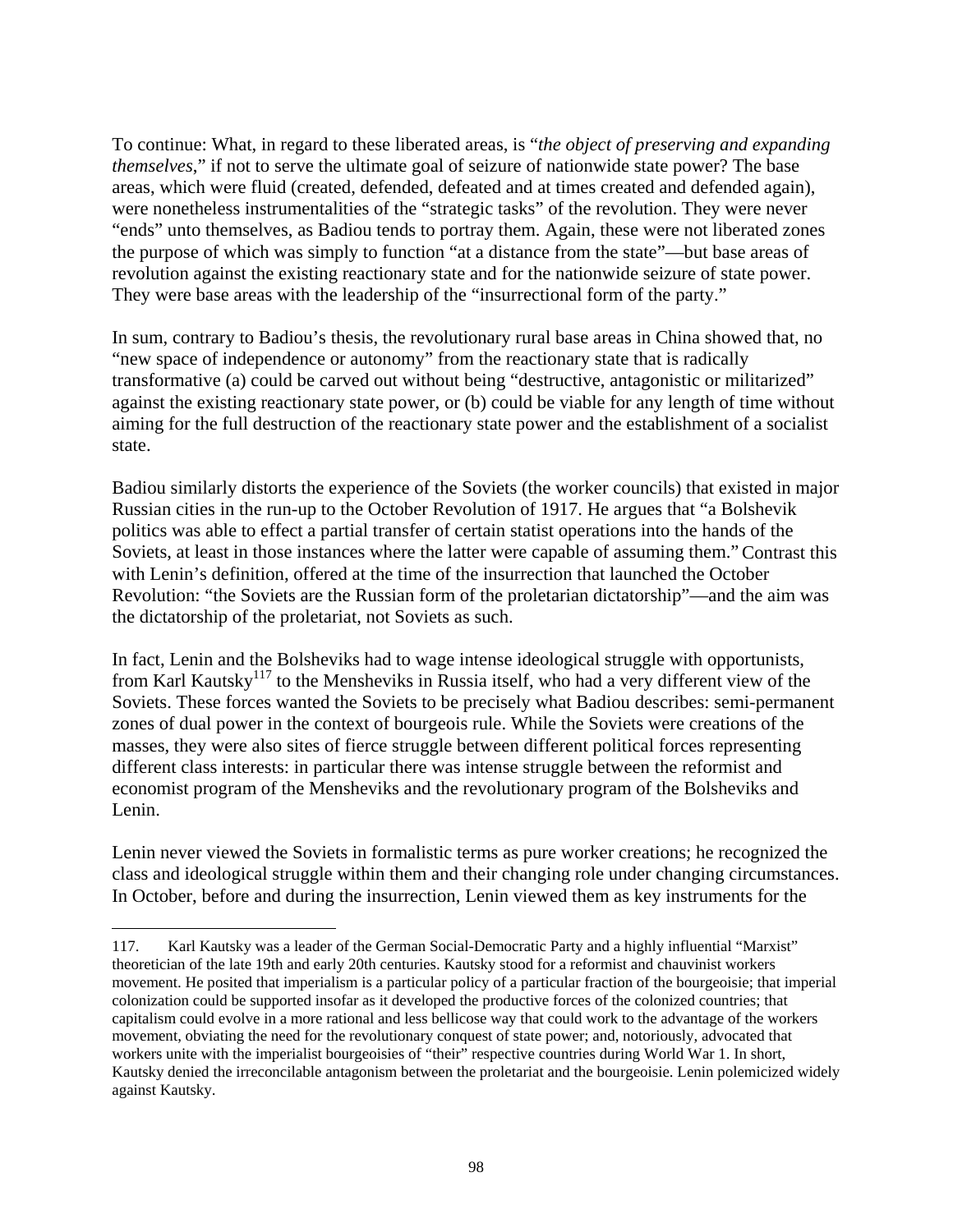To continue: What, in regard to these liberated areas, is "*the object of preserving and expanding themselves*," if not to serve the ultimate goal of seizure of nationwide state power? The base areas, which were fluid (created, defended, defeated and at times created and defended again), were nonetheless instrumentalities of the "strategic tasks" of the revolution. They were never "ends" unto themselves, as Badiou tends to portray them. Again, these were not liberated zones the purpose of which was simply to function "at a distance from the state"—but base areas of revolution against the existing reactionary state and for the nationwide seizure of state power. They were base areas with the leadership of the "insurrectional form of the party."

In sum, contrary to Badiou's thesis, the revolutionary rural base areas in China showed that, no "new space of independence or autonomy" from the reactionary state that is radically transformative (a) could be carved out without being "destructive, antagonistic or militarized" against the existing reactionary state power, or (b) could be viable for any length of time without aiming for the full destruction of the reactionary state power and the establishment of a socialist state.

Badiou similarly distorts the experience of the Soviets (the worker councils) that existed in major Russian cities in the run-up to the October Revolution of 1917. He argues that "a Bolshevik politics was able to effect a partial transfer of certain statist operations into the hands of the Soviets, at least in those instances where the latter were capable of assuming them." Contrast this with Lenin's definition, offered at the time of the insurrection that launched the October Revolution: "the Soviets are the Russian form of the proletarian dictatorship"—and the aim was the dictatorship of the proletariat, not Soviets as such.

In fact, Lenin and the Bolsheviks had to wage intense ideological struggle with opportunists, from Karl Kautsky[117] to the Mensheviks in Russia itself, who had a very different view of the Soviets. These forces wanted the Soviets to be precisely what Badiou describes: semi-permanent zones of dual power in the context of bourgeois rule. While the Soviets were creations of the masses, they were also sites of fierce struggle between different political forces representing different class interests: in particular there was intense struggle between the reformist and economist program of the Mensheviks and the revolutionary program of the Bolsheviks and Lenin.

Lenin never viewed the Soviets in formalistic terms as pure worker creations; he recognized the class and ideological struggle within them and their changing role under changing circumstances. In October, before and during the insurrection, Lenin viewed them as key instruments for the

117. Karl Kautsky was a leader of the German Social-Democratic Party and a highly influential "Marxist" theoretician of the late 19th and early 20th centuries. Kautsky stood for a reformist and chauvinist workers movement. He posited that imperialism is a particular policy of a particular fraction of the bourgeoisie; that imperial colonization could be supported insofar as it developed the productive forces of the colonized countries; that capitalism could evolve in a more rational and less bellicose way that could work to the advantage of the workers movement, obviating the need for the revolutionary conquest of state power; and, notoriously, advocated that workers unite with the imperialist bourgeoisies of "their" respective countries during World War 1. In short, Kautsky denied the irreconcilable antagonism between the proletariat and the bourgeoisie. Lenin polemicized widely against Kautsky.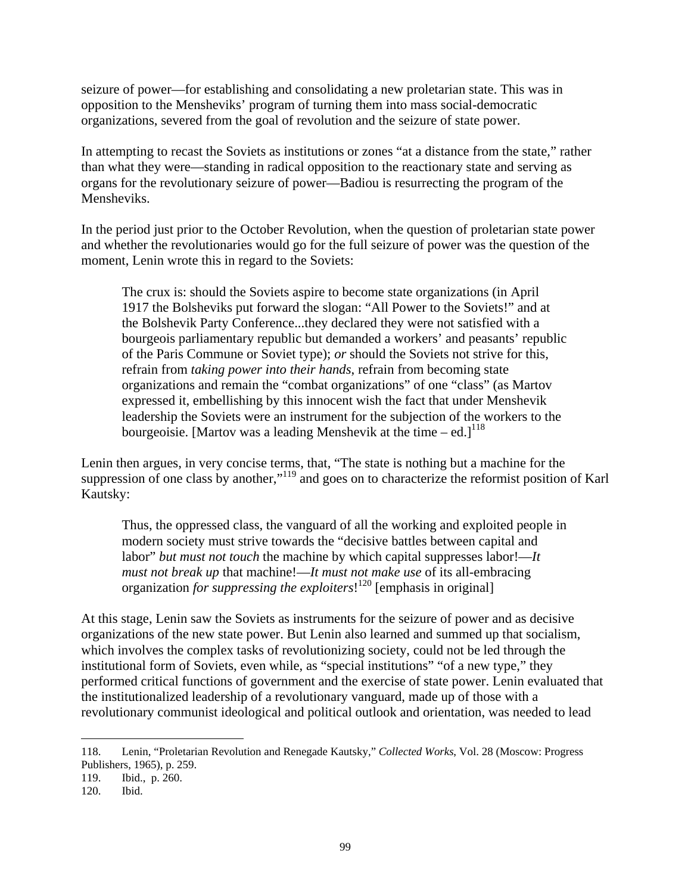seizure of power—for establishing and consolidating a new proletarian state. This was in opposition to the Mensheviks' program of turning them into mass social-democratic organizations, severed from the goal of revolution and the seizure of state power.

In attempting to recast the Soviets as institutions or zones "at a distance from the state," rather than what they were—standing in radical opposition to the reactionary state and serving as organs for the revolutionary seizure of power—Badiou is resurrecting the program of the Mensheviks.

In the period just prior to the October Revolution, when the question of proletarian state power and whether the revolutionaries would go for the full seizure of power was the question of the moment, Lenin wrote this in regard to the Soviets:

> The crux is: should the Soviets aspire to become state organizations (in April 1917 the Bolsheviks put forward the slogan: "All Power to the Soviets!" and at the Bolshevik Party Conference...they declared they were not satisfied with a bourgeois parliamentary republic but demanded a workers' and peasants' republic of the Paris Commune or Soviet type); *or* should the Soviets not strive for this, refrain from *taking power into their hands*, refrain from becoming state organizations and remain the "combat organizations" of one "class" (as Martov expressed it, embellishing by this innocent wish the fact that under Menshevik leadership the Soviets were an instrument for the subjection of the workers to the bourgeoisie. [Martov was a leading Menshevik at the time – ed.][118]

Lenin then argues, in very concise terms, that, "The state is nothing but a machine for the suppression of one class by another,"[119] and goes on to characterize the reformist position of Karl Kautsky:

> Thus, the oppressed class, the vanguard of all the working and exploited people in modern society must strive towards the "decisive battles between capital and labor" *but must not touch* the machine by which capital suppresses labor!—*It must not break up* that machine!—*It must not make use* of its all-embracing organization *for suppressing the exploiters*![120] [emphasis in original]

At this stage, Lenin saw the Soviets as instruments for the seizure of power and as decisive organizations of the new state power. But Lenin also learned and summed up that socialism, which involves the complex tasks of revolutionizing society, could not be led through the institutional form of Soviets, even while, as "special institutions" "of a new type," they performed critical functions of government and the exercise of state power. Lenin evaluated that the institutionalized leadership of a revolutionary vanguard, made up of those with a revolutionary communist ideological and political outlook and orientation, was needed to lead

---

118. Lenin, "Proletarian Revolution and Renegade Kautsky," *Collected Works*, Vol. 28 (Moscow: Progress Publishers, 1965), p. 259.

119. Ibid., p. 260.

120. Ibid.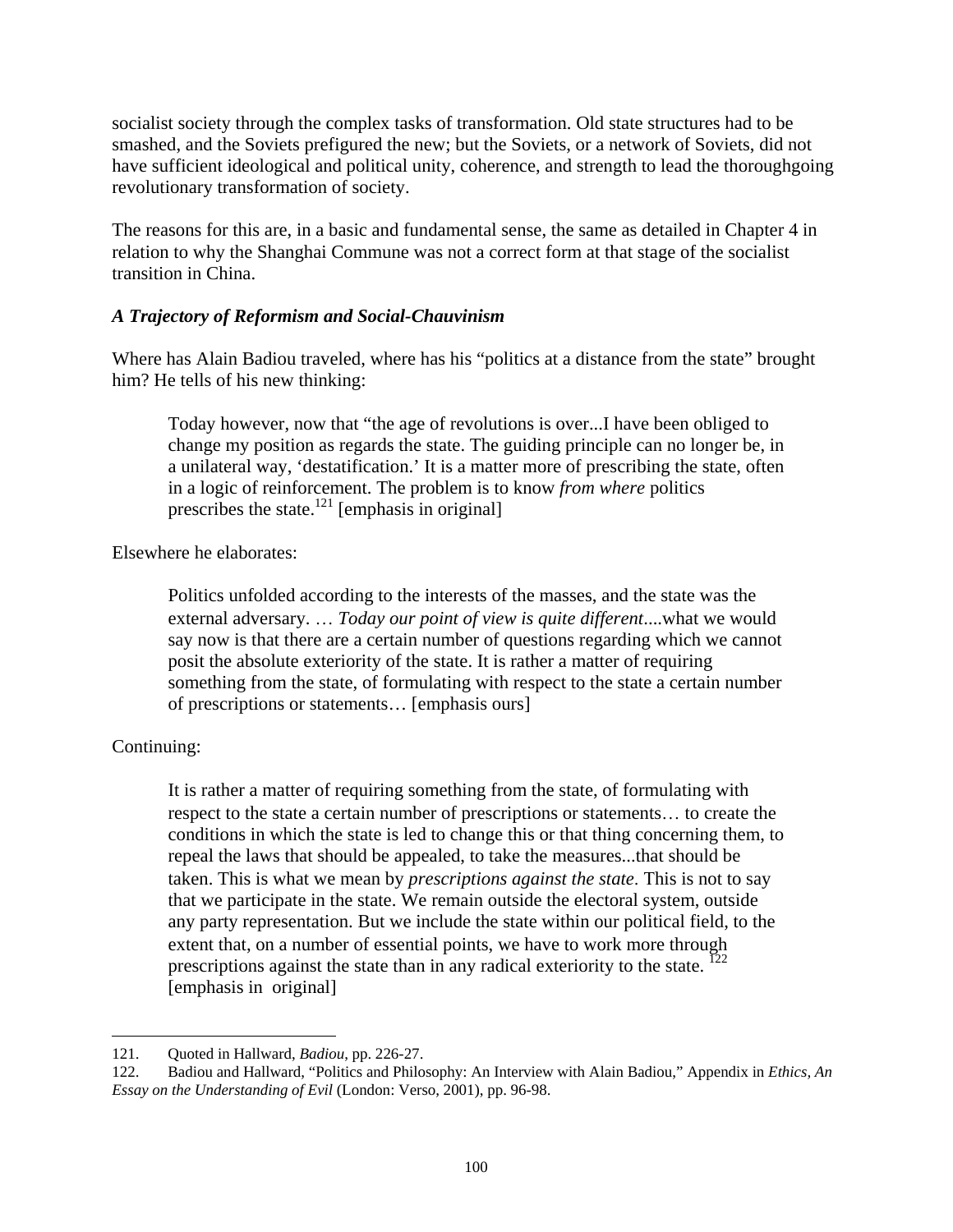socialist society through the complex tasks of transformation. Old state structures had to be smashed, and the Soviets prefigured the new; but the Soviets, or a network of Soviets, did not have sufficient ideological and political unity, coherence, and strength to lead the thoroughgoing revolutionary transformation of society.

The reasons for this are, in a basic and fundamental sense, the same as detailed in Chapter 4 in relation to why the Shanghai Commune was not a correct form at that stage of the socialist transition in China.

### *A Trajectory of Reformism and Social-Chauvinism*

Where has Alain Badiou traveled, where has his "politics at a distance from the state" brought him? He tells of his new thinking:

> Today however, now that "the age of revolutions is over...I have been obliged to change my position as regards the state. The guiding principle can no longer be, in a unilateral way, 'destatification.' It is a matter more of prescribing the state, often in a logic of reinforcement. The problem is to know *from where* politics prescribes the state.[121] [emphasis in original]

Elsewhere he elaborates:

> Politics unfolded according to the interests of the masses, and the state was the external adversary. … *Today our point of view is quite different*....what we would say now is that there are a certain number of questions regarding which we cannot posit the absolute exteriority of the state. It is rather a matter of requiring something from the state, of formulating with respect to the state a certain number of prescriptions or statements… [emphasis ours]

Continuing:

> It is rather a matter of requiring something from the state, of formulating with respect to the state a certain number of prescriptions or statements… to create the conditions in which the state is led to change this or that thing concerning them, to repeal the laws that should be appealed, to take the measures...that should be taken. This is what we mean by *prescriptions against the state*. This is not to say that we participate in the state. We remain outside the electoral system, outside any party representation. But we include the state within our political field, to the extent that, on a number of essential points, we have to work more through prescriptions against the state than in any radical exteriority to the state. [122] [emphasis in original]

---

121. Quoted in Hallward, *Badiou*, pp. 226-27.

122. Badiou and Hallward, "Politics and Philosophy: An Interview with Alain Badiou," Appendix in *Ethics, An Essay on the Understanding of Evil* (London: Verso, 2001), pp. 96-98.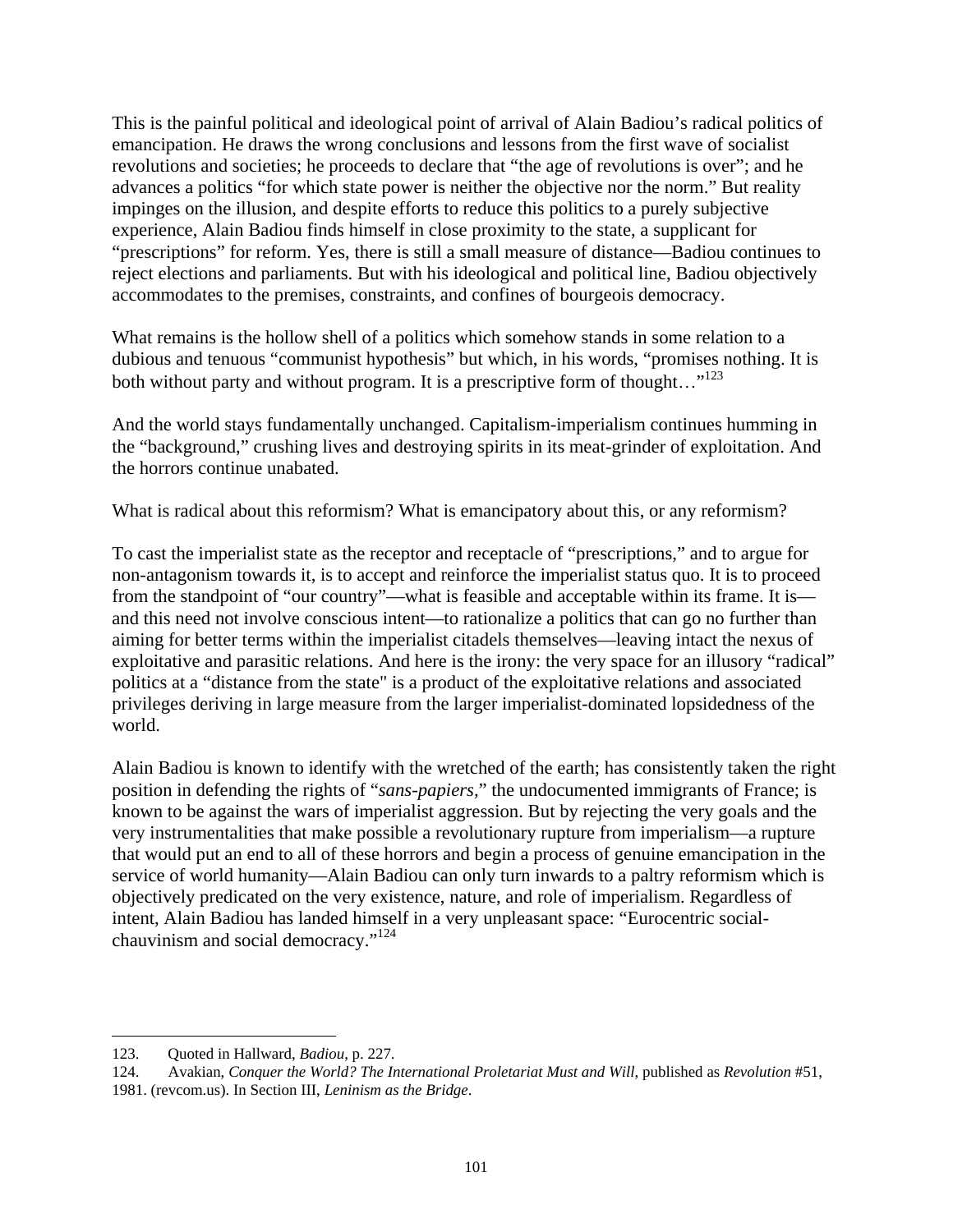This is the painful political and ideological point of arrival of Alain Badiou's radical politics of emancipation. He draws the wrong conclusions and lessons from the first wave of socialist revolutions and societies; he proceeds to declare that "the age of revolutions is over"; and he advances a politics "for which state power is neither the objective nor the norm." But reality impinges on the illusion, and despite efforts to reduce this politics to a purely subjective experience, Alain Badiou finds himself in close proximity to the state, a supplicant for "prescriptions" for reform. Yes, there is still a small measure of distance—Badiou continues to reject elections and parliaments. But with his ideological and political line, Badiou objectively accommodates to the premises, constraints, and confines of bourgeois democracy.

What remains is the hollow shell of a politics which somehow stands in some relation to a dubious and tenuous "communist hypothesis" but which, in his words, "promises nothing. It is both without party and without program. It is a prescriptive form of thought…"[123]

And the world stays fundamentally unchanged. Capitalism-imperialism continues humming in the "background," crushing lives and destroying spirits in its meat-grinder of exploitation. And the horrors continue unabated.

What is radical about this reformism? What is emancipatory about this, or any reformism?

To cast the imperialist state as the receptor and receptacle of "prescriptions," and to argue for non-antagonism towards it, is to accept and reinforce the imperialist status quo. It is to proceed from the standpoint of "our country"—what is feasible and acceptable within its frame. It is—and this need not involve conscious intent—to rationalize a politics that can go no further than aiming for better terms within the imperialist citadels themselves—leaving intact the nexus of exploitative and parasitic relations. And here is the irony: the very space for an illusory "radical" politics at a "distance from the state" is a product of the exploitative relations and associated privileges deriving in large measure from the larger imperialist-dominated lopsidedness of the world.

Alain Badiou is known to identify with the wretched of the earth; has consistently taken the right position in defending the rights of "*sans-papiers*," the undocumented immigrants of France; is known to be against the wars of imperialist aggression. But by rejecting the very goals and the very instrumentalities that make possible a revolutionary rupture from imperialism—a rupture that would put an end to all of these horrors and begin a process of genuine emancipation in the service of world humanity—Alain Badiou can only turn inwards to a paltry reformism which is objectively predicated on the very existence, nature, and role of imperialism. Regardless of intent, Alain Badiou has landed himself in a very unpleasant space: "Eurocentric social-chauvinism and social democracy."[124]

---

123. Quoted in Hallward, *Badiou*, p. 227.

124. Avakian, *Conquer the World? The International Proletariat Must and Will*, published as *Revolution* #51, 1981. (revcom.us). In Section III, *Leninism as the Bridge*.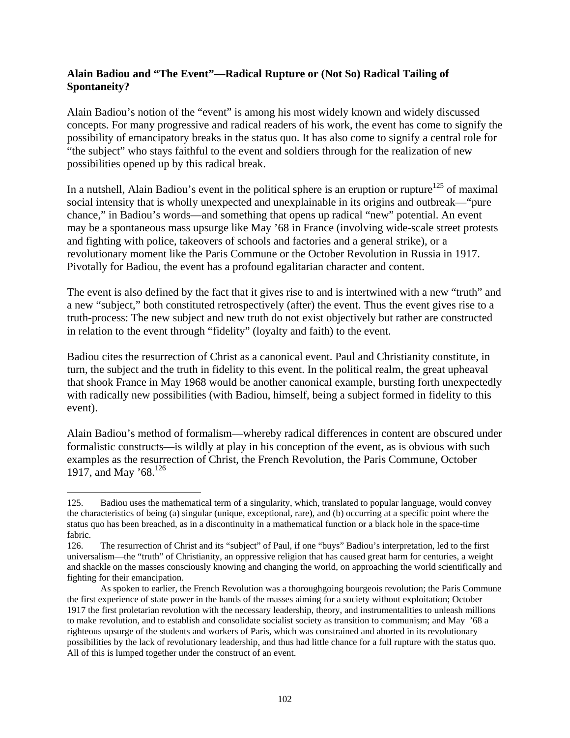### Alain Badiou and "The Event"—Radical Rupture or (Not So) Radical Tailing of Spontaneity?

Alain Badiou's notion of the "event" is among his most widely known and widely discussed concepts. For many progressive and radical readers of his work, the event has come to signify the possibility of emancipatory breaks in the status quo. It has also come to signify a central role for "the subject" who stays faithful to the event and soldiers through for the realization of new possibilities opened up by this radical break.

In a nutshell, Alain Badiou's event in the political sphere is an eruption or rupture[125] of maximal social intensity that is wholly unexpected and unexplainable in its origins and outbreak—"pure chance," in Badiou's words—and something that opens up radical "new" potential. An event may be a spontaneous mass upsurge like May '68 in France (involving wide-scale street protests and fighting with police, takeovers of schools and factories and a general strike), or a revolutionary moment like the Paris Commune or the October Revolution in Russia in 1917. Pivotally for Badiou, the event has a profound egalitarian character and content.

The event is also defined by the fact that it gives rise to and is intertwined with a new "truth" and a new "subject," both constituted retrospectively (after) the event. Thus the event gives rise to a truth-process: The new subject and new truth do not exist objectively but rather are constructed in relation to the event through "fidelity" (loyalty and faith) to the event.

Badiou cites the resurrection of Christ as a canonical event. Paul and Christianity constitute, in turn, the subject and the truth in fidelity to this event. In the political realm, the great upheaval that shook France in May 1968 would be another canonical example, bursting forth unexpectedly with radically new possibilities (with Badiou, himself, being a subject formed in fidelity to this event).

Alain Badiou's method of formalism—whereby radical differences in content are obscured under formalistic constructs—is wildly at play in his conception of the event, as is obvious with such examples as the resurrection of Christ, the French Revolution, the Paris Commune, October 1917, and May '68.[126]

---

125. Badiou uses the mathematical term of a singularity, which, translated to popular language, would convey the characteristics of being (a) singular (unique, exceptional, rare), and (b) occurring at a specific point where the status quo has been breached, as in a discontinuity in a mathematical function or a black hole in the space-time fabric.

126. The resurrection of Christ and its "subject" of Paul, if one "buys" Badiou's interpretation, led to the first universalism—the "truth" of Christianity, an oppressive religion that has caused great harm for centuries, a weight and shackle on the masses consciously knowing and changing the world, on approaching the world scientifically and fighting for their emancipation.

As spoken to earlier, the French Revolution was a thoroughgoing bourgeois revolution; the Paris Commune the first experience of state power in the hands of the masses aiming for a society without exploitation; October 1917 the first proletarian revolution with the necessary leadership, theory, and instrumentalities to unleash millions to make revolution, and to establish and consolidate socialist society as transition to communism; and May '68 a righteous upsurge of the students and workers of Paris, which was constrained and aborted in its revolutionary possibilities by the lack of revolutionary leadership, and thus had little chance for a full rupture with the status quo. All of this is lumped together under the construct of an event.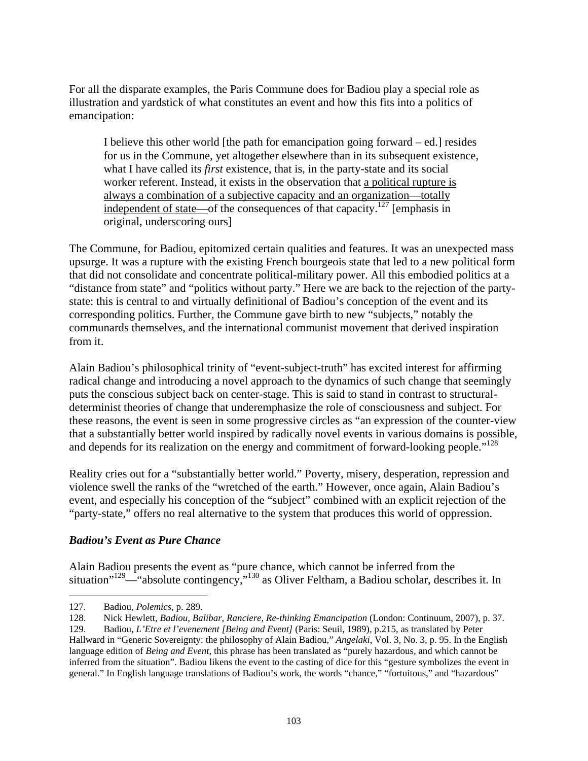For all the disparate examples, the Paris Commune does for Badiou play a special role as illustration and yardstick of what constitutes an event and how this fits into a politics of emancipation:

> I believe this other world [the path for emancipation going forward – ed.] resides for us in the Commune, yet altogether elsewhere than in its subsequent existence, what I have called its *first* existence, that is, in the party-state and its social worker referent. Instead, it exists in the observation that <u>a political rupture is always a combination of a subjective capacity and an organization—totally independent of state—</u>of the consequences of that capacity.[127] [emphasis in original, underscoring ours]

The Commune, for Badiou, epitomized certain qualities and features. It was an unexpected mass upsurge. It was a rupture with the existing French bourgeois state that led to a new political form that did not consolidate and concentrate political-military power. All this embodied politics at a "distance from state" and "politics without party." Here we are back to the rejection of the party-state: this is central to and virtually definitional of Badiou's conception of the event and its corresponding politics. Further, the Commune gave birth to new "subjects," notably the communards themselves, and the international communist movement that derived inspiration from it.

Alain Badiou's philosophical trinity of "event-subject-truth" has excited interest for affirming radical change and introducing a novel approach to the dynamics of such change that seemingly puts the conscious subject back on center-stage. This is said to stand in contrast to structural-determinist theories of change that underemphasize the role of consciousness and subject. For these reasons, the event is seen in some progressive circles as "an expression of the counter-view that a substantially better world inspired by radically novel events in various domains is possible, and depends for its realization on the energy and commitment of forward-looking people."[128]

Reality cries out for a "substantially better world." Poverty, misery, desperation, repression and violence swell the ranks of the "wretched of the earth." However, once again, Alain Badiou's event, and especially his conception of the "subject" combined with an explicit rejection of the "party-state," offers no real alternative to the system that produces this world of oppression.

### *Badiou's Event as Pure Chance*

Alain Badiou presents the event as "pure chance, which cannot be inferred from the situation"[129]—"absolute contingency,"[130] as Oliver Feltham, a Badiou scholar, describes it. In

---

127. Badiou, *Polemics*, p. 289.

128. Nick Hewlett, *Badiou, Balibar, Ranciere, Re-thinking Emancipation* (London: Continuum, 2007), p. 37.

129. Badiou, *L'Etre et l'evenement [Being and Event]* (Paris: Seuil, 1989), p.215, as translated by Peter Hallward in "Generic Sovereignty: the philosophy of Alain Badiou," *Angelaki*, Vol. 3, No. 3, p. 95. In the English language edition of *Being and Event*, this phrase has been translated as "purely hazardous, and which cannot be inferred from the situation". Badiou likens the event to the casting of dice for this "gesture symbolizes the event in general." In English language translations of Badiou's work, the words "chance," "fortuitous," and "hazardous"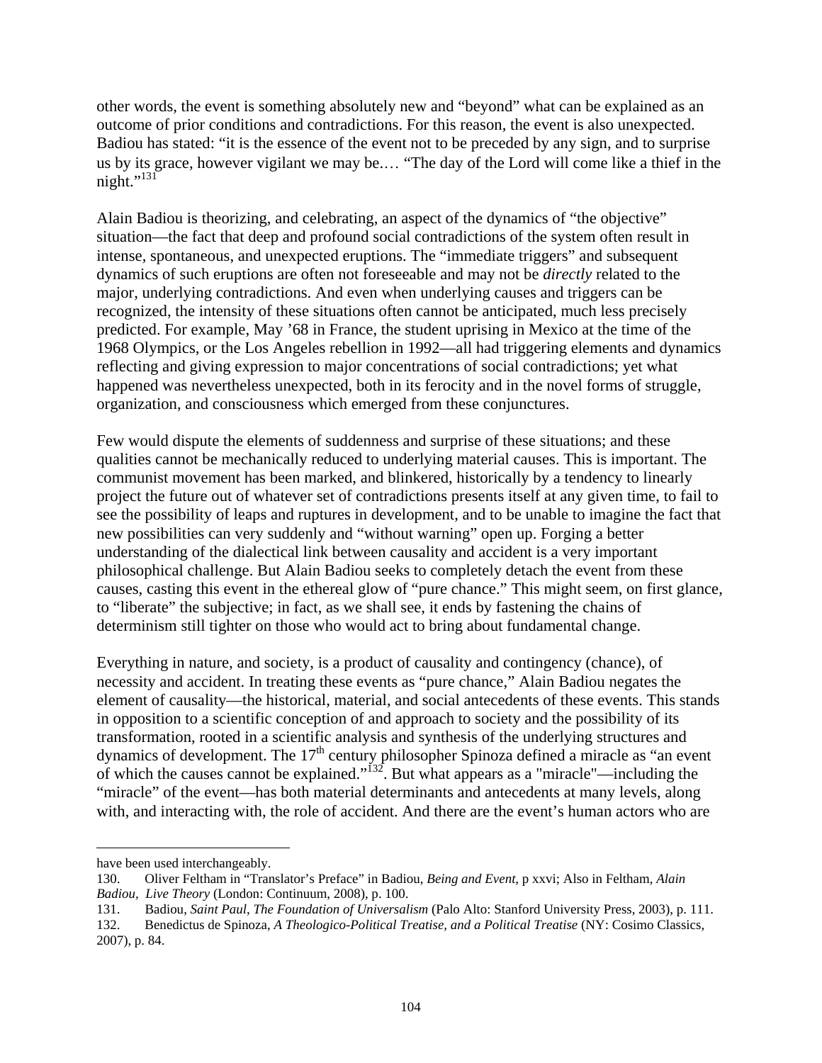other words, the event is something absolutely new and "beyond" what can be explained as an outcome of prior conditions and contradictions. For this reason, the event is also unexpected. Badiou has stated: "it is the essence of the event not to be preceded by any sign, and to surprise us by its grace, however vigilant we may be.… "The day of the Lord will come like a thief in the night."[131]

Alain Badiou is theorizing, and celebrating, an aspect of the dynamics of "the objective" situation—the fact that deep and profound social contradictions of the system often result in intense, spontaneous, and unexpected eruptions. The "immediate triggers" and subsequent dynamics of such eruptions are often not foreseeable and may not be *directly* related to the major, underlying contradictions. And even when underlying causes and triggers can be recognized, the intensity of these situations often cannot be anticipated, much less precisely predicted. For example, May '68 in France, the student uprising in Mexico at the time of the 1968 Olympics, or the Los Angeles rebellion in 1992—all had triggering elements and dynamics reflecting and giving expression to major concentrations of social contradictions; yet what happened was nevertheless unexpected, both in its ferocity and in the novel forms of struggle, organization, and consciousness which emerged from these conjunctures.

Few would dispute the elements of suddenness and surprise of these situations; and these qualities cannot be mechanically reduced to underlying material causes. This is important. The communist movement has been marked, and blinkered, historically by a tendency to linearly project the future out of whatever set of contradictions presents itself at any given time, to fail to see the possibility of leaps and ruptures in development, and to be unable to imagine the fact that new possibilities can very suddenly and "without warning" open up. Forging a better understanding of the dialectical link between causality and accident is a very important philosophical challenge. But Alain Badiou seeks to completely detach the event from these causes, casting this event in the ethereal glow of "pure chance." This might seem, on first glance, to "liberate" the subjective; in fact, as we shall see, it ends by fastening the chains of determinism still tighter on those who would act to bring about fundamental change.

Everything in nature, and society, is a product of causality and contingency (chance), of necessity and accident. In treating these events as "pure chance," Alain Badiou negates the element of causality—the historical, material, and social antecedents of these events. This stands in opposition to a scientific conception of and approach to society and the possibility of its transformation, rooted in a scientific analysis and synthesis of the underlying structures and dynamics of development. The 17th century philosopher Spinoza defined a miracle as "an event of which the causes cannot be explained."[132]. But what appears as a "miracle"—including the "miracle" of the event—has both material determinants and antecedents at many levels, along with, and interacting with, the role of accident. And there are the event's human actors who are

---

have been used interchangeably.

130. Oliver Feltham in "Translator's Preface" in Badiou, *Being and Event*, p xxvi; Also in Feltham, *Alain Badiou, Live Theory* (London: Continuum, 2008), p. 100.

131. Badiou, *Saint Paul, The Foundation of Universalism* (Palo Alto: Stanford University Press, 2003), p. 111.

132. Benedictus de Spinoza, *A Theologico-Political Treatise, and a Political Treatise* (NY: Cosimo Classics, 2007), p. 84.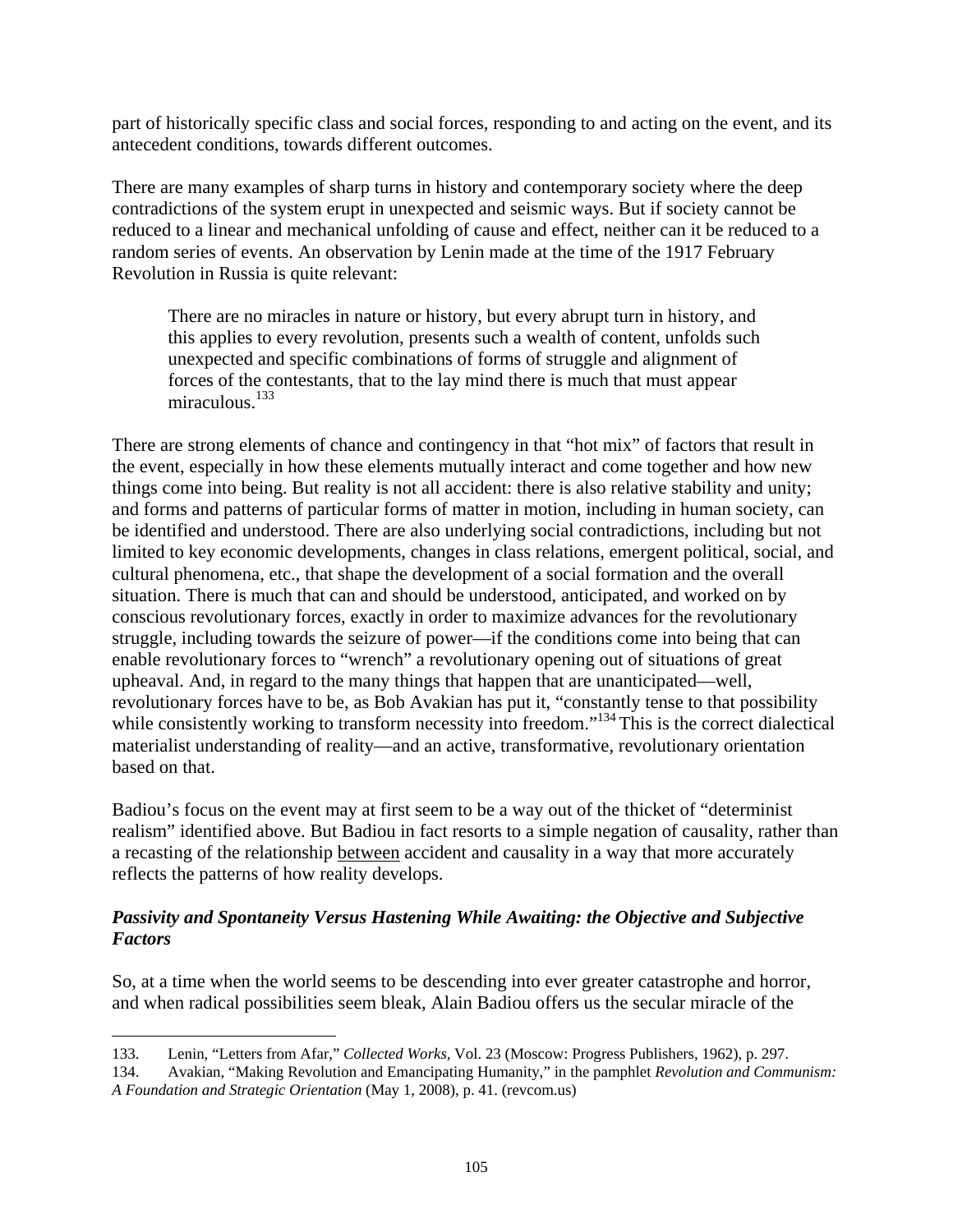part of historically specific class and social forces, responding to and acting on the event, and its antecedent conditions, towards different outcomes.

There are many examples of sharp turns in history and contemporary society where the deep contradictions of the system erupt in unexpected and seismic ways. But if society cannot be reduced to a linear and mechanical unfolding of cause and effect, neither can it be reduced to a random series of events. An observation by Lenin made at the time of the 1917 February Revolution in Russia is quite relevant:

> There are no miracles in nature or history, but every abrupt turn in history, and this applies to every revolution, presents such a wealth of content, unfolds such unexpected and specific combinations of forms of struggle and alignment of forces of the contestants, that to the lay mind there is much that must appear miraculous.[133]

There are strong elements of chance and contingency in that "hot mix" of factors that result in the event, especially in how these elements mutually interact and come together and how new things come into being. But reality is not all accident: there is also relative stability and unity; and forms and patterns of particular forms of matter in motion, including in human society, can be identified and understood. There are also underlying social contradictions, including but not limited to key economic developments, changes in class relations, emergent political, social, and cultural phenomena, etc., that shape the development of a social formation and the overall situation. There is much that can and should be understood, anticipated, and worked on by conscious revolutionary forces, exactly in order to maximize advances for the revolutionary struggle, including towards the seizure of power—if the conditions come into being that can enable revolutionary forces to "wrench" a revolutionary opening out of situations of great upheaval. And, in regard to the many things that happen that are unanticipated—well, revolutionary forces have to be, as Bob Avakian has put it, "constantly tense to that possibility while consistently working to transform necessity into freedom."[134] This is the correct dialectical materialist understanding of reality—and an active, transformative, revolutionary orientation based on that.

Badiou's focus on the event may at first seem to be a way out of the thicket of "determinist realism" identified above. But Badiou in fact resorts to a simple negation of causality, rather than a recasting of the relationship <u>between</u> accident and causality in a way that more accurately reflects the patterns of how reality develops.

### *Passivity and Spontaneity Versus Hastening While Awaiting: the Objective and Subjective Factors*

So, at a time when the world seems to be descending into ever greater catastrophe and horror, and when radical possibilities seem bleak, Alain Badiou offers us the secular miracle of the

---

133. Lenin, "Letters from Afar," *Collected Works*, Vol. 23 (Moscow: Progress Publishers, 1962), p. 297.

134. Avakian, "Making Revolution and Emancipating Humanity," in the pamphlet *Revolution and Communism: A Foundation and Strategic Orientation* (May 1, 2008), p. 41. (revcom.us)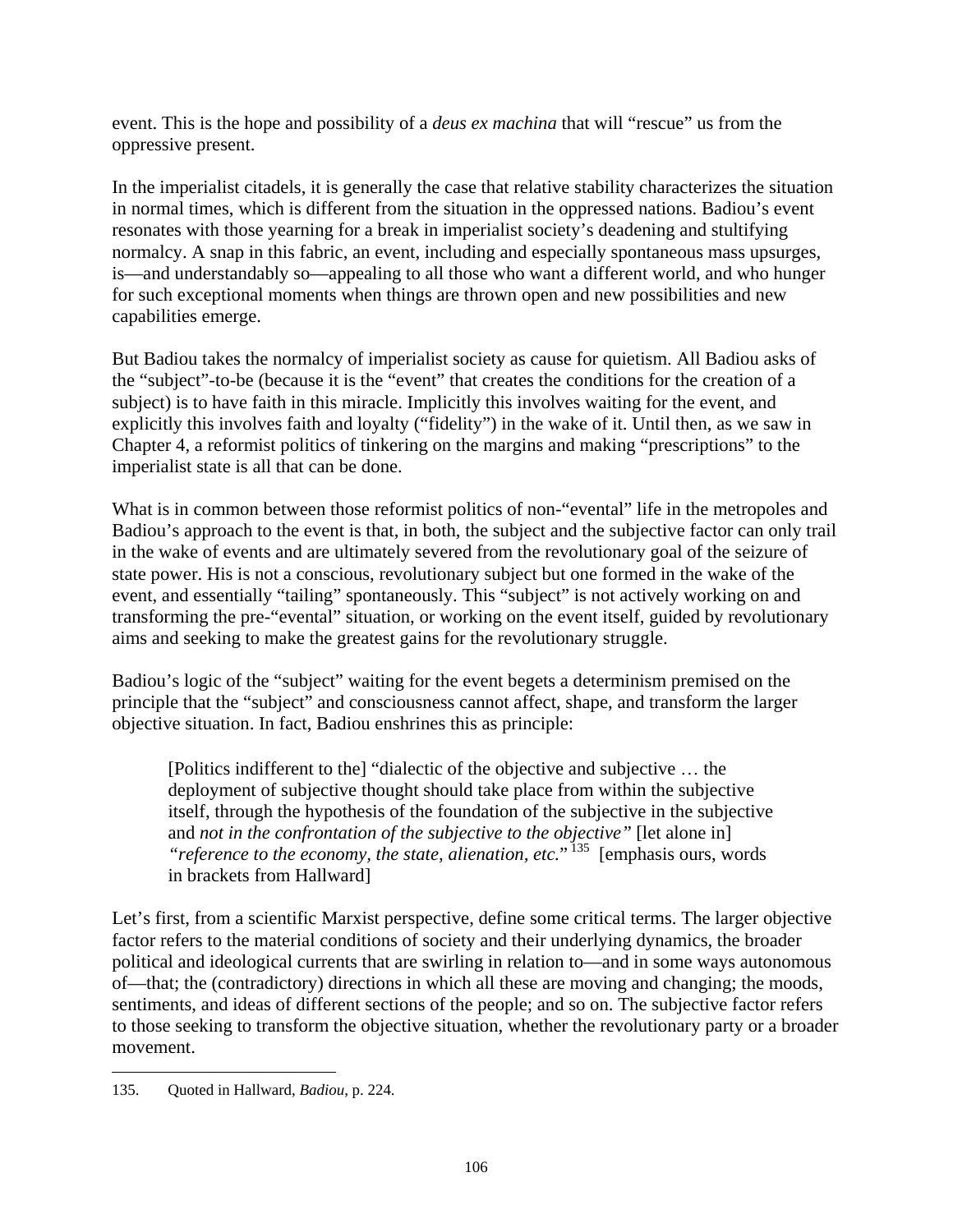event. This is the hope and possibility of a *deus ex machina* that will "rescue" us from the oppressive present.

In the imperialist citadels, it is generally the case that relative stability characterizes the situation in normal times, which is different from the situation in the oppressed nations. Badiou's event resonates with those yearning for a break in imperialist society's deadening and stultifying normalcy. A snap in this fabric, an event, including and especially spontaneous mass upsurges, is—and understandably so—appealing to all those who want a different world, and who hunger for such exceptional moments when things are thrown open and new possibilities and new capabilities emerge.

But Badiou takes the normalcy of imperialist society as cause for quietism. All Badiou asks of the "subject"-to-be (because it is the "event" that creates the conditions for the creation of a subject) is to have faith in this miracle. Implicitly this involves waiting for the event, and explicitly this involves faith and loyalty ("fidelity") in the wake of it. Until then, as we saw in Chapter 4, a reformist politics of tinkering on the margins and making "prescriptions" to the imperialist state is all that can be done.

What is in common between those reformist politics of non-"evental" life in the metropoles and Badiou's approach to the event is that, in both, the subject and the subjective factor can only trail in the wake of events and are ultimately severed from the revolutionary goal of the seizure of state power. His is not a conscious, revolutionary subject but one formed in the wake of the event, and essentially "tailing" spontaneously. This "subject" is not actively working on and transforming the pre-"evental" situation, or working on the event itself, guided by revolutionary aims and seeking to make the greatest gains for the revolutionary struggle.

Badiou's logic of the "subject" waiting for the event begets a determinism premised on the principle that the "subject" and consciousness cannot affect, shape, and transform the larger objective situation. In fact, Badiou enshrines this as principle:

> [Politics indifferent to the] "dialectic of the objective and subjective … the deployment of subjective thought should take place from within the subjective itself, through the hypothesis of the foundation of the subjective in the subjective and *not in the confrontation of the subjective to the objective"* [let alone in] *"reference to the economy, the state, alienation, etc."*[135] [emphasis ours, words in brackets from Hallward]

Let's first, from a scientific Marxist perspective, define some critical terms. The larger objective factor refers to the material conditions of society and their underlying dynamics, the broader political and ideological currents that are swirling in relation to—and in some ways autonomous of—that; the (contradictory) directions in which all these are moving and changing; the moods, sentiments, and ideas of different sections of the people; and so on. The subjective factor refers to those seeking to transform the objective situation, whether the revolutionary party or a broader movement.

---

135. Quoted in Hallward, *Badiou*, p. 224.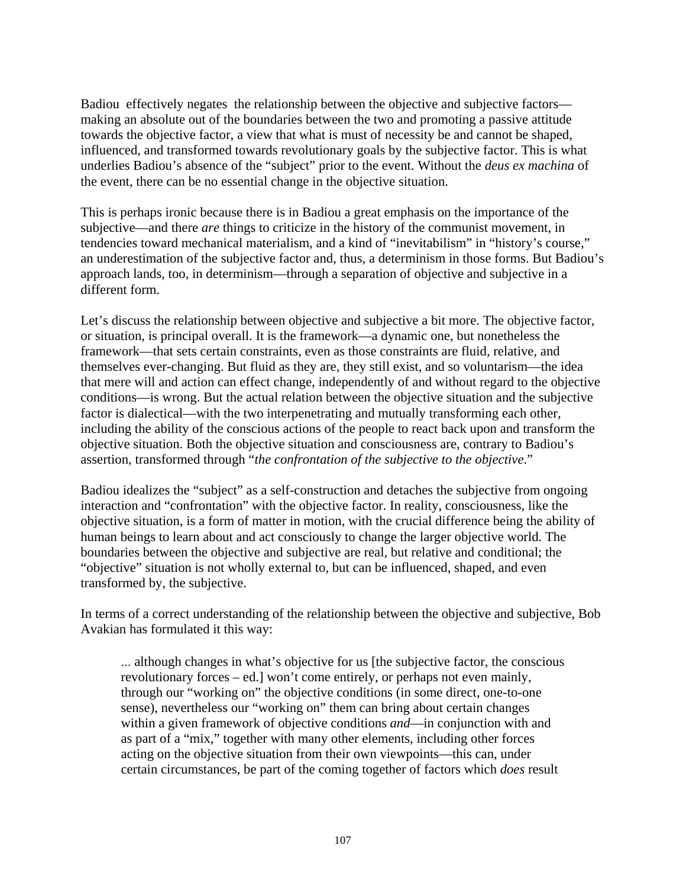Badiou effectively negates the relationship between the objective and subjective factors—making an absolute out of the boundaries between the two and promoting a passive attitude towards the objective factor, a view that what is must of necessity be and cannot be shaped, influenced, and transformed towards revolutionary goals by the subjective factor. This is what underlies Badiou's absence of the "subject" prior to the event. Without the *deus ex machina* of the event, there can be no essential change in the objective situation.

This is perhaps ironic because there is in Badiou a great emphasis on the importance of the subjective—and there *are* things to criticize in the history of the communist movement, in tendencies toward mechanical materialism, and a kind of "inevitabilism" in "history's course," an underestimation of the subjective factor and, thus, a determinism in those forms. But Badiou's approach lands, too, in determinism—through a separation of objective and subjective in a different form.

Let's discuss the relationship between objective and subjective a bit more. The objective factor, or situation, is principal overall. It is the framework—a dynamic one, but nonetheless the framework—that sets certain constraints, even as those constraints are fluid, relative, and themselves ever-changing. But fluid as they are, they still exist, and so voluntarism—the idea that mere will and action can effect change, independently of and without regard to the objective conditions—is wrong. But the actual relation between the objective situation and the subjective factor is dialectical—with the two interpenetrating and mutually transforming each other, including the ability of the conscious actions of the people to react back upon and transform the objective situation. Both the objective situation and consciousness are, contrary to Badiou's assertion, transformed through "*the confrontation of the subjective to the objective*."

Badiou idealizes the "subject" as a self-construction and detaches the subjective from ongoing interaction and "confrontation" with the objective factor. In reality, consciousness, like the objective situation, is a form of matter in motion, with the crucial difference being the ability of human beings to learn about and act consciously to change the larger objective world. The boundaries between the objective and subjective are real, but relative and conditional; the "objective" situation is not wholly external to, but can be influenced, shaped, and even transformed by, the subjective.

In terms of a correct understanding of the relationship between the objective and subjective, Bob Avakian has formulated it this way:

> ... although changes in what's objective for us [the subjective factor, the conscious revolutionary forces – ed.] won't come entirely, or perhaps not even mainly, through our "working on" the objective conditions (in some direct, one-to-one sense), nevertheless our "working on" them can bring about certain changes within a given framework of objective conditions *and*—in conjunction with and as part of a "mix," together with many other elements, including other forces acting on the objective situation from their own viewpoints—this can, under certain circumstances, be part of the coming together of factors which *does* result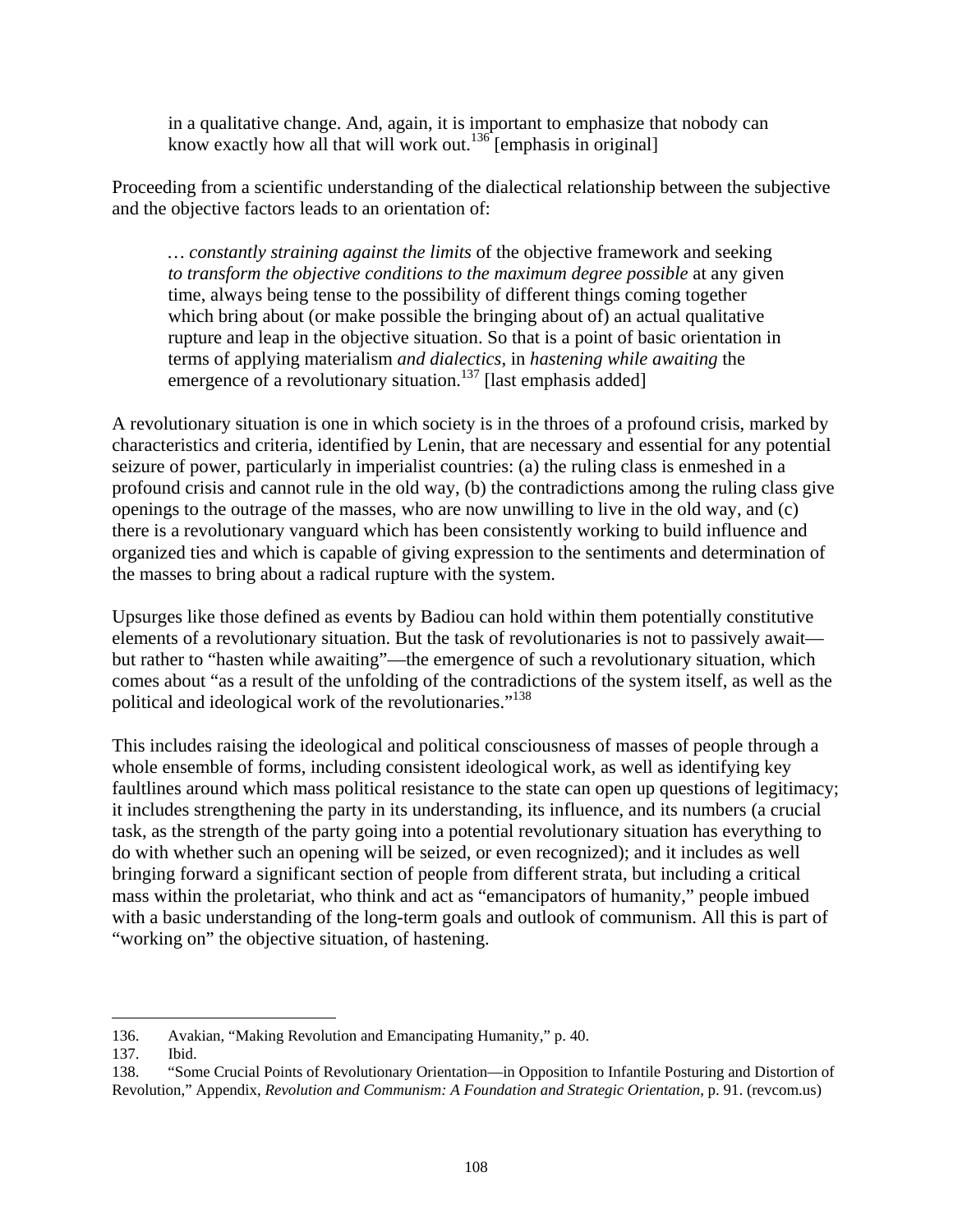> in a qualitative change. And, again, it is important to emphasize that nobody can know exactly how all that will work out.[136] [emphasis in original]

Proceeding from a scientific understanding of the dialectical relationship between the subjective and the objective factors leads to an orientation of:

> … *constantly straining against the limits* of the objective framework and seeking *to transform the objective conditions to the maximum degree possible* at any given time, always being tense to the possibility of different things coming together which bring about (or make possible the bringing about of) an actual qualitative rupture and leap in the objective situation. So that is a point of basic orientation in terms of applying materialism *and dialectics*, in *hastening while awaiting* the emergence of a revolutionary situation.[137] [last emphasis added]

A revolutionary situation is one in which society is in the throes of a profound crisis, marked by characteristics and criteria, identified by Lenin, that are necessary and essential for any potential seizure of power, particularly in imperialist countries: (a) the ruling class is enmeshed in a profound crisis and cannot rule in the old way, (b) the contradictions among the ruling class give openings to the outrage of the masses, who are now unwilling to live in the old way, and (c) there is a revolutionary vanguard which has been consistently working to build influence and organized ties and which is capable of giving expression to the sentiments and determination of the masses to bring about a radical rupture with the system.

Upsurges like those defined as events by Badiou can hold within them potentially constitutive elements of a revolutionary situation. But the task of revolutionaries is not to passively await—but rather to "hasten while awaiting"—the emergence of such a revolutionary situation, which comes about "as a result of the unfolding of the contradictions of the system itself, as well as the political and ideological work of the revolutionaries."[138]

This includes raising the ideological and political consciousness of masses of people through a whole ensemble of forms, including consistent ideological work, as well as identifying key faultlines around which mass political resistance to the state can open up questions of legitimacy; it includes strengthening the party in its understanding, its influence, and its numbers (a crucial task, as the strength of the party going into a potential revolutionary situation has everything to do with whether such an opening will be seized, or even recognized); and it includes as well bringing forward a significant section of people from different strata, but including a critical mass within the proletariat, who think and act as "emancipators of humanity," people imbued with a basic understanding of the long-term goals and outlook of communism. All this is part of "working on" the objective situation, of hastening.

---

136. Avakian, "Making Revolution and Emancipating Humanity," p. 40.

137. Ibid.

138. "Some Crucial Points of Revolutionary Orientation—in Opposition to Infantile Posturing and Distortion of Revolution," Appendix, *Revolution and Communism: A Foundation and Strategic Orientation*, p. 91. (revcom.us)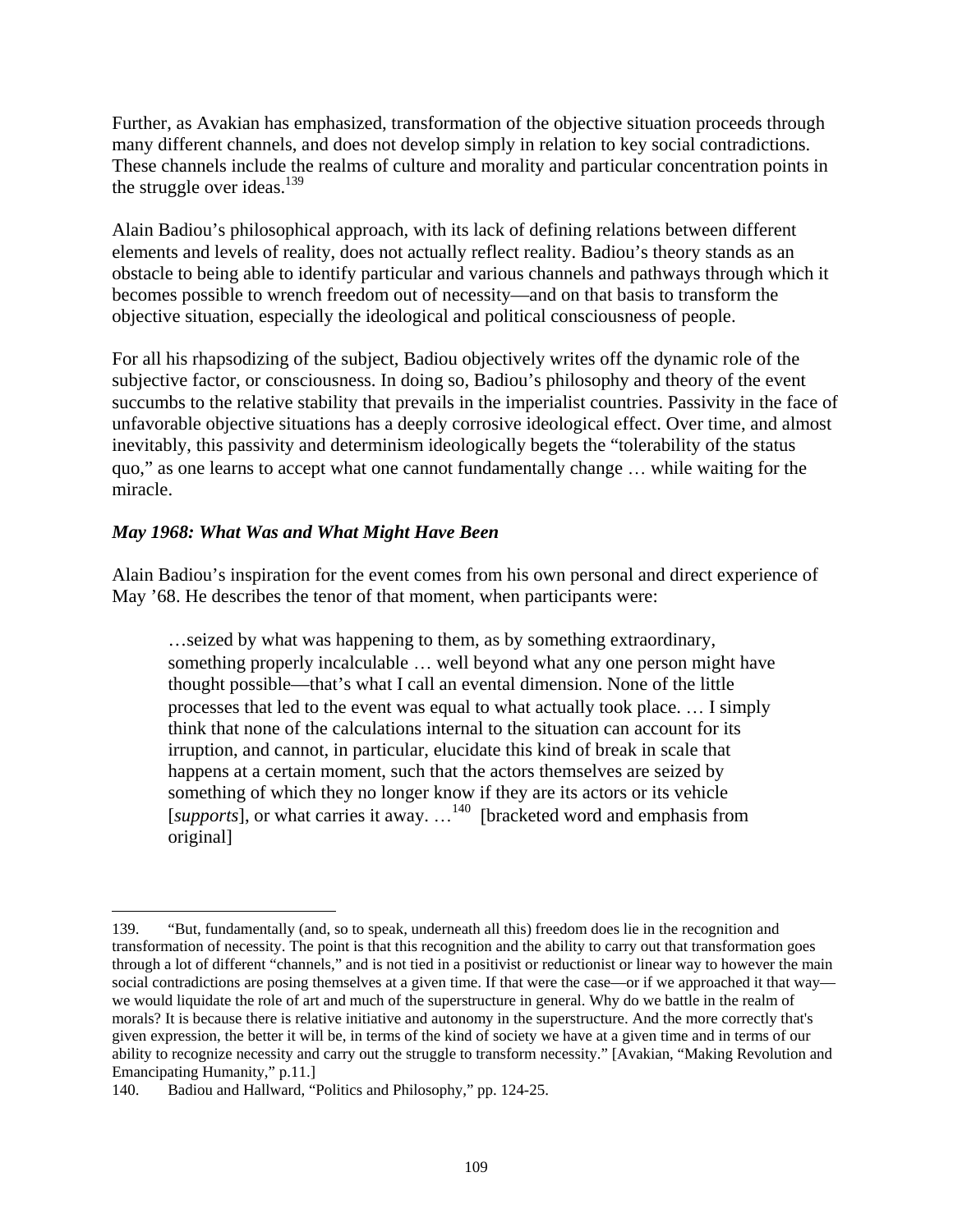Further, as Avakian has emphasized, transformation of the objective situation proceeds through many different channels, and does not develop simply in relation to key social contradictions. These channels include the realms of culture and morality and particular concentration points in the struggle over ideas.[139]

Alain Badiou's philosophical approach, with its lack of defining relations between different elements and levels of reality, does not actually reflect reality. Badiou's theory stands as an obstacle to being able to identify particular and various channels and pathways through which it becomes possible to wrench freedom out of necessity—and on that basis to transform the objective situation, especially the ideological and political consciousness of people.

For all his rhapsodizing of the subject, Badiou objectively writes off the dynamic role of the subjective factor, or consciousness. In doing so, Badiou's philosophy and theory of the event succumbs to the relative stability that prevails in the imperialist countries. Passivity in the face of unfavorable objective situations has a deeply corrosive ideological effect. Over time, and almost inevitably, this passivity and determinism ideologically begets the "tolerability of the status quo," as one learns to accept what one cannot fundamentally change … while waiting for the miracle.

### *May 1968: What Was and What Might Have Been*

Alain Badiou's inspiration for the event comes from his own personal and direct experience of May '68. He describes the tenor of that moment, when participants were:

> …seized by what was happening to them, as by something extraordinary, something properly incalculable … well beyond what any one person might have thought possible—that's what I call an evental dimension. None of the little processes that led to the event was equal to what actually took place. … I simply think that none of the calculations internal to the situation can account for its irruption, and cannot, in particular, elucidate this kind of break in scale that happens at a certain moment, such that the actors themselves are seized by something of which they no longer know if they are its actors or its vehicle [*supports*], or what carries it away. …[140] [bracketed word and emphasis from original]

---

139. "But, fundamentally (and, so to speak, underneath all this) freedom does lie in the recognition and transformation of necessity. The point is that this recognition and the ability to carry out that transformation goes through a lot of different "channels," and is not tied in a positivist or reductionist or linear way to however the main social contradictions are posing themselves at a given time. If that were the case—or if we approached it that way—we would liquidate the role of art and much of the superstructure in general. Why do we battle in the realm of morals? It is because there is relative initiative and autonomy in the superstructure. And the more correctly that's given expression, the better it will be, in terms of the kind of society we have at a given time and in terms of our ability to recognize necessity and carry out the struggle to transform necessity." [Avakian, "Making Revolution and Emancipating Humanity," p.11.]

140. Badiou and Hallward, "Politics and Philosophy," pp. 124-25.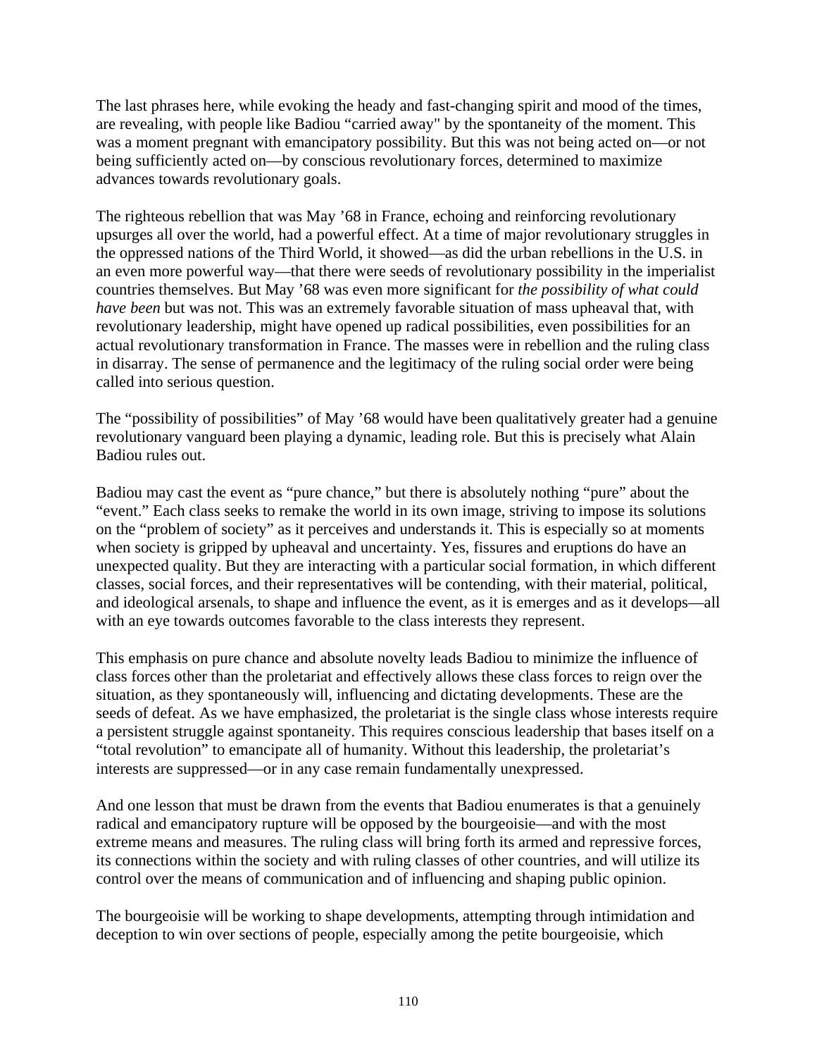The last phrases here, while evoking the heady and fast-changing spirit and mood of the times, are revealing, with people like Badiou "carried away" by the spontaneity of the moment. This was a moment pregnant with emancipatory possibility. But this was not being acted on—or not being sufficiently acted on—by conscious revolutionary forces, determined to maximize advances towards revolutionary goals.

The righteous rebellion that was May '68 in France, echoing and reinforcing revolutionary upsurges all over the world, had a powerful effect. At a time of major revolutionary struggles in the oppressed nations of the Third World, it showed—as did the urban rebellions in the U.S. in an even more powerful way—that there were seeds of revolutionary possibility in the imperialist countries themselves. But May '68 was even more significant for *the possibility of what could have been* but was not. This was an extremely favorable situation of mass upheaval that, with revolutionary leadership, might have opened up radical possibilities, even possibilities for an actual revolutionary transformation in France. The masses were in rebellion and the ruling class in disarray. The sense of permanence and the legitimacy of the ruling social order were being called into serious question.

The "possibility of possibilities" of May '68 would have been qualitatively greater had a genuine revolutionary vanguard been playing a dynamic, leading role. But this is precisely what Alain Badiou rules out.

Badiou may cast the event as "pure chance," but there is absolutely nothing "pure" about the "event." Each class seeks to remake the world in its own image, striving to impose its solutions on the "problem of society" as it perceives and understands it. This is especially so at moments when society is gripped by upheaval and uncertainty. Yes, fissures and eruptions do have an unexpected quality. But they are interacting with a particular social formation, in which different classes, social forces, and their representatives will be contending, with their material, political, and ideological arsenals, to shape and influence the event, as it is emerges and as it develops—all with an eye towards outcomes favorable to the class interests they represent.

This emphasis on pure chance and absolute novelty leads Badiou to minimize the influence of class forces other than the proletariat and effectively allows these class forces to reign over the situation, as they spontaneously will, influencing and dictating developments. These are the seeds of defeat. As we have emphasized, the proletariat is the single class whose interests require a persistent struggle against spontaneity. This requires conscious leadership that bases itself on a "total revolution" to emancipate all of humanity. Without this leadership, the proletariat's interests are suppressed—or in any case remain fundamentally unexpressed.

And one lesson that must be drawn from the events that Badiou enumerates is that a genuinely radical and emancipatory rupture will be opposed by the bourgeoisie—and with the most extreme means and measures. The ruling class will bring forth its armed and repressive forces, its connections within the society and with ruling classes of other countries, and will utilize its control over the means of communication and of influencing and shaping public opinion.

The bourgeoisie will be working to shape developments, attempting through intimidation and deception to win over sections of people, especially among the petite bourgeoisie, which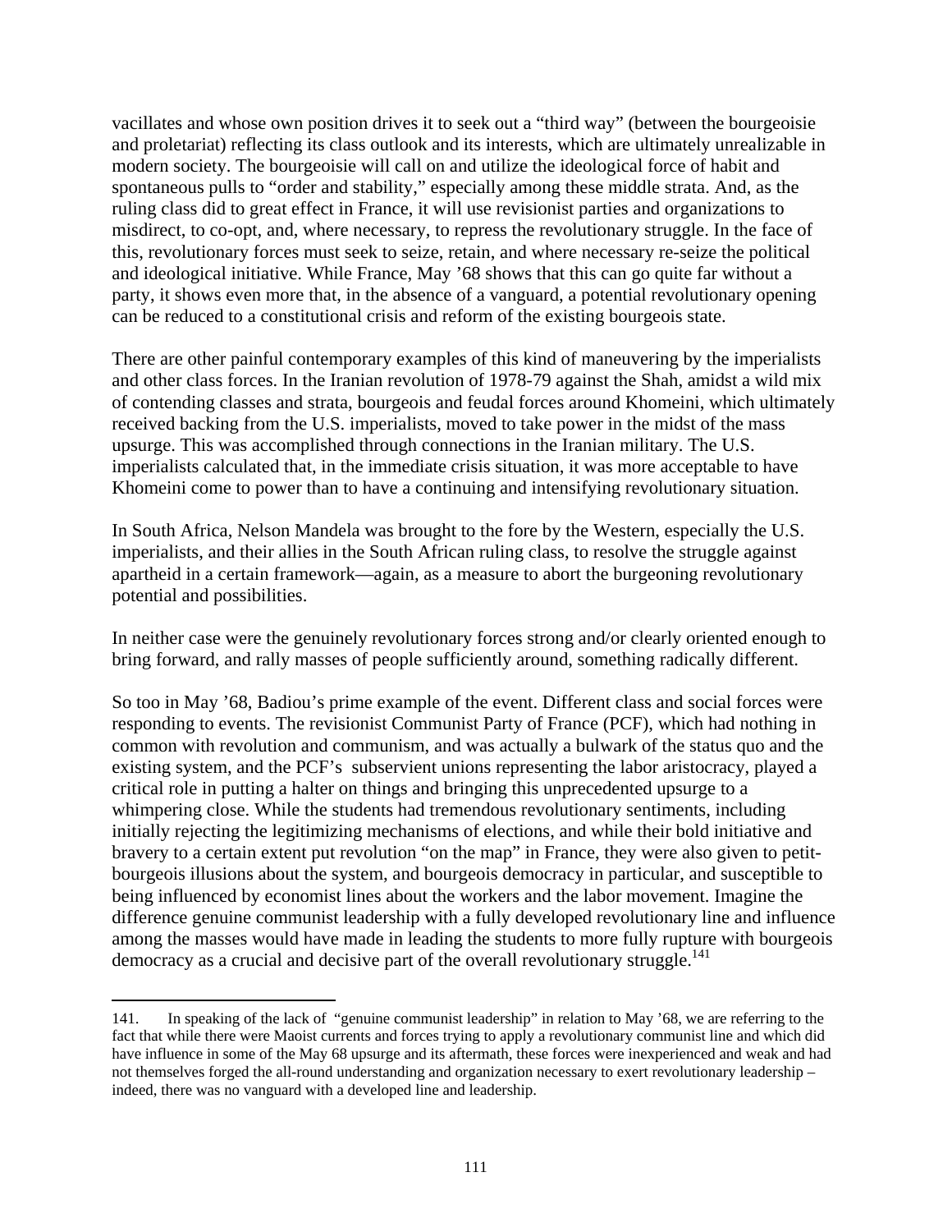vacillates and whose own position drives it to seek out a "third way" (between the bourgeoisie and proletariat) reflecting its class outlook and its interests, which are ultimately unrealizable in modern society. The bourgeoisie will call on and utilize the ideological force of habit and spontaneous pulls to "order and stability," especially among these middle strata. And, as the ruling class did to great effect in France, it will use revisionist parties and organizations to misdirect, to co-opt, and, where necessary, to repress the revolutionary struggle. In the face of this, revolutionary forces must seek to seize, retain, and where necessary re-seize the political and ideological initiative. While France, May '68 shows that this can go quite far without a party, it shows even more that, in the absence of a vanguard, a potential revolutionary opening can be reduced to a constitutional crisis and reform of the existing bourgeois state.

There are other painful contemporary examples of this kind of maneuvering by the imperialists and other class forces. In the Iranian revolution of 1978-79 against the Shah, amidst a wild mix of contending classes and strata, bourgeois and feudal forces around Khomeini, which ultimately received backing from the U.S. imperialists, moved to take power in the midst of the mass upsurge. This was accomplished through connections in the Iranian military. The U.S. imperialists calculated that, in the immediate crisis situation, it was more acceptable to have Khomeini come to power than to have a continuing and intensifying revolutionary situation.

In South Africa, Nelson Mandela was brought to the fore by the Western, especially the U.S. imperialists, and their allies in the South African ruling class, to resolve the struggle against apartheid in a certain framework—again, as a measure to abort the burgeoning revolutionary potential and possibilities.

In neither case were the genuinely revolutionary forces strong and/or clearly oriented enough to bring forward, and rally masses of people sufficiently around, something radically different.

So too in May '68, Badiou's prime example of the event. Different class and social forces were responding to events. The revisionist Communist Party of France (PCF), which had nothing in common with revolution and communism, and was actually a bulwark of the status quo and the existing system, and the PCF's subservient unions representing the labor aristocracy, played a critical role in putting a halter on things and bringing this unprecedented upsurge to a whimpering close. While the students had tremendous revolutionary sentiments, including initially rejecting the legitimizing mechanisms of elections, and while their bold initiative and bravery to a certain extent put revolution "on the map" in France, they were also given to petit-bourgeois illusions about the system, and bourgeois democracy in particular, and susceptible to being influenced by economist lines about the workers and the labor movement. Imagine the difference genuine communist leadership with a fully developed revolutionary line and influence among the masses would have made in leading the students to more fully rupture with bourgeois democracy as a crucial and decisive part of the overall revolutionary struggle.[141]

---

141. In speaking of the lack of "genuine communist leadership" in relation to May '68, we are referring to the fact that while there were Maoist currents and forces trying to apply a revolutionary communist line and which did have influence in some of the May 68 upsurge and its aftermath, these forces were inexperienced and weak and had not themselves forged the all-round understanding and organization necessary to exert revolutionary leadership – indeed, there was no vanguard with a developed line and leadership.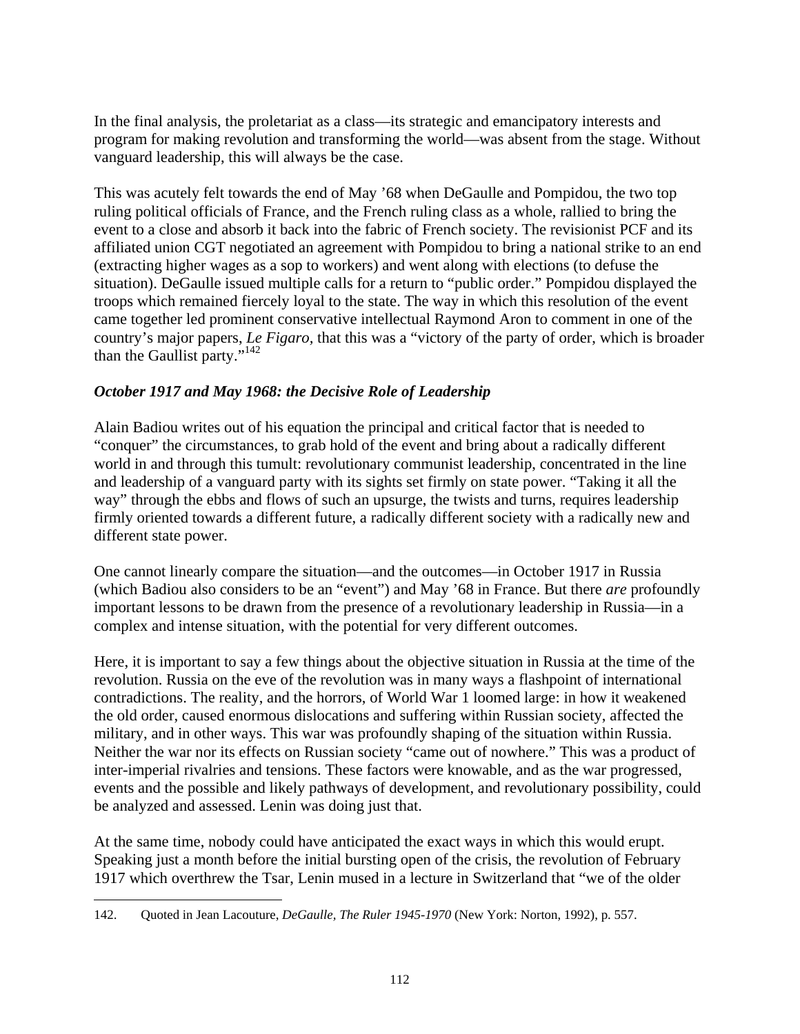In the final analysis, the proletariat as a class—its strategic and emancipatory interests and program for making revolution and transforming the world—was absent from the stage. Without vanguard leadership, this will always be the case.

This was acutely felt towards the end of May ’68 when DeGaulle and Pompidou, the two top ruling political officials of France, and the French ruling class as a whole, rallied to bring the event to a close and absorb it back into the fabric of French society. The revisionist PCF and its affiliated union CGT negotiated an agreement with Pompidou to bring a national strike to an end (extracting higher wages as a sop to workers) and went along with elections (to defuse the situation). DeGaulle issued multiple calls for a return to “public order.” Pompidou displayed the troops which remained fiercely loyal to the state. The way in which this resolution of the event came together led prominent conservative intellectual Raymond Aron to comment in one of the country’s major papers, *Le Figaro*, that this was a “victory of the party of order, which is broader than the Gaullist party.”[142]

### *October 1917 and May 1968: the Decisive Role of Leadership*

Alain Badiou writes out of his equation the principal and critical factor that is needed to “conquer” the circumstances, to grab hold of the event and bring about a radically different world in and through this tumult: revolutionary communist leadership, concentrated in the line and leadership of a vanguard party with its sights set firmly on state power. “Taking it all the way” through the ebbs and flows of such an upsurge, the twists and turns, requires leadership firmly oriented towards a different future, a radically different society with a radically new and different state power.

One cannot linearly compare the situation—and the outcomes—in October 1917 in Russia (which Badiou also considers to be an “event”) and May ’68 in France. But there *are* profoundly important lessons to be drawn from the presence of a revolutionary leadership in Russia—in a complex and intense situation, with the potential for very different outcomes.

Here, it is important to say a few things about the objective situation in Russia at the time of the revolution. Russia on the eve of the revolution was in many ways a flashpoint of international contradictions. The reality, and the horrors, of World War 1 loomed large: in how it weakened the old order, caused enormous dislocations and suffering within Russian society, affected the military, and in other ways. This war was profoundly shaping of the situation within Russia. Neither the war nor its effects on Russian society “came out of nowhere.” This was a product of inter-imperial rivalries and tensions. These factors were knowable, and as the war progressed, events and the possible and likely pathways of development, and revolutionary possibility, could be analyzed and assessed. Lenin was doing just that.

At the same time, nobody could have anticipated the exact ways in which this would erupt. Speaking just a month before the initial bursting open of the crisis, the revolution of February 1917 which overthrew the Tsar, Lenin mused in a lecture in Switzerland that “we of the older

---

142. Quoted in Jean Lacouture, *DeGaulle, The Ruler 1945-1970* (New York: Norton, 1992), p. 557.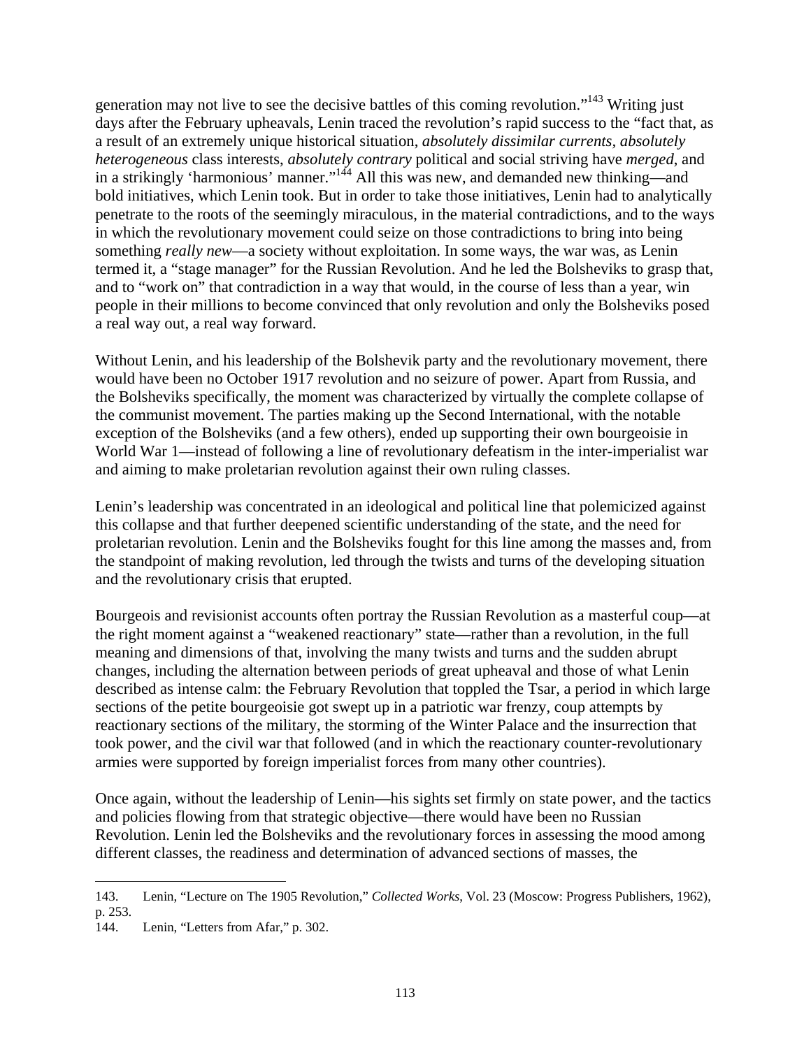generation may not live to see the decisive battles of this coming revolution."[143] Writing just days after the February upheavals, Lenin traced the revolution's rapid success to the "fact that, as a result of an extremely unique historical situation, *absolutely dissimilar currents*, *absolutely heterogeneous* class interests, *absolutely contrary* political and social striving have *merged*, and in a strikingly 'harmonious' manner."[144] All this was new, and demanded new thinking—and bold initiatives, which Lenin took. But in order to take those initiatives, Lenin had to analytically penetrate to the roots of the seemingly miraculous, in the material contradictions, and to the ways in which the revolutionary movement could seize on those contradictions to bring into being something *really new*—a society without exploitation. In some ways, the war was, as Lenin termed it, a "stage manager" for the Russian Revolution. And he led the Bolsheviks to grasp that, and to "work on" that contradiction in a way that would, in the course of less than a year, win people in their millions to become convinced that only revolution and only the Bolsheviks posed a real way out, a real way forward.

Without Lenin, and his leadership of the Bolshevik party and the revolutionary movement, there would have been no October 1917 revolution and no seizure of power. Apart from Russia, and the Bolsheviks specifically, the moment was characterized by virtually the complete collapse of the communist movement. The parties making up the Second International, with the notable exception of the Bolsheviks (and a few others), ended up supporting their own bourgeoisie in World War 1—instead of following a line of revolutionary defeatism in the inter-imperialist war and aiming to make proletarian revolution against their own ruling classes.

Lenin's leadership was concentrated in an ideological and political line that polemicized against this collapse and that further deepened scientific understanding of the state, and the need for proletarian revolution. Lenin and the Bolsheviks fought for this line among the masses and, from the standpoint of making revolution, led through the twists and turns of the developing situation and the revolutionary crisis that erupted.

Bourgeois and revisionist accounts often portray the Russian Revolution as a masterful coup—at the right moment against a "weakened reactionary" state—rather than a revolution, in the full meaning and dimensions of that, involving the many twists and turns and the sudden abrupt changes, including the alternation between periods of great upheaval and those of what Lenin described as intense calm: the February Revolution that toppled the Tsar, a period in which large sections of the petite bourgeoisie got swept up in a patriotic war frenzy, coup attempts by reactionary sections of the military, the storming of the Winter Palace and the insurrection that took power, and the civil war that followed (and in which the reactionary counter-revolutionary armies were supported by foreign imperialist forces from many other countries).

Once again, without the leadership of Lenin—his sights set firmly on state power, and the tactics and policies flowing from that strategic objective—there would have been no Russian Revolution. Lenin led the Bolsheviks and the revolutionary forces in assessing the mood among different classes, the readiness and determination of advanced sections of masses, the

---

143. Lenin, "Lecture on The 1905 Revolution," *Collected Works*, Vol. 23 (Moscow: Progress Publishers, 1962), p. 253.

144. Lenin, "Letters from Afar," p. 302.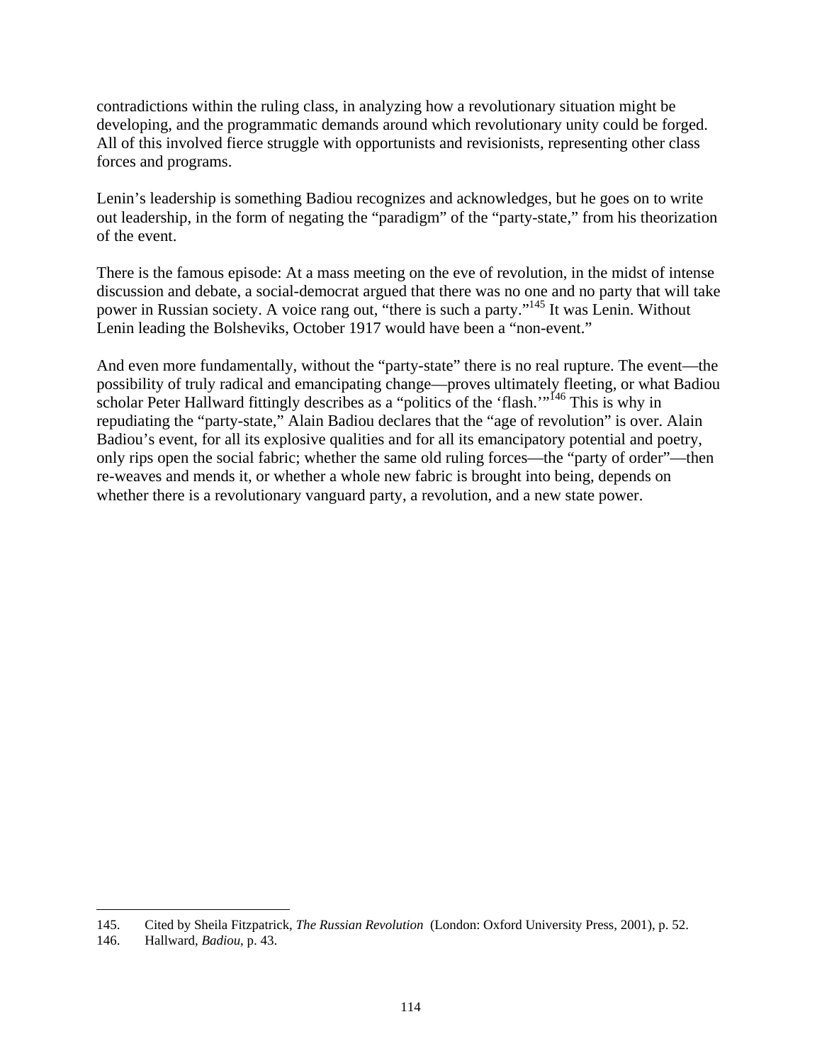contradictions within the ruling class, in analyzing how a revolutionary situation might be developing, and the programmatic demands around which revolutionary unity could be forged. All of this involved fierce struggle with opportunists and revisionists, representing other class forces and programs.

Lenin's leadership is something Badiou recognizes and acknowledges, but he goes on to write out leadership, in the form of negating the "paradigm" of the "party-state," from his theorization of the event.

There is the famous episode: At a mass meeting on the eve of revolution, in the midst of intense discussion and debate, a social-democrat argued that there was no one and no party that will take power in Russian society. A voice rang out, "there is such a party."[145] It was Lenin. Without Lenin leading the Bolsheviks, October 1917 would have been a "non-event."

And even more fundamentally, without the "party-state" there is no real rupture. The event—the possibility of truly radical and emancipating change—proves ultimately fleeting, or what Badiou scholar Peter Hallward fittingly describes as a "politics of the 'flash.'"[146] This is why in repudiating the "party-state," Alain Badiou declares that the "age of revolution" is over. Alain Badiou's event, for all its explosive qualities and for all its emancipatory potential and poetry, only rips open the social fabric; whether the same old ruling forces—the "party of order"—then re-weaves and mends it, or whether a whole new fabric is brought into being, depends on whether there is a revolutionary vanguard party, a revolution, and a new state power.

---

145. Cited by Sheila Fitzpatrick, *The Russian Revolution* (London: Oxford University Press, 2001), p. 52.

146. Hallward, *Badiou*, p. 43.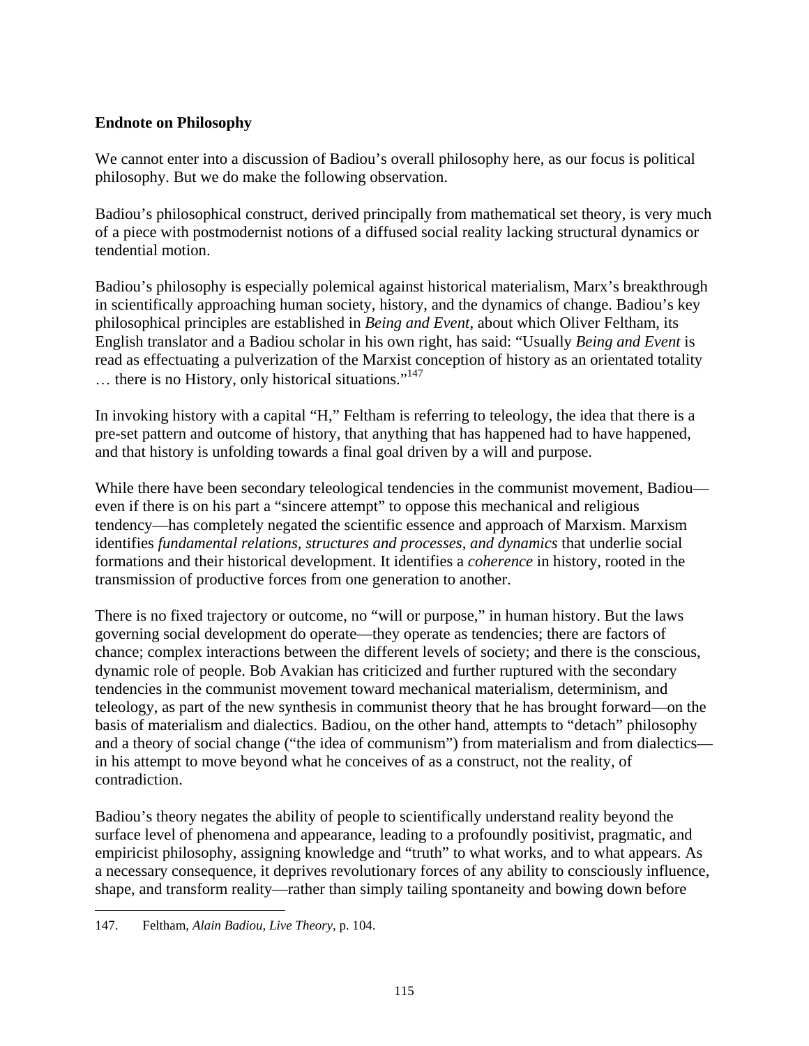## Endnote on Philosophy

We cannot enter into a discussion of Badiou's overall philosophy here, as our focus is political philosophy. But we do make the following observation.

Badiou's philosophical construct, derived principally from mathematical set theory, is very much of a piece with postmodernist notions of a diffused social reality lacking structural dynamics or tendential motion.

Badiou's philosophy is especially polemical against historical materialism, Marx's breakthrough in scientifically approaching human society, history, and the dynamics of change. Badiou's key philosophical principles are established in *Being and Event*, about which Oliver Feltham, its English translator and a Badiou scholar in his own right, has said: "Usually *Being and Event* is read as effectuating a pulverization of the Marxist conception of history as an orientated totality … there is no History, only historical situations."[147]

In invoking history with a capital "H," Feltham is referring to teleology, the idea that there is a pre-set pattern and outcome of history, that anything that has happened had to have happened, and that history is unfolding towards a final goal driven by a will and purpose.

While there have been secondary teleological tendencies in the communist movement, Badiou—even if there is on his part a "sincere attempt" to oppose this mechanical and religious tendency—has completely negated the scientific essence and approach of Marxism. Marxism identifies *fundamental relations*, *structures and processes, and dynamics* that underlie social formations and their historical development. It identifies a *coherence* in history, rooted in the transmission of productive forces from one generation to another.

There is no fixed trajectory or outcome, no "will or purpose," in human history. But the laws governing social development do operate—they operate as tendencies; there are factors of chance; complex interactions between the different levels of society; and there is the conscious, dynamic role of people. Bob Avakian has criticized and further ruptured with the secondary tendencies in the communist movement toward mechanical materialism, determinism, and teleology, as part of the new synthesis in communist theory that he has brought forward—on the basis of materialism and dialectics. Badiou, on the other hand, attempts to "detach" philosophy and a theory of social change ("the idea of communism") from materialism and from dialectics—in his attempt to move beyond what he conceives of as a construct, not the reality, of contradiction.

Badiou's theory negates the ability of people to scientifically understand reality beyond the surface level of phenomena and appearance, leading to a profoundly positivist, pragmatic, and empiricist philosophy, assigning knowledge and "truth" to what works, and to what appears. As a necessary consequence, it deprives revolutionary forces of any ability to consciously influence, shape, and transform reality—rather than simply tailing spontaneity and bowing down before

---

147. Feltham, *Alain Badiou, Live Theory*, p. 104.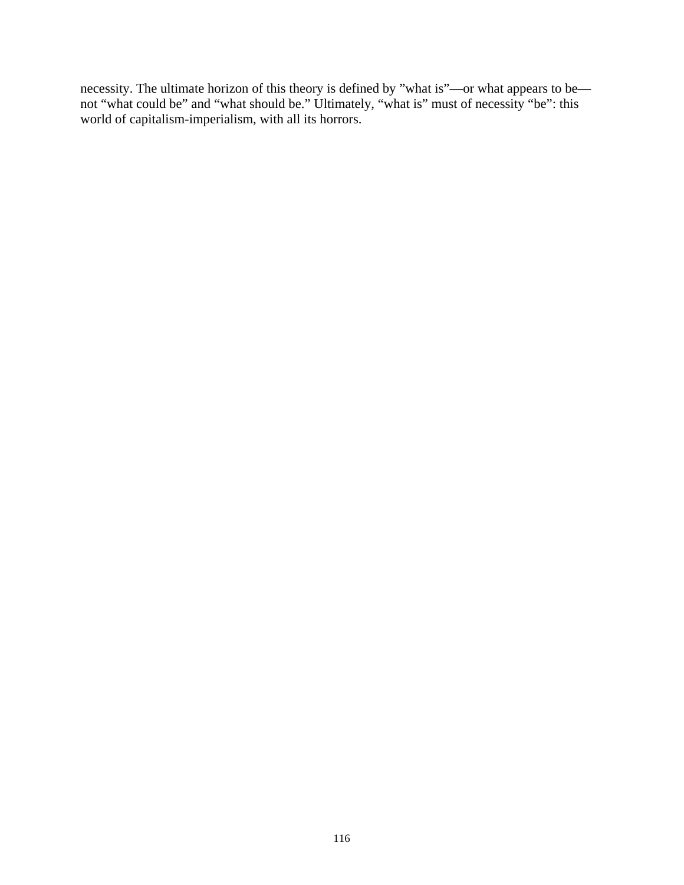necessity. The ultimate horizon of this theory is defined by ”what is”—or what appears to be—not “what could be” and “what should be.” Ultimately, “what is” must of necessity “be”: this world of capitalism-imperialism, with all its horrors.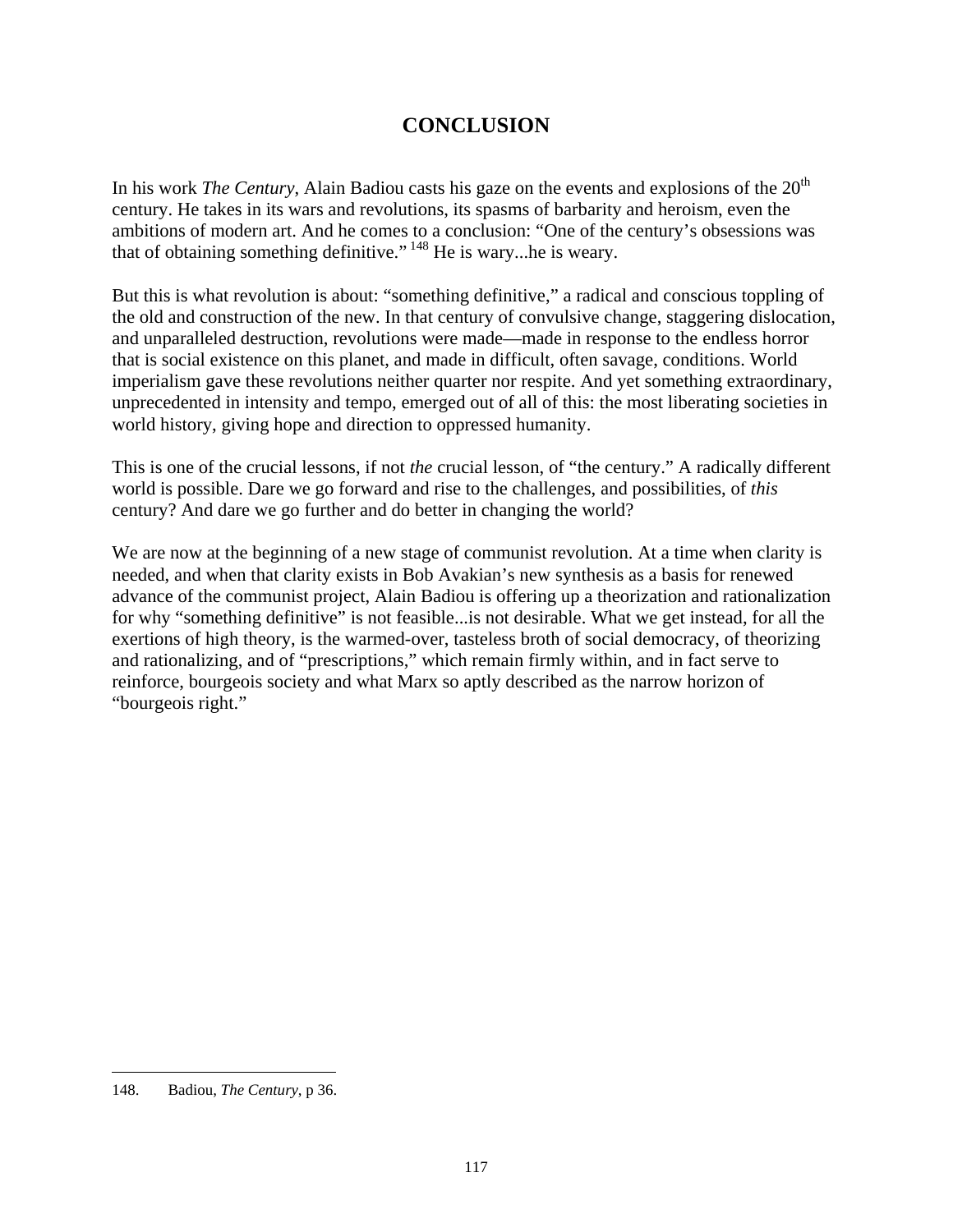# CONCLUSION

In his work *The Century*, Alain Badiou casts his gaze on the events and explosions of the 20th century. He takes in its wars and revolutions, its spasms of barbarity and heroism, even the ambitions of modern art. And he comes to a conclusion: "One of the century's obsessions was that of obtaining something definitive." [148] He is wary...he is weary.

But this is what revolution is about: "something definitive," a radical and conscious toppling of the old and construction of the new. In that century of convulsive change, staggering dislocation, and unparalleled destruction, revolutions were made—made in response to the endless horror that is social existence on this planet, and made in difficult, often savage, conditions. World imperialism gave these revolutions neither quarter nor respite. And yet something extraordinary, unprecedented in intensity and tempo, emerged out of all of this: the most liberating societies in world history, giving hope and direction to oppressed humanity.

This is one of the crucial lessons, if not *the* crucial lesson, of "the century." A radically different world is possible. Dare we go forward and rise to the challenges, and possibilities, of *this* century? And dare we go further and do better in changing the world?

We are now at the beginning of a new stage of communist revolution. At a time when clarity is needed, and when that clarity exists in Bob Avakian's new synthesis as a basis for renewed advance of the communist project, Alain Badiou is offering up a theorization and rationalization for why "something definitive" is not feasible...is not desirable. What we get instead, for all the exertions of high theory, is the warmed-over, tasteless broth of social democracy, of theorizing and rationalizing, and of "prescriptions," which remain firmly within, and in fact serve to reinforce, bourgeois society and what Marx so aptly described as the narrow horizon of "bourgeois right."

---

148. Badiou, *The Century*, p 36.